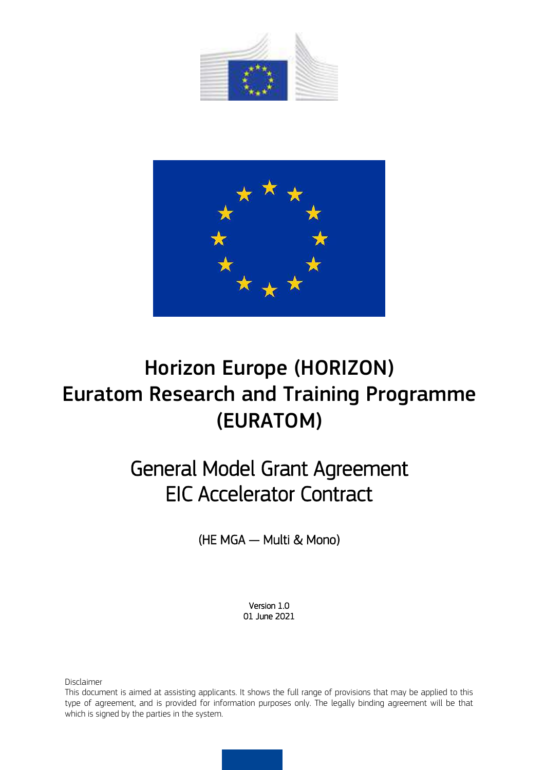# Horizon Europe (HORIZON)
# Euratom Research and Training Programme (EURATOM)

## General Model Grant Agreement
## EIC Accelerator Contract

(HE MGA — Multi & Mono)

Version 1.0
01 June 2021

Disclaimer
This document is aimed at assisting applicants. It shows the full range of provisions that may be applied to this type of agreement, and is provided for information purposes only. The legally binding agreement will be that which is signed by the parties in the system.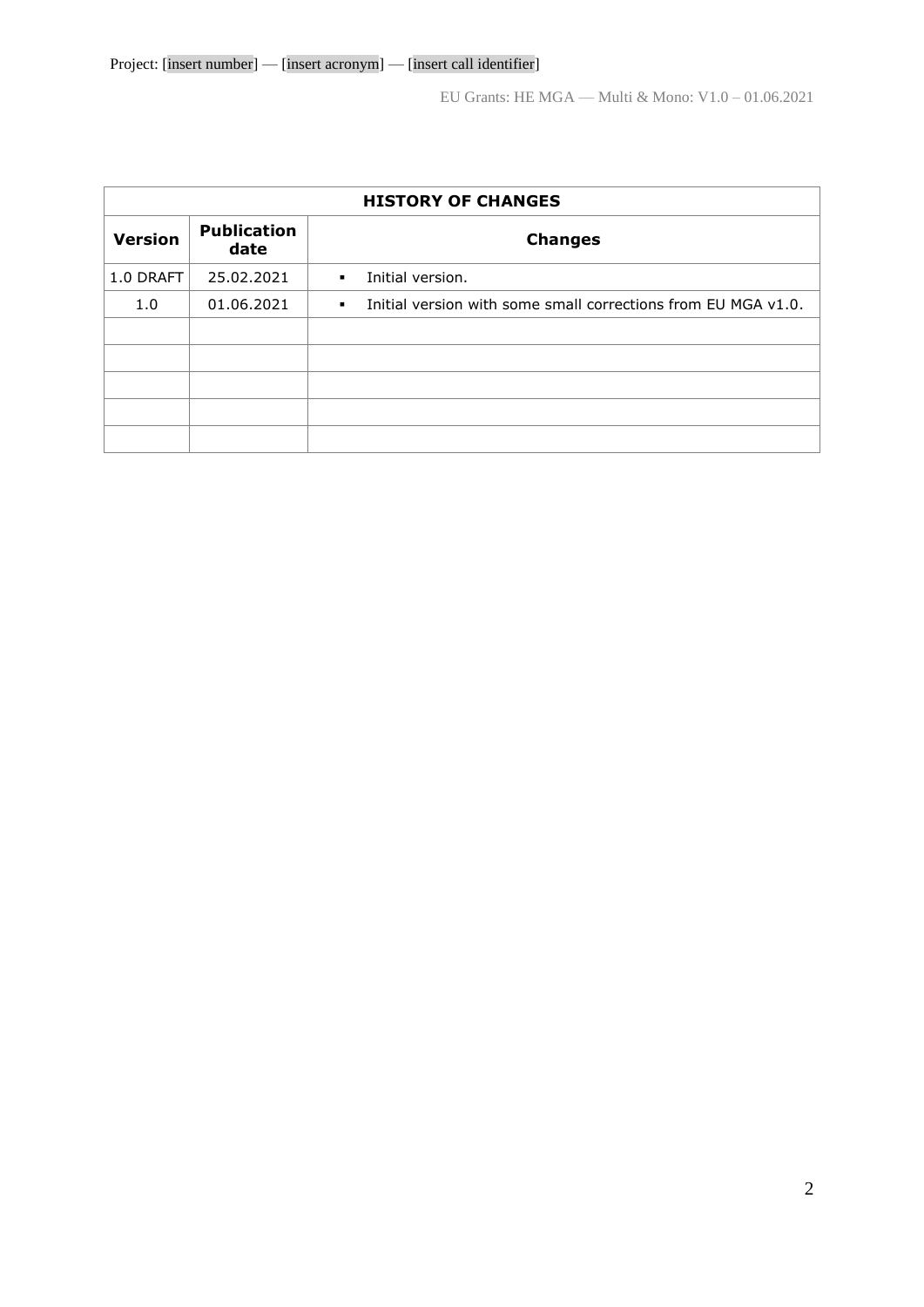| HISTORY OF CHANGES | | |
|---|---|---|
| **Version** | **Publication date** | **Changes** |
| 1.0 DRAFT | 25.02.2021 | ▪ Initial version. |
| 1.0 | 01.06.2021 | ▪ Initial version with some small corrections from EU MGA v1.0. |
| | | |
| | | |
| | | |
| | | |
| | | |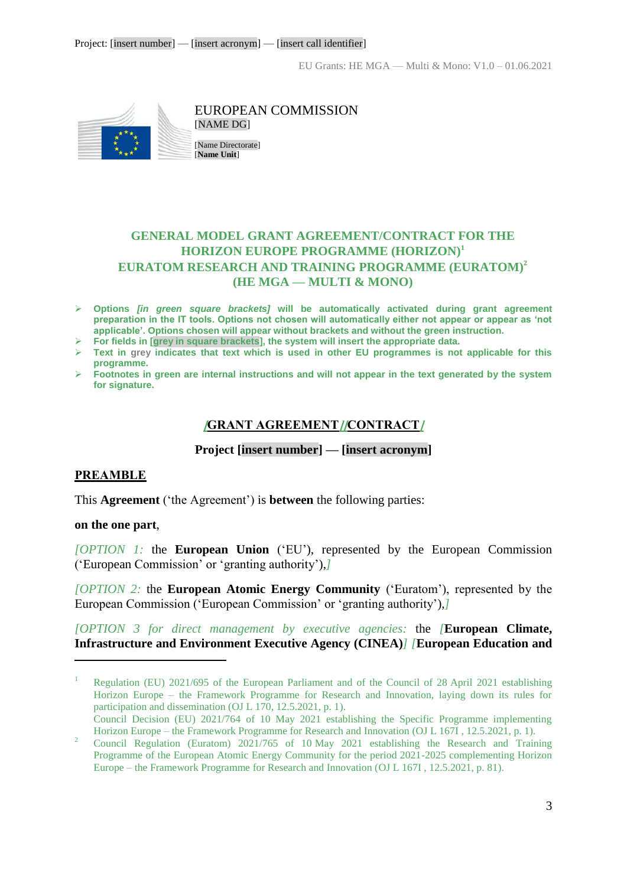EUROPEAN COMMISSION
[NAME DG]

[Name Directorate]
[**Name Unit**]

# GENERAL MODEL GRANT AGREEMENT/CONTRACT FOR THE HORIZON EUROPE PROGRAMME (HORIZON)[1] EURATOM RESEARCH AND TRAINING PROGRAMME (EURATOM)[2] (HE MGA — MULTI & MONO)

- **Options *[in green square brackets]* will be automatically activated during grant agreement preparation in the IT tools. Options not chosen will automatically either not appear or appear as 'not applicable'. Options chosen will appear without brackets and without the green instruction.**
- **For fields in [grey in square brackets], the system will insert the appropriate data.**
- **Text in grey indicates that text which is used in other EU programmes is not applicable for this programme.**
- **Footnotes in green are internal instructions and will not appear in the text generated by the system for signature.**

## [GRANT AGREEMENT][CONTRACT]

**Project [insert number] — [insert acronym]**

## PREAMBLE

This **Agreement** ('the Agreement') is **between** the following parties:

**on the one part**,

*[OPTION 1:* the **European Union** ('EU'), represented by the European Commission ('European Commission' or 'granting authority'),*]*

*[OPTION 2:* the **European Atomic Energy Community** ('Euratom'), represented by the European Commission ('European Commission' or 'granting authority'),*]*

*[OPTION 3 for direct management by executive agencies:* the *[***European Climate, Infrastructure and Environment Executive Agency (CINEA)***] [***European Education and**

---

[1] Regulation (EU) 2021/695 of the European Parliament and of the Council of 28 April 2021 establishing Horizon Europe – the Framework Programme for Research and Innovation, laying down its rules for participation and dissemination (OJ L 170, 12.5.2021, p. 1).
Council Decision (EU) 2021/764 of 10 May 2021 establishing the Specific Programme implementing Horizon Europe – the Framework Programme for Research and Innovation (OJ L 167I , 12.5.2021, p. 1).

[2] Council Regulation (Euratom) 2021/765 of 10 May 2021 establishing the Research and Training Programme of the European Atomic Energy Community for the period 2021-2025 complementing Horizon Europe – the Framework Programme for Research and Innovation (OJ L 167I , 12.5.2021, p. 81).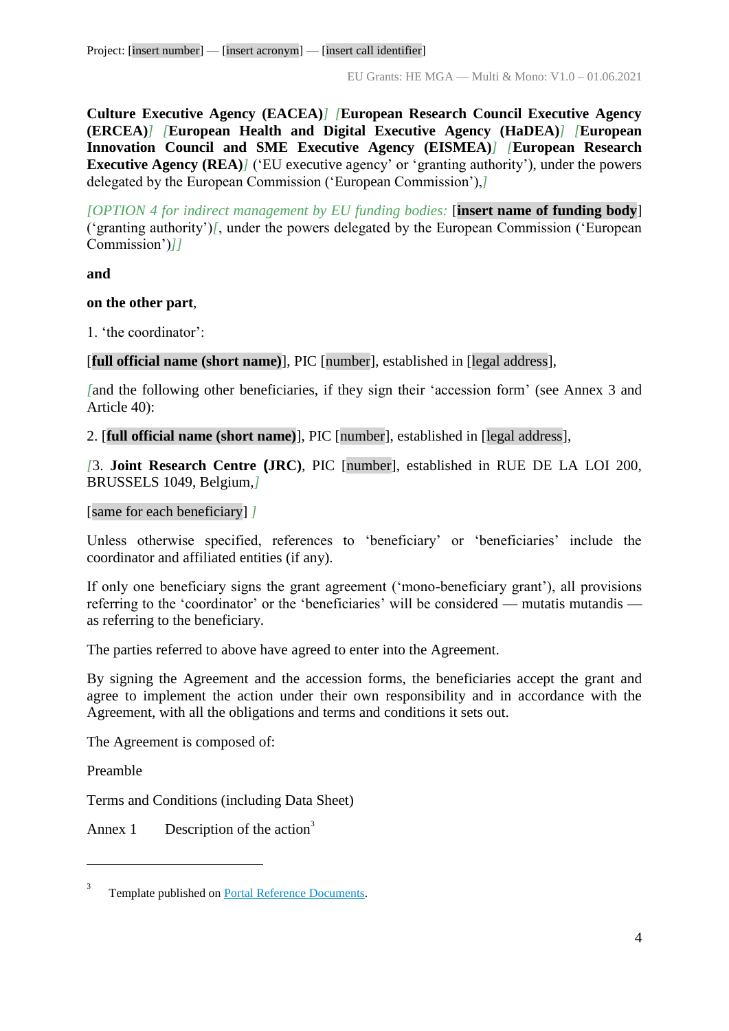**Culture Executive Agency (EACEA)**] [**European Research Council Executive Agency (ERCEA)**] [**European Health and Digital Executive Agency (HaDEA)**] [**European Innovation Council and SME Executive Agency (EISMEA)**] [**European Research Executive Agency (REA)**] ('EU executive agency' or 'granting authority'), under the powers delegated by the European Commission ('European Commission'),]

*[OPTION 4 for indirect management by EU funding bodies:* [**insert name of funding body**] ('granting authority')[, under the powers delegated by the European Commission ('European Commission')]]

**and**

**on the other part**,

1. 'the coordinator':

[**full official name (short name)**], PIC [number], established in [legal address],

[and the following other beneficiaries, if they sign their 'accession form' (see Annex 3 and Article 40):

2. [**full official name (short name)**], PIC [number], established in [legal address],

[3. **Joint Research Centre (JRC)**, PIC [number], established in RUE DE LA LOI 200, BRUSSELS 1049, Belgium,]

[same for each beneficiary] ]

Unless otherwise specified, references to 'beneficiary' or 'beneficiaries' include the coordinator and affiliated entities (if any).

If only one beneficiary signs the grant agreement ('mono-beneficiary grant'), all provisions referring to the 'coordinator' or the 'beneficiaries' will be considered — mutatis mutandis — as referring to the beneficiary.

The parties referred to above have agreed to enter into the Agreement.

By signing the Agreement and the accession forms, the beneficiaries accept the grant and agree to implement the action under their own responsibility and in accordance with the Agreement, with all the obligations and terms and conditions it sets out.

The Agreement is composed of:

Preamble

Terms and Conditions (including Data Sheet)

Annex 1 Description of the action[3]

---

[3] Template published on Portal Reference Documents.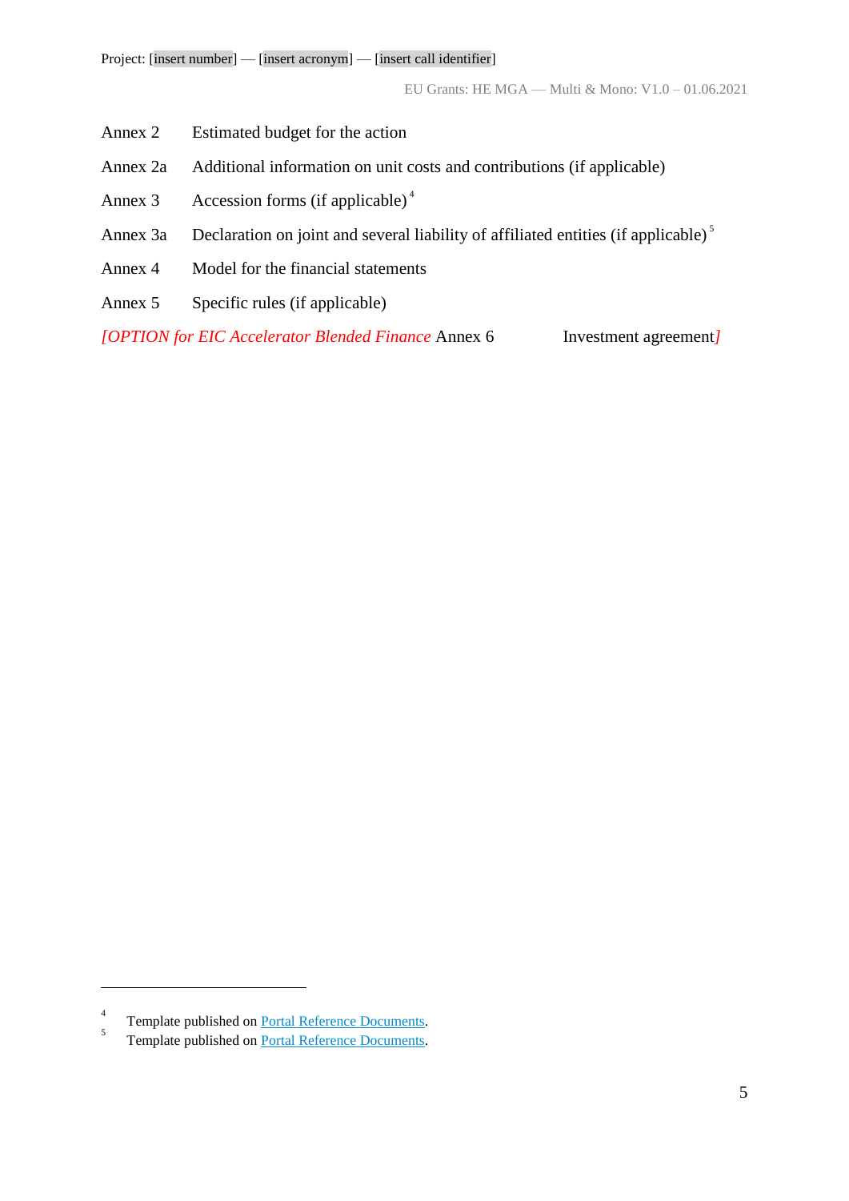Annex 2 Estimated budget for the action

Annex 2a Additional information on unit costs and contributions (if applicable)

Annex 3 Accession forms (if applicable)[4]

Annex 3a Declaration on joint and several liability of affiliated entities (if applicable)[5]

Annex 4 Model for the financial statements

Annex 5 Specific rules (if applicable)

*[OPTION for EIC Accelerator Blended Finance* Annex 6 Investment agreement*]*

---

[4] Template published on [Portal Reference Documents](Portal Reference Documents).

[5] Template published on [Portal Reference Documents](Portal Reference Documents).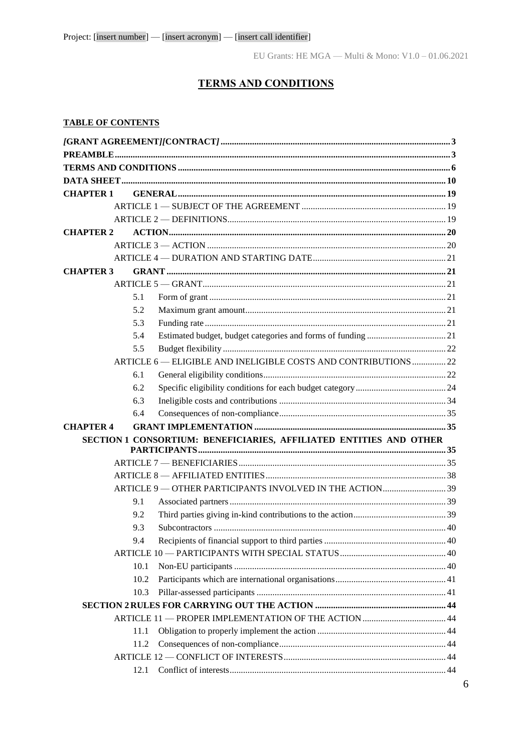Project: [insert number] — [insert acronym] — [insert call identifier]

EU Grants: HE MGA — Multi & Mono: V1.0 – 01.06.2021

# TERMS AND CONDITIONS

**TABLE OF CONTENTS**

| | | |
|---|---|---|
| ***[GRANT AGREEMENT]/[CONTRACT]*** | | 3 |
| **PREAMBLE** | | 3 |
| **TERMS AND CONDITIONS** | | 6 |
| **DATA SHEET** | | 10 |
| **CHAPTER 1 GENERAL** | | 19 |
| | ARTICLE 1 — SUBJECT OF THE AGREEMENT | 19 |
| | ARTICLE 2 — DEFINITIONS | 19 |
| **CHAPTER 2 ACTION** | | 20 |
| | ARTICLE 3 — ACTION | 20 |
| | ARTICLE 4 — DURATION AND STARTING DATE | 21 |
| **CHAPTER 3 GRANT** | | 21 |
| | ARTICLE 5 — GRANT | 21 |
| | 5.1 Form of grant | 21 |
| | 5.2 Maximum grant amount | 21 |
| | 5.3 Funding rate | 21 |
| | 5.4 Estimated budget, budget categories and forms of funding | 21 |
| | 5.5 Budget flexibility | 22 |
| | ARTICLE 6 — ELIGIBLE AND INELIGIBLE COSTS AND CONTRIBUTIONS | 22 |
| | 6.1 General eligibility conditions | 22 |
| | 6.2 Specific eligibility conditions for each budget category | 24 |
| | 6.3 Ineligible costs and contributions | 34 |
| | 6.4 Consequences of non-compliance | 35 |
| **CHAPTER 4 GRANT IMPLEMENTATION** | | 35 |
| **SECTION 1 CONSORTIUM: BENEFICIARIES, AFFILIATED ENTITIES AND OTHER PARTICIPANTS** | | 35 |
| | ARTICLE 7 — BENEFICIARIES | 35 |
| | ARTICLE 8 — AFFILIATED ENTITIES | 38 |
| | ARTICLE 9 — OTHER PARTICIPANTS INVOLVED IN THE ACTION | 39 |
| | 9.1 Associated partners | 39 |
| | 9.2 Third parties giving in-kind contributions to the action | 39 |
| | 9.3 Subcontractors | 40 |
| | 9.4 Recipients of financial support to third parties | 40 |
| | ARTICLE 10 — PARTICIPANTS WITH SPECIAL STATUS | 40 |
| | 10.1 Non-EU participants | 40 |
| | 10.2 Participants which are international organisations | 41 |
| | 10.3 Pillar-assessed participants | 41 |
| **SECTION 2 RULES FOR CARRYING OUT THE ACTION** | | 44 |
| | ARTICLE 11 — PROPER IMPLEMENTATION OF THE ACTION | 44 |
| | 11.1 Obligation to properly implement the action | 44 |
| | 11.2 Consequences of non-compliance | 44 |
| | ARTICLE 12 — CONFLICT OF INTERESTS | 44 |
| | 12.1 Conflict of interests | 44 |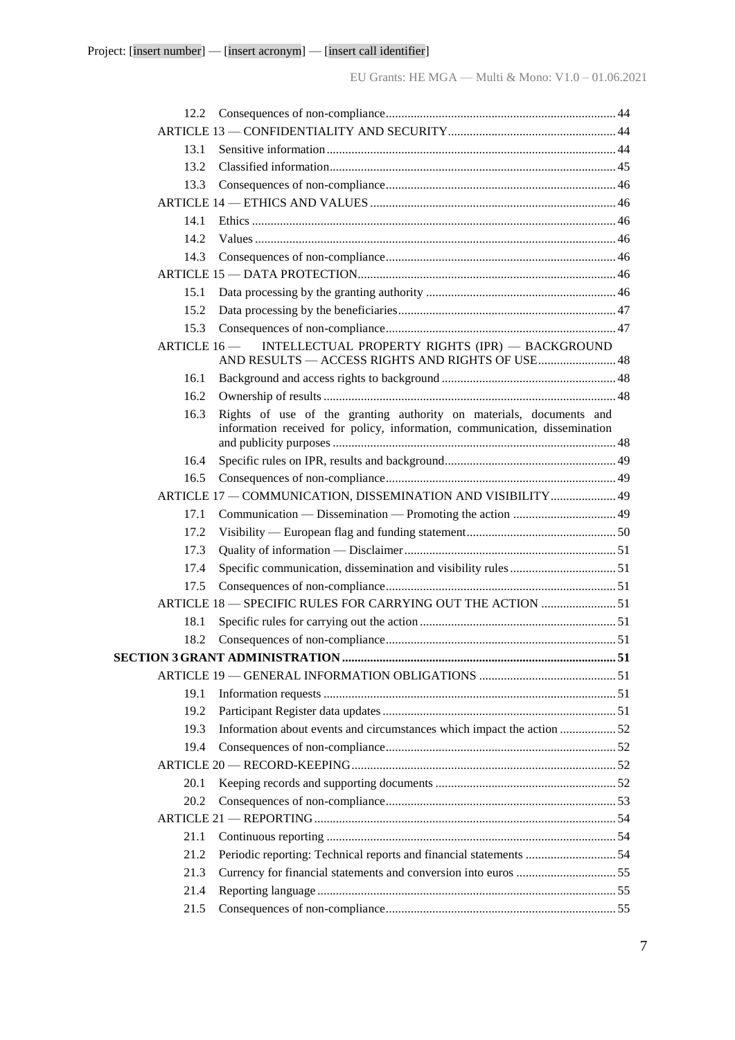12.2 Consequences of non-compliance ..... 44

ARTICLE 13 — CONFIDENTIALITY AND SECURITY ..... 44

13.1 Sensitive information ..... 44

13.2 Classified information ..... 45

13.3 Consequences of non-compliance ..... 46

ARTICLE 14 — ETHICS AND VALUES ..... 46

14.1 Ethics ..... 46

14.2 Values ..... 46

14.3 Consequences of non-compliance ..... 46

ARTICLE 15 — DATA PROTECTION ..... 46

15.1 Data processing by the granting authority ..... 46

15.2 Data processing by the beneficiaries ..... 47

15.3 Consequences of non-compliance ..... 47

ARTICLE 16 — INTELLECTUAL PROPERTY RIGHTS (IPR) — BACKGROUND AND RESULTS — ACCESS RIGHTS AND RIGHTS OF USE ..... 48

16.1 Background and access rights to background ..... 48

16.2 Ownership of results ..... 48

16.3 Rights of use of the granting authority on materials, documents and information received for policy, information, communication, dissemination and publicity purposes ..... 48

16.4 Specific rules on IPR, results and background ..... 49

16.5 Consequences of non-compliance ..... 49

ARTICLE 17 — COMMUNICATION, DISSEMINATION AND VISIBILITY ..... 49

17.1 Communication — Dissemination — Promoting the action ..... 49

17.2 Visibility — European flag and funding statement ..... 50

17.3 Quality of information — Disclaimer ..... 51

17.4 Specific communication, dissemination and visibility rules ..... 51

17.5 Consequences of non-compliance ..... 51

ARTICLE 18 — SPECIFIC RULES FOR CARRYING OUT THE ACTION ..... 51

18.1 Specific rules for carrying out the action ..... 51

18.2 Consequences of non-compliance ..... 51

**SECTION 3 GRANT ADMINISTRATION ..... 51**

ARTICLE 19 — GENERAL INFORMATION OBLIGATIONS ..... 51

19.1 Information requests ..... 51

19.2 Participant Register data updates ..... 51

19.3 Information about events and circumstances which impact the action ..... 52

19.4 Consequences of non-compliance ..... 52

ARTICLE 20 — RECORD-KEEPING ..... 52

20.1 Keeping records and supporting documents ..... 52

20.2 Consequences of non-compliance ..... 53

ARTICLE 21 — REPORTING ..... 54

21.1 Continuous reporting ..... 54

21.2 Periodic reporting: Technical reports and financial statements ..... 54

21.3 Currency for financial statements and conversion into euros ..... 55

21.4 Reporting language ..... 55

21.5 Consequences of non-compliance ..... 55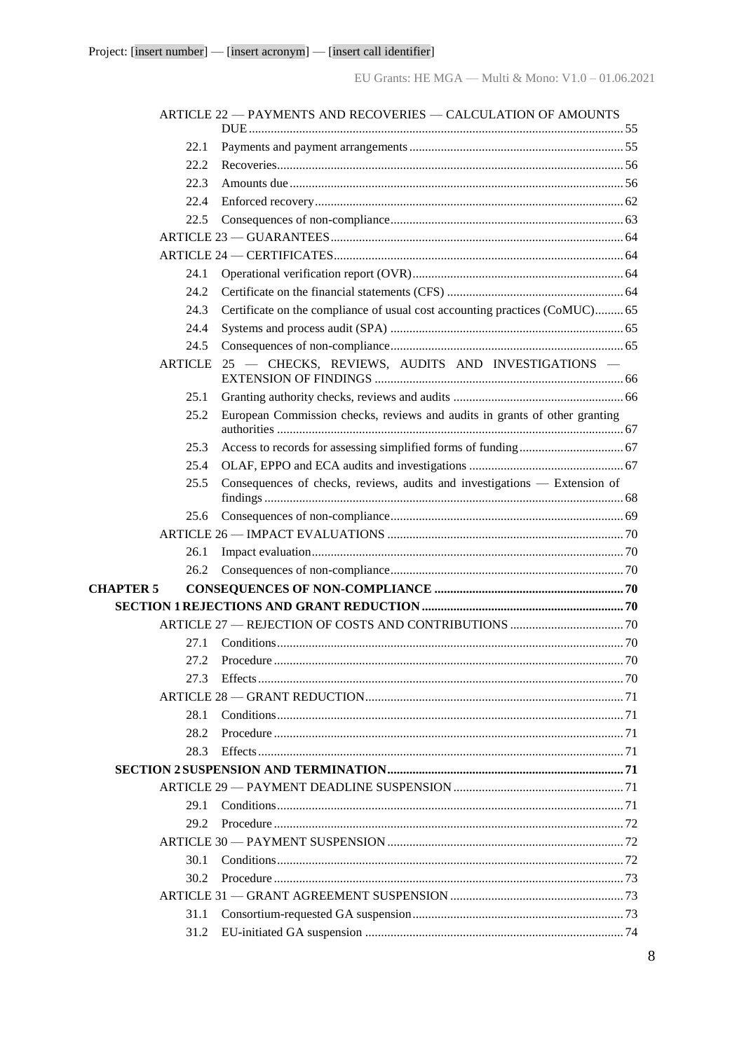ARTICLE 22 — PAYMENTS AND RECOVERIES — CALCULATION OF AMOUNTS DUE ..... 55

- 22.1 Payments and payment arrangements ..... 55
- 22.2 Recoveries ..... 56
- 22.3 Amounts due ..... 56
- 22.4 Enforced recovery ..... 62
- 22.5 Consequences of non-compliance ..... 63

ARTICLE 23 — GUARANTEES ..... 64

ARTICLE 24 — CERTIFICATES ..... 64

- 24.1 Operational verification report (OVR) ..... 64
- 24.2 Certificate on the financial statements (CFS) ..... 64
- 24.3 Certificate on the compliance of usual cost accounting practices (CoMUC) ..... 65
- 24.4 Systems and process audit (SPA) ..... 65
- 24.5 Consequences of non-compliance ..... 65

ARTICLE 25 — CHECKS, REVIEWS, AUDITS AND INVESTIGATIONS — EXTENSION OF FINDINGS ..... 66

- 25.1 Granting authority checks, reviews and audits ..... 66
- 25.2 European Commission checks, reviews and audits in grants of other granting authorities ..... 67
- 25.3 Access to records for assessing simplified forms of funding ..... 67
- 25.4 OLAF, EPPO and ECA audits and investigations ..... 67
- 25.5 Consequences of checks, reviews, audits and investigations — Extension of findings ..... 68
- 25.6 Consequences of non-compliance ..... 69

ARTICLE 26 — IMPACT EVALUATIONS ..... 70

- 26.1 Impact evaluation ..... 70
- 26.2 Consequences of non-compliance ..... 70

**CHAPTER 5 CONSEQUENCES OF NON-COMPLIANCE ..... 70**

**SECTION 1 REJECTIONS AND GRANT REDUCTION ..... 70**

ARTICLE 27 — REJECTION OF COSTS AND CONTRIBUTIONS ..... 70

- 27.1 Conditions ..... 70
- 27.2 Procedure ..... 70
- 27.3 Effects ..... 70

ARTICLE 28 — GRANT REDUCTION ..... 71

- 28.1 Conditions ..... 71
- 28.2 Procedure ..... 71
- 28.3 Effects ..... 71

**SECTION 2 SUSPENSION AND TERMINATION ..... 71**

ARTICLE 29 — PAYMENT DEADLINE SUSPENSION ..... 71

- 29.1 Conditions ..... 71
- 29.2 Procedure ..... 72

ARTICLE 30 — PAYMENT SUSPENSION ..... 72

- 30.1 Conditions ..... 72
- 30.2 Procedure ..... 73

ARTICLE 31 — GRANT AGREEMENT SUSPENSION ..... 73

- 31.1 Consortium-requested GA suspension ..... 73
- 31.2 EU-initiated GA suspension ..... 74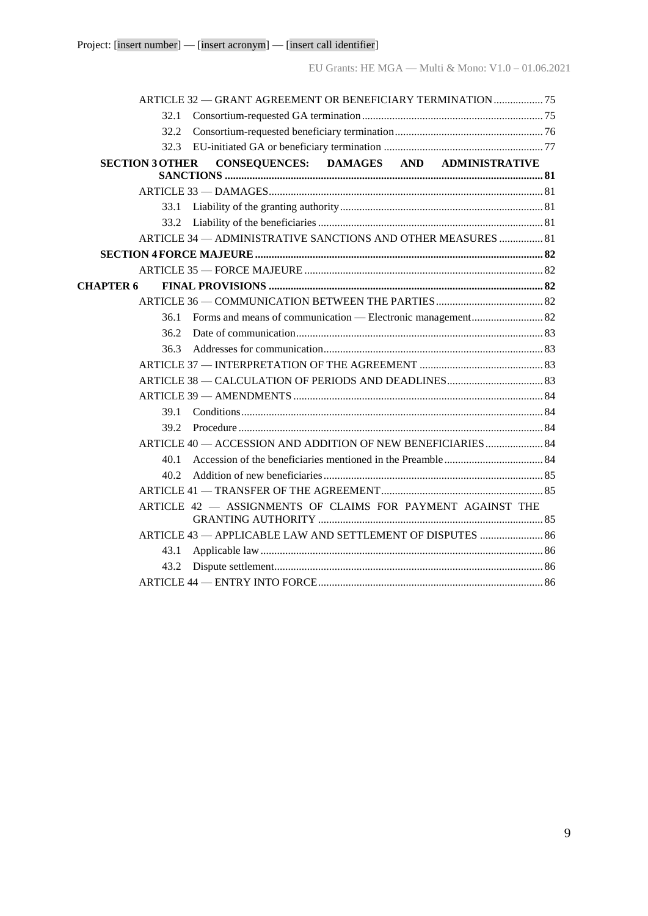ARTICLE 32 — GRANT AGREEMENT OR BENEFICIARY TERMINATION .................. 75

32.1 Consortium-requested GA termination .................................................................. 75

32.2 Consortium-requested beneficiary termination ...................................................... 76

32.3 EU-initiated GA or beneficiary termination .......................................................... 77

**SECTION 3 OTHER CONSEQUENCES: DAMAGES AND ADMINISTRATIVE SANCTIONS ................................................................................................................... 81**

ARTICLE 33 — DAMAGES ................................................................................................... 81

33.1 Liability of the granting authority ......................................................................... 81

33.2 Liability of the beneficiaries ................................................................................. 81

ARTICLE 34 — ADMINISTRATIVE SANCTIONS AND OTHER MEASURES ................ 81

**SECTION 4 FORCE MAJEURE ......................................................................................... 82**

ARTICLE 35 — FORCE MAJEURE ...................................................................................... 82

**CHAPTER 6 FINAL PROVISIONS ................................................................................... 82**

ARTICLE 36 — COMMUNICATION BETWEEN THE PARTIES ....................................... 82

36.1 Forms and means of communication — Electronic management .......................... 82

36.2 Date of communication ......................................................................................... 83

36.3 Addresses for communication ............................................................................... 83

ARTICLE 37 — INTERPRETATION OF THE AGREEMENT ............................................. 83

ARTICLE 38 — CALCULATION OF PERIODS AND DEADLINES ................................... 83

ARTICLE 39 — AMENDMENTS .......................................................................................... 84

39.1 Conditions ............................................................................................................. 84

39.2 Procedure .............................................................................................................. 84

ARTICLE 40 — ACCESSION AND ADDITION OF NEW BENEFICIARIES ..................... 84

40.1 Accession of the beneficiaries mentioned in the Preamble .................................... 84

40.2 Addition of new beneficiaries ............................................................................... 85

ARTICLE 41 — TRANSFER OF THE AGREEMENT ........................................................... 85

ARTICLE 42 — ASSIGNMENTS OF CLAIMS FOR PAYMENT AGAINST THE GRANTING AUTHORITY .................................................................................. 85

ARTICLE 43 — APPLICABLE LAW AND SETTLEMENT OF DISPUTES ....................... 86

43.1 Applicable law ...................................................................................................... 86

43.2 Dispute settlement ................................................................................................. 86

ARTICLE 44 — ENTRY INTO FORCE ................................................................................. 86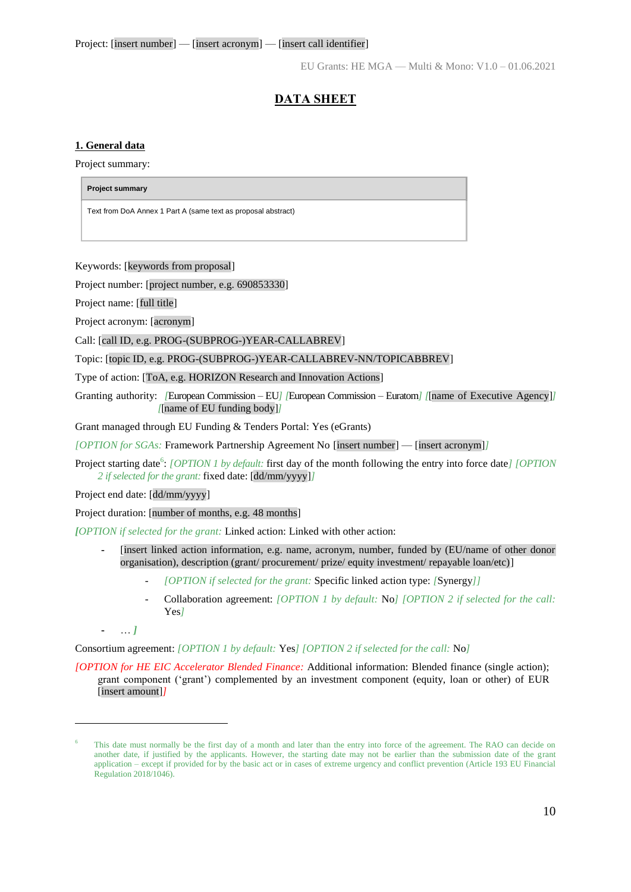Project: [insert number] — [insert acronym] — [insert call identifier]

EU Grants: HE MGA — Multi & Mono: V1.0 – 01.06.2021

# DATA SHEET

## 1. General data

Project summary:

| Project summary |
| --- |
| Text from DoA Annex 1 Part A (same text as proposal abstract) |

Keywords: [keywords from proposal]

Project number: [project number, e.g. 690853330]

Project name: [full title]

Project acronym: [acronym]

Call: [call ID, e.g. PROG-(SUBPROG-)YEAR-CALLABREV]

Topic: [topic ID, e.g. PROG-(SUBPROG-)YEAR-CALLABREV-NN/TOPICABBREV]

Type of action: [ToA, e.g. HORIZON Research and Innovation Actions]

Granting authority: *[*European Commission – EU*]* *[*European Commission – Euratom*]* *[*[name of Executive Agency]*]* *[*[name of EU funding body]*]*

Grant managed through EU Funding & Tenders Portal: Yes (eGrants)

*[OPTION for SGAs:* Framework Partnership Agreement No [insert number] — [insert acronym]*]*

Project starting date[6]: *[OPTION 1 by default:* first day of the month following the entry into force date*]* *[OPTION 2 if selected for the grant:* fixed date: [dd/mm/yyyy]*]*

Project end date: [dd/mm/yyyy]

Project duration: [number of months, e.g. 48 months]

***[****OPTION if selected for the grant:* Linked action: Linked with other action:

- [insert linked action information, e.g. name, acronym, number, funded by (EU/name of other donor organisation), description (grant/ procurement/ prize/ equity investment/ repayable loan/etc)]
  - *[OPTION if selected for the grant:* Specific linked action type: *[*Synergy*]]*
  - Collaboration agreement: *[OPTION 1 by default:* No*]* *[OPTION 2 if selected for the call:* Yes*]*
- … ***]***

Consortium agreement: *[OPTION 1 by default:* Yes*]* *[OPTION 2 if selected for the call:* No*]*

*[OPTION for HE EIC Accelerator Blended Finance:* Additional information: Blended finance (single action); grant component ('grant') complemented by an investment component (equity, loan or other) of EUR [insert amount]*]*

---

[6] This date must normally be the first day of a month and later than the entry into force of the agreement. The RAO can decide on another date, if justified by the applicants. However, the starting date may not be earlier than the submission date of the grant application – except if provided for by the basic act or in cases of extreme urgency and conflict prevention (Article 193 EU Financial Regulation 2018/1046).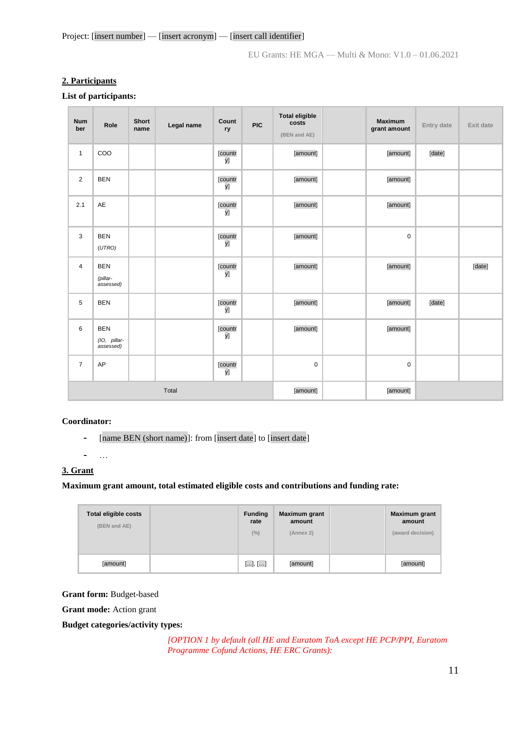Project: [insert number] — [insert acronym] — [insert call identifier]

EU Grants: HE MGA — Multi & Mono: V1.0 – 01.06.2021

## 2. Participants

**List of participants:**

| Number | Role | Short name | Legal name | Country | PIC | Total eligible costs (BEN and AE) | | Maximum grant amount | Entry date | Exit date |
|---|---|---|---|---|---|---|---|---|---|---|
| 1 | COO | | | [country] | | [amount] | | [amount] | [date] | |
| 2 | BEN | | | [country] | | [amount] | | [amount] | | |
| 2.1 | AE | | | [country] | | [amount] | | [amount] | | |
| 3 | BEN (UTRO) | | | [country] | | [amount] | | 0 | | |
| 4 | BEN (pillar-assessed) | | | [country] | | [amount] | | [amount] | | [date] |
| 5 | BEN | | | [country] | | [amount] | | [amount] | [date] | |
| 6 | BEN (IO, pillar-assessed) | | | [country] | | [amount] | | [amount] | | |
| 7 | AP | | | [country] | | 0 | | 0 | | |
| Total | | | | | | [amount] | | [amount] | | |

**Coordinator:**

- [name BEN (short name)]: from [insert date] to [insert date]
- …

## 3. Grant

**Maximum grant amount, total estimated eligible costs and contributions and funding rate:**

| Total eligible costs (BEN and AE) | | Funding rate (%) | Maximum grant amount (Annex 2) | | Maximum grant amount (award decision) |
|---|---|---|---|---|---|
| [amount] | | [...], [...] | [amount] | | [amount] |

**Grant form:** Budget-based

**Grant mode:** Action grant

**Budget categories/activity types:**

*[OPTION 1 by default (all HE and Euratom ToA except HE PCP/PPI, Euratom Programme Cofund Actions, HE ERC Grants):*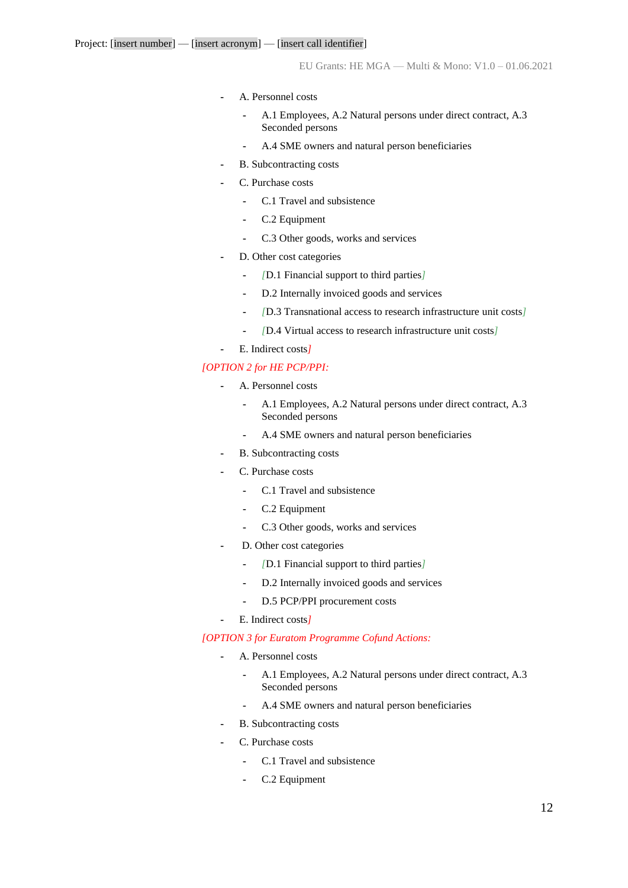- A. Personnel costs
    - A.1 Employees, A.2 Natural persons under direct contract, A.3 Seconded persons
    - A.4 SME owners and natural person beneficiaries
- B. Subcontracting costs
- C. Purchase costs
    - C.1 Travel and subsistence
    - C.2 Equipment
    - C.3 Other goods, works and services
- D. Other cost categories
    - [D.1 Financial support to third parties]
    - D.2 Internally invoiced goods and services
    - [D.3 Transnational access to research infrastructure unit costs]
    - [D.4 Virtual access to research infrastructure unit costs]
- E. Indirect costs]

*[OPTION 2 for HE PCP/PPI:*

- A. Personnel costs
    - A.1 Employees, A.2 Natural persons under direct contract, A.3 Seconded persons
    - A.4 SME owners and natural person beneficiaries
- B. Subcontracting costs
- C. Purchase costs
    - C.1 Travel and subsistence
    - C.2 Equipment
    - C.3 Other goods, works and services
- D. Other cost categories
    - [D.1 Financial support to third parties]
    - D.2 Internally invoiced goods and services
    - D.5 PCP/PPI procurement costs
- E. Indirect costs]

*[OPTION 3 for Euratom Programme Cofund Actions:*

- A. Personnel costs
    - A.1 Employees, A.2 Natural persons under direct contract, A.3 Seconded persons
    - A.4 SME owners and natural person beneficiaries
- B. Subcontracting costs
- C. Purchase costs
    - C.1 Travel and subsistence
    - C.2 Equipment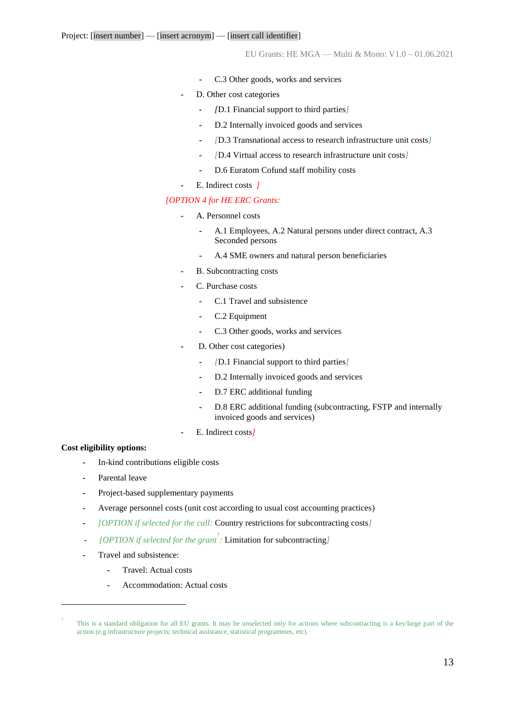- C.3 Other goods, works and services
- D. Other cost categories
  - [D.1 Financial support to third parties]
  - D.2 Internally invoiced goods and services
  - [D.3 Transnational access to research infrastructure unit costs]
  - [D.4 Virtual access to research infrastructure unit costs]
  - D.6 Euratom Cofund staff mobility costs
- E. Indirect costs ]

*[OPTION 4 for HE ERC Grants:*

- A. Personnel costs
  - A.1 Employees, A.2 Natural persons under direct contract, A.3 Seconded persons
  - A.4 SME owners and natural person beneficiaries
- B. Subcontracting costs
- C. Purchase costs
  - C.1 Travel and subsistence
  - C.2 Equipment
  - C.3 Other goods, works and services
- D. Other cost categories)
  - [D.1 Financial support to third parties]
  - D.2 Internally invoiced goods and services
  - D.7 ERC additional funding
  - D.8 ERC additional funding (subcontracting, FSTP and internally invoiced goods and services)
- E. Indirect costs]

**Cost eligibility options:**

- In-kind contributions eligible costs
- Parental leave
- Project-based supplementary payments
- Average personnel costs (unit cost according to usual cost accounting practices)
- *[OPTION if selected for the call:* Country restrictions for subcontracting costs]
- *[OPTION if selected for the grant[7]:* Limitation for subcontracting]
- Travel and subsistence:
  - Travel: Actual costs
  - Accommodation: Actual costs

[7] This is a standard obligation for all EU grants. It may be unselected only for actions where subcontracting is a key/large part of the action (e.g infrastructure projects; technical assistance, statistical programmes, etc).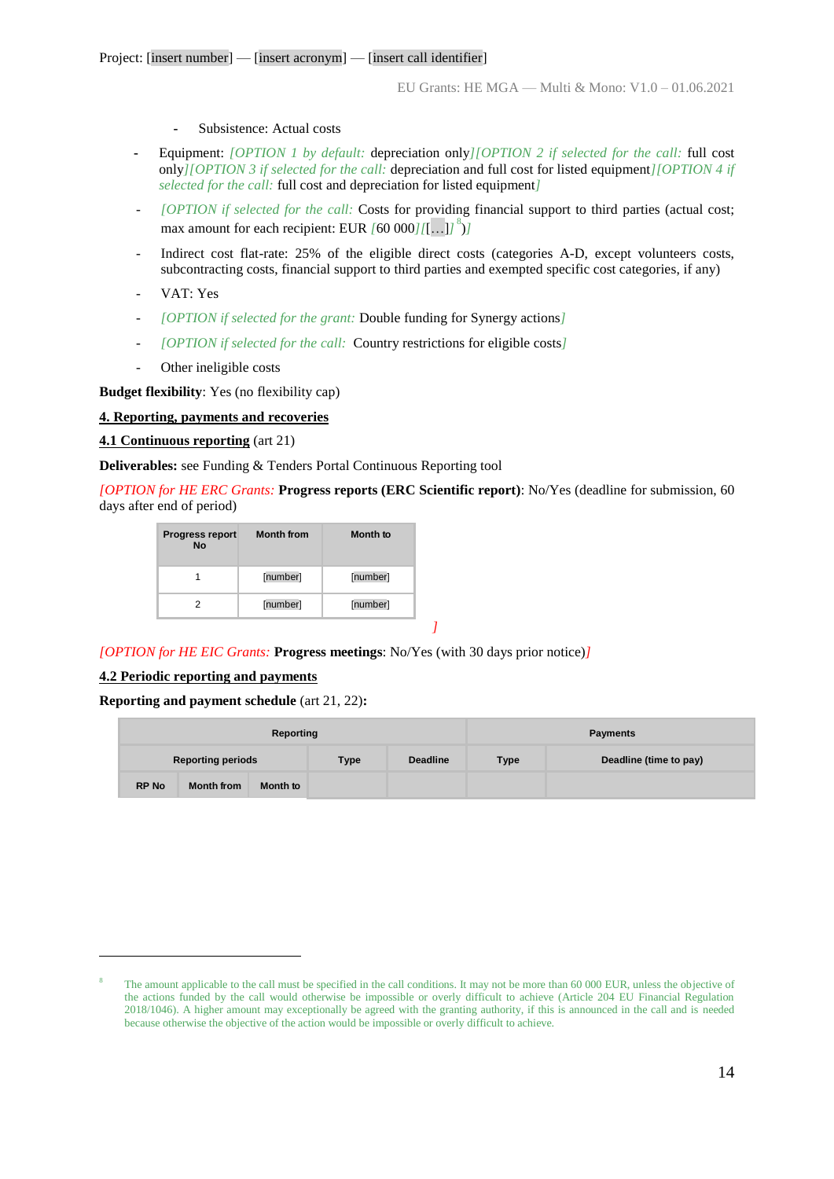- Subsistence: Actual costs

- Equipment: *[OPTION 1 by default:* depreciation only*][OPTION 2 if selected for the call:* full cost only*][OPTION 3 if selected for the call:* depreciation and full cost for listed equipment*][OPTION 4 if selected for the call:* full cost and depreciation for listed equipment*]*
- *[OPTION if selected for the call:* Costs for providing financial support to third parties (actual cost; max amount for each recipient: EUR *[*60 000*][*[…]*]*[8]*)]*
- Indirect cost flat-rate: 25% of the eligible direct costs (categories A-D, except volunteers costs, subcontracting costs, financial support to third parties and exempted specific cost categories, if any)
- VAT: Yes
- *[OPTION if selected for the grant:* Double funding for Synergy actions*]*
- *[OPTION if selected for the call:* Country restrictions for eligible costs*]*
- Other ineligible costs

**Budget flexibility**: Yes (no flexibility cap)

## 4. Reporting, payments and recoveries

### 4.1 Continuous reporting (art 21)

**Deliverables:** see Funding & Tenders Portal Continuous Reporting tool

*[OPTION for HE ERC Grants:* **Progress reports (ERC Scientific report)**: No/Yes (deadline for submission, 60 days after end of period)

| Progress report No | Month from | Month to |
|---|---|---|
| 1 | [number] | [number] |
| 2 | [number] | [number] |

*]*

*[OPTION for HE EIC Grants:* **Progress meetings**: No/Yes (with 30 days prior notice)*]*

### 4.2 Periodic reporting and payments

**Reporting and payment schedule** (art 21, 22)**:**

| Reporting | | | | | Payments | |
|---|---|---|---|---|---|---|
| Reporting periods | | | Type | Deadline | Type | Deadline (time to pay) |
| RP No | Month from | Month to | | | | |

---

[8] The amount applicable to the call must be specified in the call conditions. It may not be more than 60 000 EUR, unless the objective of the actions funded by the call would otherwise be impossible or overly difficult to achieve (Article 204 EU Financial Regulation 2018/1046). A higher amount may exceptionally be agreed with the granting authority, if this is announced in the call and is needed because otherwise the objective of the action would be impossible or overly difficult to achieve.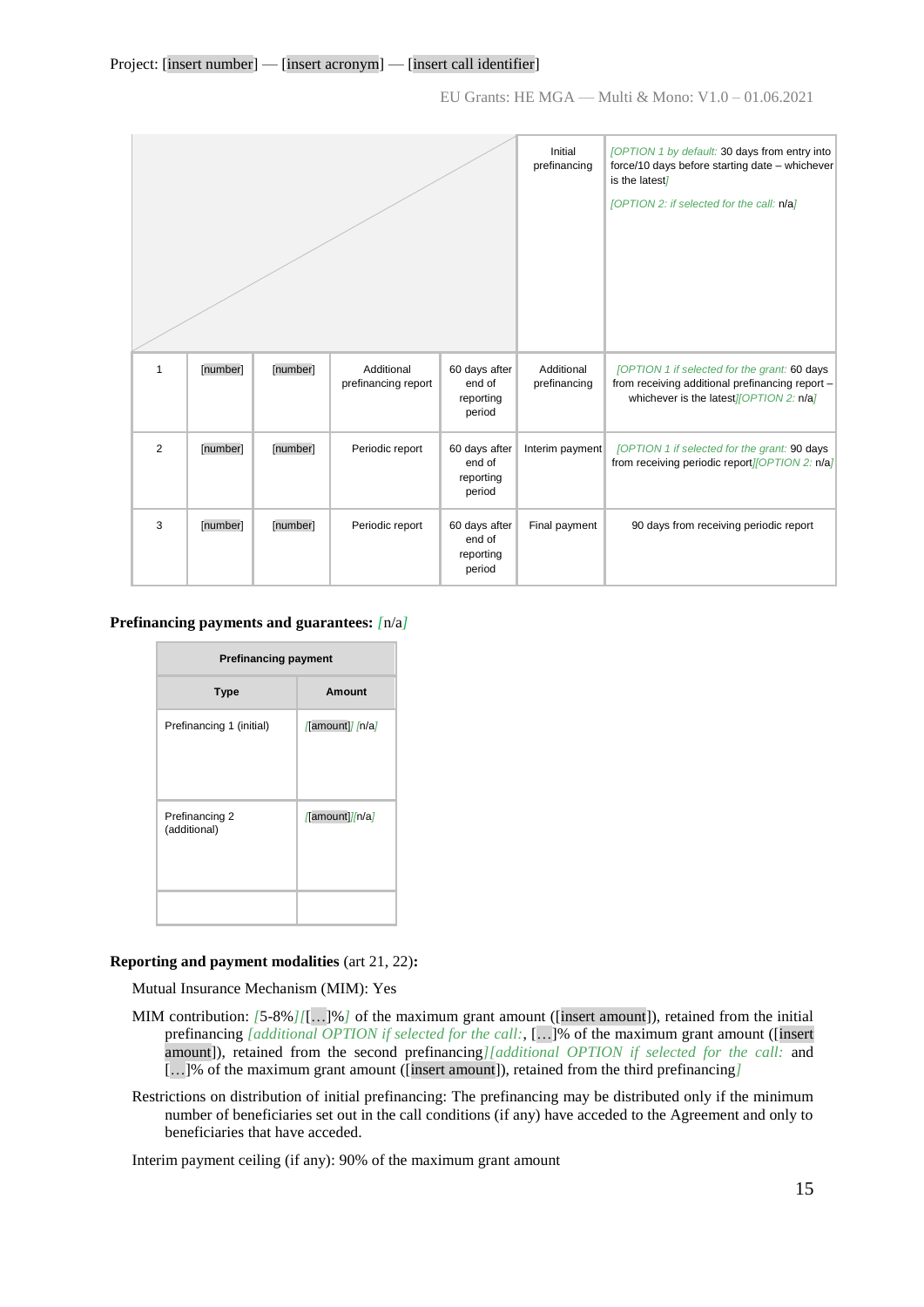| | | | | | Initial prefinancing | [OPTION 1 by default: 30 days from entry into force/10 days before starting date – whichever is the latest] [OPTION 2: if selected for the call: n/a] |
|---|---|---|---|---|---|---|
| 1 | [number] | [number] | Additional prefinancing report | 60 days after end of reporting period | Additional prefinancing | [OPTION 1 if selected for the grant: 60 days from receiving additional prefinancing report – whichever is the latest][OPTION 2: n/a] |
| 2 | [number] | [number] | Periodic report | 60 days after end of reporting period | Interim payment | [OPTION 1 if selected for the grant: 90 days from receiving periodic report][OPTION 2: n/a] |
| 3 | [number] | [number] | Periodic report | 60 days after end of reporting period | Final payment | 90 days from receiving periodic report |

**Prefinancing payments and guarantees:** [n/a]

| Prefinancing payment | |
|---|---|
| **Type** | **Amount** |
| Prefinancing 1 (initial) | [[amount]] [n/a] |
| Prefinancing 2 (additional) | [[amount]][n/a] |
| | |

**Reporting and payment modalities** (art 21, 22)**:**

Mutual Insurance Mechanism (MIM): Yes

MIM contribution: [5-8%][[…]%] of the maximum grant amount ([insert amount]), retained from the initial prefinancing [additional OPTION if selected for the call:, […]% of the maximum grant amount ([insert amount]), retained from the second prefinancing][additional OPTION if selected for the call: and […]% of the maximum grant amount ([insert amount]), retained from the third prefinancing]

Restrictions on distribution of initial prefinancing: The prefinancing may be distributed only if the minimum number of beneficiaries set out in the call conditions (if any) have acceded to the Agreement and only to beneficiaries that have acceded.

Interim payment ceiling (if any): 90% of the maximum grant amount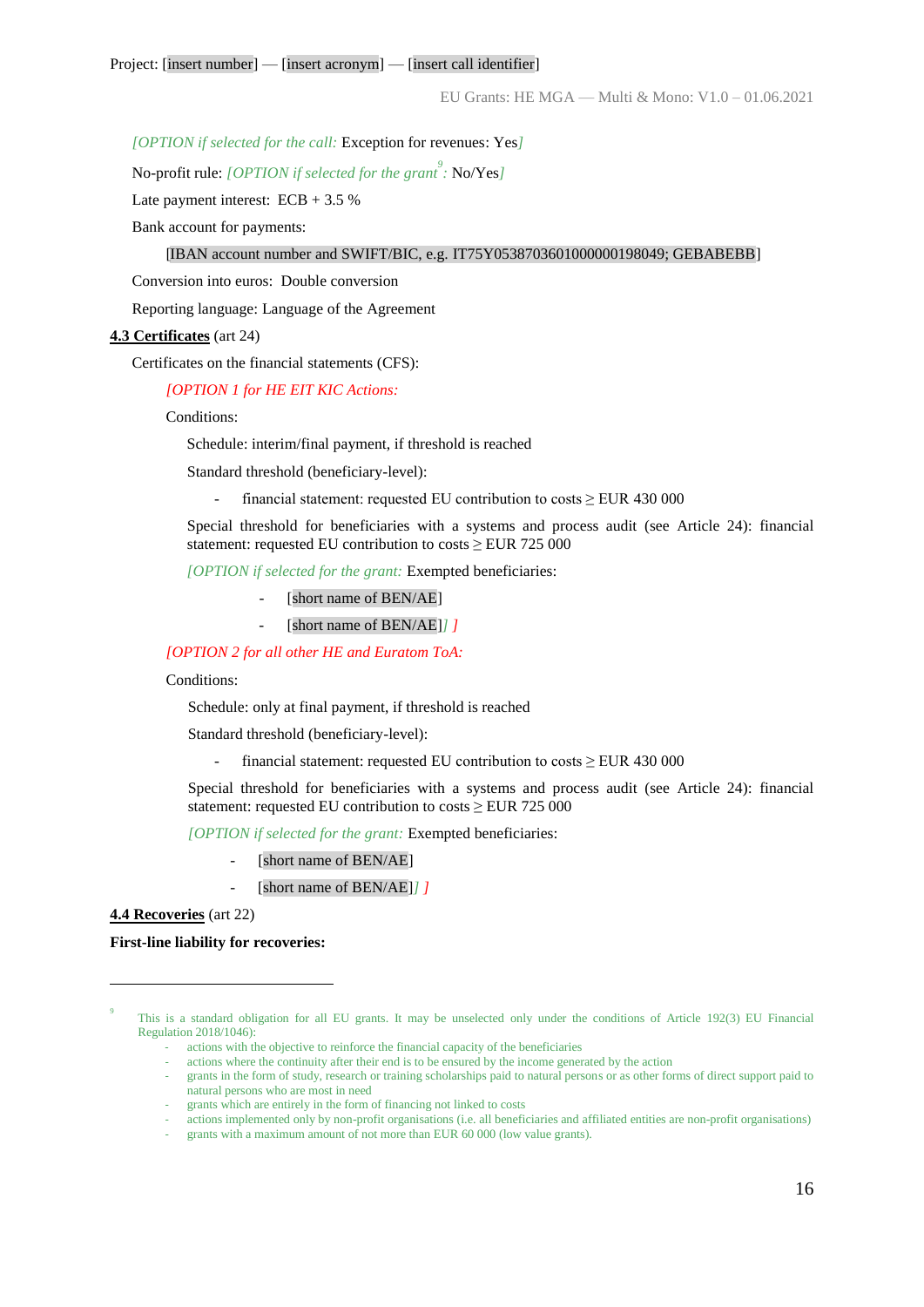[OPTION if selected for the call: Exception for revenues: Yes]

No-profit rule: [OPTION if selected for the grant[9]: No/Yes]

Late payment interest: ECB + 3.5 %

Bank account for payments:

[IBAN account number and SWIFT/BIC, e.g. IT75Y0538703601000000198049; GEBABEBB]

Conversion into euros: Double conversion

Reporting language: Language of the Agreement

**4.3 Certificates** (art 24)

Certificates on the financial statements (CFS):

[OPTION 1 for HE EIT KIC Actions:

Conditions:

Schedule: interim/final payment, if threshold is reached

Standard threshold (beneficiary-level):

- financial statement: requested EU contribution to costs ≥ EUR 430 000

Special threshold for beneficiaries with a systems and process audit (see Article 24): financial statement: requested EU contribution to costs ≥ EUR 725 000

[OPTION if selected for the grant: Exempted beneficiaries:

- [short name of BEN/AE]
- [short name of BEN/AE]] ]

[OPTION 2 for all other HE and Euratom ToA:

Conditions:

Schedule: only at final payment, if threshold is reached

Standard threshold (beneficiary-level):

- financial statement: requested EU contribution to costs ≥ EUR 430 000

Special threshold for beneficiaries with a systems and process audit (see Article 24): financial statement: requested EU contribution to costs ≥ EUR 725 000

[OPTION if selected for the grant: Exempted beneficiaries:

- [short name of BEN/AE]
- [short name of BEN/AE]] ]

**4.4 Recoveries** (art 22)

**First-line liability for recoveries:**

---

[9] This is a standard obligation for all EU grants. It may be unselected only under the conditions of Article 192(3) EU Financial Regulation 2018/1046):

- actions with the objective to reinforce the financial capacity of the beneficiaries
- actions where the continuity after their end is to be ensured by the income generated by the action
- grants in the form of study, research or training scholarships paid to natural persons or as other forms of direct support paid to natural persons who are most in need
- grants which are entirely in the form of financing not linked to costs
- actions implemented only by non-profit organisations (i.e. all beneficiaries and affiliated entities are non-profit organisations)
- grants with a maximum amount of not more than EUR 60 000 (low value grants).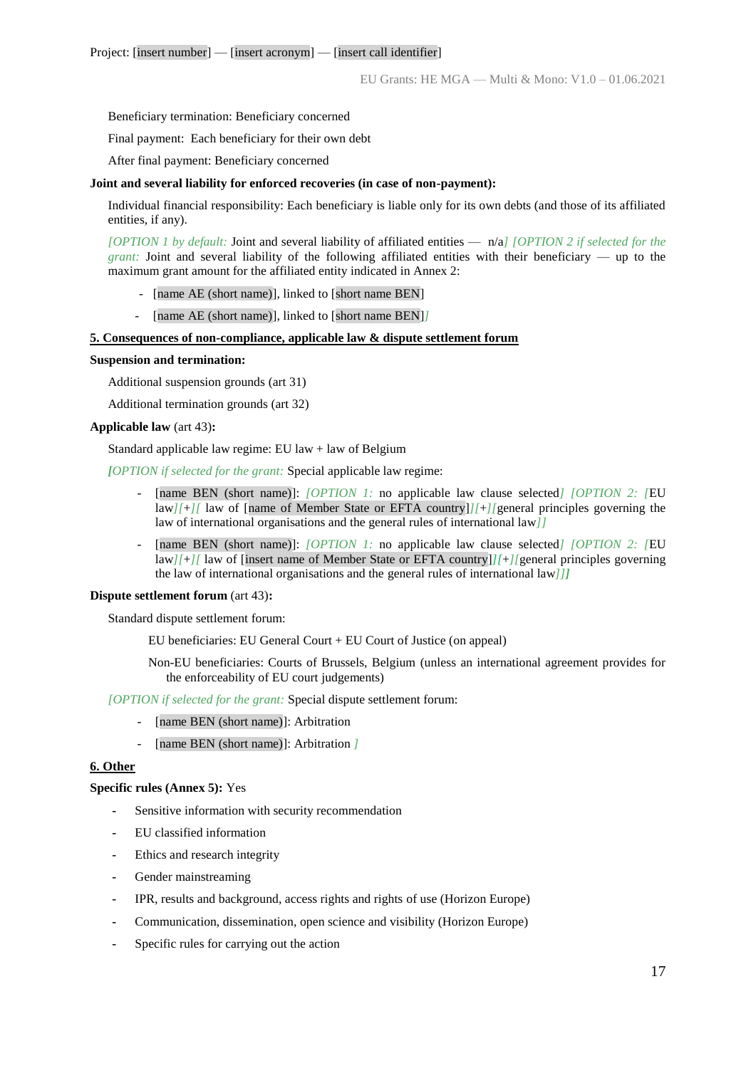Beneficiary termination: Beneficiary concerned

Final payment: Each beneficiary for their own debt

After final payment: Beneficiary concerned

**Joint and several liability for enforced recoveries (in case of non-payment):**

Individual financial responsibility: Each beneficiary is liable only for its own debts (and those of its affiliated entities, if any).

*[OPTION 1 by default:* Joint and several liability of affiliated entities — n/a*] [OPTION 2 if selected for the grant:* Joint and several liability of the following affiliated entities with their beneficiary — up to the maximum grant amount for the affiliated entity indicated in Annex 2:

- [name AE (short name)], linked to [short name BEN]
- [name AE (short name)], linked to [short name BEN]*]*

**5. Consequences of non-compliance, applicable law & dispute settlement forum**

**Suspension and termination:**

Additional suspension grounds (art 31)

Additional termination grounds (art 32)

**Applicable law** (art 43)**:**

Standard applicable law regime: EU law + law of Belgium

***[****OPTION if selected for the grant:* Special applicable law regime:

- [name BEN (short name)]: *[OPTION 1:* no applicable law clause selected*] [OPTION 2: [*EU law*][*+*][* law of [name of Member State or EFTA country]*][*+*][*general principles governing the law of international organisations and the general rules of international law*]]*
- [name BEN (short name)]: *[OPTION 1:* no applicable law clause selected*] [OPTION 2: [*EU law*][*+*][* law of [insert name of Member State or EFTA country]*][*+*][*general principles governing the law of international organisations and the general rules of international law*]]**]***

**Dispute settlement forum** (art 43)**:**

Standard dispute settlement forum:

EU beneficiaries: EU General Court + EU Court of Justice (on appeal)

Non-EU beneficiaries: Courts of Brussels, Belgium (unless an international agreement provides for the enforceability of EU court judgements)

*[OPTION if selected for the grant:* Special dispute settlement forum:

- [name BEN (short name)]: Arbitration
- [name BEN (short name)]: Arbitration *]*

**6. Other**

**Specific rules (Annex 5):** Yes

- Sensitive information with security recommendation
- EU classified information
- Ethics and research integrity
- Gender mainstreaming
- IPR, results and background, access rights and rights of use (Horizon Europe)
- Communication, dissemination, open science and visibility (Horizon Europe)
- Specific rules for carrying out the action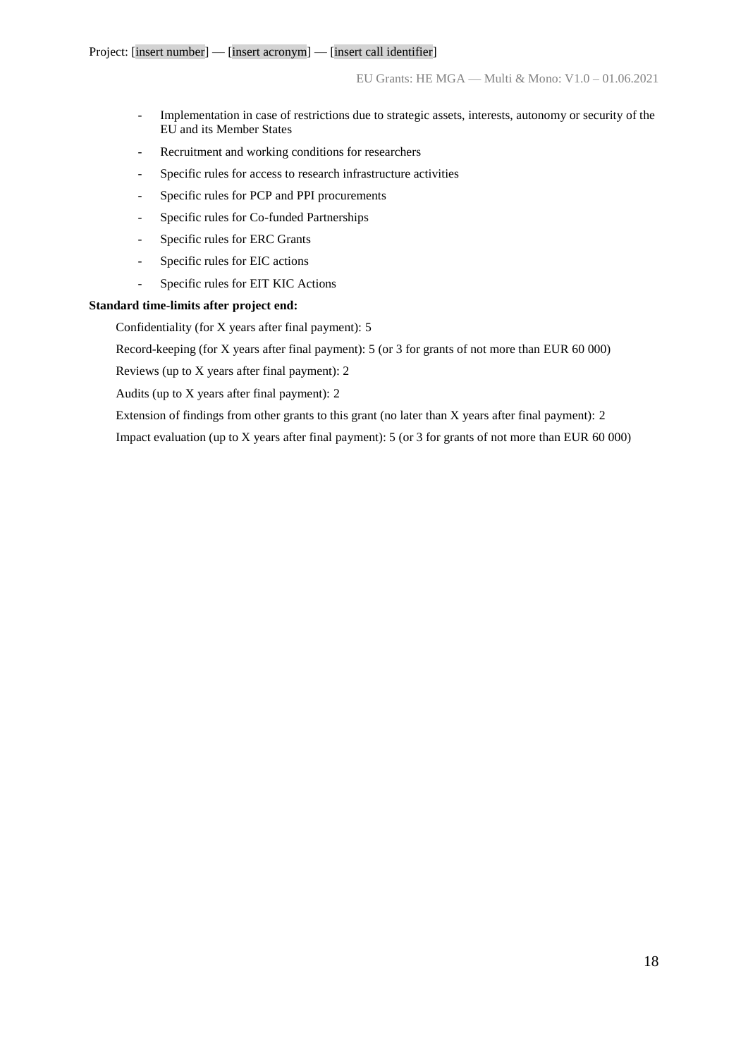- Implementation in case of restrictions due to strategic assets, interests, autonomy or security of the EU and its Member States
- Recruitment and working conditions for researchers
- Specific rules for access to research infrastructure activities
- Specific rules for PCP and PPI procurements
- Specific rules for Co-funded Partnerships
- Specific rules for ERC Grants
- Specific rules for EIC actions
- Specific rules for EIT KIC Actions

**Standard time-limits after project end:**

Confidentiality (for X years after final payment): 5

Record-keeping (for X years after final payment): 5 (or 3 for grants of not more than EUR 60 000)

Reviews (up to X years after final payment): 2

Audits (up to X years after final payment): 2

Extension of findings from other grants to this grant (no later than X years after final payment): 2

Impact evaluation (up to X years after final payment): 5 (or 3 for grants of not more than EUR 60 000)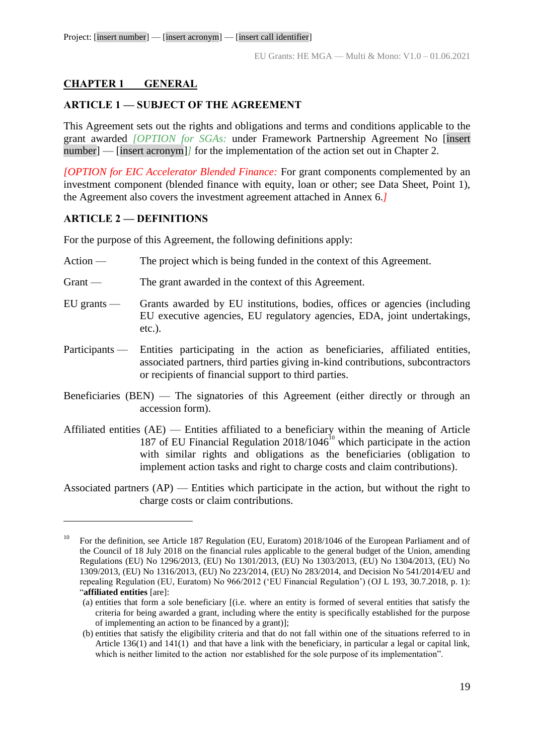## CHAPTER 1 GENERAL

### ARTICLE 1 — SUBJECT OF THE AGREEMENT

This Agreement sets out the rights and obligations and terms and conditions applicable to the grant awarded *[OPTION for SGAs:* under Framework Partnership Agreement No [insert number] — [insert acronym]*]* for the implementation of the action set out in Chapter 2.

*[OPTION for EIC Accelerator Blended Finance:* For grant components complemented by an investment component (blended finance with equity, loan or other; see Data Sheet, Point 1), the Agreement also covers the investment agreement attached in Annex 6.*]*

### ARTICLE 2 — DEFINITIONS

For the purpose of this Agreement, the following definitions apply:

Action — The project which is being funded in the context of this Agreement.

Grant — The grant awarded in the context of this Agreement.

EU grants — Grants awarded by EU institutions, bodies, offices or agencies (including EU executive agencies, EU regulatory agencies, EDA, joint undertakings, etc.).

Participants — Entities participating in the action as beneficiaries, affiliated entities, associated partners, third parties giving in-kind contributions, subcontractors or recipients of financial support to third parties.

Beneficiaries (BEN) — The signatories of this Agreement (either directly or through an accession form).

Affiliated entities (AE) — Entities affiliated to a beneficiary within the meaning of Article 187 of EU Financial Regulation 2018/1046[10] which participate in the action with similar rights and obligations as the beneficiaries (obligation to implement action tasks and right to charge costs and claim contributions).

Associated partners (AP) — Entities which participate in the action, but without the right to charge costs or claim contributions.

---

[10] For the definition, see Article 187 Regulation (EU, Euratom) 2018/1046 of the European Parliament and of the Council of 18 July 2018 on the financial rules applicable to the general budget of the Union, amending Regulations (EU) No 1296/2013, (EU) No 1301/2013, (EU) No 1303/2013, (EU) No 1304/2013, (EU) No 1309/2013, (EU) No 1316/2013, (EU) No 223/2014, (EU) No 283/2014, and Decision No 541/2014/EU and repealing Regulation (EU, Euratom) No 966/2012 ('EU Financial Regulation') (OJ L 193, 30.7.2018, p. 1): "**affiliated entities** [are]:
(a) entities that form a sole beneficiary [(i.e. where an entity is formed of several entities that satisfy the criteria for being awarded a grant, including where the entity is specifically established for the purpose of implementing an action to be financed by a grant)];
(b) entities that satisfy the eligibility criteria and that do not fall within one of the situations referred to in Article 136(1) and 141(1) and that have a link with the beneficiary, in particular a legal or capital link, which is neither limited to the action nor established for the sole purpose of its implementation".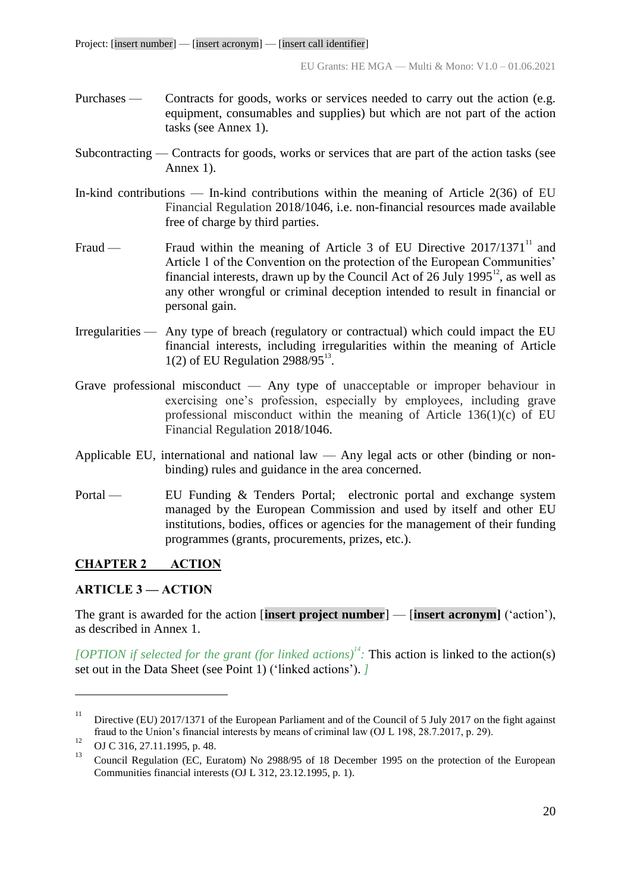Purchases — Contracts for goods, works or services needed to carry out the action (e.g. equipment, consumables and supplies) but which are not part of the action tasks (see Annex 1).

Subcontracting — Contracts for goods, works or services that are part of the action tasks (see Annex 1).

In-kind contributions — In-kind contributions within the meaning of Article 2(36) of EU Financial Regulation 2018/1046, i.e. non-financial resources made available free of charge by third parties.

Fraud — Fraud within the meaning of Article 3 of EU Directive 2017/1371[11] and Article 1 of the Convention on the protection of the European Communities' financial interests, drawn up by the Council Act of 26 July 1995[12], as well as any other wrongful or criminal deception intended to result in financial or personal gain.

Irregularities — Any type of breach (regulatory or contractual) which could impact the EU financial interests, including irregularities within the meaning of Article 1(2) of EU Regulation 2988/95[13].

Grave professional misconduct — Any type of unacceptable or improper behaviour in exercising one's profession, especially by employees, including grave professional misconduct within the meaning of Article 136(1)(c) of EU Financial Regulation 2018/1046.

Applicable EU, international and national law — Any legal acts or other (binding or non-binding) rules and guidance in the area concerned.

Portal — EU Funding & Tenders Portal; electronic portal and exchange system managed by the European Commission and used by itself and other EU institutions, bodies, offices or agencies for the management of their funding programmes (grants, procurements, prizes, etc.).

## CHAPTER 2 ACTION

### ARTICLE 3 — ACTION

The grant is awarded for the action [**insert project number**] — [**insert acronym]** ('action'), as described in Annex 1.

*[OPTION if selected for the grant (for linked actions)[14]:* This action is linked to the action(s) set out in the Data Sheet (see Point 1) ('linked actions'). *]*

---

[11] Directive (EU) 2017/1371 of the European Parliament and of the Council of 5 July 2017 on the fight against fraud to the Union's financial interests by means of criminal law (OJ L 198, 28.7.2017, p. 29).

[12] OJ C 316, 27.11.1995, p. 48.

[13] Council Regulation (EC, Euratom) No 2988/95 of 18 December 1995 on the protection of the European Communities financial interests (OJ L 312, 23.12.1995, p. 1).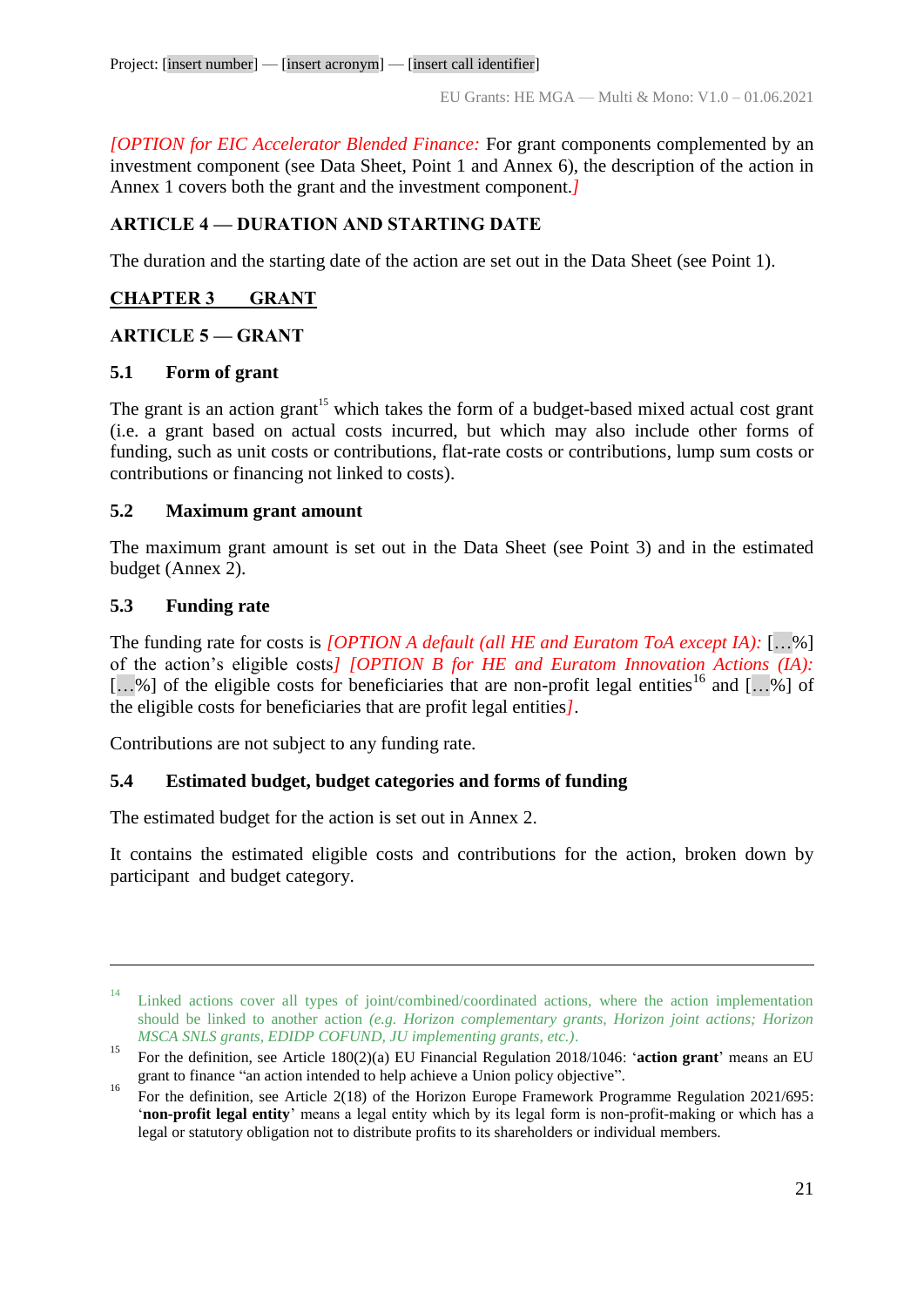*[OPTION for EIC Accelerator Blended Finance:* For grant components complemented by an investment component (see Data Sheet, Point 1 and Annex 6), the description of the action in Annex 1 covers both the grant and the investment component.*]*

## ARTICLE 4 — DURATION AND STARTING DATE

The duration and the starting date of the action are set out in the Data Sheet (see Point 1).

# CHAPTER 3 GRANT

## ARTICLE 5 — GRANT

### 5.1 Form of grant

The grant is an action grant[15] which takes the form of a budget-based mixed actual cost grant (i.e. a grant based on actual costs incurred, but which may also include other forms of funding, such as unit costs or contributions, flat-rate costs or contributions, lump sum costs or contributions or financing not linked to costs).

### 5.2 Maximum grant amount

The maximum grant amount is set out in the Data Sheet (see Point 3) and in the estimated budget (Annex 2).

### 5.3 Funding rate

The funding rate for costs is *[OPTION A default (all HE and Euratom ToA except IA):* […%] of the action's eligible costs*] [OPTION B for HE and Euratom Innovation Actions (IA):* […%] of the eligible costs for beneficiaries that are non-profit legal entities[16] and […%] of the eligible costs for beneficiaries that are profit legal entities*]*.

Contributions are not subject to any funding rate.

### 5.4 Estimated budget, budget categories and forms of funding

The estimated budget for the action is set out in Annex 2.

It contains the estimated eligible costs and contributions for the action, broken down by participant and budget category.

---

[14] Linked actions cover all types of joint/combined/coordinated actions, where the action implementation should be linked to another action *(e.g. Horizon complementary grants, Horizon joint actions; Horizon MSCA SNLS grants, EDIDP COFUND, JU implementing grants, etc.)*.

[15] For the definition, see Article 180(2)(a) EU Financial Regulation 2018/1046: '**action grant**' means an EU grant to finance "an action intended to help achieve a Union policy objective".

[16] For the definition, see Article 2(18) of the Horizon Europe Framework Programme Regulation 2021/695: '**non-profit legal entity**' means a legal entity which by its legal form is non-profit-making or which has a legal or statutory obligation not to distribute profits to its shareholders or individual members.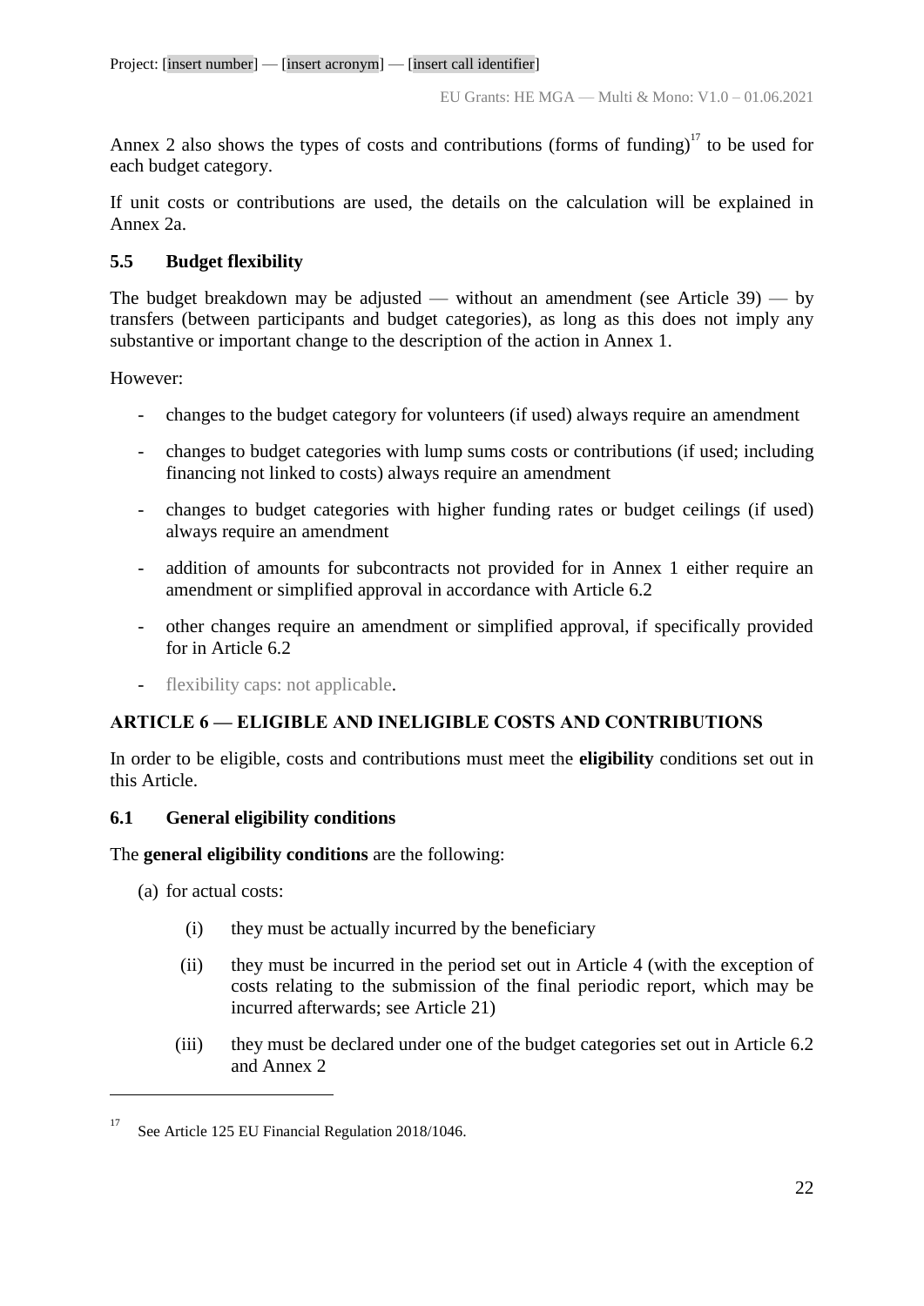Annex 2 also shows the types of costs and contributions (forms of funding)[17] to be used for each budget category.

If unit costs or contributions are used, the details on the calculation will be explained in Annex 2a.

### 5.5 Budget flexibility

The budget breakdown may be adjusted — without an amendment (see Article 39) — by transfers (between participants and budget categories), as long as this does not imply any substantive or important change to the description of the action in Annex 1.

However:

- changes to the budget category for volunteers (if used) always require an amendment
- changes to budget categories with lump sums costs or contributions (if used; including financing not linked to costs) always require an amendment
- changes to budget categories with higher funding rates or budget ceilings (if used) always require an amendment
- addition of amounts for subcontracts not provided for in Annex 1 either require an amendment or simplified approval in accordance with Article 6.2
- other changes require an amendment or simplified approval, if specifically provided for in Article 6.2
- flexibility caps: not applicable.

## ARTICLE 6 — ELIGIBLE AND INELIGIBLE COSTS AND CONTRIBUTIONS

In order to be eligible, costs and contributions must meet the **eligibility** conditions set out in this Article.

### 6.1 General eligibility conditions

The **general eligibility conditions** are the following:

(a) for actual costs:

(i) they must be actually incurred by the beneficiary

(ii) they must be incurred in the period set out in Article 4 (with the exception of costs relating to the submission of the final periodic report, which may be incurred afterwards; see Article 21)

(iii) they must be declared under one of the budget categories set out in Article 6.2 and Annex 2

---

[17] See Article 125 EU Financial Regulation 2018/1046.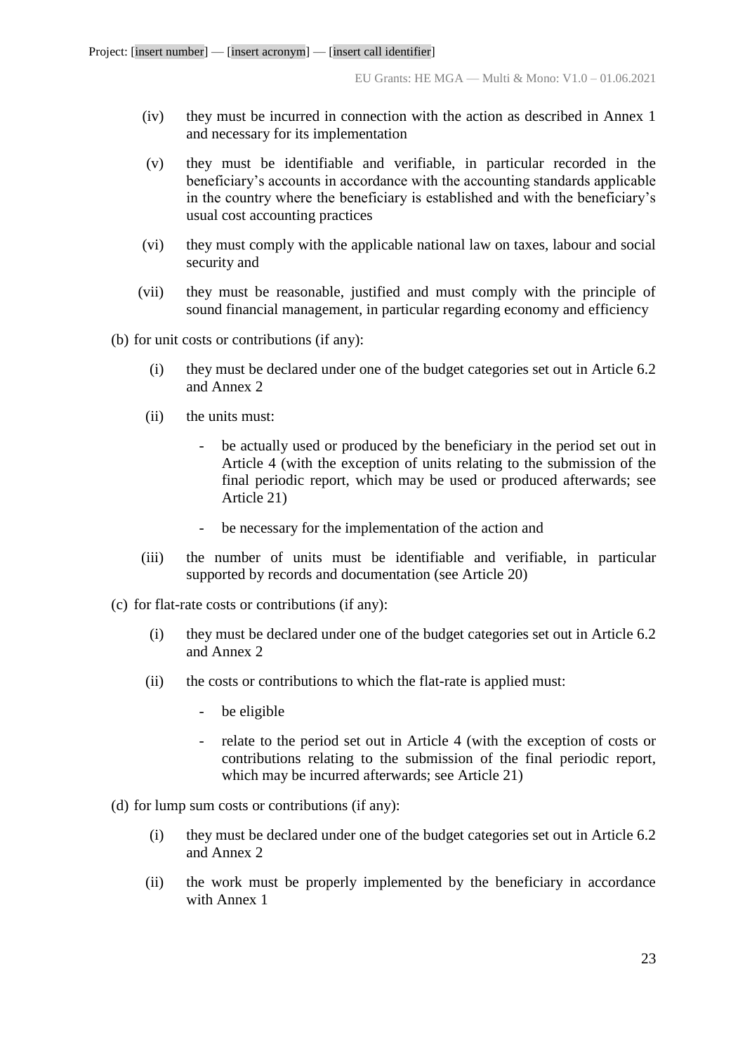(iv) they must be incurred in connection with the action as described in Annex 1 and necessary for its implementation

(v) they must be identifiable and verifiable, in particular recorded in the beneficiary's accounts in accordance with the accounting standards applicable in the country where the beneficiary is established and with the beneficiary's usual cost accounting practices

(vi) they must comply with the applicable national law on taxes, labour and social security and

(vii) they must be reasonable, justified and must comply with the principle of sound financial management, in particular regarding economy and efficiency

(b) for unit costs or contributions (if any):

(i) they must be declared under one of the budget categories set out in Article 6.2 and Annex 2

(ii) the units must:

- be actually used or produced by the beneficiary in the period set out in Article 4 (with the exception of units relating to the submission of the final periodic report, which may be used or produced afterwards; see Article 21)
- be necessary for the implementation of the action and

(iii) the number of units must be identifiable and verifiable, in particular supported by records and documentation (see Article 20)

(c) for flat-rate costs or contributions (if any):

(i) they must be declared under one of the budget categories set out in Article 6.2 and Annex 2

(ii) the costs or contributions to which the flat-rate is applied must:

- be eligible
- relate to the period set out in Article 4 (with the exception of costs or contributions relating to the submission of the final periodic report, which may be incurred afterwards; see Article 21)

(d) for lump sum costs or contributions (if any):

(i) they must be declared under one of the budget categories set out in Article 6.2 and Annex 2

(ii) the work must be properly implemented by the beneficiary in accordance with Annex 1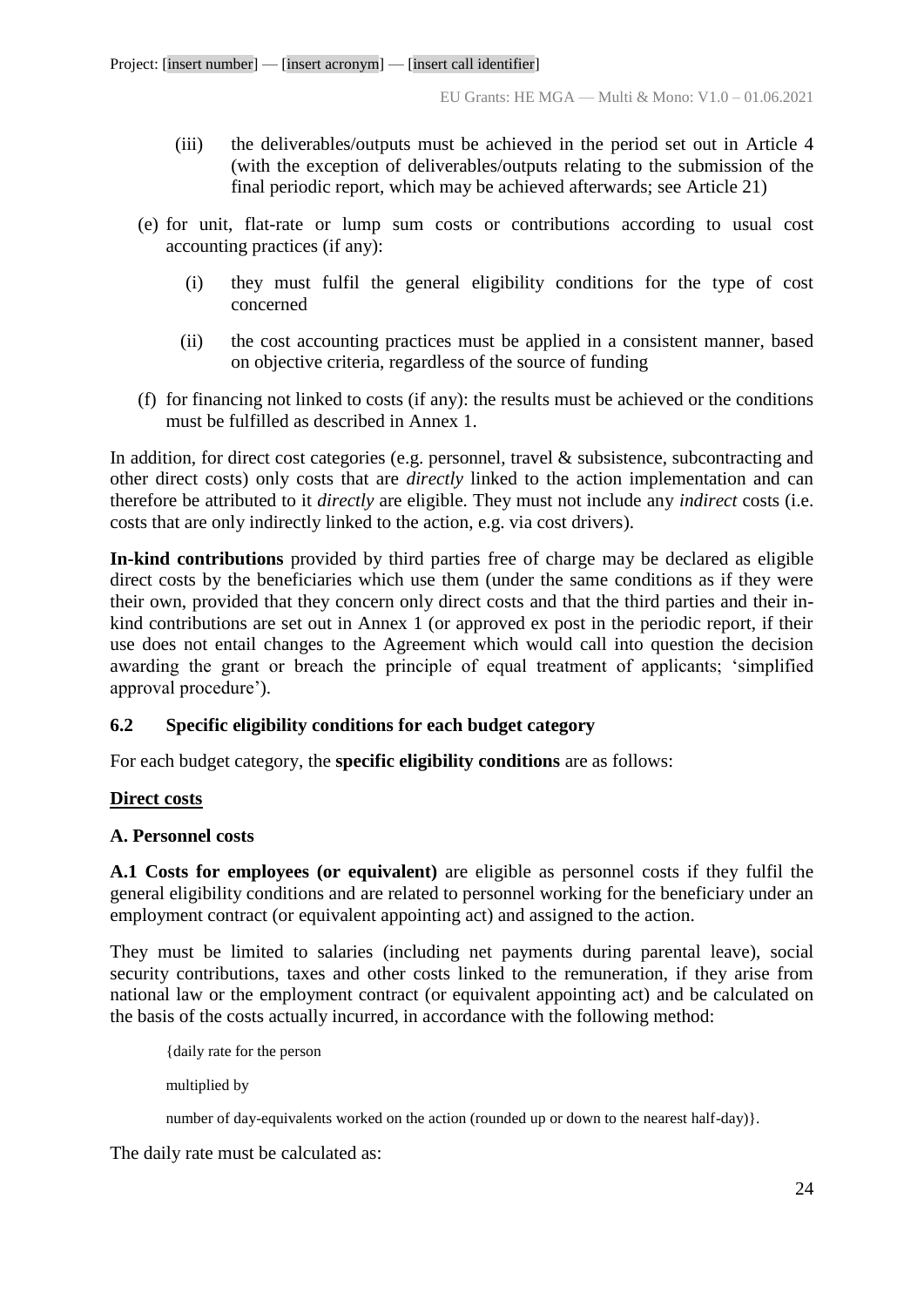(iii) the deliverables/outputs must be achieved in the period set out in Article 4 (with the exception of deliverables/outputs relating to the submission of the final periodic report, which may be achieved afterwards; see Article 21)

(e) for unit, flat-rate or lump sum costs or contributions according to usual cost accounting practices (if any):

(i) they must fulfil the general eligibility conditions for the type of cost concerned

(ii) the cost accounting practices must be applied in a consistent manner, based on objective criteria, regardless of the source of funding

(f) for financing not linked to costs (if any): the results must be achieved or the conditions must be fulfilled as described in Annex 1.

In addition, for direct cost categories (e.g. personnel, travel & subsistence, subcontracting and other direct costs) only costs that are *directly* linked to the action implementation and can therefore be attributed to it *directly* are eligible. They must not include any *indirect* costs (i.e. costs that are only indirectly linked to the action, e.g. via cost drivers).

**In-kind contributions** provided by third parties free of charge may be declared as eligible direct costs by the beneficiaries which use them (under the same conditions as if they were their own, provided that they concern only direct costs and that the third parties and their in-kind contributions are set out in Annex 1 (or approved ex post in the periodic report, if their use does not entail changes to the Agreement which would call into question the decision awarding the grant or breach the principle of equal treatment of applicants; 'simplified approval procedure').

### 6.2 Specific eligibility conditions for each budget category

For each budget category, the **specific eligibility conditions** are as follows:

**Direct costs**

**A. Personnel costs**

**A.1 Costs for employees (or equivalent)** are eligible as personnel costs if they fulfil the general eligibility conditions and are related to personnel working for the beneficiary under an employment contract (or equivalent appointing act) and assigned to the action.

They must be limited to salaries (including net payments during parental leave), social security contributions, taxes and other costs linked to the remuneration, if they arise from national law or the employment contract (or equivalent appointing act) and be calculated on the basis of the costs actually incurred, in accordance with the following method:

{daily rate for the person

multiplied by

number of day-equivalents worked on the action (rounded up or down to the nearest half-day)}.

The daily rate must be calculated as: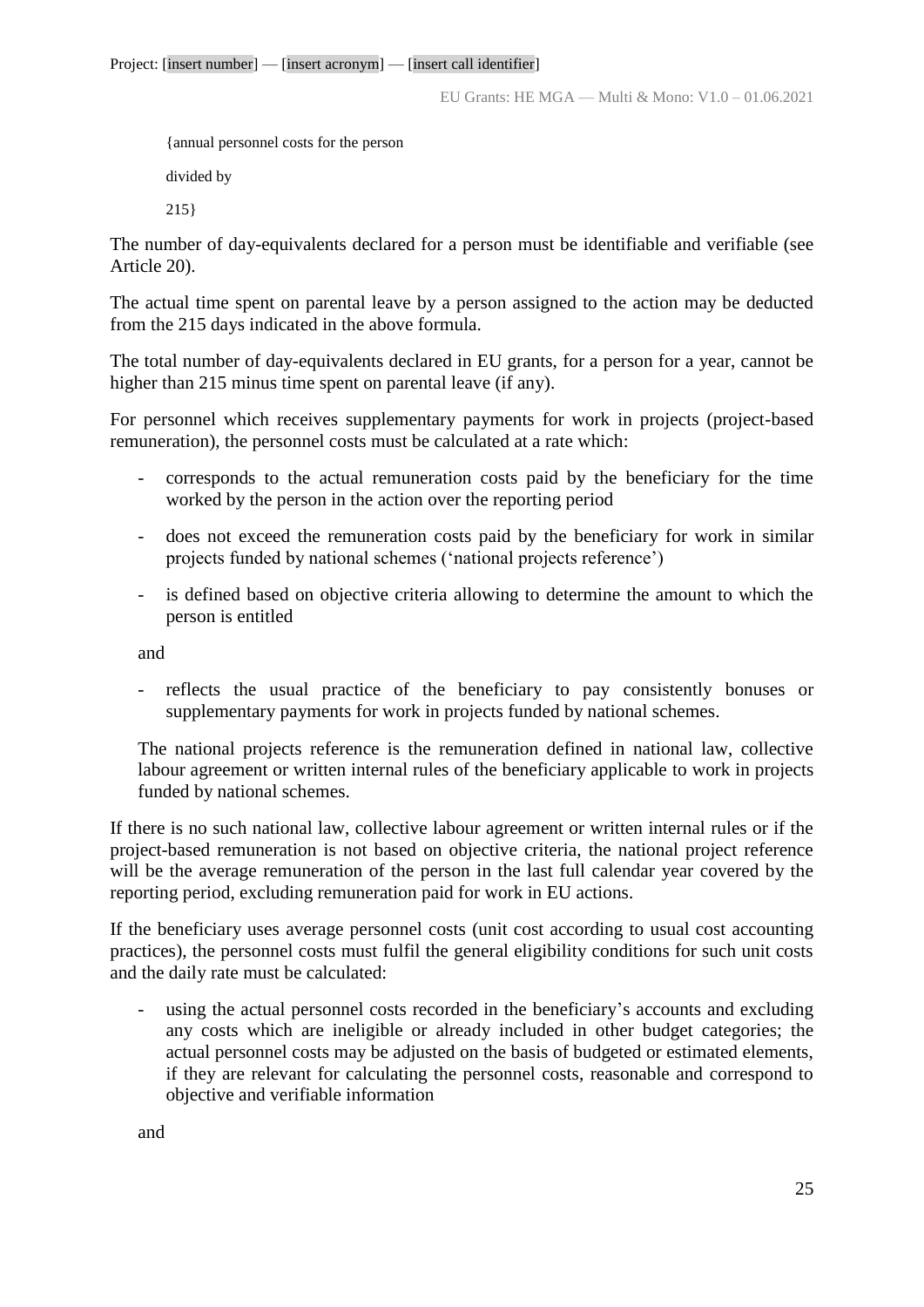{annual personnel costs for the person

divided by

215}

The number of day-equivalents declared for a person must be identifiable and verifiable (see Article 20).

The actual time spent on parental leave by a person assigned to the action may be deducted from the 215 days indicated in the above formula.

The total number of day-equivalents declared in EU grants, for a person for a year, cannot be higher than 215 minus time spent on parental leave (if any).

For personnel which receives supplementary payments for work in projects (project-based remuneration), the personnel costs must be calculated at a rate which:

- corresponds to the actual remuneration costs paid by the beneficiary for the time worked by the person in the action over the reporting period
- does not exceed the remuneration costs paid by the beneficiary for work in similar projects funded by national schemes ('national projects reference')
- is defined based on objective criteria allowing to determine the amount to which the person is entitled

and

- reflects the usual practice of the beneficiary to pay consistently bonuses or supplementary payments for work in projects funded by national schemes.

The national projects reference is the remuneration defined in national law, collective labour agreement or written internal rules of the beneficiary applicable to work in projects funded by national schemes.

If there is no such national law, collective labour agreement or written internal rules or if the project-based remuneration is not based on objective criteria, the national project reference will be the average remuneration of the person in the last full calendar year covered by the reporting period, excluding remuneration paid for work in EU actions.

If the beneficiary uses average personnel costs (unit cost according to usual cost accounting practices), the personnel costs must fulfil the general eligibility conditions for such unit costs and the daily rate must be calculated:

- using the actual personnel costs recorded in the beneficiary's accounts and excluding any costs which are ineligible or already included in other budget categories; the actual personnel costs may be adjusted on the basis of budgeted or estimated elements, if they are relevant for calculating the personnel costs, reasonable and correspond to objective and verifiable information

and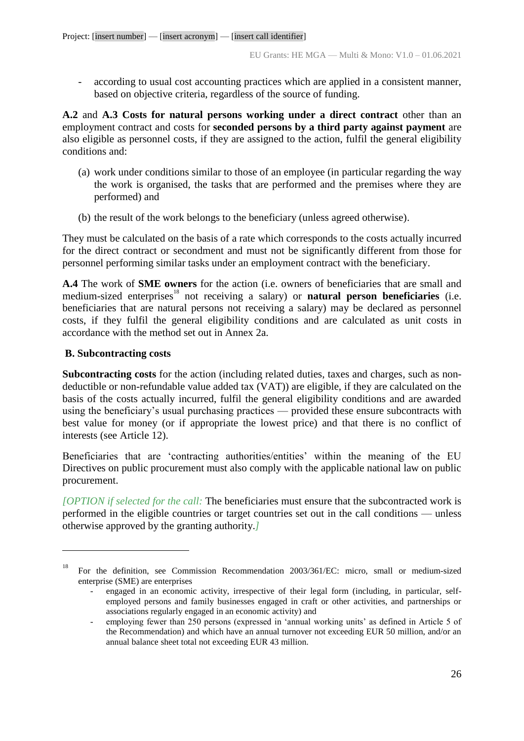- according to usual cost accounting practices which are applied in a consistent manner, based on objective criteria, regardless of the source of funding.

**A.2** and **A.3 Costs for natural persons working under a direct contract** other than an employment contract and costs for **seconded persons by a third party against payment** are also eligible as personnel costs, if they are assigned to the action, fulfil the general eligibility conditions and:

(a) work under conditions similar to those of an employee (in particular regarding the way the work is organised, the tasks that are performed and the premises where they are performed) and

(b) the result of the work belongs to the beneficiary (unless agreed otherwise).

They must be calculated on the basis of a rate which corresponds to the costs actually incurred for the direct contract or secondment and must not be significantly different from those for personnel performing similar tasks under an employment contract with the beneficiary.

**A.4** The work of **SME owners** for the action (i.e. owners of beneficiaries that are small and medium-sized enterprises[18] not receiving a salary) or **natural person beneficiaries** (i.e. beneficiaries that are natural persons not receiving a salary) may be declared as personnel costs, if they fulfil the general eligibility conditions and are calculated as unit costs in accordance with the method set out in Annex 2a.

**B. Subcontracting costs**

**Subcontracting costs** for the action (including related duties, taxes and charges, such as non-deductible or non-refundable value added tax (VAT)) are eligible, if they are calculated on the basis of the costs actually incurred, fulfil the general eligibility conditions and are awarded using the beneficiary's usual purchasing practices — provided these ensure subcontracts with best value for money (or if appropriate the lowest price) and that there is no conflict of interests (see Article 12).

Beneficiaries that are 'contracting authorities/entities' within the meaning of the EU Directives on public procurement must also comply with the applicable national law on public procurement.

*[OPTION if selected for the call:* The beneficiaries must ensure that the subcontracted work is performed in the eligible countries or target countries set out in the call conditions — unless otherwise approved by the granting authority.*]*

---

[18] For the definition, see Commission Recommendation 2003/361/EC: micro, small or medium-sized enterprise (SME) are enterprises

- engaged in an economic activity, irrespective of their legal form (including, in particular, self-employed persons and family businesses engaged in craft or other activities, and partnerships or associations regularly engaged in an economic activity) and
- employing fewer than 250 persons (expressed in 'annual working units' as defined in Article 5 of the Recommendation) and which have an annual turnover not exceeding EUR 50 million, and/or an annual balance sheet total not exceeding EUR 43 million.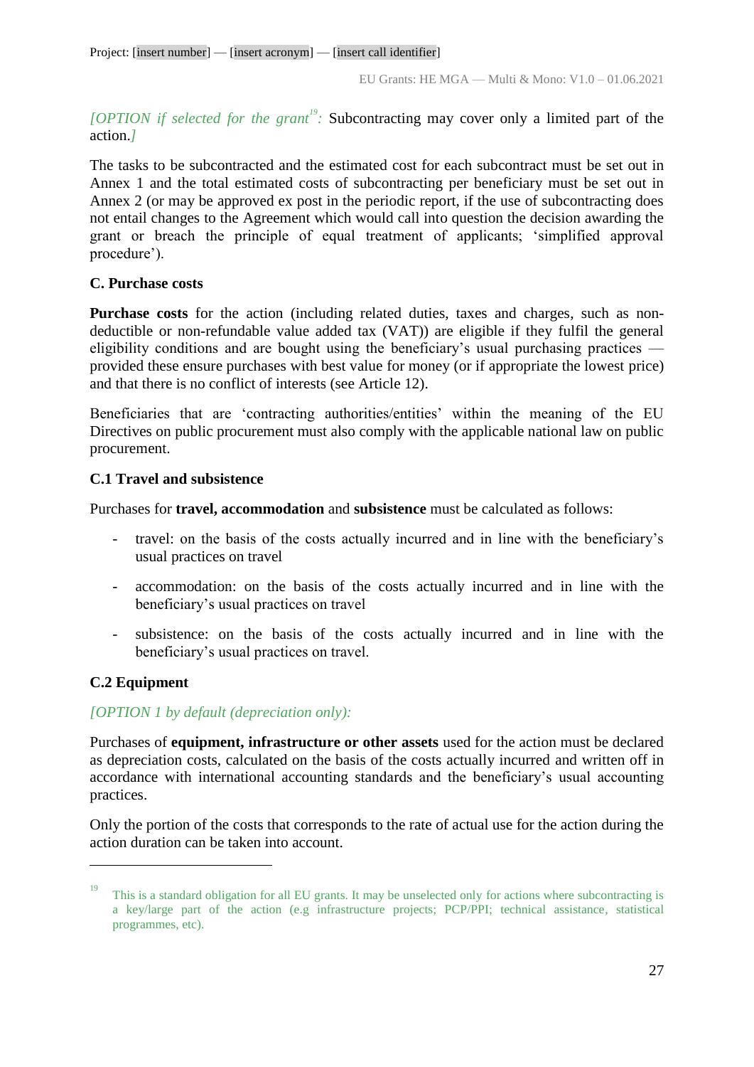*[OPTION if selected for the grant[19]:* Subcontracting may cover only a limited part of the action.*]*

The tasks to be subcontracted and the estimated cost for each subcontract must be set out in Annex 1 and the total estimated costs of subcontracting per beneficiary must be set out in Annex 2 (or may be approved ex post in the periodic report, if the use of subcontracting does not entail changes to the Agreement which would call into question the decision awarding the grant or breach the principle of equal treatment of applicants; 'simplified approval procedure').

**C. Purchase costs**

**Purchase costs** for the action (including related duties, taxes and charges, such as non-deductible or non-refundable value added tax (VAT)) are eligible if they fulfil the general eligibility conditions and are bought using the beneficiary's usual purchasing practices — provided these ensure purchases with best value for money (or if appropriate the lowest price) and that there is no conflict of interests (see Article 12).

Beneficiaries that are 'contracting authorities/entities' within the meaning of the EU Directives on public procurement must also comply with the applicable national law on public procurement.

**C.1 Travel and subsistence**

Purchases for **travel, accommodation** and **subsistence** must be calculated as follows:

- travel: on the basis of the costs actually incurred and in line with the beneficiary's usual practices on travel
- accommodation: on the basis of the costs actually incurred and in line with the beneficiary's usual practices on travel
- subsistence: on the basis of the costs actually incurred and in line with the beneficiary's usual practices on travel.

**C.2 Equipment**

*[OPTION 1 by default (depreciation only):*

Purchases of **equipment, infrastructure or other assets** used for the action must be declared as depreciation costs, calculated on the basis of the costs actually incurred and written off in accordance with international accounting standards and the beneficiary's usual accounting practices.

Only the portion of the costs that corresponds to the rate of actual use for the action during the action duration can be taken into account.

---

[19] This is a standard obligation for all EU grants. It may be unselected only for actions where subcontracting is a key/large part of the action (e.g infrastructure projects; PCP/PPI; technical assistance, statistical programmes, etc).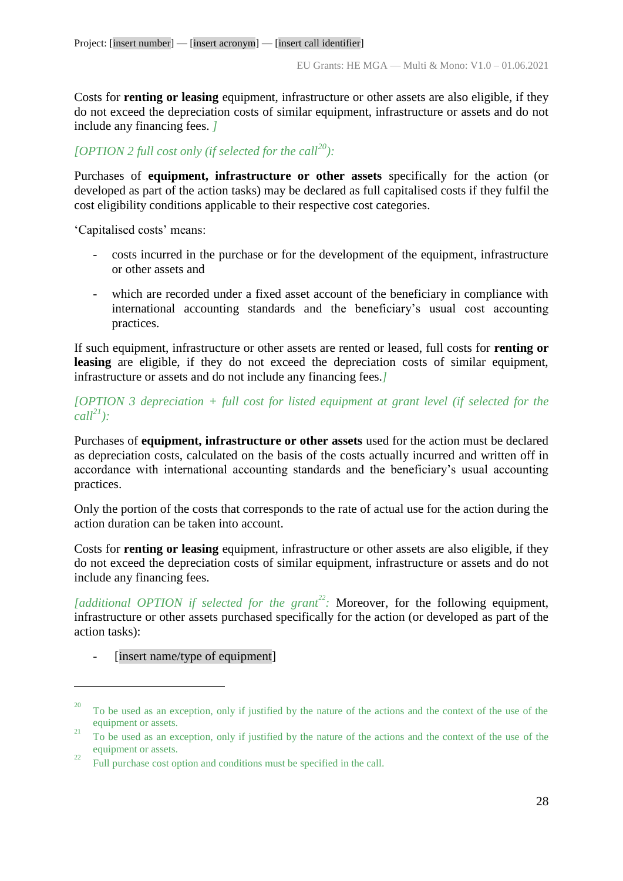Costs for **renting or leasing** equipment, infrastructure or other assets are also eligible, if they do not exceed the depreciation costs of similar equipment, infrastructure or assets and do not include any financing fees. *]*

*[OPTION 2 full cost only (if selected for the call[20]):*

Purchases of **equipment, infrastructure or other assets** specifically for the action (or developed as part of the action tasks) may be declared as full capitalised costs if they fulfil the cost eligibility conditions applicable to their respective cost categories.

'Capitalised costs' means:

- costs incurred in the purchase or for the development of the equipment, infrastructure or other assets and
- which are recorded under a fixed asset account of the beneficiary in compliance with international accounting standards and the beneficiary's usual cost accounting practices.

If such equipment, infrastructure or other assets are rented or leased, full costs for **renting or leasing** are eligible, if they do not exceed the depreciation costs of similar equipment, infrastructure or assets and do not include any financing fees.*]*

*[OPTION 3 depreciation + full cost for listed equipment at grant level (if selected for the call[21]):*

Purchases of **equipment, infrastructure or other assets** used for the action must be declared as depreciation costs, calculated on the basis of the costs actually incurred and written off in accordance with international accounting standards and the beneficiary's usual accounting practices.

Only the portion of the costs that corresponds to the rate of actual use for the action during the action duration can be taken into account.

Costs for **renting or leasing** equipment, infrastructure or other assets are also eligible, if they do not exceed the depreciation costs of similar equipment, infrastructure or assets and do not include any financing fees.

*[additional OPTION if selected for the grant[22]:* Moreover, for the following equipment, infrastructure or other assets purchased specifically for the action (or developed as part of the action tasks):

- [insert name/type of equipment]

---

[20] To be used as an exception, only if justified by the nature of the actions and the context of the use of the equipment or assets.

[21] To be used as an exception, only if justified by the nature of the actions and the context of the use of the equipment or assets.

[22] Full purchase cost option and conditions must be specified in the call.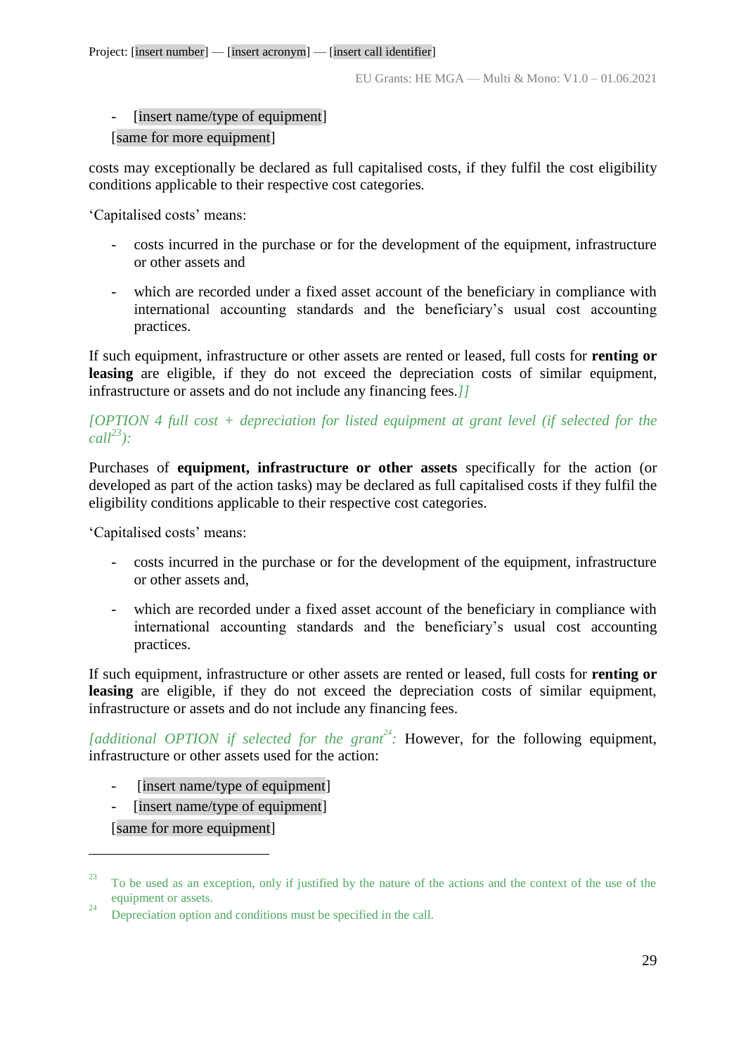- [insert name/type of equipment]

[same for more equipment]

costs may exceptionally be declared as full capitalised costs, if they fulfil the cost eligibility conditions applicable to their respective cost categories.

'Capitalised costs' means:

- costs incurred in the purchase or for the development of the equipment, infrastructure or other assets and
- which are recorded under a fixed asset account of the beneficiary in compliance with international accounting standards and the beneficiary's usual cost accounting practices.

If such equipment, infrastructure or other assets are rented or leased, full costs for **renting or leasing** are eligible, if they do not exceed the depreciation costs of similar equipment, infrastructure or assets and do not include any financing fees.*]]*

*[OPTION 4 full cost + depreciation for listed equipment at grant level (if selected for the call[23]):*

Purchases of **equipment, infrastructure or other assets** specifically for the action (or developed as part of the action tasks) may be declared as full capitalised costs if they fulfil the eligibility conditions applicable to their respective cost categories.

'Capitalised costs' means:

- costs incurred in the purchase or for the development of the equipment, infrastructure or other assets and,
- which are recorded under a fixed asset account of the beneficiary in compliance with international accounting standards and the beneficiary's usual cost accounting practices.

If such equipment, infrastructure or other assets are rented or leased, full costs for **renting or leasing** are eligible, if they do not exceed the depreciation costs of similar equipment, infrastructure or assets and do not include any financing fees.

*[additional OPTION if selected for the grant[24]:* However, for the following equipment, infrastructure or other assets used for the action:

- [insert name/type of equipment]
- [insert name/type of equipment]

[same for more equipment]

---

[23] To be used as an exception, only if justified by the nature of the actions and the context of the use of the equipment or assets.

[24] Depreciation option and conditions must be specified in the call.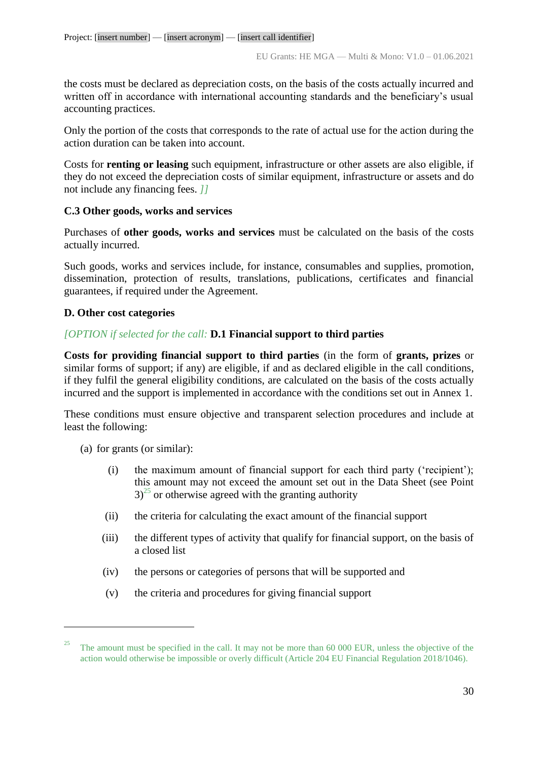the costs must be declared as depreciation costs, on the basis of the costs actually incurred and written off in accordance with international accounting standards and the beneficiary's usual accounting practices.

Only the portion of the costs that corresponds to the rate of actual use for the action during the action duration can be taken into account.

Costs for **renting or leasing** such equipment, infrastructure or other assets are also eligible, if they do not exceed the depreciation costs of similar equipment, infrastructure or assets and do not include any financing fees. *]]*

**C.3 Other goods, works and services**

Purchases of **other goods, works and services** must be calculated on the basis of the costs actually incurred.

Such goods, works and services include, for instance, consumables and supplies, promotion, dissemination, protection of results, translations, publications, certificates and financial guarantees, if required under the Agreement.

**D. Other cost categories**

*[OPTION if selected for the call:* **D.1 Financial support to third parties**

**Costs for providing financial support to third parties** (in the form of **grants, prizes** or similar forms of support; if any) are eligible, if and as declared eligible in the call conditions, if they fulfil the general eligibility conditions, are calculated on the basis of the costs actually incurred and the support is implemented in accordance with the conditions set out in Annex 1.

These conditions must ensure objective and transparent selection procedures and include at least the following:

(a) for grants (or similar):

- (i) the maximum amount of financial support for each third party ('recipient'); this amount may not exceed the amount set out in the Data Sheet (see Point 3)[25] or otherwise agreed with the granting authority
- (ii) the criteria for calculating the exact amount of the financial support
- (iii) the different types of activity that qualify for financial support, on the basis of a closed list
- (iv) the persons or categories of persons that will be supported and
- (v) the criteria and procedures for giving financial support

---

[25] The amount must be specified in the call. It may not be more than 60 000 EUR, unless the objective of the action would otherwise be impossible or overly difficult (Article 204 EU Financial Regulation 2018/1046).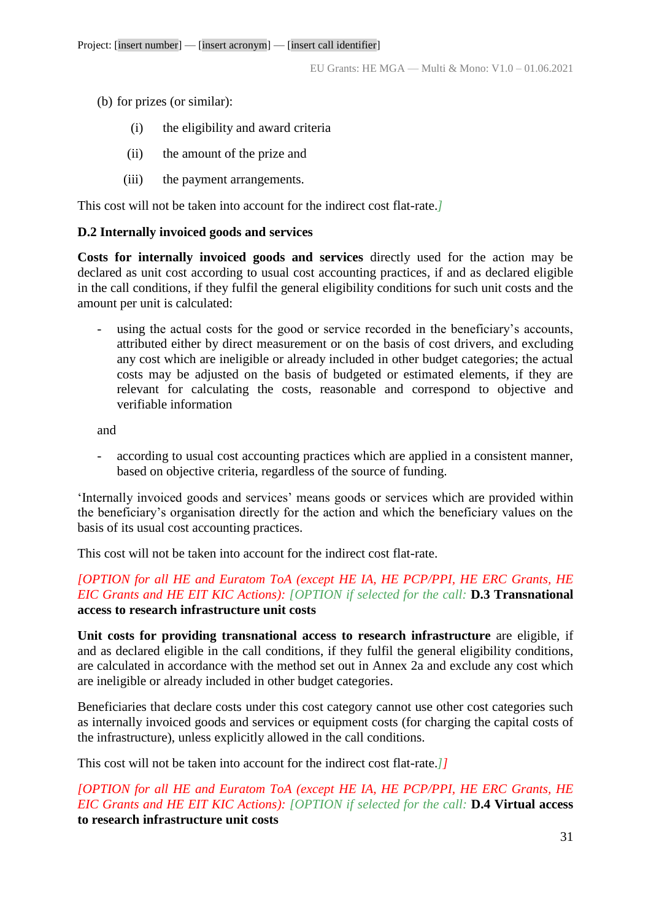(b) for prizes (or similar):

(i) the eligibility and award criteria

(ii) the amount of the prize and

(iii) the payment arrangements.

This cost will not be taken into account for the indirect cost flat-rate.*]*

**D.2 Internally invoiced goods and services**

**Costs for internally invoiced goods and services** directly used for the action may be declared as unit cost according to usual cost accounting practices, if and as declared eligible in the call conditions, if they fulfil the general eligibility conditions for such unit costs and the amount per unit is calculated:

- using the actual costs for the good or service recorded in the beneficiary's accounts, attributed either by direct measurement or on the basis of cost drivers, and excluding any cost which are ineligible or already included in other budget categories; the actual costs may be adjusted on the basis of budgeted or estimated elements, if they are relevant for calculating the costs, reasonable and correspond to objective and verifiable information

and

- according to usual cost accounting practices which are applied in a consistent manner, based on objective criteria, regardless of the source of funding.

'Internally invoiced goods and services' means goods or services which are provided within the beneficiary's organisation directly for the action and which the beneficiary values on the basis of its usual cost accounting practices.

This cost will not be taken into account for the indirect cost flat-rate.

*[OPTION for all HE and Euratom ToA (except HE IA, HE PCP/PPI, HE ERC Grants, HE EIC Grants and HE EIT KIC Actions): [OPTION if selected for the call:* **D.3 Transnational access to research infrastructure unit costs**

**Unit costs for providing transnational access to research infrastructure** are eligible, if and as declared eligible in the call conditions, if they fulfil the general eligibility conditions, are calculated in accordance with the method set out in Annex 2a and exclude any cost which are ineligible or already included in other budget categories.

Beneficiaries that declare costs under this cost category cannot use other cost categories such as internally invoiced goods and services or equipment costs (for charging the capital costs of the infrastructure), unless explicitly allowed in the call conditions.

This cost will not be taken into account for the indirect cost flat-rate.*]]*

*[OPTION for all HE and Euratom ToA (except HE IA, HE PCP/PPI, HE ERC Grants, HE EIC Grants and HE EIT KIC Actions): [OPTION if selected for the call:* **D.4 Virtual access to research infrastructure unit costs**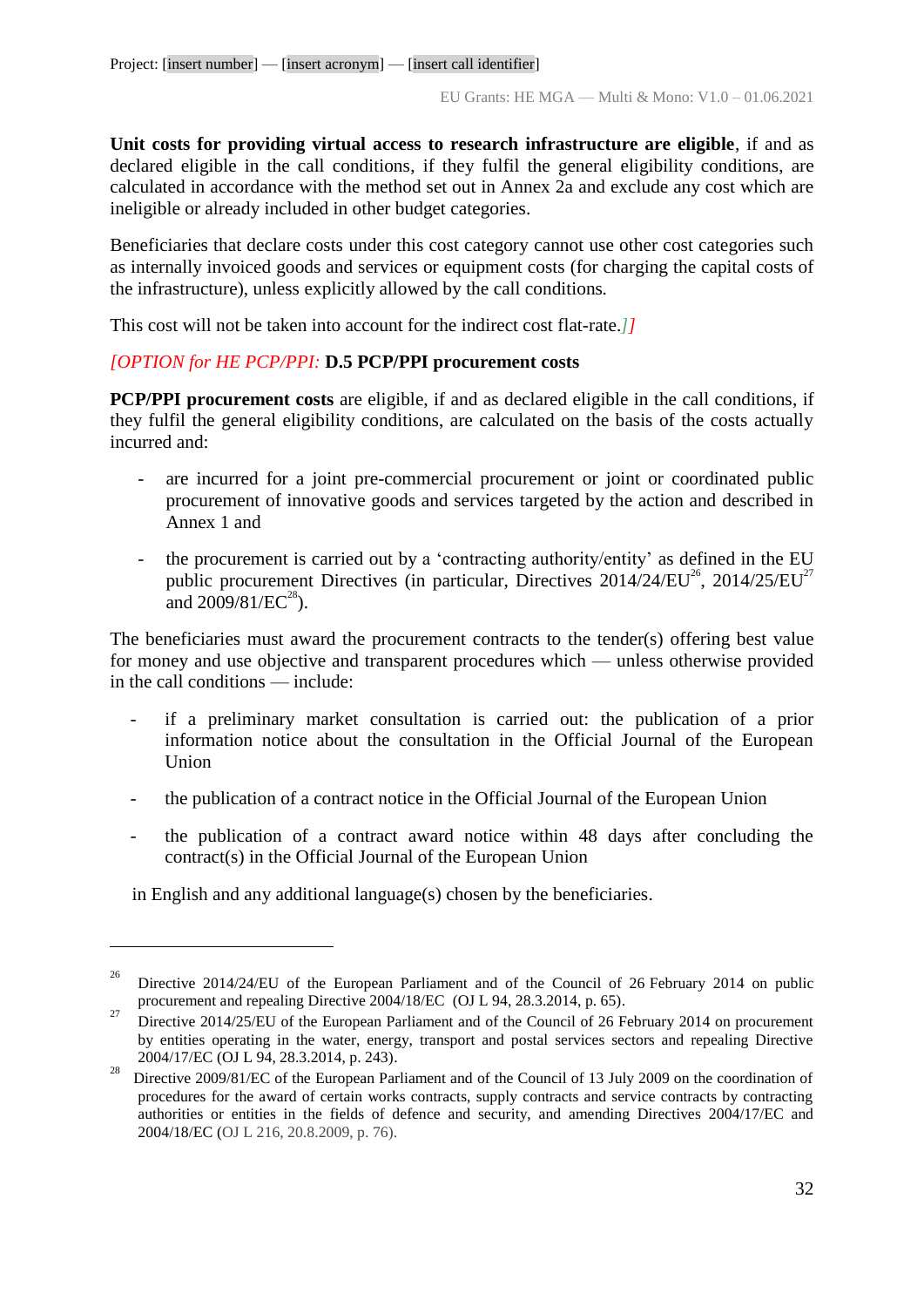**Unit costs for providing virtual access to research infrastructure are eligible**, if and as declared eligible in the call conditions, if they fulfil the general eligibility conditions, are calculated in accordance with the method set out in Annex 2a and exclude any cost which are ineligible or already included in other budget categories.

Beneficiaries that declare costs under this cost category cannot use other cost categories such as internally invoiced goods and services or equipment costs (for charging the capital costs of the infrastructure), unless explicitly allowed by the call conditions.

This cost will not be taken into account for the indirect cost flat-rate.*]]*

*[OPTION for HE PCP/PPI:* **D.5 PCP/PPI procurement costs**

**PCP/PPI procurement costs** are eligible, if and as declared eligible in the call conditions, if they fulfil the general eligibility conditions, are calculated on the basis of the costs actually incurred and:

- are incurred for a joint pre-commercial procurement or joint or coordinated public procurement of innovative goods and services targeted by the action and described in Annex 1 and
- the procurement is carried out by a 'contracting authority/entity' as defined in the EU public procurement Directives (in particular, Directives 2014/24/EU[26], 2014/25/EU[27] and 2009/81/EC[28]).

The beneficiaries must award the procurement contracts to the tender(s) offering best value for money and use objective and transparent procedures which — unless otherwise provided in the call conditions — include:

- if a preliminary market consultation is carried out: the publication of a prior information notice about the consultation in the Official Journal of the European Union
- the publication of a contract notice in the Official Journal of the European Union
- the publication of a contract award notice within 48 days after concluding the contract(s) in the Official Journal of the European Union

in English and any additional language(s) chosen by the beneficiaries.

---

[26] Directive 2014/24/EU of the European Parliament and of the Council of 26 February 2014 on public procurement and repealing Directive 2004/18/EC (OJ L 94, 28.3.2014, p. 65).

[27] Directive 2014/25/EU of the European Parliament and of the Council of 26 February 2014 on procurement by entities operating in the water, energy, transport and postal services sectors and repealing Directive 2004/17/EC (OJ L 94, 28.3.2014, p. 243).

[28] Directive 2009/81/EC of the European Parliament and of the Council of 13 July 2009 on the coordination of procedures for the award of certain works contracts, supply contracts and service contracts by contracting authorities or entities in the fields of defence and security, and amending Directives 2004/17/EC and 2004/18/EC (OJ L 216, 20.8.2009, p. 76).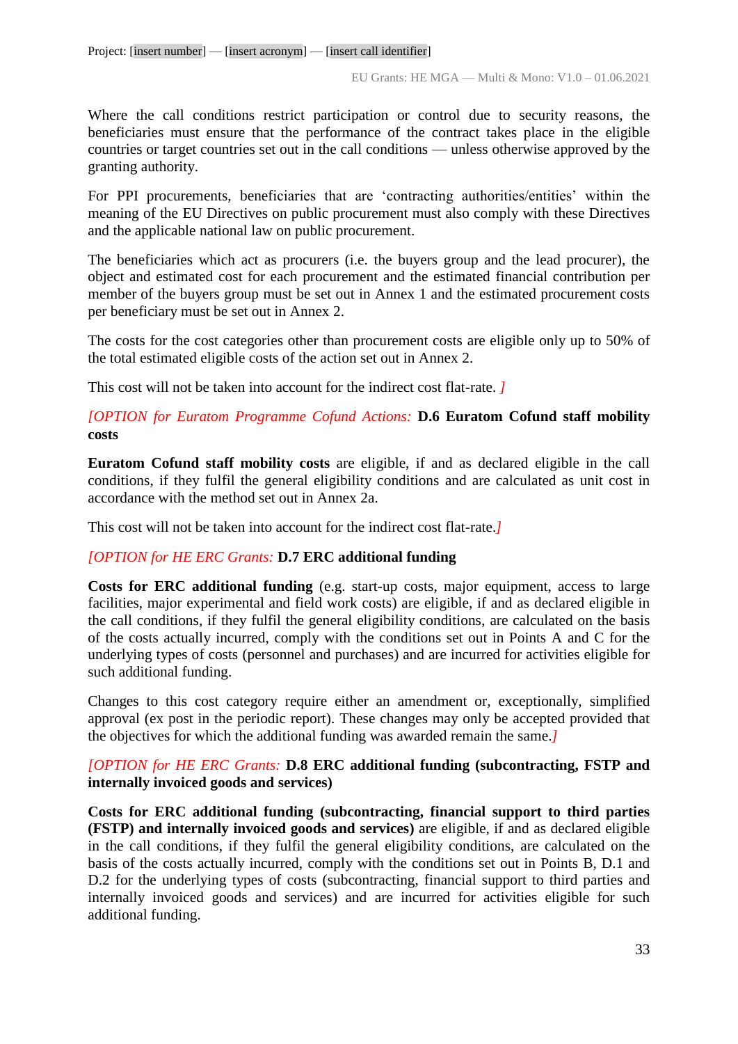Where the call conditions restrict participation or control due to security reasons, the beneficiaries must ensure that the performance of the contract takes place in the eligible countries or target countries set out in the call conditions — unless otherwise approved by the granting authority.

For PPI procurements, beneficiaries that are 'contracting authorities/entities' within the meaning of the EU Directives on public procurement must also comply with these Directives and the applicable national law on public procurement.

The beneficiaries which act as procurers (i.e. the buyers group and the lead procurer), the object and estimated cost for each procurement and the estimated financial contribution per member of the buyers group must be set out in Annex 1 and the estimated procurement costs per beneficiary must be set out in Annex 2.

The costs for the cost categories other than procurement costs are eligible only up to 50% of the total estimated eligible costs of the action set out in Annex 2.

This cost will not be taken into account for the indirect cost flat-rate. *]*

*[OPTION for Euratom Programme Cofund Actions:* **D.6 Euratom Cofund staff mobility costs**

**Euratom Cofund staff mobility costs** are eligible, if and as declared eligible in the call conditions, if they fulfil the general eligibility conditions and are calculated as unit cost in accordance with the method set out in Annex 2a.

This cost will not be taken into account for the indirect cost flat-rate.*]*

*[OPTION for HE ERC Grants:* **D.7 ERC additional funding**

**Costs for ERC additional funding** (e.g. start-up costs, major equipment, access to large facilities, major experimental and field work costs) are eligible, if and as declared eligible in the call conditions, if they fulfil the general eligibility conditions, are calculated on the basis of the costs actually incurred, comply with the conditions set out in Points A and C for the underlying types of costs (personnel and purchases) and are incurred for activities eligible for such additional funding.

Changes to this cost category require either an amendment or, exceptionally, simplified approval (ex post in the periodic report). These changes may only be accepted provided that the objectives for which the additional funding was awarded remain the same.*]*

*[OPTION for HE ERC Grants:* **D.8 ERC additional funding (subcontracting, FSTP and internally invoiced goods and services)**

**Costs for ERC additional funding (subcontracting, financial support to third parties (FSTP) and internally invoiced goods and services)** are eligible, if and as declared eligible in the call conditions, if they fulfil the general eligibility conditions, are calculated on the basis of the costs actually incurred, comply with the conditions set out in Points B, D.1 and D.2 for the underlying types of costs (subcontracting, financial support to third parties and internally invoiced goods and services) and are incurred for activities eligible for such additional funding.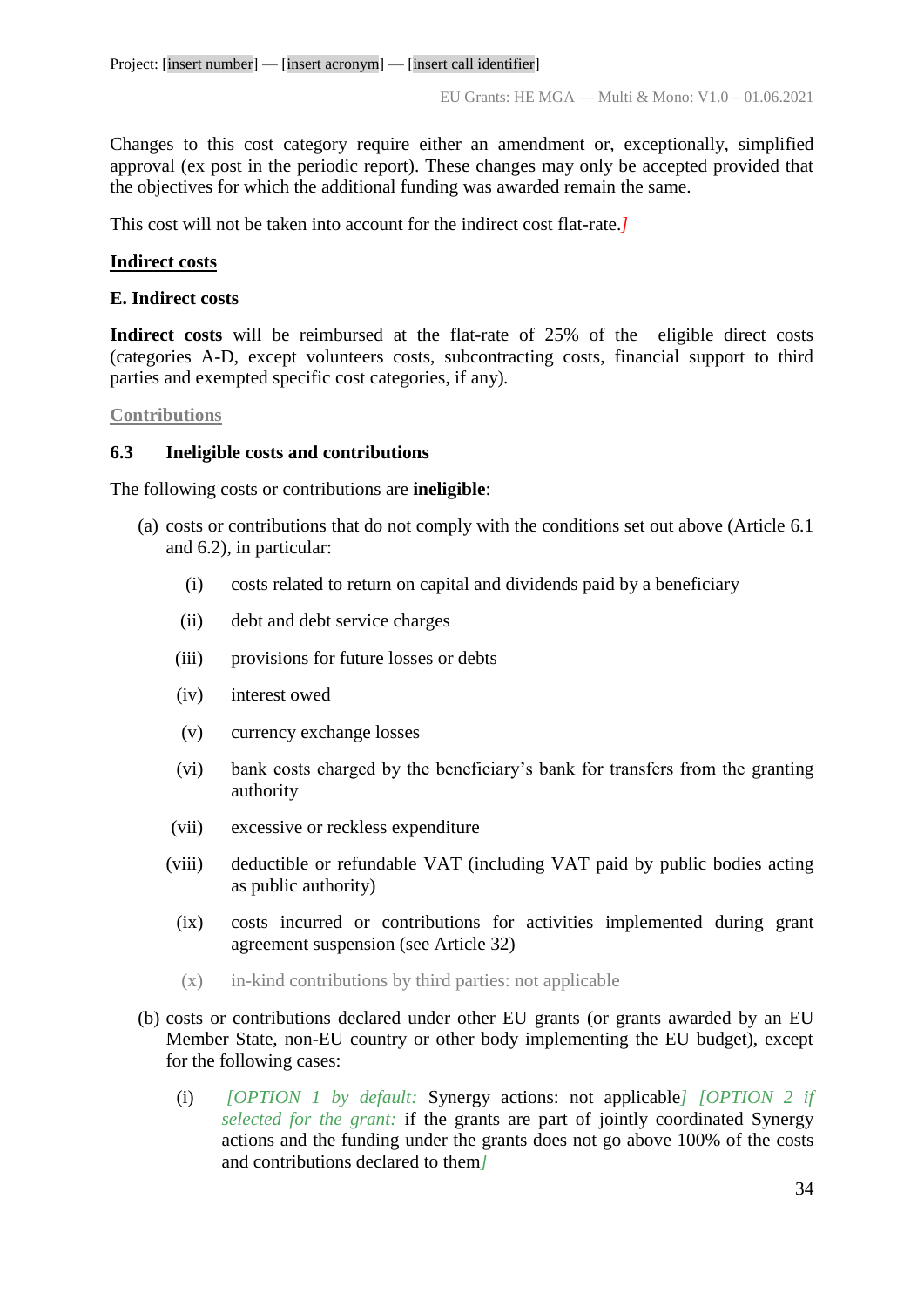Changes to this cost category require either an amendment or, exceptionally, simplified approval (ex post in the periodic report). These changes may only be accepted provided that the objectives for which the additional funding was awarded remain the same.

This cost will not be taken into account for the indirect cost flat-rate.*]*

**Indirect costs**

**E. Indirect costs**

**Indirect costs** will be reimbursed at the flat-rate of 25% of the eligible direct costs (categories A-D, except volunteers costs, subcontracting costs, financial support to third parties and exempted specific cost categories, if any).

**Contributions**

### 6.3 Ineligible costs and contributions

The following costs or contributions are **ineligible**:

(a) costs or contributions that do not comply with the conditions set out above (Article 6.1 and 6.2), in particular:

   (i) costs related to return on capital and dividends paid by a beneficiary

   (ii) debt and debt service charges

   (iii) provisions for future losses or debts

   (iv) interest owed

   (v) currency exchange losses

   (vi) bank costs charged by the beneficiary's bank for transfers from the granting authority

   (vii) excessive or reckless expenditure

   (viii) deductible or refundable VAT (including VAT paid by public bodies acting as public authority)

   (ix) costs incurred or contributions for activities implemented during grant agreement suspension (see Article 32)

   (x) in-kind contributions by third parties: not applicable

(b) costs or contributions declared under other EU grants (or grants awarded by an EU Member State, non-EU country or other body implementing the EU budget), except for the following cases:

   (i) *[OPTION 1 by default:* Synergy actions: not applicable*] [OPTION 2 if selected for the grant:* if the grants are part of jointly coordinated Synergy actions and the funding under the grants does not go above 100% of the costs and contributions declared to them*]*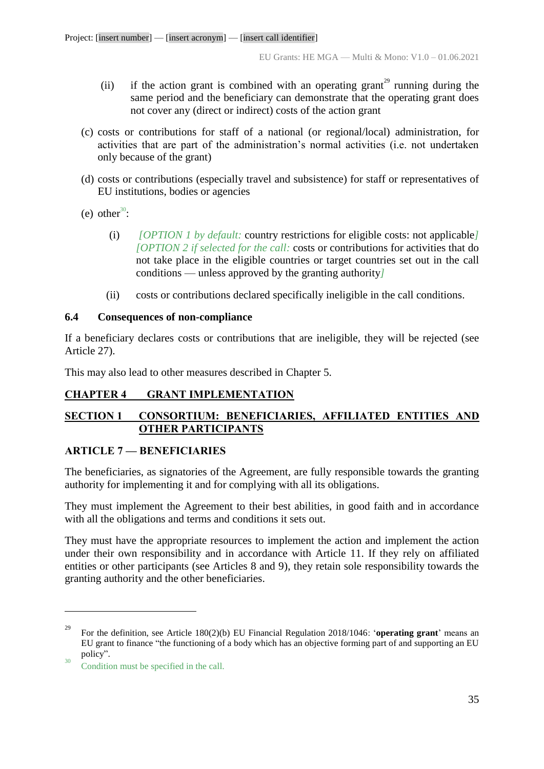(ii) if the action grant is combined with an operating grant[29] running during the same period and the beneficiary can demonstrate that the operating grant does not cover any (direct or indirect) costs of the action grant

(c) costs or contributions for staff of a national (or regional/local) administration, for activities that are part of the administration's normal activities (i.e. not undertaken only because of the grant)

(d) costs or contributions (especially travel and subsistence) for staff or representatives of EU institutions, bodies or agencies

(e) other[30]:

(i) *[OPTION 1 by default:* country restrictions for eligible costs: not applicable*]* *[OPTION 2 if selected for the call:* costs or contributions for activities that do not take place in the eligible countries or target countries set out in the call conditions — unless approved by the granting authority*]*

(ii) costs or contributions declared specifically ineligible in the call conditions.

### 6.4 Consequences of non-compliance

If a beneficiary declares costs or contributions that are ineligible, they will be rejected (see Article 27).

This may also lead to other measures described in Chapter 5.

# CHAPTER 4 GRANT IMPLEMENTATION

## SECTION 1 CONSORTIUM: BENEFICIARIES, AFFILIATED ENTITIES AND OTHER PARTICIPANTS

### ARTICLE 7 — BENEFICIARIES

The beneficiaries, as signatories of the Agreement, are fully responsible towards the granting authority for implementing it and for complying with all its obligations.

They must implement the Agreement to their best abilities, in good faith and in accordance with all the obligations and terms and conditions it sets out.

They must have the appropriate resources to implement the action and implement the action under their own responsibility and in accordance with Article 11. If they rely on affiliated entities or other participants (see Articles 8 and 9), they retain sole responsibility towards the granting authority and the other beneficiaries.

---

[29] For the definition, see Article 180(2)(b) EU Financial Regulation 2018/1046: '**operating grant**' means an EU grant to finance "the functioning of a body which has an objective forming part of and supporting an EU policy".

[30] Condition must be specified in the call.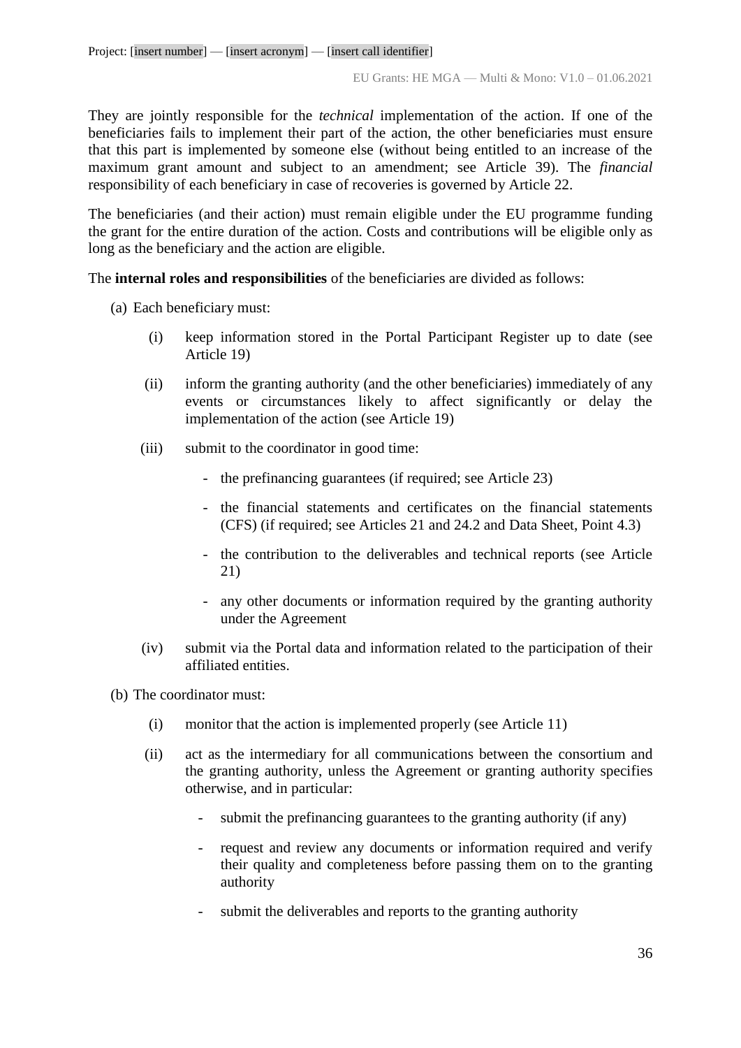They are jointly responsible for the *technical* implementation of the action. If one of the beneficiaries fails to implement their part of the action, the other beneficiaries must ensure that this part is implemented by someone else (without being entitled to an increase of the maximum grant amount and subject to an amendment; see Article 39). The *financial* responsibility of each beneficiary in case of recoveries is governed by Article 22.

The beneficiaries (and their action) must remain eligible under the EU programme funding the grant for the entire duration of the action. Costs and contributions will be eligible only as long as the beneficiary and the action are eligible.

The **internal roles and responsibilities** of the beneficiaries are divided as follows:

(a) Each beneficiary must:

  (i) keep information stored in the Portal Participant Register up to date (see Article 19)

  (ii) inform the granting authority (and the other beneficiaries) immediately of any events or circumstances likely to affect significantly or delay the implementation of the action (see Article 19)

  (iii) submit to the coordinator in good time:

  - the prefinancing guarantees (if required; see Article 23)
  - the financial statements and certificates on the financial statements (CFS) (if required; see Articles 21 and 24.2 and Data Sheet, Point 4.3)
  - the contribution to the deliverables and technical reports (see Article 21)
  - any other documents or information required by the granting authority under the Agreement

  (iv) submit via the Portal data and information related to the participation of their affiliated entities.

(b) The coordinator must:

  (i) monitor that the action is implemented properly (see Article 11)

  (ii) act as the intermediary for all communications between the consortium and the granting authority, unless the Agreement or granting authority specifies otherwise, and in particular:

  - submit the prefinancing guarantees to the granting authority (if any)
  - request and review any documents or information required and verify their quality and completeness before passing them on to the granting authority
  - submit the deliverables and reports to the granting authority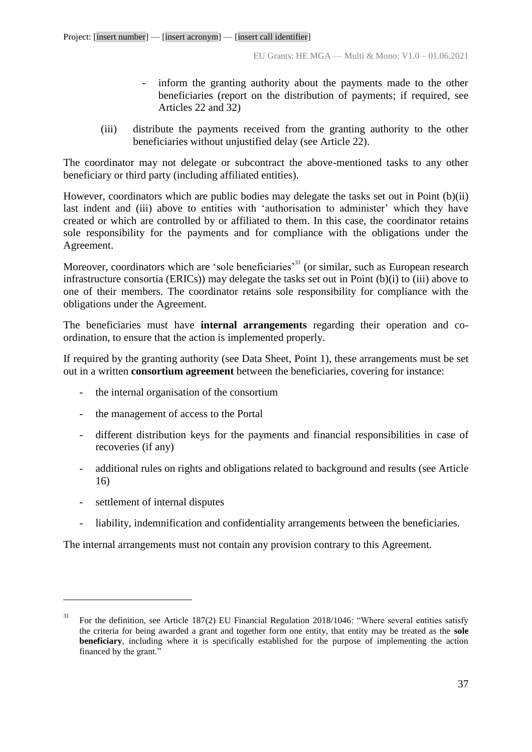- inform the granting authority about the payments made to the other beneficiaries (report on the distribution of payments; if required, see Articles 22 and 32)

(iii) distribute the payments received from the granting authority to the other beneficiaries without unjustified delay (see Article 22).

The coordinator may not delegate or subcontract the above-mentioned tasks to any other beneficiary or third party (including affiliated entities).

However, coordinators which are public bodies may delegate the tasks set out in Point (b)(ii) last indent and (iii) above to entities with 'authorisation to administer' which they have created or which are controlled by or affiliated to them. In this case, the coordinator retains sole responsibility for the payments and for compliance with the obligations under the Agreement.

Moreover, coordinators which are 'sole beneficiaries'[31] (or similar, such as European research infrastructure consortia (ERICs)) may delegate the tasks set out in Point (b)(i) to (iii) above to one of their members. The coordinator retains sole responsibility for compliance with the obligations under the Agreement.

The beneficiaries must have **internal arrangements** regarding their operation and co-ordination, to ensure that the action is implemented properly.

If required by the granting authority (see Data Sheet, Point 1), these arrangements must be set out in a written **consortium agreement** between the beneficiaries, covering for instance:

- the internal organisation of the consortium
- the management of access to the Portal
- different distribution keys for the payments and financial responsibilities in case of recoveries (if any)
- additional rules on rights and obligations related to background and results (see Article 16)
- settlement of internal disputes
- liability, indemnification and confidentiality arrangements between the beneficiaries.

The internal arrangements must not contain any provision contrary to this Agreement.

[31] For the definition, see Article 187(2) EU Financial Regulation 2018/1046: "Where several entities satisfy the criteria for being awarded a grant and together form one entity, that entity may be treated as the **sole beneficiary**, including where it is specifically established for the purpose of implementing the action financed by the grant."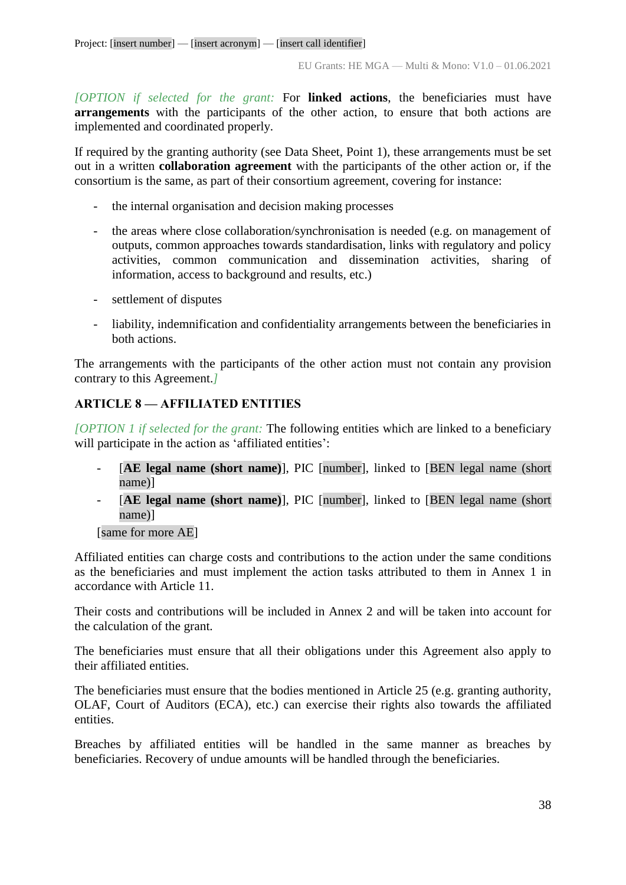*[OPTION if selected for the grant:* For **linked actions**, the beneficiaries must have **arrangements** with the participants of the other action, to ensure that both actions are implemented and coordinated properly.

If required by the granting authority (see Data Sheet, Point 1), these arrangements must be set out in a written **collaboration agreement** with the participants of the other action or, if the consortium is the same, as part of their consortium agreement, covering for instance:

- the internal organisation and decision making processes
- the areas where close collaboration/synchronisation is needed (e.g. on management of outputs, common approaches towards standardisation, links with regulatory and policy activities, common communication and dissemination activities, sharing of information, access to background and results, etc.)
- settlement of disputes
- liability, indemnification and confidentiality arrangements between the beneficiaries in both actions.

The arrangements with the participants of the other action must not contain any provision contrary to this Agreement.*]*

## ARTICLE 8 — AFFILIATED ENTITIES

*[OPTION 1 if selected for the grant:* The following entities which are linked to a beneficiary will participate in the action as 'affiliated entities':

- [**AE legal name (short name)**], PIC [number], linked to [BEN legal name (short name)]
- [**AE legal name (short name)**], PIC [number], linked to [BEN legal name (short name)]

[same for more AE]

Affiliated entities can charge costs and contributions to the action under the same conditions as the beneficiaries and must implement the action tasks attributed to them in Annex 1 in accordance with Article 11.

Their costs and contributions will be included in Annex 2 and will be taken into account for the calculation of the grant.

The beneficiaries must ensure that all their obligations under this Agreement also apply to their affiliated entities.

The beneficiaries must ensure that the bodies mentioned in Article 25 (e.g. granting authority, OLAF, Court of Auditors (ECA), etc.) can exercise their rights also towards the affiliated entities.

Breaches by affiliated entities will be handled in the same manner as breaches by beneficiaries. Recovery of undue amounts will be handled through the beneficiaries.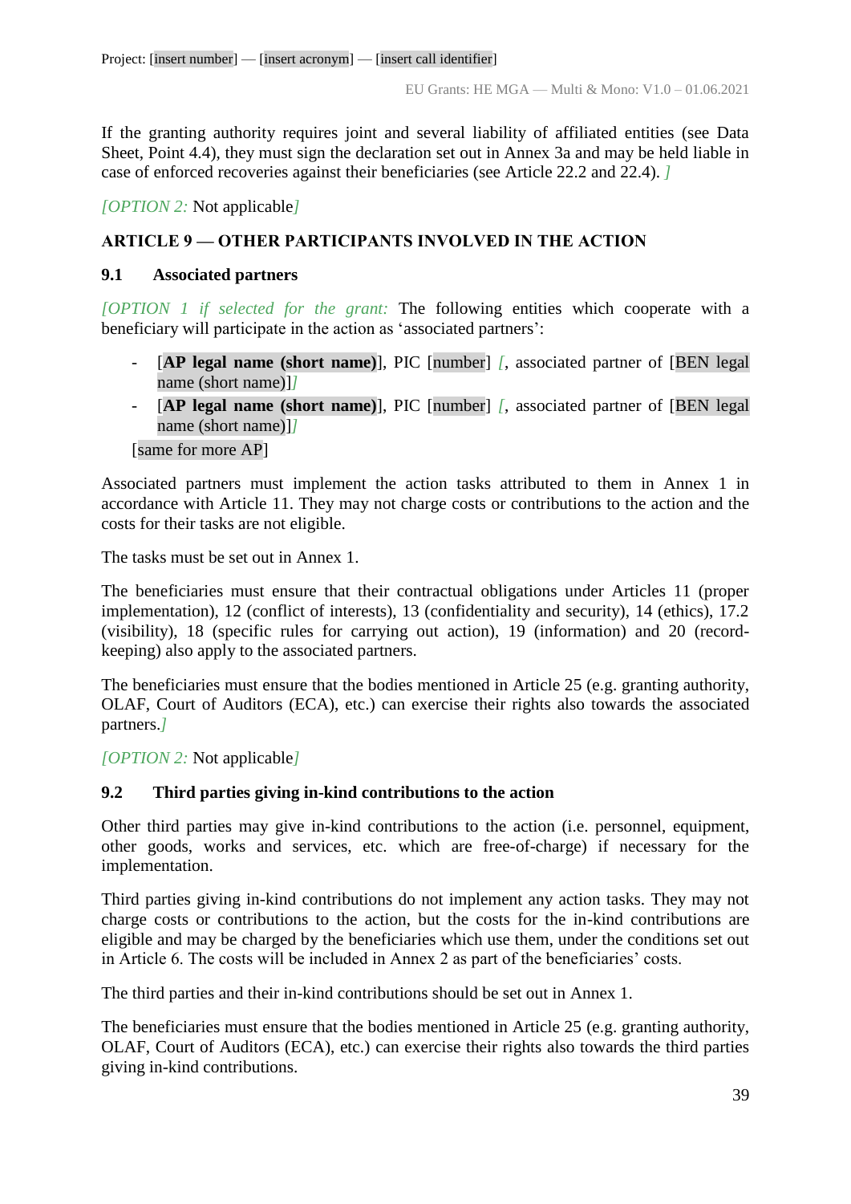If the granting authority requires joint and several liability of affiliated entities (see Data Sheet, Point 4.4), they must sign the declaration set out in Annex 3a and may be held liable in case of enforced recoveries against their beneficiaries (see Article 22.2 and 22.4). *]*

*[OPTION 2:* Not applicable*]*

### ARTICLE 9 — OTHER PARTICIPANTS INVOLVED IN THE ACTION

#### 9.1 Associated partners

*[OPTION 1 if selected for the grant:* The following entities which cooperate with a beneficiary will participate in the action as 'associated partners':

- [**AP legal name (short name)**], PIC [number] *[*, associated partner of [BEN legal name (short name)]*]*
- [**AP legal name (short name)**], PIC [number] *[*, associated partner of [BEN legal name (short name)]*]*

[same for more AP]

Associated partners must implement the action tasks attributed to them in Annex 1 in accordance with Article 11. They may not charge costs or contributions to the action and the costs for their tasks are not eligible.

The tasks must be set out in Annex 1.

The beneficiaries must ensure that their contractual obligations under Articles 11 (proper implementation), 12 (conflict of interests), 13 (confidentiality and security), 14 (ethics), 17.2 (visibility), 18 (specific rules for carrying out action), 19 (information) and 20 (record-keeping) also apply to the associated partners.

The beneficiaries must ensure that the bodies mentioned in Article 25 (e.g. granting authority, OLAF, Court of Auditors (ECA), etc.) can exercise their rights also towards the associated partners.*]*

*[OPTION 2:* Not applicable*]*

#### 9.2 Third parties giving in-kind contributions to the action

Other third parties may give in-kind contributions to the action (i.e. personnel, equipment, other goods, works and services, etc. which are free-of-charge) if necessary for the implementation.

Third parties giving in-kind contributions do not implement any action tasks. They may not charge costs or contributions to the action, but the costs for the in-kind contributions are eligible and may be charged by the beneficiaries which use them, under the conditions set out in Article 6. The costs will be included in Annex 2 as part of the beneficiaries' costs.

The third parties and their in-kind contributions should be set out in Annex 1.

The beneficiaries must ensure that the bodies mentioned in Article 25 (e.g. granting authority, OLAF, Court of Auditors (ECA), etc.) can exercise their rights also towards the third parties giving in-kind contributions.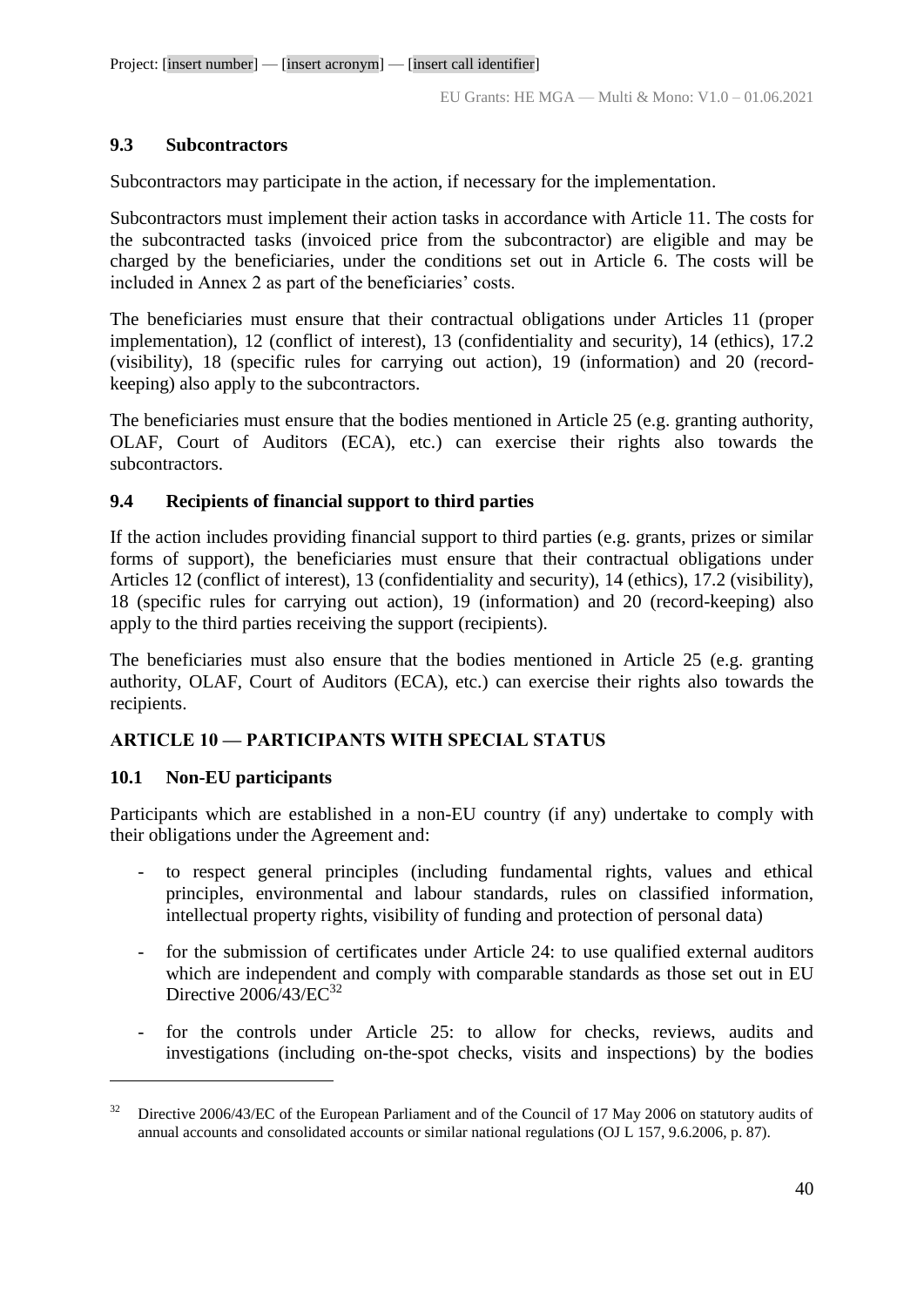### 9.3 Subcontractors

Subcontractors may participate in the action, if necessary for the implementation.

Subcontractors must implement their action tasks in accordance with Article 11. The costs for the subcontracted tasks (invoiced price from the subcontractor) are eligible and may be charged by the beneficiaries, under the conditions set out in Article 6. The costs will be included in Annex 2 as part of the beneficiaries' costs.

The beneficiaries must ensure that their contractual obligations under Articles 11 (proper implementation), 12 (conflict of interest), 13 (confidentiality and security), 14 (ethics), 17.2 (visibility), 18 (specific rules for carrying out action), 19 (information) and 20 (record-keeping) also apply to the subcontractors.

The beneficiaries must ensure that the bodies mentioned in Article 25 (e.g. granting authority, OLAF, Court of Auditors (ECA), etc.) can exercise their rights also towards the subcontractors.

### 9.4 Recipients of financial support to third parties

If the action includes providing financial support to third parties (e.g. grants, prizes or similar forms of support), the beneficiaries must ensure that their contractual obligations under Articles 12 (conflict of interest), 13 (confidentiality and security), 14 (ethics), 17.2 (visibility), 18 (specific rules for carrying out action), 19 (information) and 20 (record-keeping) also apply to the third parties receiving the support (recipients).

The beneficiaries must also ensure that the bodies mentioned in Article 25 (e.g. granting authority, OLAF, Court of Auditors (ECA), etc.) can exercise their rights also towards the recipients.

## ARTICLE 10 — PARTICIPANTS WITH SPECIAL STATUS

### 10.1 Non-EU participants

Participants which are established in a non-EU country (if any) undertake to comply with their obligations under the Agreement and:

- to respect general principles (including fundamental rights, values and ethical principles, environmental and labour standards, rules on classified information, intellectual property rights, visibility of funding and protection of personal data)
- for the submission of certificates under Article 24: to use qualified external auditors which are independent and comply with comparable standards as those set out in EU Directive 2006/43/EC[32]
- for the controls under Article 25: to allow for checks, reviews, audits and investigations (including on-the-spot checks, visits and inspections) by the bodies

[32] Directive 2006/43/EC of the European Parliament and of the Council of 17 May 2006 on statutory audits of annual accounts and consolidated accounts or similar national regulations (OJ L 157, 9.6.2006, p. 87).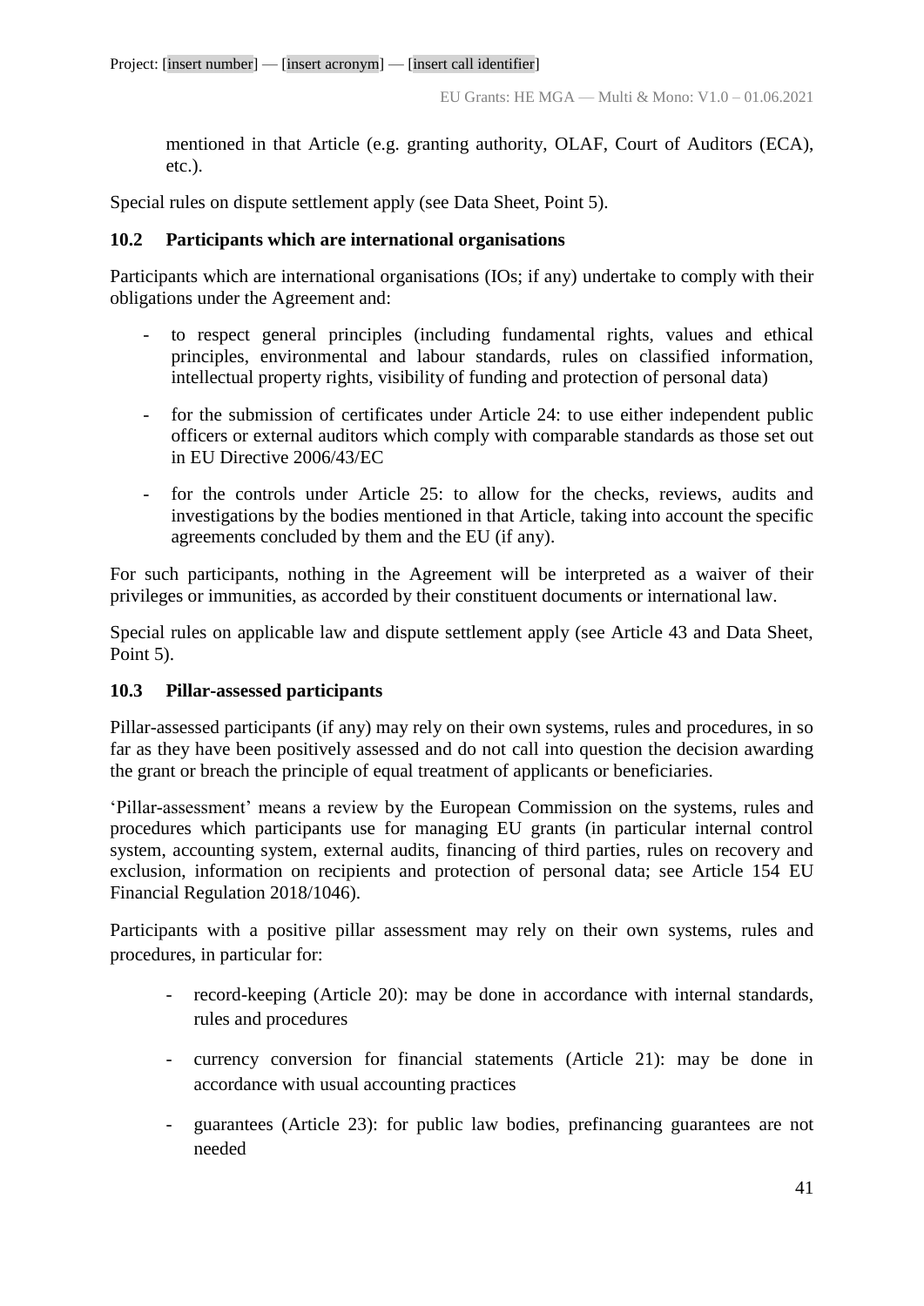mentioned in that Article (e.g. granting authority, OLAF, Court of Auditors (ECA), etc.).

Special rules on dispute settlement apply (see Data Sheet, Point 5).

### 10.2 Participants which are international organisations

Participants which are international organisations (IOs; if any) undertake to comply with their obligations under the Agreement and:

- to respect general principles (including fundamental rights, values and ethical principles, environmental and labour standards, rules on classified information, intellectual property rights, visibility of funding and protection of personal data)
- for the submission of certificates under Article 24: to use either independent public officers or external auditors which comply with comparable standards as those set out in EU Directive 2006/43/EC
- for the controls under Article 25: to allow for the checks, reviews, audits and investigations by the bodies mentioned in that Article, taking into account the specific agreements concluded by them and the EU (if any).

For such participants, nothing in the Agreement will be interpreted as a waiver of their privileges or immunities, as accorded by their constituent documents or international law.

Special rules on applicable law and dispute settlement apply (see Article 43 and Data Sheet, Point 5).

### 10.3 Pillar-assessed participants

Pillar-assessed participants (if any) may rely on their own systems, rules and procedures, in so far as they have been positively assessed and do not call into question the decision awarding the grant or breach the principle of equal treatment of applicants or beneficiaries.

'Pillar-assessment' means a review by the European Commission on the systems, rules and procedures which participants use for managing EU grants (in particular internal control system, accounting system, external audits, financing of third parties, rules on recovery and exclusion, information on recipients and protection of personal data; see Article 154 EU Financial Regulation 2018/1046).

Participants with a positive pillar assessment may rely on their own systems, rules and procedures, in particular for:

- record-keeping (Article 20): may be done in accordance with internal standards, rules and procedures
- currency conversion for financial statements (Article 21): may be done in accordance with usual accounting practices
- guarantees (Article 23): for public law bodies, prefinancing guarantees are not needed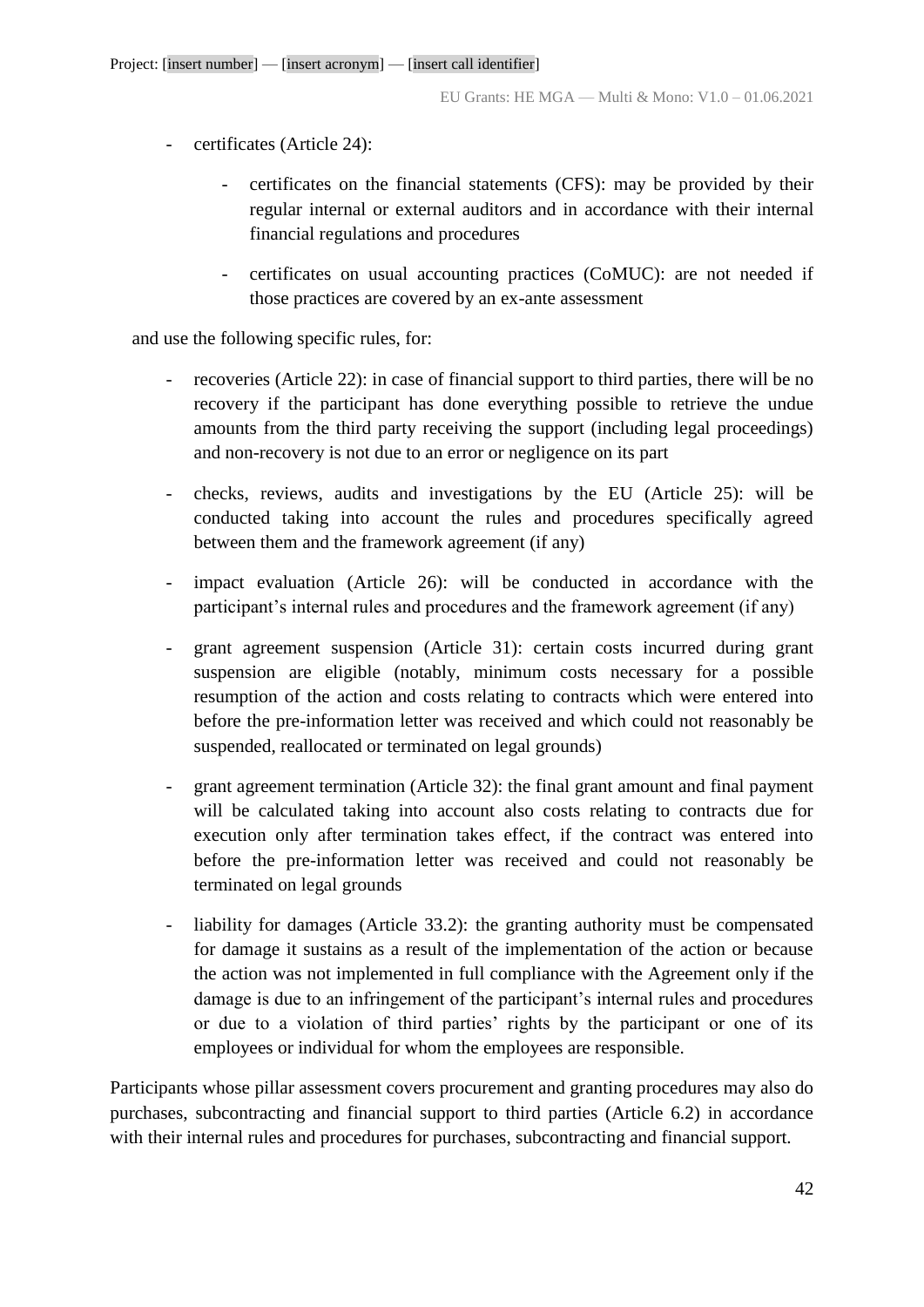- certificates (Article 24):
  - certificates on the financial statements (CFS): may be provided by their regular internal or external auditors and in accordance with their internal financial regulations and procedures
  - certificates on usual accounting practices (CoMUC): are not needed if those practices are covered by an ex-ante assessment

and use the following specific rules, for:

- recoveries (Article 22): in case of financial support to third parties, there will be no recovery if the participant has done everything possible to retrieve the undue amounts from the third party receiving the support (including legal proceedings) and non-recovery is not due to an error or negligence on its part
- checks, reviews, audits and investigations by the EU (Article 25): will be conducted taking into account the rules and procedures specifically agreed between them and the framework agreement (if any)
- impact evaluation (Article 26): will be conducted in accordance with the participant's internal rules and procedures and the framework agreement (if any)
- grant agreement suspension (Article 31): certain costs incurred during grant suspension are eligible (notably, minimum costs necessary for a possible resumption of the action and costs relating to contracts which were entered into before the pre-information letter was received and which could not reasonably be suspended, reallocated or terminated on legal grounds)
- grant agreement termination (Article 32): the final grant amount and final payment will be calculated taking into account also costs relating to contracts due for execution only after termination takes effect, if the contract was entered into before the pre-information letter was received and could not reasonably be terminated on legal grounds
- liability for damages (Article 33.2): the granting authority must be compensated for damage it sustains as a result of the implementation of the action or because the action was not implemented in full compliance with the Agreement only if the damage is due to an infringement of the participant's internal rules and procedures or due to a violation of third parties' rights by the participant or one of its employees or individual for whom the employees are responsible.

Participants whose pillar assessment covers procurement and granting procedures may also do purchases, subcontracting and financial support to third parties (Article 6.2) in accordance with their internal rules and procedures for purchases, subcontracting and financial support.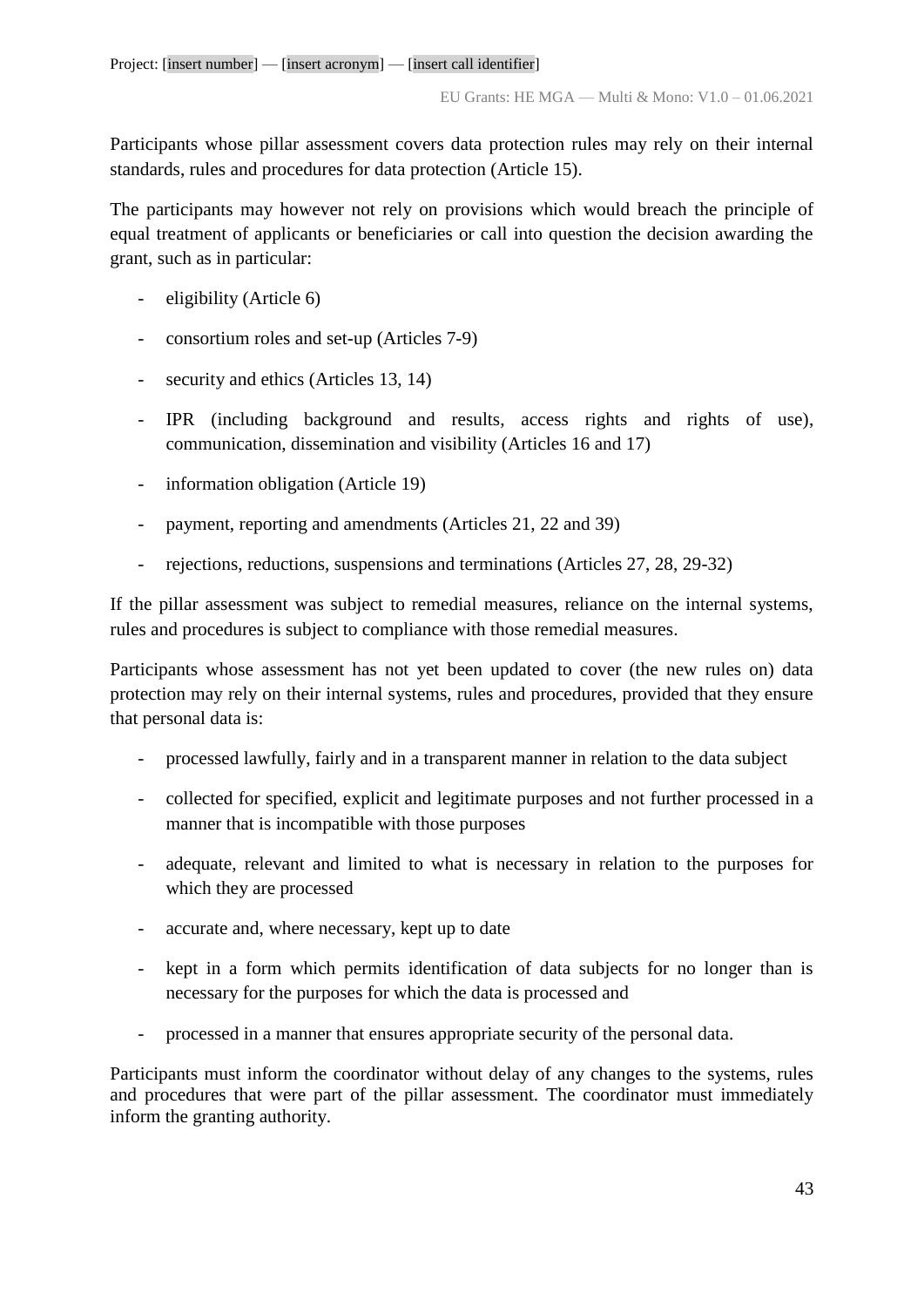Participants whose pillar assessment covers data protection rules may rely on their internal standards, rules and procedures for data protection (Article 15).

The participants may however not rely on provisions which would breach the principle of equal treatment of applicants or beneficiaries or call into question the decision awarding the grant, such as in particular:

- eligibility (Article 6)
- consortium roles and set-up (Articles 7-9)
- security and ethics (Articles 13, 14)
- IPR (including background and results, access rights and rights of use), communication, dissemination and visibility (Articles 16 and 17)
- information obligation (Article 19)
- payment, reporting and amendments (Articles 21, 22 and 39)
- rejections, reductions, suspensions and terminations (Articles 27, 28, 29-32)

If the pillar assessment was subject to remedial measures, reliance on the internal systems, rules and procedures is subject to compliance with those remedial measures.

Participants whose assessment has not yet been updated to cover (the new rules on) data protection may rely on their internal systems, rules and procedures, provided that they ensure that personal data is:

- processed lawfully, fairly and in a transparent manner in relation to the data subject
- collected for specified, explicit and legitimate purposes and not further processed in a manner that is incompatible with those purposes
- adequate, relevant and limited to what is necessary in relation to the purposes for which they are processed
- accurate and, where necessary, kept up to date
- kept in a form which permits identification of data subjects for no longer than is necessary for the purposes for which the data is processed and
- processed in a manner that ensures appropriate security of the personal data.

Participants must inform the coordinator without delay of any changes to the systems, rules and procedures that were part of the pillar assessment. The coordinator must immediately inform the granting authority.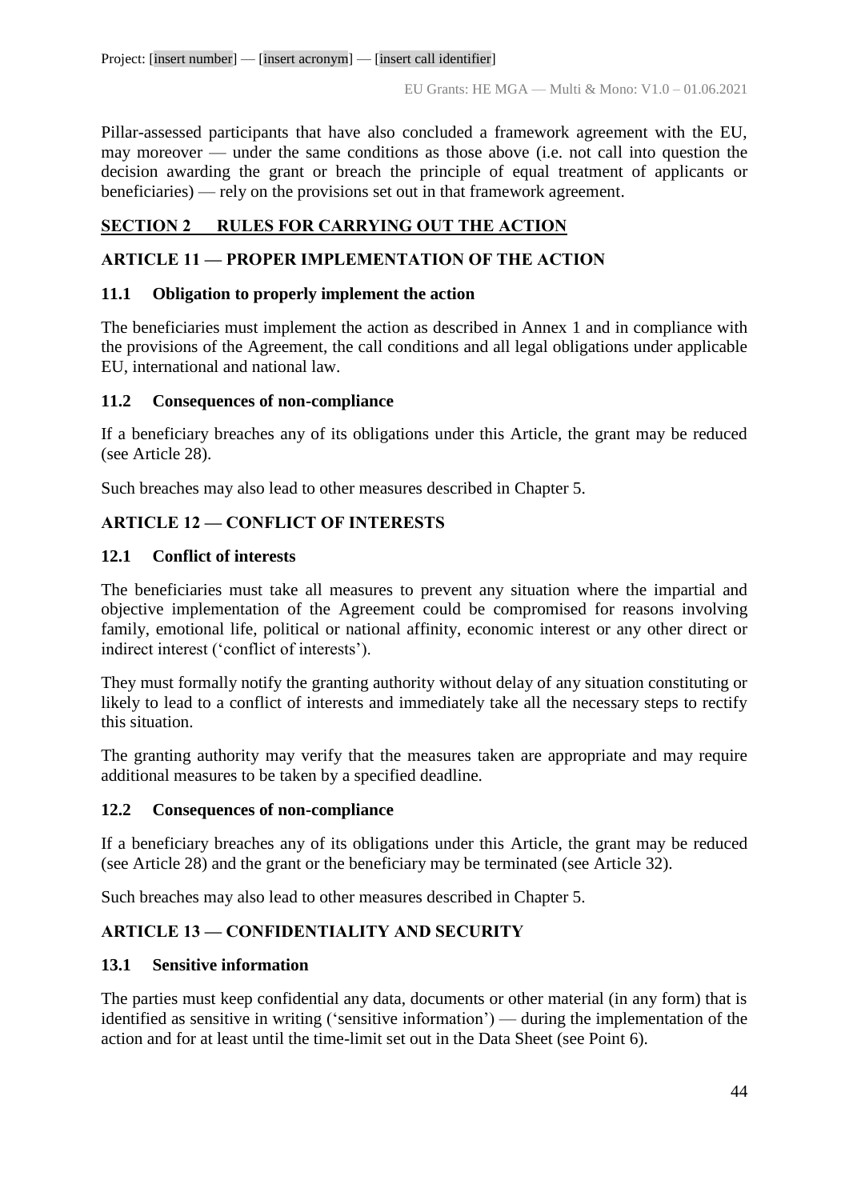Pillar-assessed participants that have also concluded a framework agreement with the EU, may moreover — under the same conditions as those above (i.e. not call into question the decision awarding the grant or breach the principle of equal treatment of applicants or beneficiaries) — rely on the provisions set out in that framework agreement.

## SECTION 2 RULES FOR CARRYING OUT THE ACTION

## ARTICLE 11 — PROPER IMPLEMENTATION OF THE ACTION

### 11.1 Obligation to properly implement the action

The beneficiaries must implement the action as described in Annex 1 and in compliance with the provisions of the Agreement, the call conditions and all legal obligations under applicable EU, international and national law.

### 11.2 Consequences of non-compliance

If a beneficiary breaches any of its obligations under this Article, the grant may be reduced (see Article 28).

Such breaches may also lead to other measures described in Chapter 5.

## ARTICLE 12 — CONFLICT OF INTERESTS

### 12.1 Conflict of interests

The beneficiaries must take all measures to prevent any situation where the impartial and objective implementation of the Agreement could be compromised for reasons involving family, emotional life, political or national affinity, economic interest or any other direct or indirect interest ('conflict of interests').

They must formally notify the granting authority without delay of any situation constituting or likely to lead to a conflict of interests and immediately take all the necessary steps to rectify this situation.

The granting authority may verify that the measures taken are appropriate and may require additional measures to be taken by a specified deadline.

### 12.2 Consequences of non-compliance

If a beneficiary breaches any of its obligations under this Article, the grant may be reduced (see Article 28) and the grant or the beneficiary may be terminated (see Article 32).

Such breaches may also lead to other measures described in Chapter 5.

## ARTICLE 13 — CONFIDENTIALITY AND SECURITY

### 13.1 Sensitive information

The parties must keep confidential any data, documents or other material (in any form) that is identified as sensitive in writing ('sensitive information') — during the implementation of the action and for at least until the time-limit set out in the Data Sheet (see Point 6).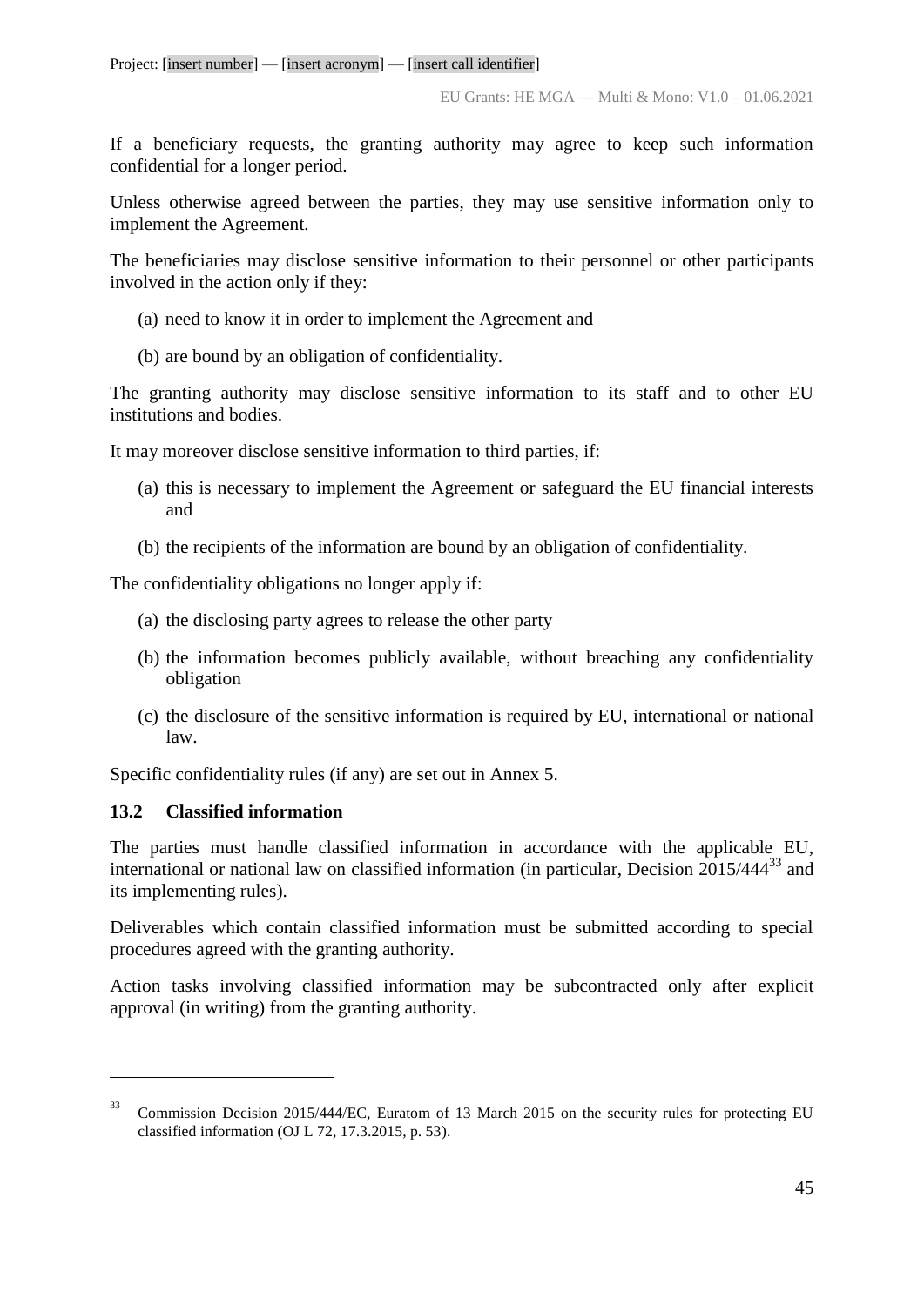If a beneficiary requests, the granting authority may agree to keep such information confidential for a longer period.

Unless otherwise agreed between the parties, they may use sensitive information only to implement the Agreement.

The beneficiaries may disclose sensitive information to their personnel or other participants involved in the action only if they:

(a) need to know it in order to implement the Agreement and

(b) are bound by an obligation of confidentiality.

The granting authority may disclose sensitive information to its staff and to other EU institutions and bodies.

It may moreover disclose sensitive information to third parties, if:

(a) this is necessary to implement the Agreement or safeguard the EU financial interests and

(b) the recipients of the information are bound by an obligation of confidentiality.

The confidentiality obligations no longer apply if:

(a) the disclosing party agrees to release the other party

(b) the information becomes publicly available, without breaching any confidentiality obligation

(c) the disclosure of the sensitive information is required by EU, international or national law.

Specific confidentiality rules (if any) are set out in Annex 5.

### 13.2 Classified information

The parties must handle classified information in accordance with the applicable EU, international or national law on classified information (in particular, Decision 2015/444[33] and its implementing rules).

Deliverables which contain classified information must be submitted according to special procedures agreed with the granting authority.

Action tasks involving classified information may be subcontracted only after explicit approval (in writing) from the granting authority.

---

[33] Commission Decision 2015/444/EC, Euratom of 13 March 2015 on the security rules for protecting EU classified information (OJ L 72, 17.3.2015, p. 53).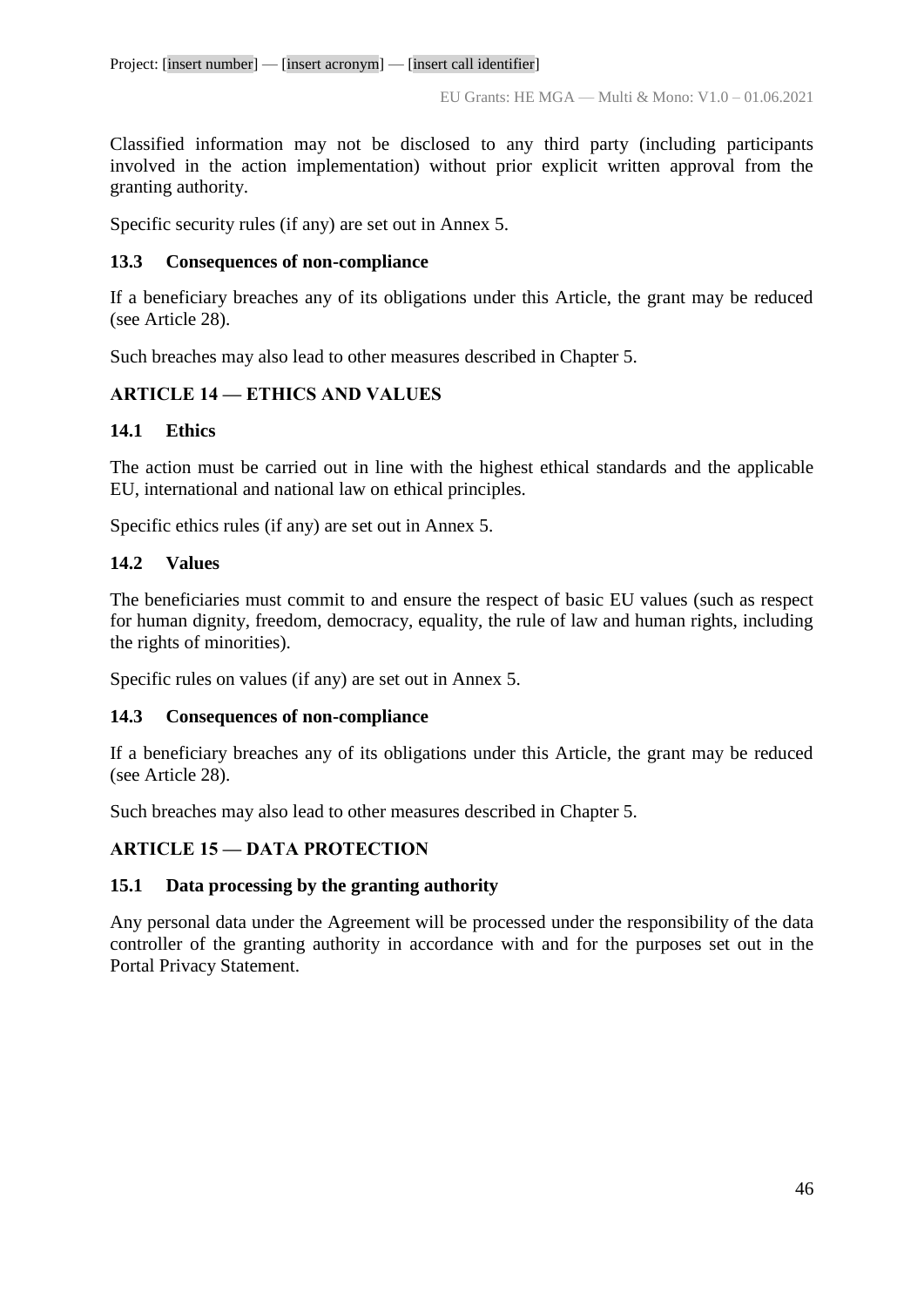Classified information may not be disclosed to any third party (including participants involved in the action implementation) without prior explicit written approval from the granting authority.

Specific security rules (if any) are set out in Annex 5.

### 13.3 Consequences of non-compliance

If a beneficiary breaches any of its obligations under this Article, the grant may be reduced (see Article 28).

Such breaches may also lead to other measures described in Chapter 5.

## ARTICLE 14 — ETHICS AND VALUES

### 14.1 Ethics

The action must be carried out in line with the highest ethical standards and the applicable EU, international and national law on ethical principles.

Specific ethics rules (if any) are set out in Annex 5.

### 14.2 Values

The beneficiaries must commit to and ensure the respect of basic EU values (such as respect for human dignity, freedom, democracy, equality, the rule of law and human rights, including the rights of minorities).

Specific rules on values (if any) are set out in Annex 5.

### 14.3 Consequences of non-compliance

If a beneficiary breaches any of its obligations under this Article, the grant may be reduced (see Article 28).

Such breaches may also lead to other measures described in Chapter 5.

## ARTICLE 15 — DATA PROTECTION

### 15.1 Data processing by the granting authority

Any personal data under the Agreement will be processed under the responsibility of the data controller of the granting authority in accordance with and for the purposes set out in the Portal Privacy Statement.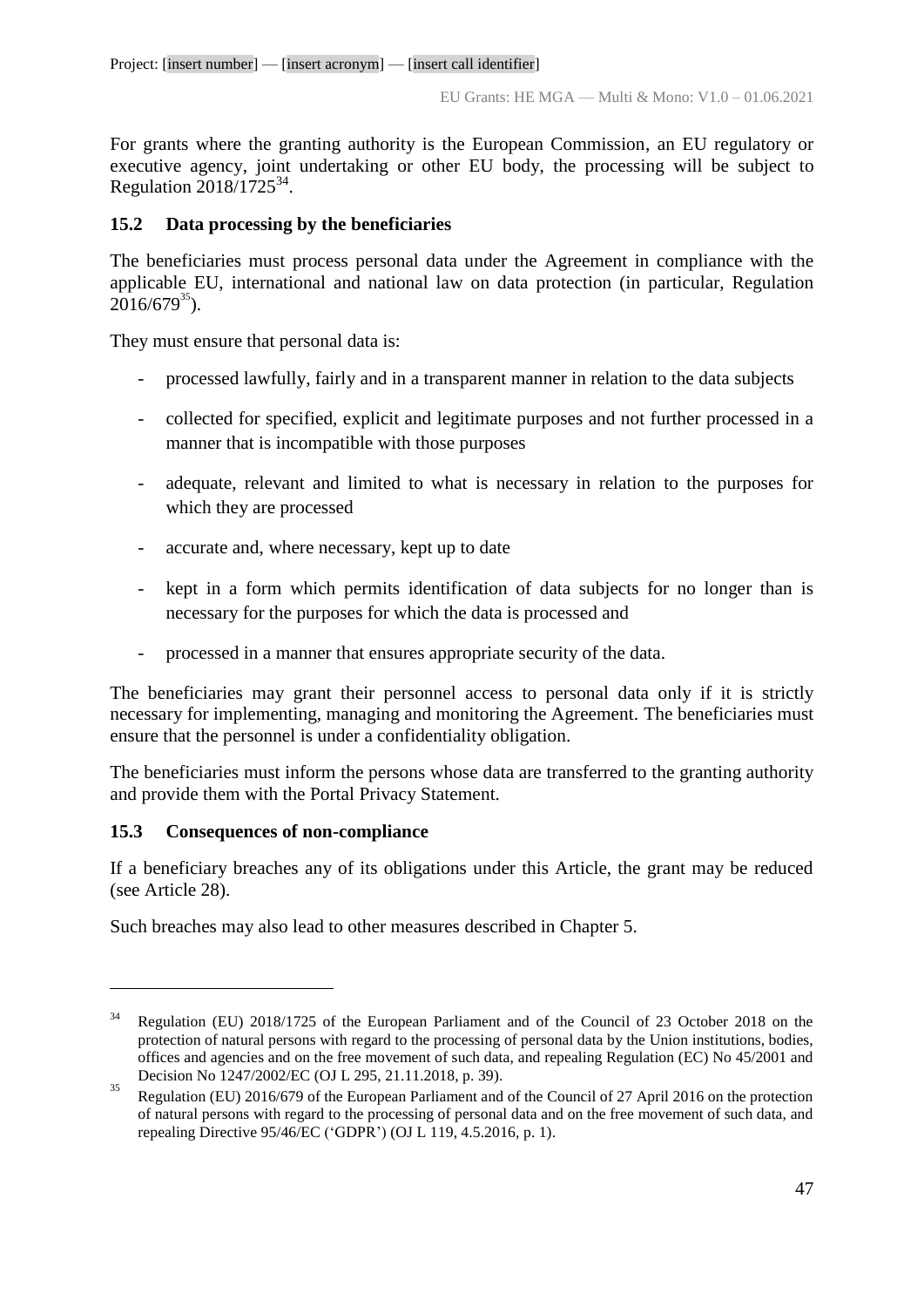For grants where the granting authority is the European Commission, an EU regulatory or executive agency, joint undertaking or other EU body, the processing will be subject to Regulation 2018/1725[34].

### 15.2 Data processing by the beneficiaries

The beneficiaries must process personal data under the Agreement in compliance with the applicable EU, international and national law on data protection (in particular, Regulation 2016/679[35]).

They must ensure that personal data is:

- processed lawfully, fairly and in a transparent manner in relation to the data subjects
- collected for specified, explicit and legitimate purposes and not further processed in a manner that is incompatible with those purposes
- adequate, relevant and limited to what is necessary in relation to the purposes for which they are processed
- accurate and, where necessary, kept up to date
- kept in a form which permits identification of data subjects for no longer than is necessary for the purposes for which the data is processed and
- processed in a manner that ensures appropriate security of the data.

The beneficiaries may grant their personnel access to personal data only if it is strictly necessary for implementing, managing and monitoring the Agreement. The beneficiaries must ensure that the personnel is under a confidentiality obligation.

The beneficiaries must inform the persons whose data are transferred to the granting authority and provide them with the Portal Privacy Statement.

### 15.3 Consequences of non-compliance

If a beneficiary breaches any of its obligations under this Article, the grant may be reduced (see Article 28).

Such breaches may also lead to other measures described in Chapter 5.

---

[34] Regulation (EU) 2018/1725 of the European Parliament and of the Council of 23 October 2018 on the protection of natural persons with regard to the processing of personal data by the Union institutions, bodies, offices and agencies and on the free movement of such data, and repealing Regulation (EC) No 45/2001 and Decision No 1247/2002/EC (OJ L 295, 21.11.2018, p. 39).

[35] Regulation (EU) 2016/679 of the European Parliament and of the Council of 27 April 2016 on the protection of natural persons with regard to the processing of personal data and on the free movement of such data, and repealing Directive 95/46/EC ('GDPR') (OJ L 119, 4.5.2016, p. 1).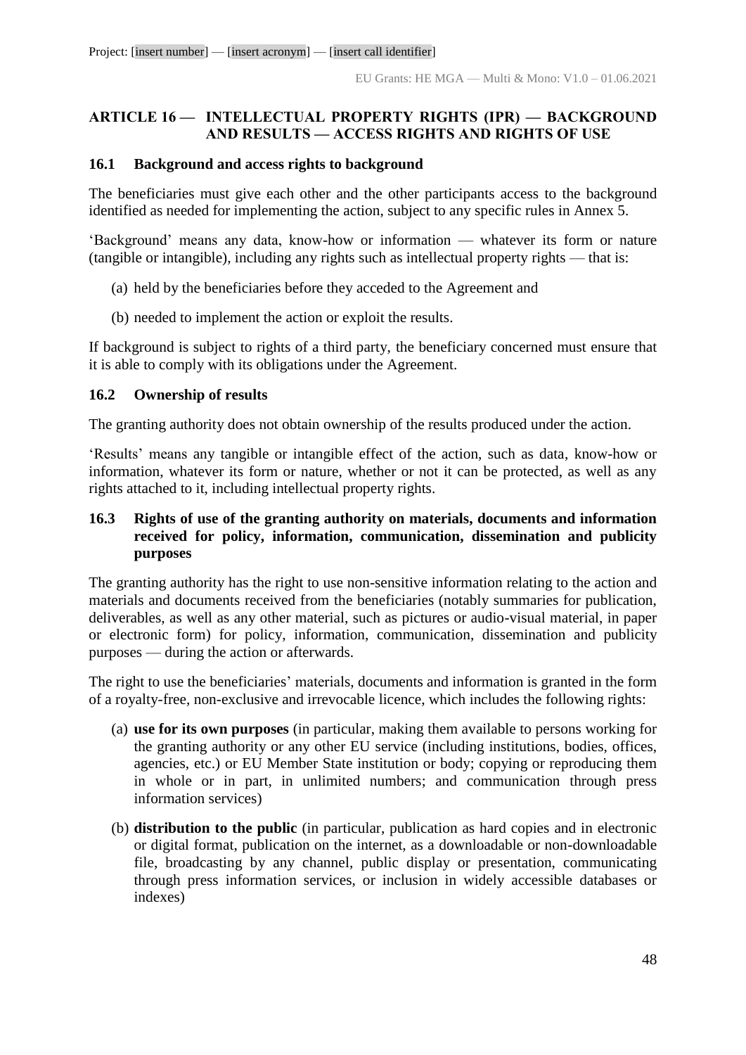## ARTICLE 16 — INTELLECTUAL PROPERTY RIGHTS (IPR) — BACKGROUND AND RESULTS — ACCESS RIGHTS AND RIGHTS OF USE

### 16.1 Background and access rights to background

The beneficiaries must give each other and the other participants access to the background identified as needed for implementing the action, subject to any specific rules in Annex 5.

'Background' means any data, know-how or information — whatever its form or nature (tangible or intangible), including any rights such as intellectual property rights — that is:

(a) held by the beneficiaries before they acceded to the Agreement and

(b) needed to implement the action or exploit the results.

If background is subject to rights of a third party, the beneficiary concerned must ensure that it is able to comply with its obligations under the Agreement.

### 16.2 Ownership of results

The granting authority does not obtain ownership of the results produced under the action.

'Results' means any tangible or intangible effect of the action, such as data, know-how or information, whatever its form or nature, whether or not it can be protected, as well as any rights attached to it, including intellectual property rights.

### 16.3 Rights of use of the granting authority on materials, documents and information received for policy, information, communication, dissemination and publicity purposes

The granting authority has the right to use non-sensitive information relating to the action and materials and documents received from the beneficiaries (notably summaries for publication, deliverables, as well as any other material, such as pictures or audio-visual material, in paper or electronic form) for policy, information, communication, dissemination and publicity purposes — during the action or afterwards.

The right to use the beneficiaries' materials, documents and information is granted in the form of a royalty-free, non-exclusive and irrevocable licence, which includes the following rights:

(a) **use for its own purposes** (in particular, making them available to persons working for the granting authority or any other EU service (including institutions, bodies, offices, agencies, etc.) or EU Member State institution or body; copying or reproducing them in whole or in part, in unlimited numbers; and communication through press information services)

(b) **distribution to the public** (in particular, publication as hard copies and in electronic or digital format, publication on the internet, as a downloadable or non-downloadable file, broadcasting by any channel, public display or presentation, communicating through press information services, or inclusion in widely accessible databases or indexes)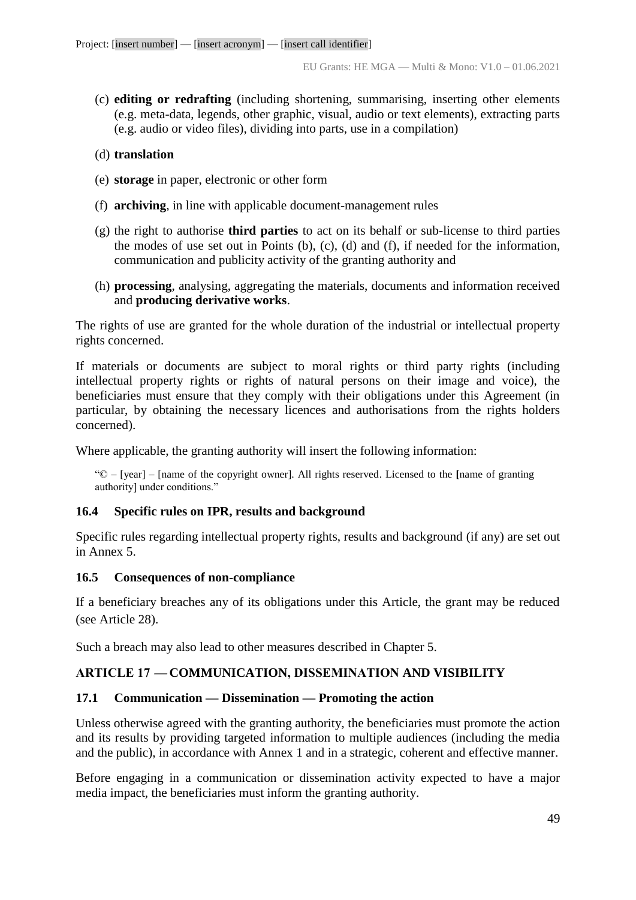(c) **editing or redrafting** (including shortening, summarising, inserting other elements (e.g. meta-data, legends, other graphic, visual, audio or text elements), extracting parts (e.g. audio or video files), dividing into parts, use in a compilation)

(d) **translation**

(e) **storage** in paper, electronic or other form

(f) **archiving**, in line with applicable document-management rules

(g) the right to authorise **third parties** to act on its behalf or sub-license to third parties the modes of use set out in Points (b), (c), (d) and (f), if needed for the information, communication and publicity activity of the granting authority and

(h) **processing**, analysing, aggregating the materials, documents and information received and **producing derivative works**.

The rights of use are granted for the whole duration of the industrial or intellectual property rights concerned.

If materials or documents are subject to moral rights or third party rights (including intellectual property rights or rights of natural persons on their image and voice), the beneficiaries must ensure that they comply with their obligations under this Agreement (in particular, by obtaining the necessary licences and authorisations from the rights holders concerned).

Where applicable, the granting authority will insert the following information:

> "© – [year] – [name of the copyright owner]. All rights reserved. Licensed to the **[**name of granting authority] under conditions."

### 16.4 Specific rules on IPR, results and background

Specific rules regarding intellectual property rights, results and background (if any) are set out in Annex 5.

### 16.5 Consequences of non-compliance

If a beneficiary breaches any of its obligations under this Article, the grant may be reduced (see Article 28).

Such a breach may also lead to other measures described in Chapter 5.

## ARTICLE 17 — COMMUNICATION, DISSEMINATION AND VISIBILITY

### 17.1 Communication — Dissemination — Promoting the action

Unless otherwise agreed with the granting authority, the beneficiaries must promote the action and its results by providing targeted information to multiple audiences (including the media and the public), in accordance with Annex 1 and in a strategic, coherent and effective manner.

Before engaging in a communication or dissemination activity expected to have a major media impact, the beneficiaries must inform the granting authority.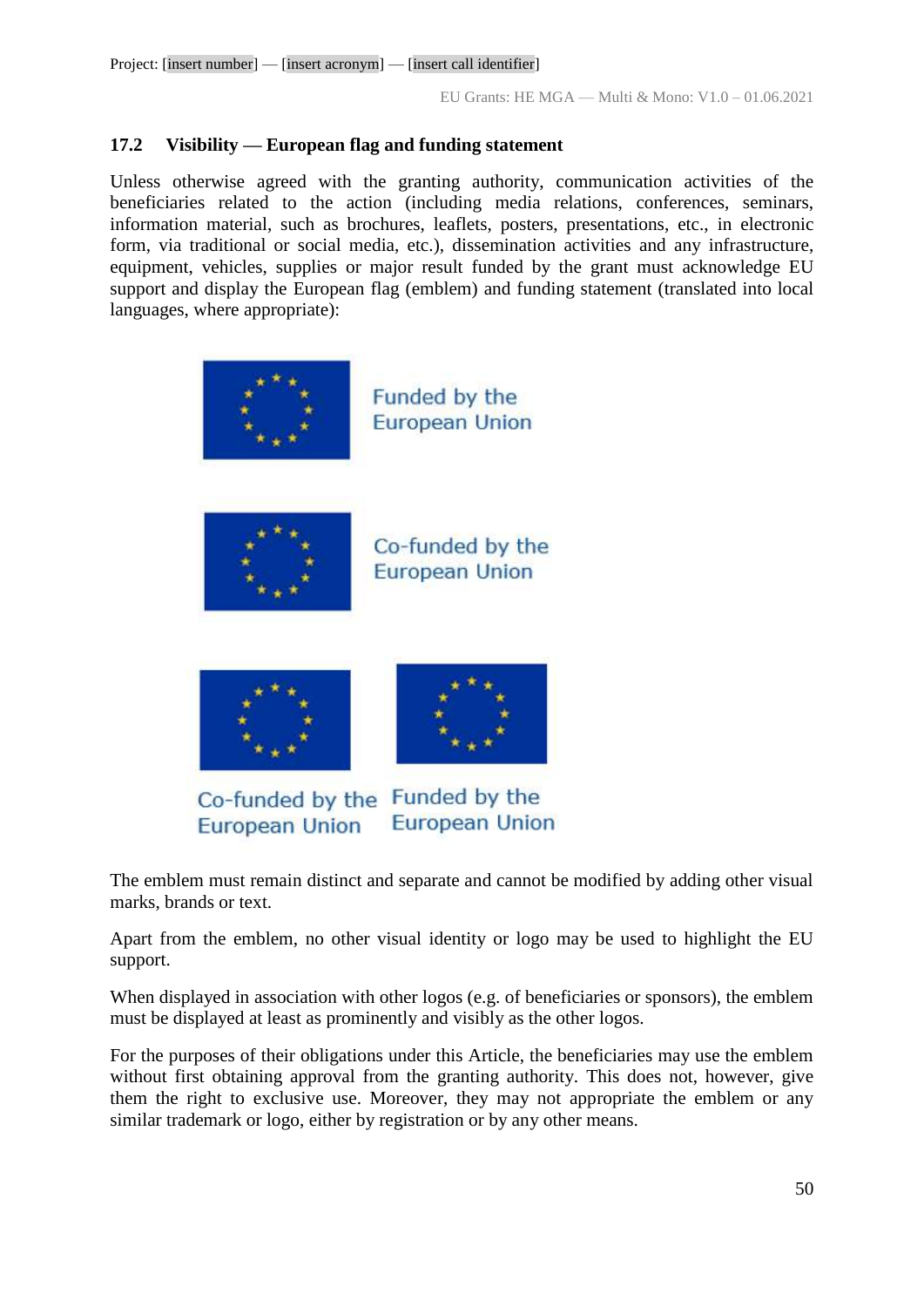### 17.2 Visibility — European flag and funding statement

Unless otherwise agreed with the granting authority, communication activities of the beneficiaries related to the action (including media relations, conferences, seminars, information material, such as brochures, leaflets, posters, presentations, etc., in electronic form, via traditional or social media, etc.), dissemination activities and any infrastructure, equipment, vehicles, supplies or major result funded by the grant must acknowledge EU support and display the European flag (emblem) and funding statement (translated into local languages, where appropriate):

Funded by the European Union

Co-funded by the European Union

Co-funded by the European Union

Funded by the European Union

The emblem must remain distinct and separate and cannot be modified by adding other visual marks, brands or text.

Apart from the emblem, no other visual identity or logo may be used to highlight the EU support.

When displayed in association with other logos (e.g. of beneficiaries or sponsors), the emblem must be displayed at least as prominently and visibly as the other logos.

For the purposes of their obligations under this Article, the beneficiaries may use the emblem without first obtaining approval from the granting authority. This does not, however, give them the right to exclusive use. Moreover, they may not appropriate the emblem or any similar trademark or logo, either by registration or by any other means.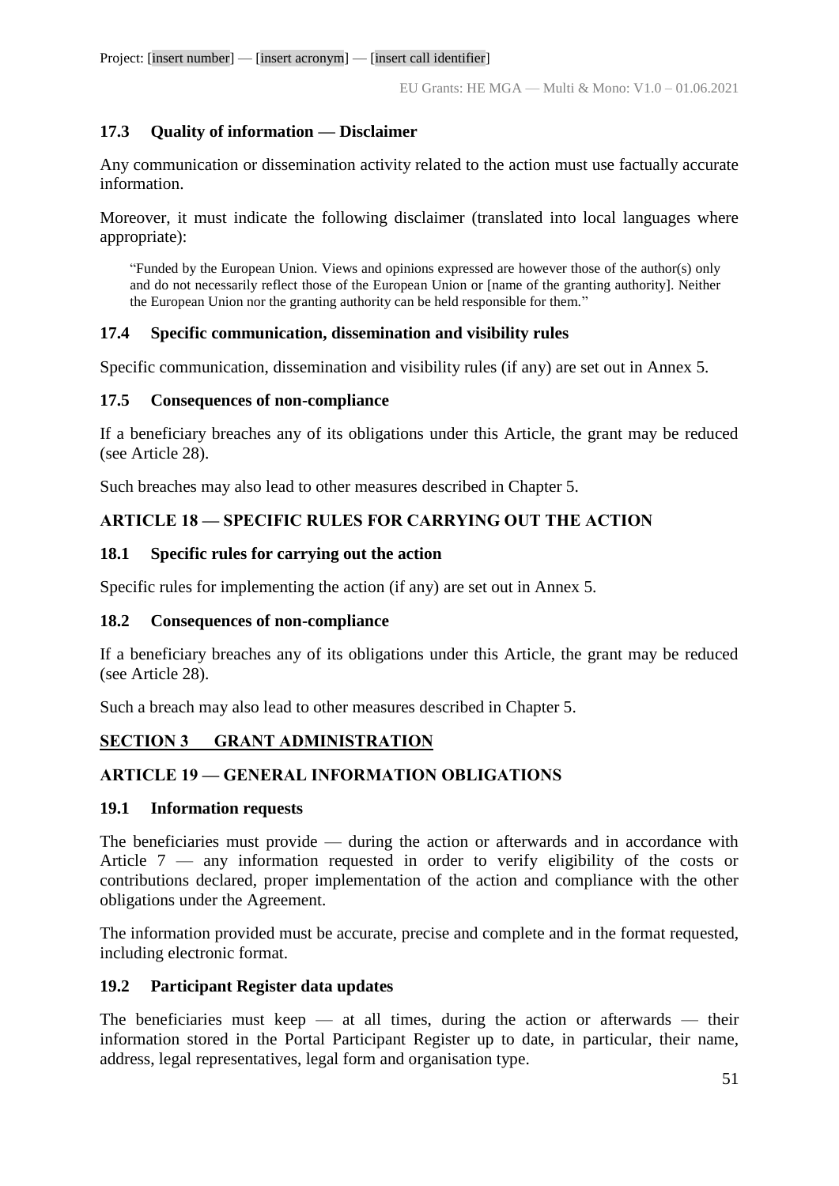### 17.3 Quality of information — Disclaimer

Any communication or dissemination activity related to the action must use factually accurate information.

Moreover, it must indicate the following disclaimer (translated into local languages where appropriate):

> "Funded by the European Union. Views and opinions expressed are however those of the author(s) only and do not necessarily reflect those of the European Union or [name of the granting authority]. Neither the European Union nor the granting authority can be held responsible for them."

### 17.4 Specific communication, dissemination and visibility rules

Specific communication, dissemination and visibility rules (if any) are set out in Annex 5.

### 17.5 Consequences of non-compliance

If a beneficiary breaches any of its obligations under this Article, the grant may be reduced (see Article 28).

Such breaches may also lead to other measures described in Chapter 5.

## ARTICLE 18 — SPECIFIC RULES FOR CARRYING OUT THE ACTION

### 18.1 Specific rules for carrying out the action

Specific rules for implementing the action (if any) are set out in Annex 5.

### 18.2 Consequences of non-compliance

If a beneficiary breaches any of its obligations under this Article, the grant may be reduced (see Article 28).

Such a breach may also lead to other measures described in Chapter 5.

# SECTION 3 GRANT ADMINISTRATION

## ARTICLE 19 — GENERAL INFORMATION OBLIGATIONS

### 19.1 Information requests

The beneficiaries must provide — during the action or afterwards and in accordance with Article 7 — any information requested in order to verify eligibility of the costs or contributions declared, proper implementation of the action and compliance with the other obligations under the Agreement.

The information provided must be accurate, precise and complete and in the format requested, including electronic format.

### 19.2 Participant Register data updates

The beneficiaries must keep — at all times, during the action or afterwards — their information stored in the Portal Participant Register up to date, in particular, their name, address, legal representatives, legal form and organisation type.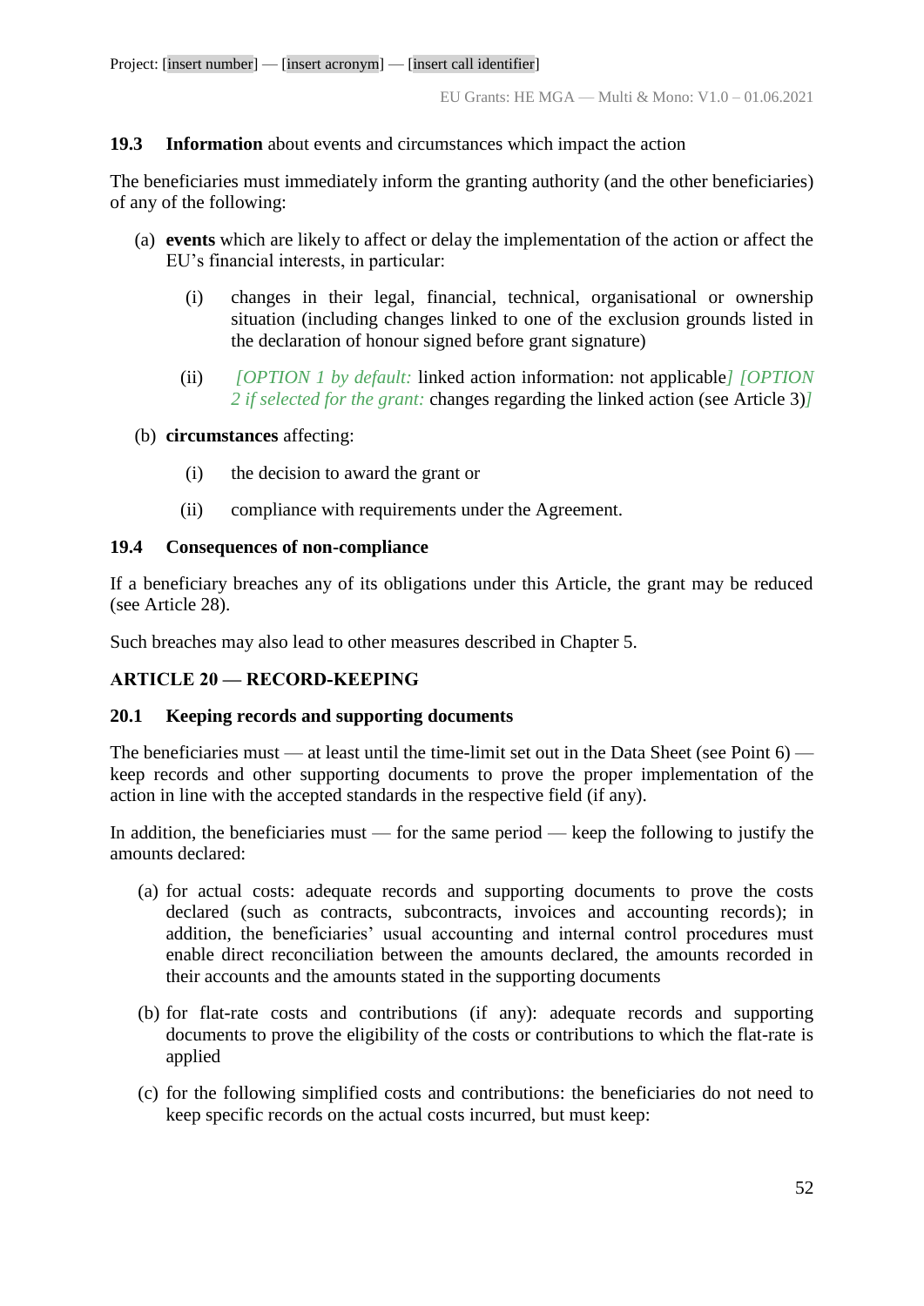### 19.3 **Information** about events and circumstances which impact the action

The beneficiaries must immediately inform the granting authority (and the other beneficiaries) of any of the following:

(a) **events** which are likely to affect or delay the implementation of the action or affect the EU's financial interests, in particular:

   (i) changes in their legal, financial, technical, organisational or ownership situation (including changes linked to one of the exclusion grounds listed in the declaration of honour signed before grant signature)

   (ii) *[OPTION 1 by default:* linked action information: not applicable*] [OPTION 2 if selected for the grant:* changes regarding the linked action (see Article 3)*]*

(b) **circumstances** affecting:

   (i) the decision to award the grant or

   (ii) compliance with requirements under the Agreement.

### 19.4 Consequences of non-compliance

If a beneficiary breaches any of its obligations under this Article, the grant may be reduced (see Article 28).

Such breaches may also lead to other measures described in Chapter 5.

## ARTICLE 20 — RECORD-KEEPING

### 20.1 Keeping records and supporting documents

The beneficiaries must — at least until the time-limit set out in the Data Sheet (see Point 6) — keep records and other supporting documents to prove the proper implementation of the action in line with the accepted standards in the respective field (if any).

In addition, the beneficiaries must — for the same period — keep the following to justify the amounts declared:

(a) for actual costs: adequate records and supporting documents to prove the costs declared (such as contracts, subcontracts, invoices and accounting records); in addition, the beneficiaries' usual accounting and internal control procedures must enable direct reconciliation between the amounts declared, the amounts recorded in their accounts and the amounts stated in the supporting documents

(b) for flat-rate costs and contributions (if any): adequate records and supporting documents to prove the eligibility of the costs or contributions to which the flat-rate is applied

(c) for the following simplified costs and contributions: the beneficiaries do not need to keep specific records on the actual costs incurred, but must keep: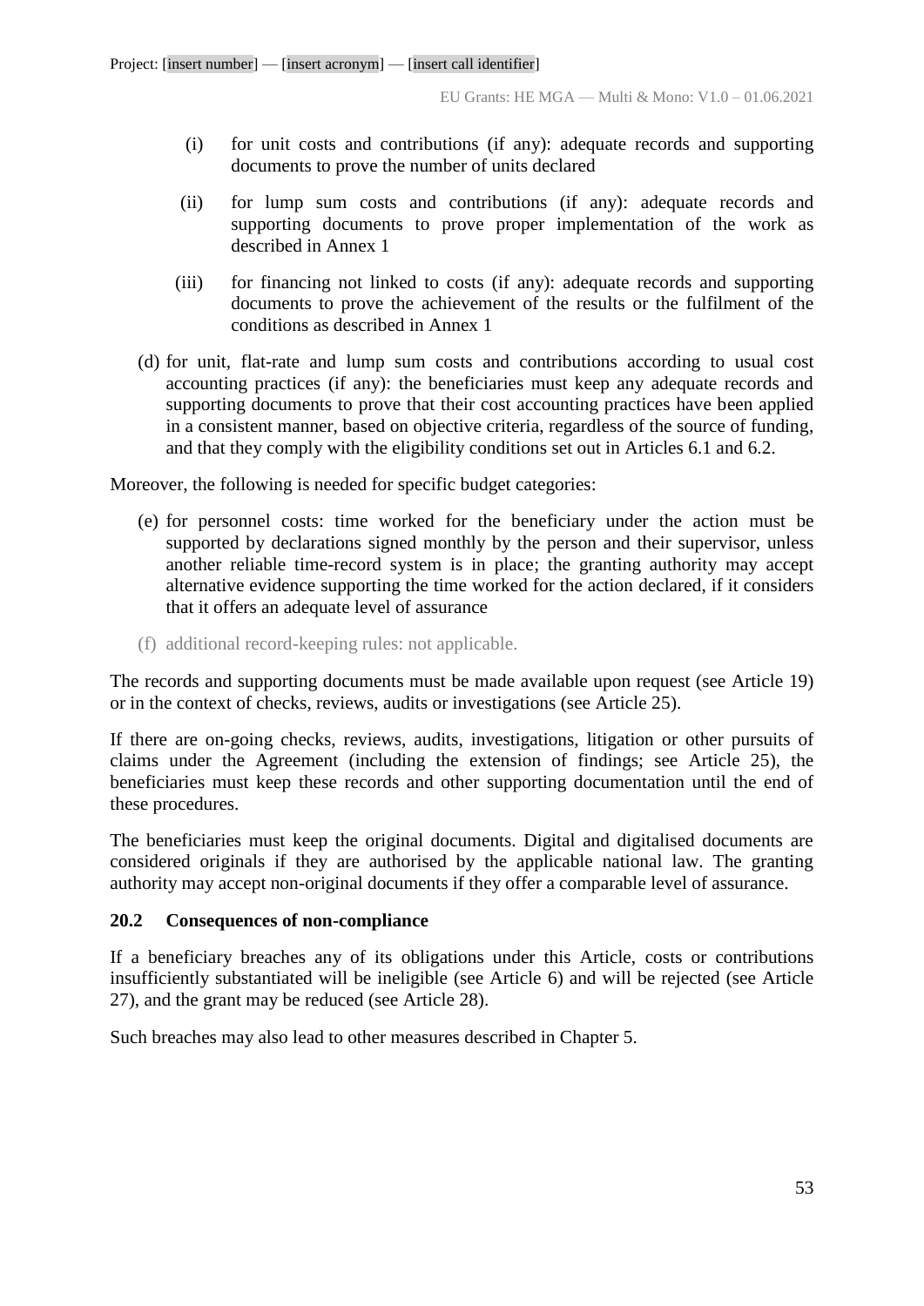(i) for unit costs and contributions (if any): adequate records and supporting documents to prove the number of units declared

(ii) for lump sum costs and contributions (if any): adequate records and supporting documents to prove proper implementation of the work as described in Annex 1

(iii) for financing not linked to costs (if any): adequate records and supporting documents to prove the achievement of the results or the fulfilment of the conditions as described in Annex 1

(d) for unit, flat-rate and lump sum costs and contributions according to usual cost accounting practices (if any): the beneficiaries must keep any adequate records and supporting documents to prove that their cost accounting practices have been applied in a consistent manner, based on objective criteria, regardless of the source of funding, and that they comply with the eligibility conditions set out in Articles 6.1 and 6.2.

Moreover, the following is needed for specific budget categories:

(e) for personnel costs: time worked for the beneficiary under the action must be supported by declarations signed monthly by the person and their supervisor, unless another reliable time-record system is in place; the granting authority may accept alternative evidence supporting the time worked for the action declared, if it considers that it offers an adequate level of assurance

(f) additional record-keeping rules: not applicable.

The records and supporting documents must be made available upon request (see Article 19) or in the context of checks, reviews, audits or investigations (see Article 25).

If there are on-going checks, reviews, audits, investigations, litigation or other pursuits of claims under the Agreement (including the extension of findings; see Article 25), the beneficiaries must keep these records and other supporting documentation until the end of these procedures.

The beneficiaries must keep the original documents. Digital and digitalised documents are considered originals if they are authorised by the applicable national law. The granting authority may accept non-original documents if they offer a comparable level of assurance.

### 20.2 Consequences of non-compliance

If a beneficiary breaches any of its obligations under this Article, costs or contributions insufficiently substantiated will be ineligible (see Article 6) and will be rejected (see Article 27), and the grant may be reduced (see Article 28).

Such breaches may also lead to other measures described in Chapter 5.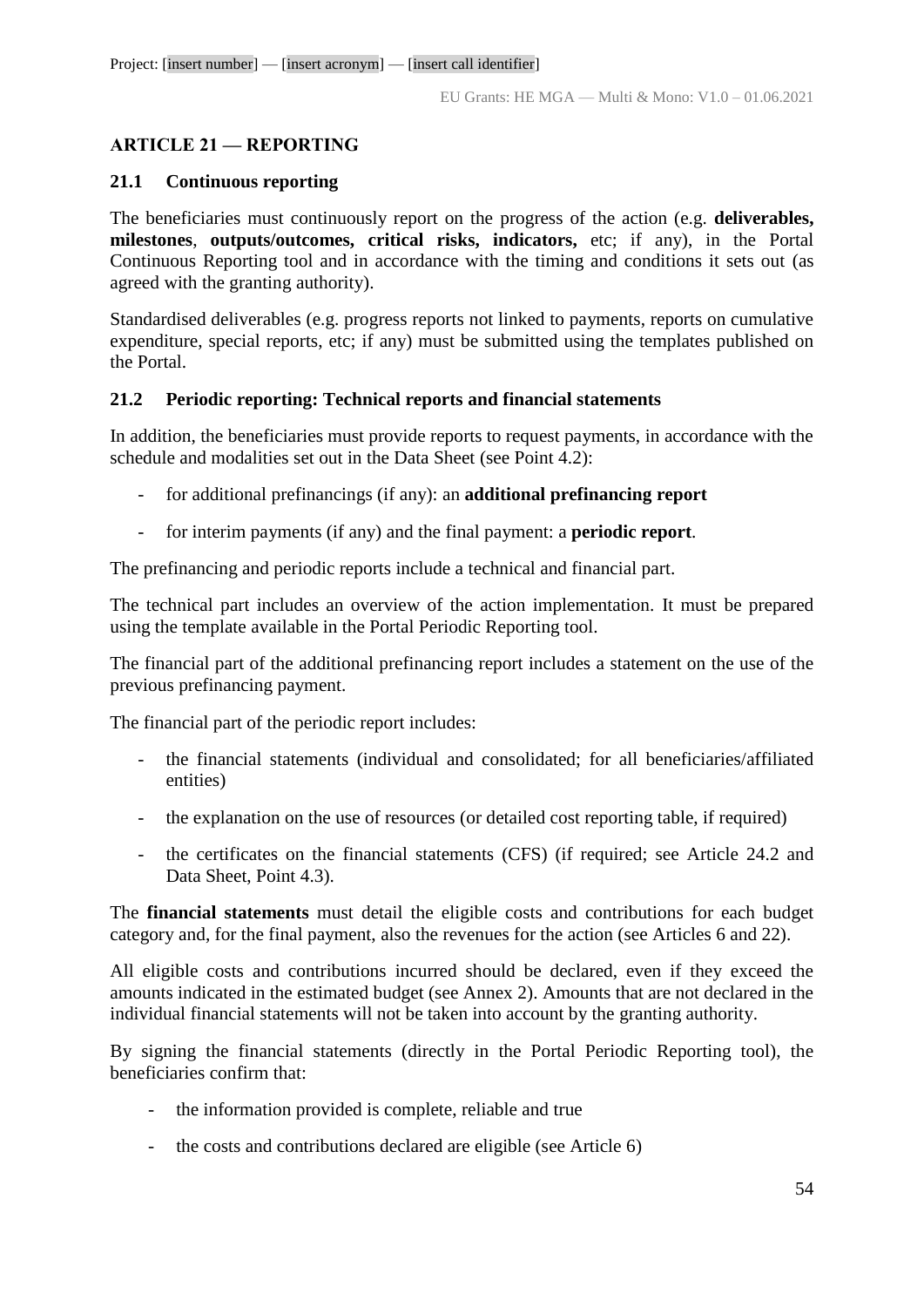## ARTICLE 21 — REPORTING

### 21.1 Continuous reporting

The beneficiaries must continuously report on the progress of the action (e.g. **deliverables, milestones**, **outputs/outcomes, critical risks, indicators,** etc; if any), in the Portal Continuous Reporting tool and in accordance with the timing and conditions it sets out (as agreed with the granting authority).

Standardised deliverables (e.g. progress reports not linked to payments, reports on cumulative expenditure, special reports, etc; if any) must be submitted using the templates published on the Portal.

### 21.2 Periodic reporting: Technical reports and financial statements

In addition, the beneficiaries must provide reports to request payments, in accordance with the schedule and modalities set out in the Data Sheet (see Point 4.2):

- for additional prefinancings (if any): an **additional prefinancing report**
- for interim payments (if any) and the final payment: a **periodic report**.

The prefinancing and periodic reports include a technical and financial part.

The technical part includes an overview of the action implementation. It must be prepared using the template available in the Portal Periodic Reporting tool.

The financial part of the additional prefinancing report includes a statement on the use of the previous prefinancing payment.

The financial part of the periodic report includes:

- the financial statements (individual and consolidated; for all beneficiaries/affiliated entities)
- the explanation on the use of resources (or detailed cost reporting table, if required)
- the certificates on the financial statements (CFS) (if required; see Article 24.2 and Data Sheet, Point 4.3).

The **financial statements** must detail the eligible costs and contributions for each budget category and, for the final payment, also the revenues for the action (see Articles 6 and 22).

All eligible costs and contributions incurred should be declared, even if they exceed the amounts indicated in the estimated budget (see Annex 2). Amounts that are not declared in the individual financial statements will not be taken into account by the granting authority.

By signing the financial statements (directly in the Portal Periodic Reporting tool), the beneficiaries confirm that:

- the information provided is complete, reliable and true
- the costs and contributions declared are eligible (see Article 6)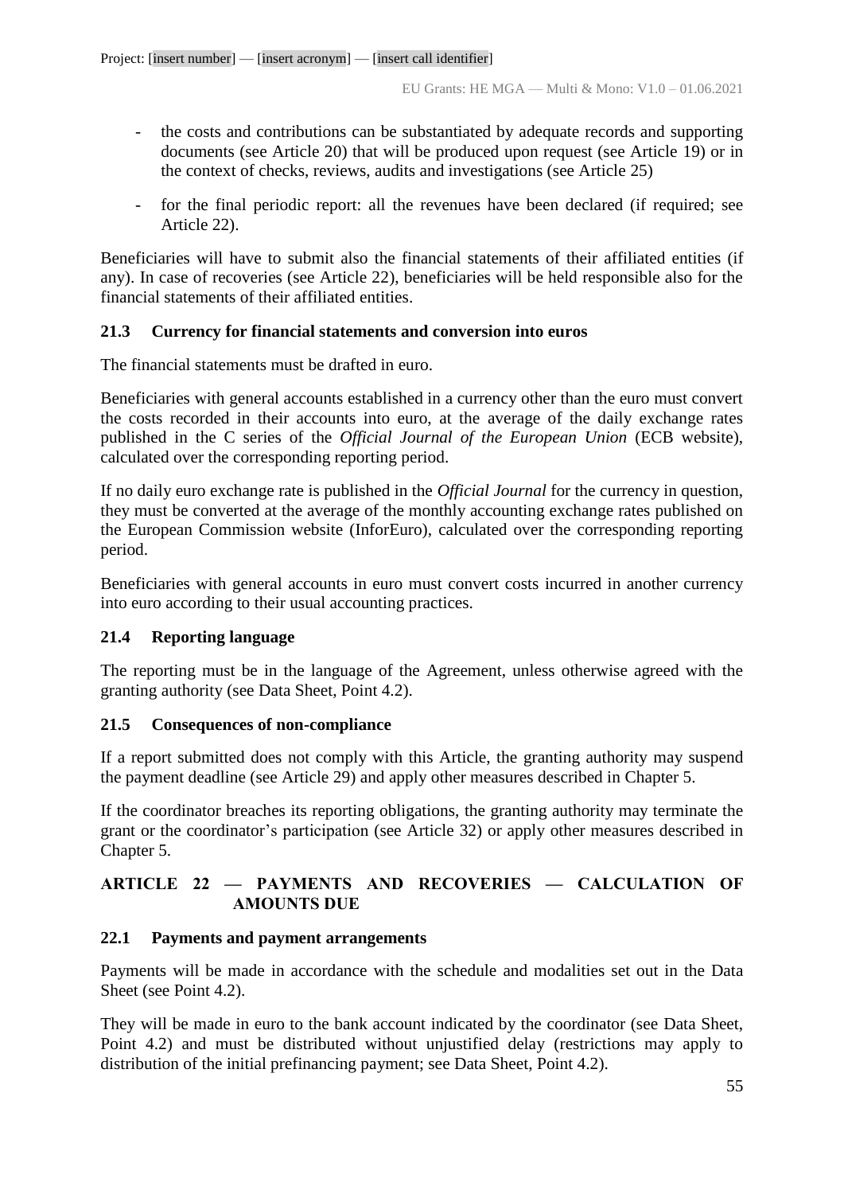- the costs and contributions can be substantiated by adequate records and supporting documents (see Article 20) that will be produced upon request (see Article 19) or in the context of checks, reviews, audits and investigations (see Article 25)
- for the final periodic report: all the revenues have been declared (if required; see Article 22).

Beneficiaries will have to submit also the financial statements of their affiliated entities (if any). In case of recoveries (see Article 22), beneficiaries will be held responsible also for the financial statements of their affiliated entities.

### 21.3 Currency for financial statements and conversion into euros

The financial statements must be drafted in euro.

Beneficiaries with general accounts established in a currency other than the euro must convert the costs recorded in their accounts into euro, at the average of the daily exchange rates published in the C series of the *Official Journal of the European Union* (ECB website), calculated over the corresponding reporting period.

If no daily euro exchange rate is published in the *Official Journal* for the currency in question, they must be converted at the average of the monthly accounting exchange rates published on the European Commission website (InforEuro), calculated over the corresponding reporting period.

Beneficiaries with general accounts in euro must convert costs incurred in another currency into euro according to their usual accounting practices.

### 21.4 Reporting language

The reporting must be in the language of the Agreement, unless otherwise agreed with the granting authority (see Data Sheet, Point 4.2).

### 21.5 Consequences of non-compliance

If a report submitted does not comply with this Article, the granting authority may suspend the payment deadline (see Article 29) and apply other measures described in Chapter 5.

If the coordinator breaches its reporting obligations, the granting authority may terminate the grant or the coordinator's participation (see Article 32) or apply other measures described in Chapter 5.

## ARTICLE 22 — PAYMENTS AND RECOVERIES — CALCULATION OF AMOUNTS DUE

### 22.1 Payments and payment arrangements

Payments will be made in accordance with the schedule and modalities set out in the Data Sheet (see Point 4.2).

They will be made in euro to the bank account indicated by the coordinator (see Data Sheet, Point 4.2) and must be distributed without unjustified delay (restrictions may apply to distribution of the initial prefinancing payment; see Data Sheet, Point 4.2).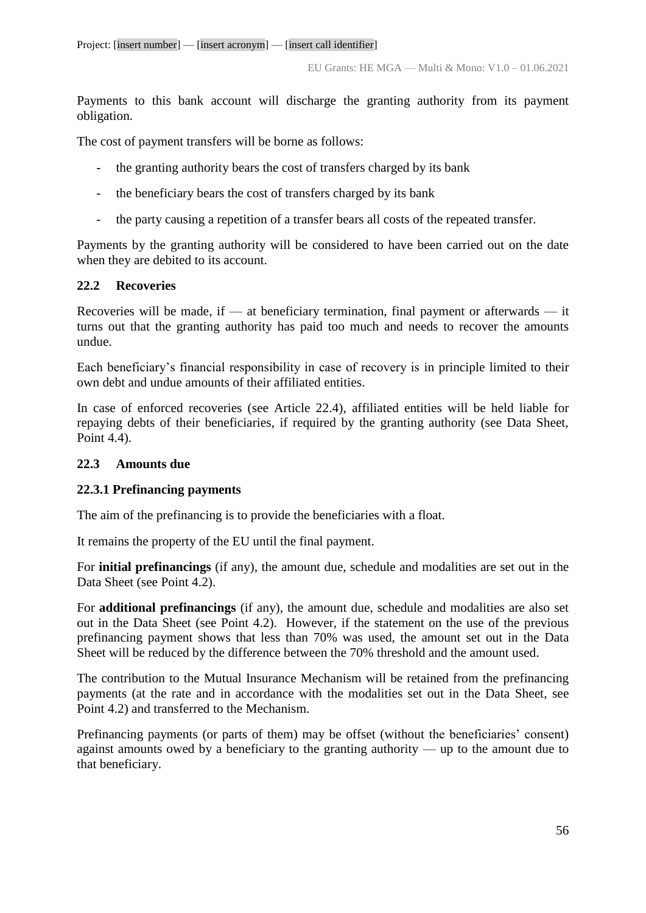Payments to this bank account will discharge the granting authority from its payment obligation.

The cost of payment transfers will be borne as follows:

- the granting authority bears the cost of transfers charged by its bank
- the beneficiary bears the cost of transfers charged by its bank
- the party causing a repetition of a transfer bears all costs of the repeated transfer.

Payments by the granting authority will be considered to have been carried out on the date when they are debited to its account.

### 22.2 Recoveries

Recoveries will be made, if — at beneficiary termination, final payment or afterwards — it turns out that the granting authority has paid too much and needs to recover the amounts undue.

Each beneficiary's financial responsibility in case of recovery is in principle limited to their own debt and undue amounts of their affiliated entities.

In case of enforced recoveries (see Article 22.4), affiliated entities will be held liable for repaying debts of their beneficiaries, if required by the granting authority (see Data Sheet, Point 4.4).

### 22.3 Amounts due

#### 22.3.1 Prefinancing payments

The aim of the prefinancing is to provide the beneficiaries with a float.

It remains the property of the EU until the final payment.

For **initial prefinancings** (if any), the amount due, schedule and modalities are set out in the Data Sheet (see Point 4.2).

For **additional prefinancings** (if any), the amount due, schedule and modalities are also set out in the Data Sheet (see Point 4.2). However, if the statement on the use of the previous prefinancing payment shows that less than 70% was used, the amount set out in the Data Sheet will be reduced by the difference between the 70% threshold and the amount used.

The contribution to the Mutual Insurance Mechanism will be retained from the prefinancing payments (at the rate and in accordance with the modalities set out in the Data Sheet, see Point 4.2) and transferred to the Mechanism.

Prefinancing payments (or parts of them) may be offset (without the beneficiaries' consent) against amounts owed by a beneficiary to the granting authority — up to the amount due to that beneficiary.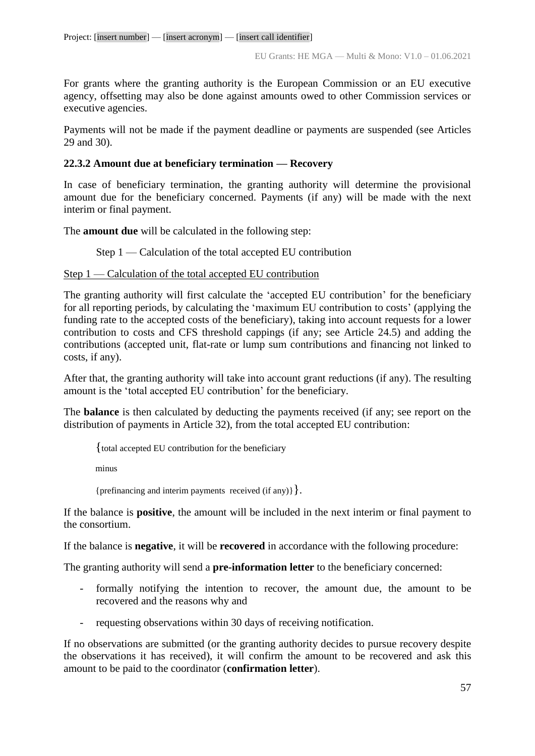For grants where the granting authority is the European Commission or an EU executive agency, offsetting may also be done against amounts owed to other Commission services or executive agencies.

Payments will not be made if the payment deadline or payments are suspended (see Articles 29 and 30).

**22.3.2 Amount due at beneficiary termination — Recovery**

In case of beneficiary termination, the granting authority will determine the provisional amount due for the beneficiary concerned. Payments (if any) will be made with the next interim or final payment.

The **amount due** will be calculated in the following step:

Step 1 — Calculation of the total accepted EU contribution

Step 1 — Calculation of the total accepted EU contribution

The granting authority will first calculate the 'accepted EU contribution' for the beneficiary for all reporting periods, by calculating the 'maximum EU contribution to costs' (applying the funding rate to the accepted costs of the beneficiary), taking into account requests for a lower contribution to costs and CFS threshold cappings (if any; see Article 24.5) and adding the contributions (accepted unit, flat-rate or lump sum contributions and financing not linked to costs, if any).

After that, the granting authority will take into account grant reductions (if any). The resulting amount is the 'total accepted EU contribution' for the beneficiary.

The **balance** is then calculated by deducting the payments received (if any; see report on the distribution of payments in Article 32), from the total accepted EU contribution:

{total accepted EU contribution for the beneficiary

minus

{prefinancing and interim payments received (if any)}}.

If the balance is **positive**, the amount will be included in the next interim or final payment to the consortium.

If the balance is **negative**, it will be **recovered** in accordance with the following procedure:

The granting authority will send a **pre-information letter** to the beneficiary concerned:

- formally notifying the intention to recover, the amount due, the amount to be recovered and the reasons why and
- requesting observations within 30 days of receiving notification.

If no observations are submitted (or the granting authority decides to pursue recovery despite the observations it has received), it will confirm the amount to be recovered and ask this amount to be paid to the coordinator (**confirmation letter**).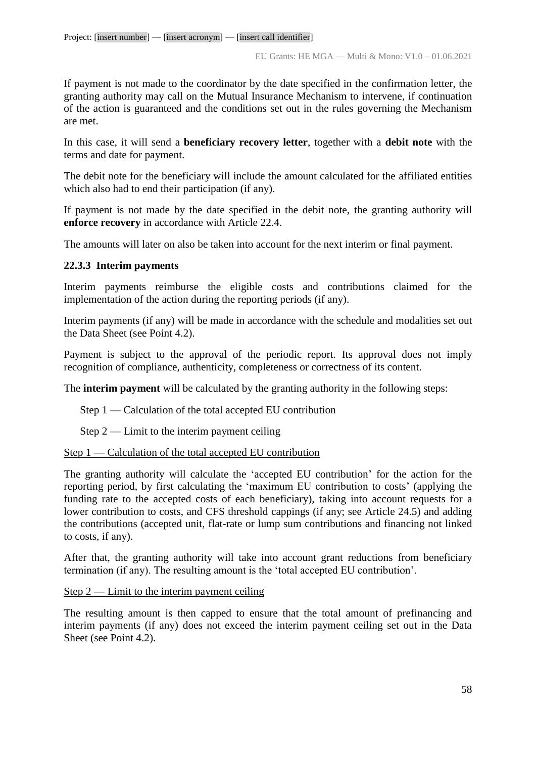If payment is not made to the coordinator by the date specified in the confirmation letter, the granting authority may call on the Mutual Insurance Mechanism to intervene, if continuation of the action is guaranteed and the conditions set out in the rules governing the Mechanism are met.

In this case, it will send a **beneficiary recovery letter**, together with a **debit note** with the terms and date for payment.

The debit note for the beneficiary will include the amount calculated for the affiliated entities which also had to end their participation (if any).

If payment is not made by the date specified in the debit note, the granting authority will **enforce recovery** in accordance with Article 22.4.

The amounts will later on also be taken into account for the next interim or final payment.

### 22.3.3 Interim payments

Interim payments reimburse the eligible costs and contributions claimed for the implementation of the action during the reporting periods (if any).

Interim payments (if any) will be made in accordance with the schedule and modalities set out the Data Sheet (see Point 4.2).

Payment is subject to the approval of the periodic report. Its approval does not imply recognition of compliance, authenticity, completeness or correctness of its content.

The **interim payment** will be calculated by the granting authority in the following steps:

Step 1 — Calculation of the total accepted EU contribution

Step 2 — Limit to the interim payment ceiling

<u>Step 1 — Calculation of the total accepted EU contribution</u>

The granting authority will calculate the 'accepted EU contribution' for the action for the reporting period, by first calculating the 'maximum EU contribution to costs' (applying the funding rate to the accepted costs of each beneficiary), taking into account requests for a lower contribution to costs, and CFS threshold cappings (if any; see Article 24.5) and adding the contributions (accepted unit, flat-rate or lump sum contributions and financing not linked to costs, if any).

After that, the granting authority will take into account grant reductions from beneficiary termination (if any). The resulting amount is the 'total accepted EU contribution'.

<u>Step 2 — Limit to the interim payment ceiling</u>

The resulting amount is then capped to ensure that the total amount of prefinancing and interim payments (if any) does not exceed the interim payment ceiling set out in the Data Sheet (see Point 4.2).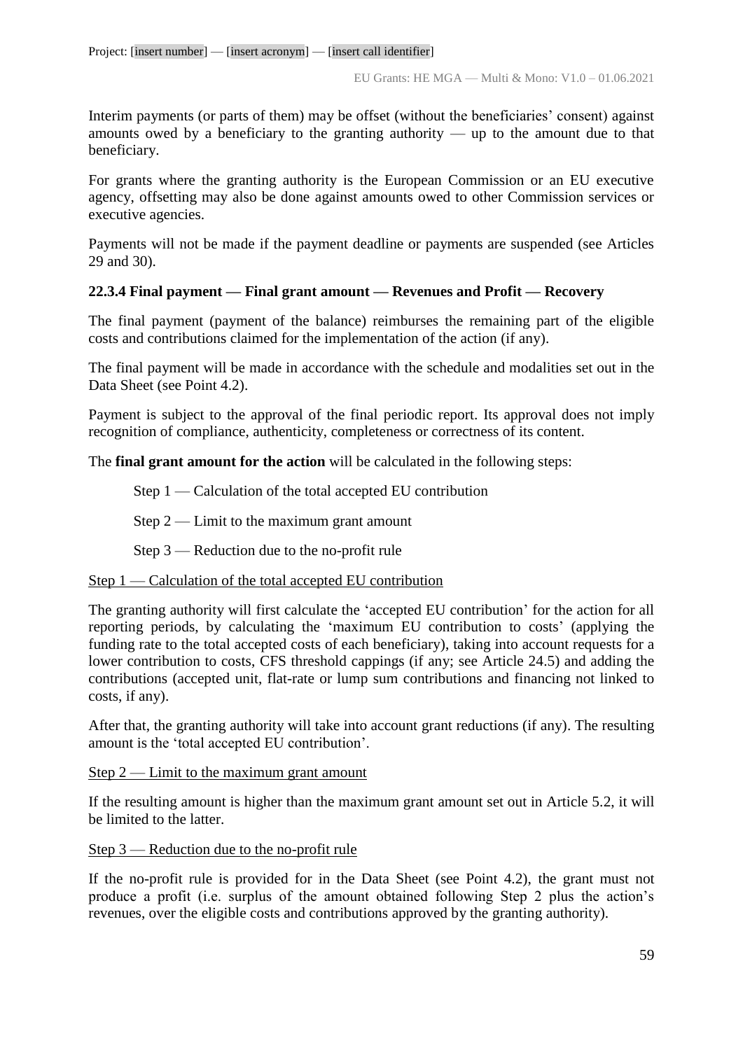Interim payments (or parts of them) may be offset (without the beneficiaries' consent) against amounts owed by a beneficiary to the granting authority — up to the amount due to that beneficiary.

For grants where the granting authority is the European Commission or an EU executive agency, offsetting may also be done against amounts owed to other Commission services or executive agencies.

Payments will not be made if the payment deadline or payments are suspended (see Articles 29 and 30).

### 22.3.4 Final payment — Final grant amount — Revenues and Profit — Recovery

The final payment (payment of the balance) reimburses the remaining part of the eligible costs and contributions claimed for the implementation of the action (if any).

The final payment will be made in accordance with the schedule and modalities set out in the Data Sheet (see Point 4.2).

Payment is subject to the approval of the final periodic report. Its approval does not imply recognition of compliance, authenticity, completeness or correctness of its content.

The **final grant amount for the action** will be calculated in the following steps:

Step 1 — Calculation of the total accepted EU contribution

Step 2 — Limit to the maximum grant amount

Step 3 — Reduction due to the no-profit rule

<u>Step 1 — Calculation of the total accepted EU contribution</u>

The granting authority will first calculate the 'accepted EU contribution' for the action for all reporting periods, by calculating the 'maximum EU contribution to costs' (applying the funding rate to the total accepted costs of each beneficiary), taking into account requests for a lower contribution to costs, CFS threshold cappings (if any; see Article 24.5) and adding the contributions (accepted unit, flat-rate or lump sum contributions and financing not linked to costs, if any).

After that, the granting authority will take into account grant reductions (if any). The resulting amount is the 'total accepted EU contribution'.

<u>Step 2 — Limit to the maximum grant amount</u>

If the resulting amount is higher than the maximum grant amount set out in Article 5.2, it will be limited to the latter.

<u>Step 3 — Reduction due to the no-profit rule</u>

If the no-profit rule is provided for in the Data Sheet (see Point 4.2), the grant must not produce a profit (i.e. surplus of the amount obtained following Step 2 plus the action's revenues, over the eligible costs and contributions approved by the granting authority).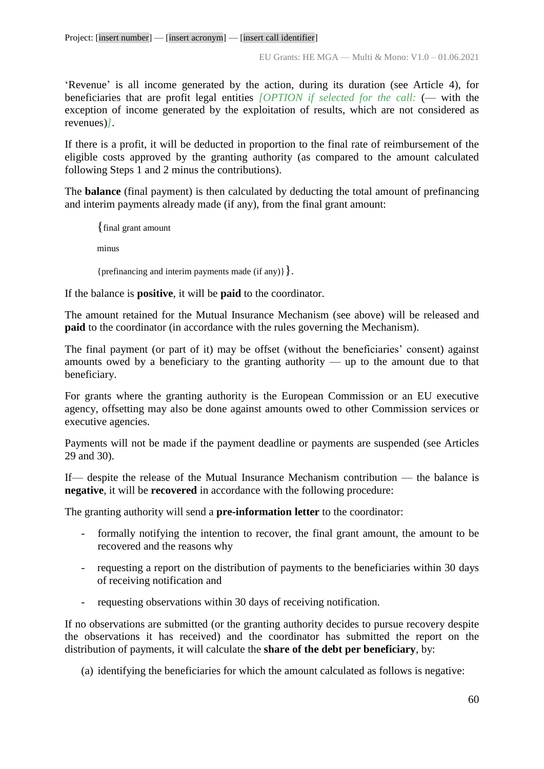‘Revenue’ is all income generated by the action, during its duration (see Article 4), for beneficiaries that are profit legal entities *[OPTION if selected for the call:* (— with the exception of income generated by the exploitation of results, which are not considered as revenues)*]*.

If there is a profit, it will be deducted in proportion to the final rate of reimbursement of the eligible costs approved by the granting authority (as compared to the amount calculated following Steps 1 and 2 minus the contributions).

The **balance** (final payment) is then calculated by deducting the total amount of prefinancing and interim payments already made (if any), from the final grant amount:

> {final grant amount
>
> minus
>
> {prefinancing and interim payments made (if any)}}.

If the balance is **positive**, it will be **paid** to the coordinator.

The amount retained for the Mutual Insurance Mechanism (see above) will be released and **paid** to the coordinator (in accordance with the rules governing the Mechanism).

The final payment (or part of it) may be offset (without the beneficiaries’ consent) against amounts owed by a beneficiary to the granting authority — up to the amount due to that beneficiary.

For grants where the granting authority is the European Commission or an EU executive agency, offsetting may also be done against amounts owed to other Commission services or executive agencies.

Payments will not be made if the payment deadline or payments are suspended (see Articles 29 and 30).

If— despite the release of the Mutual Insurance Mechanism contribution — the balance is **negative**, it will be **recovered** in accordance with the following procedure:

The granting authority will send a **pre-information letter** to the coordinator:

- formally notifying the intention to recover, the final grant amount, the amount to be recovered and the reasons why
- requesting a report on the distribution of payments to the beneficiaries within 30 days of receiving notification and
- requesting observations within 30 days of receiving notification.

If no observations are submitted (or the granting authority decides to pursue recovery despite the observations it has received) and the coordinator has submitted the report on the distribution of payments, it will calculate the **share of the debt per beneficiary**, by:

(a) identifying the beneficiaries for which the amount calculated as follows is negative: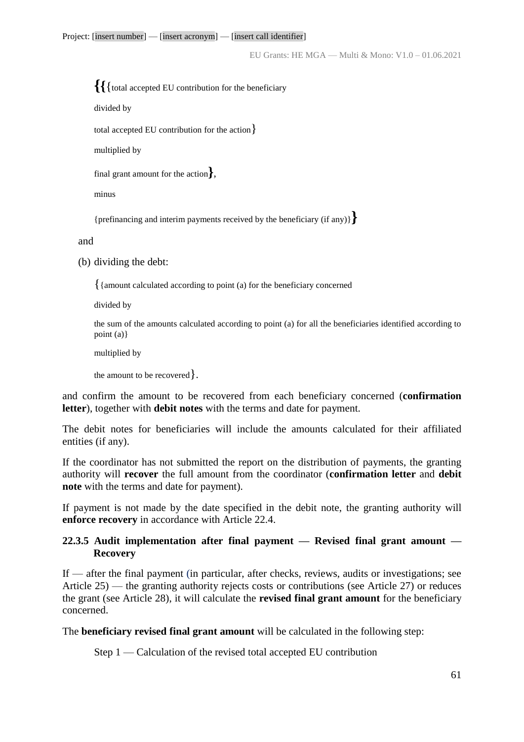{{{total accepted EU contribution for the beneficiary

divided by

total accepted EU contribution for the action}

multiplied by

final grant amount for the action},

minus

{prefinancing and interim payments received by the beneficiary (if any)}}

and

(b) dividing the debt:

{{amount calculated according to point (a) for the beneficiary concerned

divided by

the sum of the amounts calculated according to point (a) for all the beneficiaries identified according to point (a)}

multiplied by

the amount to be recovered}.

and confirm the amount to be recovered from each beneficiary concerned (**confirmation letter**), together with **debit notes** with the terms and date for payment.

The debit notes for beneficiaries will include the amounts calculated for their affiliated entities (if any).

If the coordinator has not submitted the report on the distribution of payments, the granting authority will **recover** the full amount from the coordinator (**confirmation letter** and **debit note** with the terms and date for payment).

If payment is not made by the date specified in the debit note, the granting authority will **enforce recovery** in accordance with Article 22.4.

#### 22.3.5 Audit implementation after final payment — Revised final grant amount — Recovery

If — after the final payment (in particular, after checks, reviews, audits or investigations; see Article 25) — the granting authority rejects costs or contributions (see Article 27) or reduces the grant (see Article 28), it will calculate the **revised final grant amount** for the beneficiary concerned.

The **beneficiary revised final grant amount** will be calculated in the following step:

Step 1 — Calculation of the revised total accepted EU contribution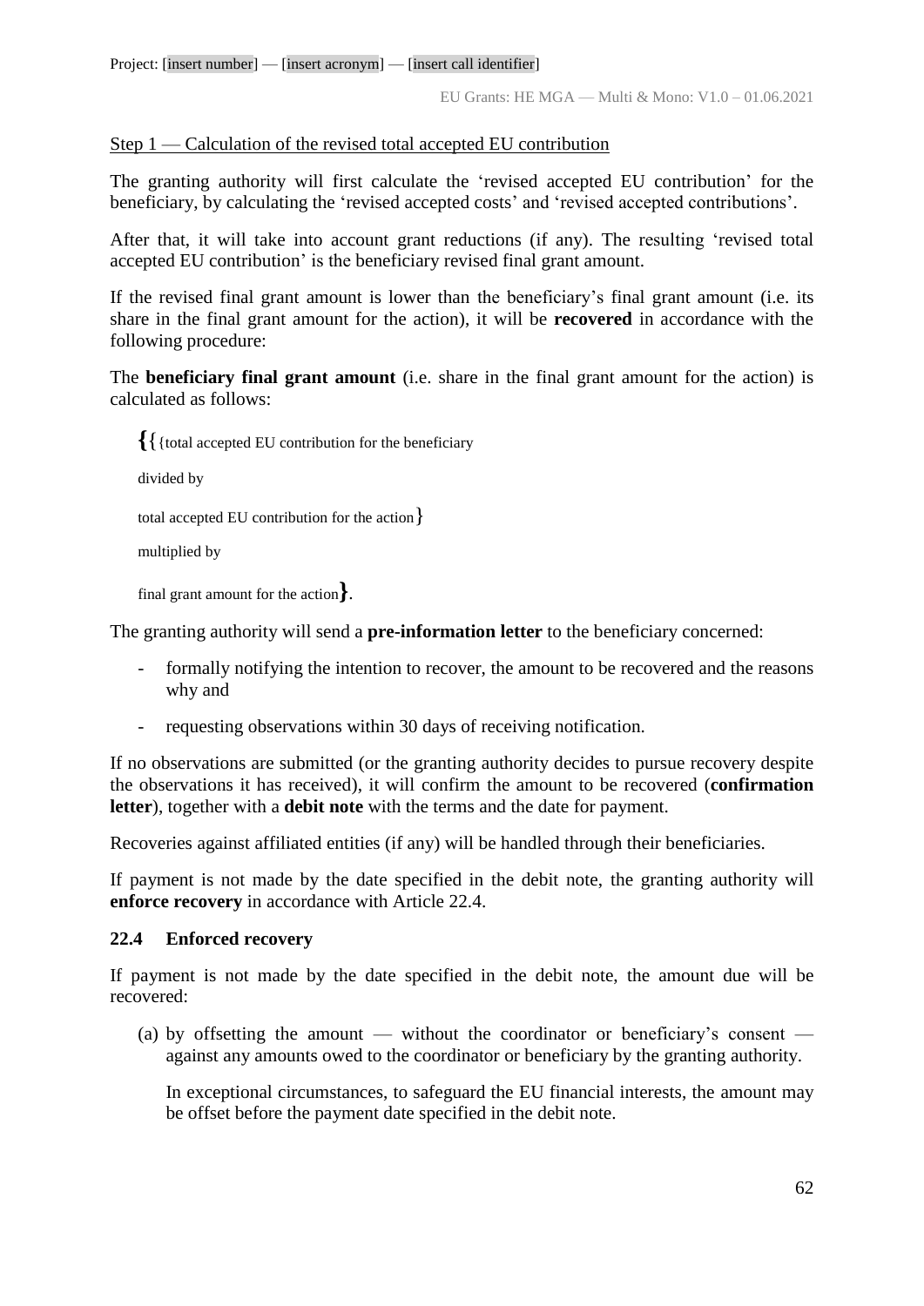Step 1 — Calculation of the revised total accepted EU contribution

The granting authority will first calculate the 'revised accepted EU contribution' for the beneficiary, by calculating the 'revised accepted costs' and 'revised accepted contributions'.

After that, it will take into account grant reductions (if any). The resulting 'revised total accepted EU contribution' is the beneficiary revised final grant amount.

If the revised final grant amount is lower than the beneficiary's final grant amount (i.e. its share in the final grant amount for the action), it will be **recovered** in accordance with the following procedure:

The **beneficiary final grant amount** (i.e. share in the final grant amount for the action) is calculated as follows:

> **{**{total accepted EU contribution for the beneficiary
>
> divided by
>
> total accepted EU contribution for the action}
>
> multiplied by
>
> final grant amount for the action**}**.

The granting authority will send a **pre-information letter** to the beneficiary concerned:

- formally notifying the intention to recover, the amount to be recovered and the reasons why and
- requesting observations within 30 days of receiving notification.

If no observations are submitted (or the granting authority decides to pursue recovery despite the observations it has received), it will confirm the amount to be recovered (**confirmation letter**), together with a **debit note** with the terms and the date for payment.

Recoveries against affiliated entities (if any) will be handled through their beneficiaries.

If payment is not made by the date specified in the debit note, the granting authority will **enforce recovery** in accordance with Article 22.4.

### 22.4 Enforced recovery

If payment is not made by the date specified in the debit note, the amount due will be recovered:

(a) by offsetting the amount — without the coordinator or beneficiary's consent — against any amounts owed to the coordinator or beneficiary by the granting authority.

In exceptional circumstances, to safeguard the EU financial interests, the amount may be offset before the payment date specified in the debit note.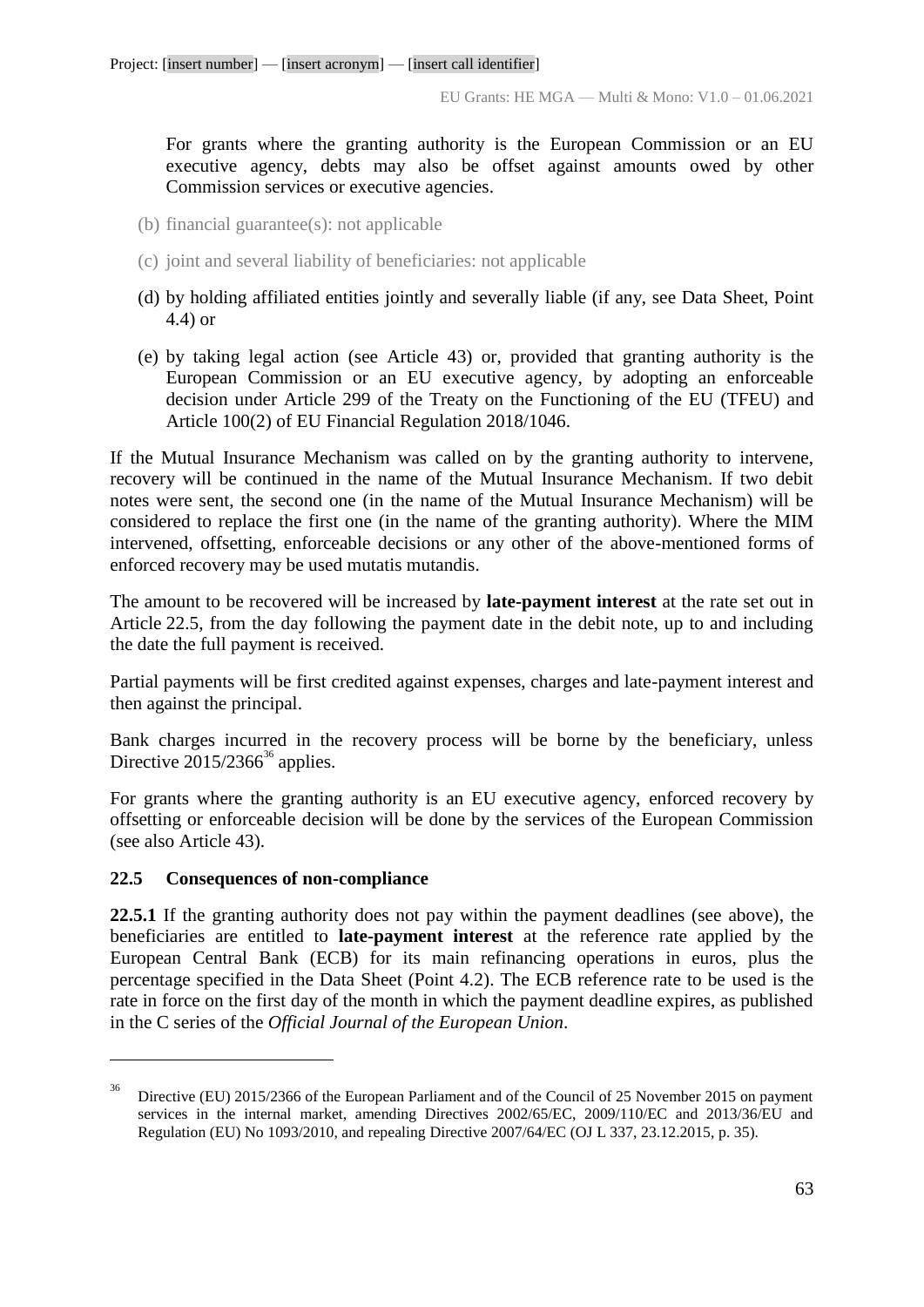For grants where the granting authority is the European Commission or an EU executive agency, debts may also be offset against amounts owed by other Commission services or executive agencies.

(b) financial guarantee(s): not applicable

(c) joint and several liability of beneficiaries: not applicable

(d) by holding affiliated entities jointly and severally liable (if any, see Data Sheet, Point 4.4) or

(e) by taking legal action (see Article 43) or, provided that granting authority is the European Commission or an EU executive agency, by adopting an enforceable decision under Article 299 of the Treaty on the Functioning of the EU (TFEU) and Article 100(2) of EU Financial Regulation 2018/1046.

If the Mutual Insurance Mechanism was called on by the granting authority to intervene, recovery will be continued in the name of the Mutual Insurance Mechanism. If two debit notes were sent, the second one (in the name of the Mutual Insurance Mechanism) will be considered to replace the first one (in the name of the granting authority). Where the MIM intervened, offsetting, enforceable decisions or any other of the above-mentioned forms of enforced recovery may be used mutatis mutandis.

The amount to be recovered will be increased by **late-payment interest** at the rate set out in Article 22.5, from the day following the payment date in the debit note, up to and including the date the full payment is received.

Partial payments will be first credited against expenses, charges and late-payment interest and then against the principal.

Bank charges incurred in the recovery process will be borne by the beneficiary, unless Directive 2015/2366[36] applies.

For grants where the granting authority is an EU executive agency, enforced recovery by offsetting or enforceable decision will be done by the services of the European Commission (see also Article 43).

### 22.5 Consequences of non-compliance

**22.5.1** If the granting authority does not pay within the payment deadlines (see above), the beneficiaries are entitled to **late-payment interest** at the reference rate applied by the European Central Bank (ECB) for its main refinancing operations in euros, plus the percentage specified in the Data Sheet (Point 4.2). The ECB reference rate to be used is the rate in force on the first day of the month in which the payment deadline expires, as published in the C series of the *Official Journal of the European Union*.

---

[36] Directive (EU) 2015/2366 of the European Parliament and of the Council of 25 November 2015 on payment services in the internal market, amending Directives 2002/65/EC, 2009/110/EC and 2013/36/EU and Regulation (EU) No 1093/2010, and repealing Directive 2007/64/EC (OJ L 337, 23.12.2015, p. 35).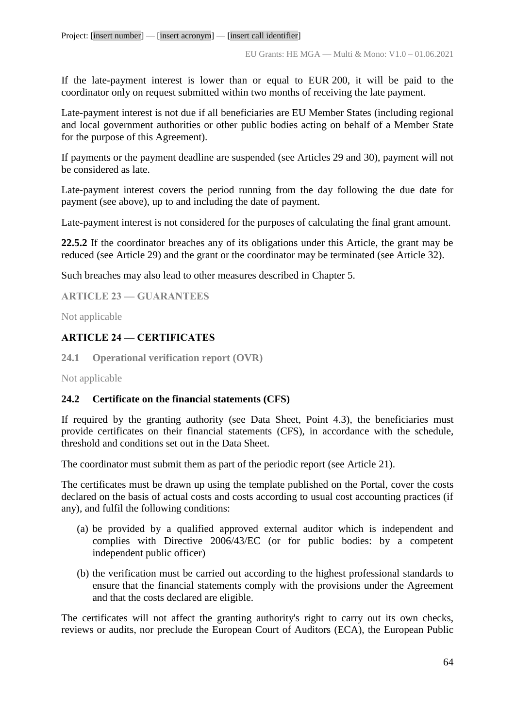If the late-payment interest is lower than or equal to EUR 200, it will be paid to the coordinator only on request submitted within two months of receiving the late payment.

Late-payment interest is not due if all beneficiaries are EU Member States (including regional and local government authorities or other public bodies acting on behalf of a Member State for the purpose of this Agreement).

If payments or the payment deadline are suspended (see Articles 29 and 30), payment will not be considered as late.

Late-payment interest covers the period running from the day following the due date for payment (see above), up to and including the date of payment.

Late-payment interest is not considered for the purposes of calculating the final grant amount.

**22.5.2** If the coordinator breaches any of its obligations under this Article, the grant may be reduced (see Article 29) and the grant or the coordinator may be terminated (see Article 32).

Such breaches may also lead to other measures described in Chapter 5.

## ARTICLE 23 — GUARANTEES

Not applicable

## ARTICLE 24 — CERTIFICATES

### 24.1 Operational verification report (OVR)

Not applicable

### 24.2 Certificate on the financial statements (CFS)

If required by the granting authority (see Data Sheet, Point 4.3), the beneficiaries must provide certificates on their financial statements (CFS), in accordance with the schedule, threshold and conditions set out in the Data Sheet.

The coordinator must submit them as part of the periodic report (see Article 21).

The certificates must be drawn up using the template published on the Portal, cover the costs declared on the basis of actual costs and costs according to usual cost accounting practices (if any), and fulfil the following conditions:

(a) be provided by a qualified approved external auditor which is independent and complies with Directive 2006/43/EC (or for public bodies: by a competent independent public officer)

(b) the verification must be carried out according to the highest professional standards to ensure that the financial statements comply with the provisions under the Agreement and that the costs declared are eligible.

The certificates will not affect the granting authority's right to carry out its own checks, reviews or audits, nor preclude the European Court of Auditors (ECA), the European Public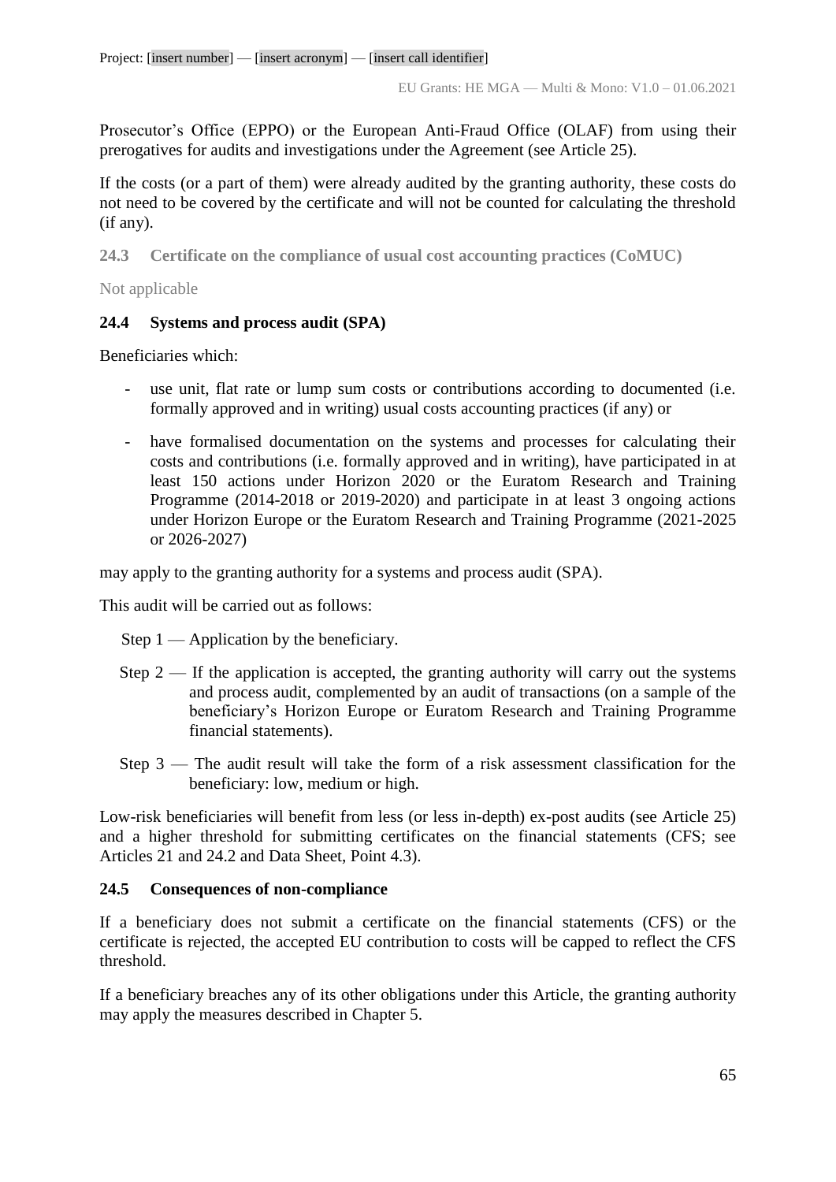Prosecutor's Office (EPPO) or the European Anti-Fraud Office (OLAF) from using their prerogatives for audits and investigations under the Agreement (see Article 25).

If the costs (or a part of them) were already audited by the granting authority, these costs do not need to be covered by the certificate and will not be counted for calculating the threshold (if any).

### 24.3 Certificate on the compliance of usual cost accounting practices (CoMUC)

Not applicable

### 24.4 Systems and process audit (SPA)

Beneficiaries which:

- use unit, flat rate or lump sum costs or contributions according to documented (i.e. formally approved and in writing) usual costs accounting practices (if any) or
- have formalised documentation on the systems and processes for calculating their costs and contributions (i.e. formally approved and in writing), have participated in at least 150 actions under Horizon 2020 or the Euratom Research and Training Programme (2014-2018 or 2019-2020) and participate in at least 3 ongoing actions under Horizon Europe or the Euratom Research and Training Programme (2021-2025 or 2026-2027)

may apply to the granting authority for a systems and process audit (SPA).

This audit will be carried out as follows:

Step 1 — Application by the beneficiary.

Step 2 — If the application is accepted, the granting authority will carry out the systems and process audit, complemented by an audit of transactions (on a sample of the beneficiary's Horizon Europe or Euratom Research and Training Programme financial statements).

Step 3 — The audit result will take the form of a risk assessment classification for the beneficiary: low, medium or high.

Low-risk beneficiaries will benefit from less (or less in-depth) ex-post audits (see Article 25) and a higher threshold for submitting certificates on the financial statements (CFS; see Articles 21 and 24.2 and Data Sheet, Point 4.3).

### 24.5 Consequences of non-compliance

If a beneficiary does not submit a certificate on the financial statements (CFS) or the certificate is rejected, the accepted EU contribution to costs will be capped to reflect the CFS threshold.

If a beneficiary breaches any of its other obligations under this Article, the granting authority may apply the measures described in Chapter 5.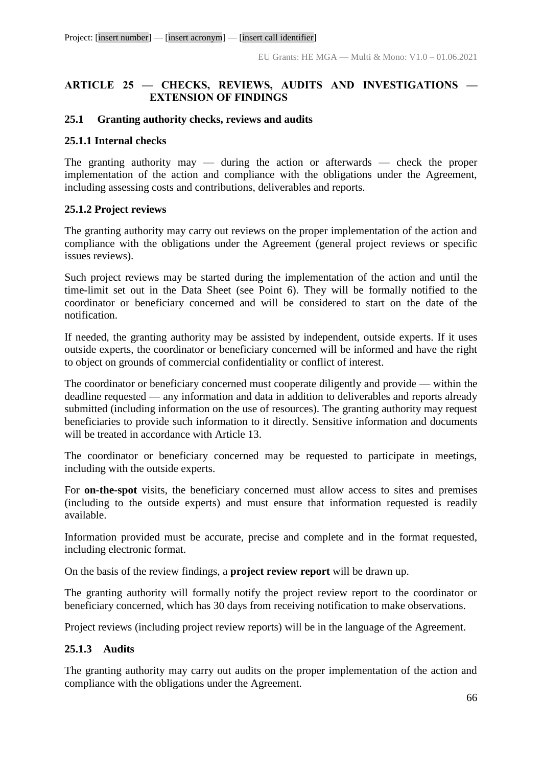## ARTICLE 25 — CHECKS, REVIEWS, AUDITS AND INVESTIGATIONS — EXTENSION OF FINDINGS

### 25.1 Granting authority checks, reviews and audits

#### 25.1.1 Internal checks

The granting authority may — during the action or afterwards — check the proper implementation of the action and compliance with the obligations under the Agreement, including assessing costs and contributions, deliverables and reports.

#### 25.1.2 Project reviews

The granting authority may carry out reviews on the proper implementation of the action and compliance with the obligations under the Agreement (general project reviews or specific issues reviews).

Such project reviews may be started during the implementation of the action and until the time-limit set out in the Data Sheet (see Point 6). They will be formally notified to the coordinator or beneficiary concerned and will be considered to start on the date of the notification.

If needed, the granting authority may be assisted by independent, outside experts. If it uses outside experts, the coordinator or beneficiary concerned will be informed and have the right to object on grounds of commercial confidentiality or conflict of interest.

The coordinator or beneficiary concerned must cooperate diligently and provide — within the deadline requested — any information and data in addition to deliverables and reports already submitted (including information on the use of resources). The granting authority may request beneficiaries to provide such information to it directly. Sensitive information and documents will be treated in accordance with Article 13.

The coordinator or beneficiary concerned may be requested to participate in meetings, including with the outside experts.

For **on-the-spot** visits, the beneficiary concerned must allow access to sites and premises (including to the outside experts) and must ensure that information requested is readily available.

Information provided must be accurate, precise and complete and in the format requested, including electronic format.

On the basis of the review findings, a **project review report** will be drawn up.

The granting authority will formally notify the project review report to the coordinator or beneficiary concerned, which has 30 days from receiving notification to make observations.

Project reviews (including project review reports) will be in the language of the Agreement.

#### 25.1.3 Audits

The granting authority may carry out audits on the proper implementation of the action and compliance with the obligations under the Agreement.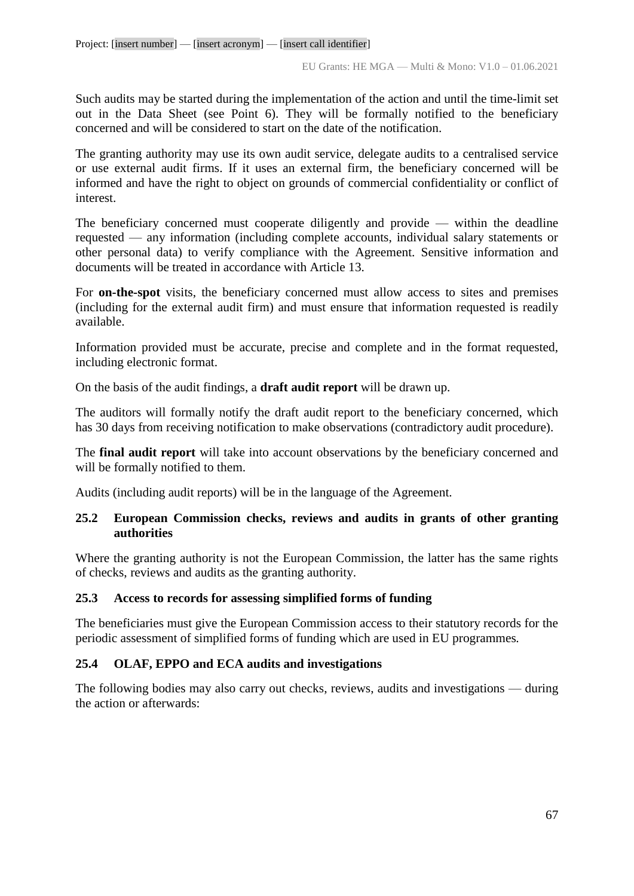Such audits may be started during the implementation of the action and until the time-limit set out in the Data Sheet (see Point 6). They will be formally notified to the beneficiary concerned and will be considered to start on the date of the notification.

The granting authority may use its own audit service, delegate audits to a centralised service or use external audit firms. If it uses an external firm, the beneficiary concerned will be informed and have the right to object on grounds of commercial confidentiality or conflict of interest.

The beneficiary concerned must cooperate diligently and provide — within the deadline requested — any information (including complete accounts, individual salary statements or other personal data) to verify compliance with the Agreement. Sensitive information and documents will be treated in accordance with Article 13.

For **on-the-spot** visits, the beneficiary concerned must allow access to sites and premises (including for the external audit firm) and must ensure that information requested is readily available.

Information provided must be accurate, precise and complete and in the format requested, including electronic format.

On the basis of the audit findings, a **draft audit report** will be drawn up.

The auditors will formally notify the draft audit report to the beneficiary concerned, which has 30 days from receiving notification to make observations (contradictory audit procedure).

The **final audit report** will take into account observations by the beneficiary concerned and will be formally notified to them.

Audits (including audit reports) will be in the language of the Agreement.

### 25.2 European Commission checks, reviews and audits in grants of other granting authorities

Where the granting authority is not the European Commission, the latter has the same rights of checks, reviews and audits as the granting authority.

### 25.3 Access to records for assessing simplified forms of funding

The beneficiaries must give the European Commission access to their statutory records for the periodic assessment of simplified forms of funding which are used in EU programmes.

### 25.4 OLAF, EPPO and ECA audits and investigations

The following bodies may also carry out checks, reviews, audits and investigations — during the action or afterwards: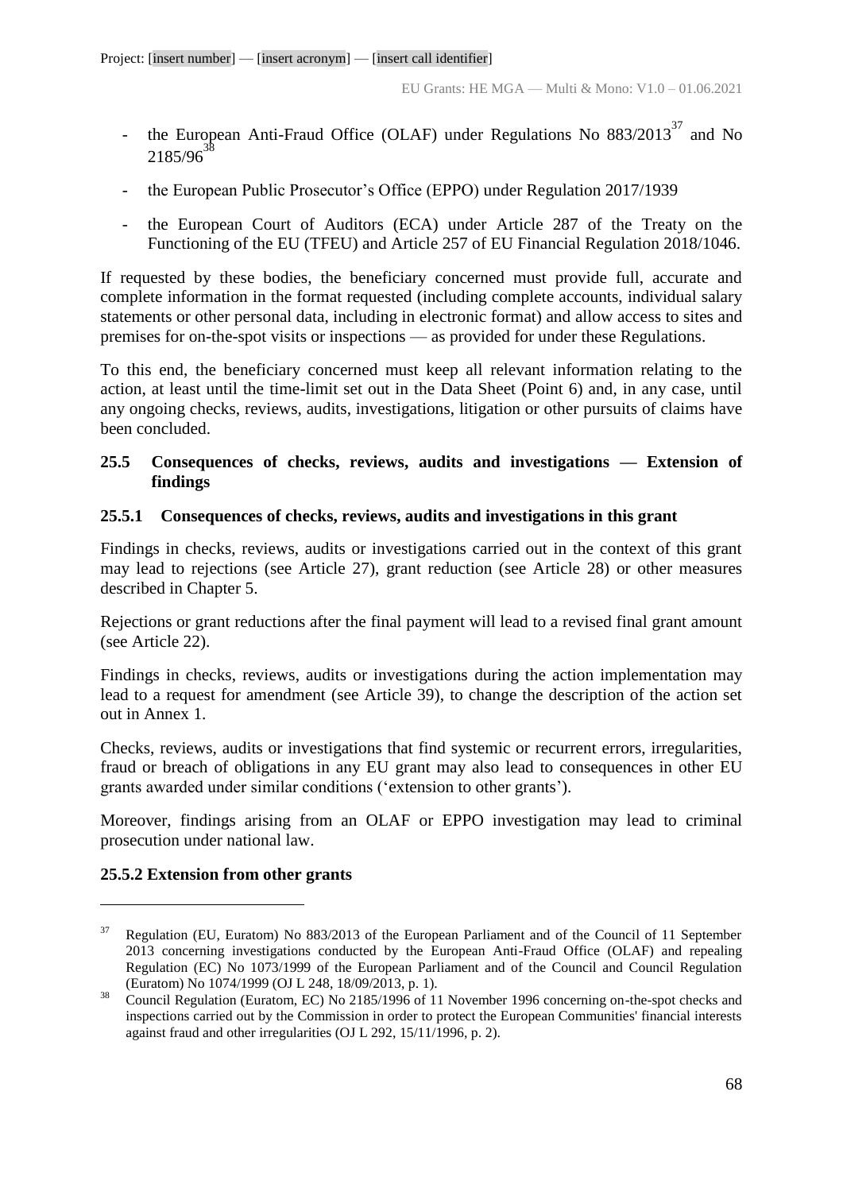- the European Anti-Fraud Office (OLAF) under Regulations No 883/2013[37] and No 2185/96[38]
- the European Public Prosecutor's Office (EPPO) under Regulation 2017/1939
- the European Court of Auditors (ECA) under Article 287 of the Treaty on the Functioning of the EU (TFEU) and Article 257 of EU Financial Regulation 2018/1046.

If requested by these bodies, the beneficiary concerned must provide full, accurate and complete information in the format requested (including complete accounts, individual salary statements or other personal data, including in electronic format) and allow access to sites and premises for on-the-spot visits or inspections — as provided for under these Regulations.

To this end, the beneficiary concerned must keep all relevant information relating to the action, at least until the time-limit set out in the Data Sheet (Point 6) and, in any case, until any ongoing checks, reviews, audits, investigations, litigation or other pursuits of claims have been concluded.

### 25.5 Consequences of checks, reviews, audits and investigations — Extension of findings

#### 25.5.1 Consequences of checks, reviews, audits and investigations in this grant

Findings in checks, reviews, audits or investigations carried out in the context of this grant may lead to rejections (see Article 27), grant reduction (see Article 28) or other measures described in Chapter 5.

Rejections or grant reductions after the final payment will lead to a revised final grant amount (see Article 22).

Findings in checks, reviews, audits or investigations during the action implementation may lead to a request for amendment (see Article 39), to change the description of the action set out in Annex 1.

Checks, reviews, audits or investigations that find systemic or recurrent errors, irregularities, fraud or breach of obligations in any EU grant may also lead to consequences in other EU grants awarded under similar conditions ('extension to other grants').

Moreover, findings arising from an OLAF or EPPO investigation may lead to criminal prosecution under national law.

#### 25.5.2 Extension from other grants

---

[37] Regulation (EU, Euratom) No 883/2013 of the European Parliament and of the Council of 11 September 2013 concerning investigations conducted by the European Anti-Fraud Office (OLAF) and repealing Regulation (EC) No 1073/1999 of the European Parliament and of the Council and Council Regulation (Euratom) No 1074/1999 (OJ L 248, 18/09/2013, p. 1).

[38] Council Regulation (Euratom, EC) No 2185/1996 of 11 November 1996 concerning on-the-spot checks and inspections carried out by the Commission in order to protect the European Communities' financial interests against fraud and other irregularities (OJ L 292, 15/11/1996, p. 2).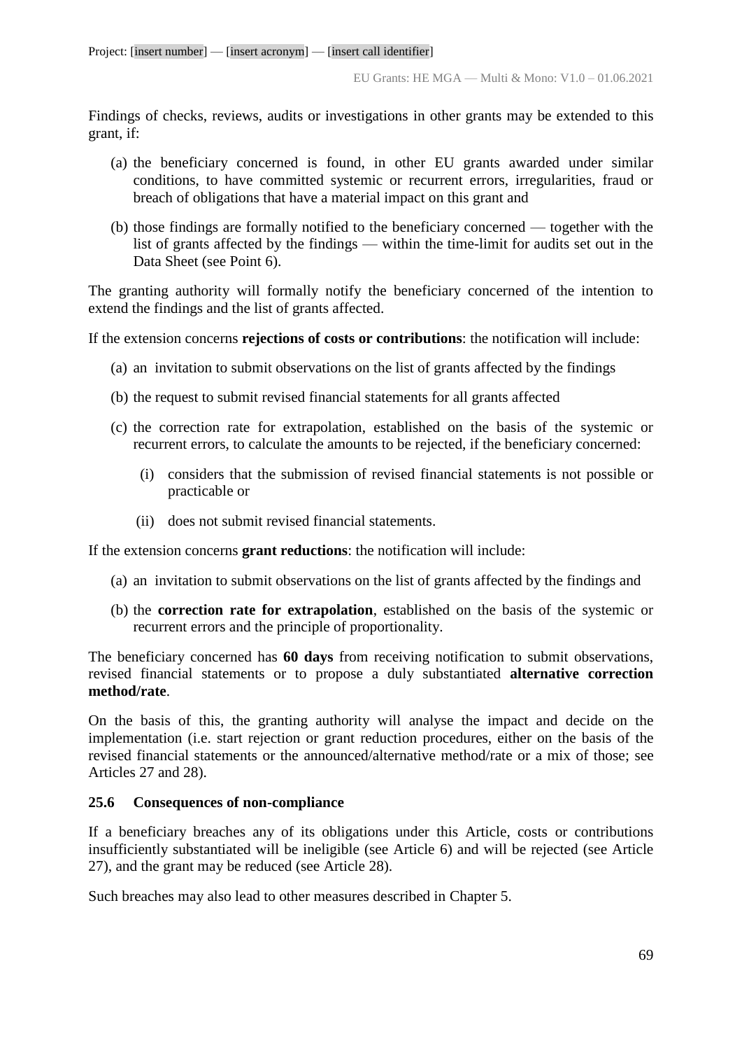Findings of checks, reviews, audits or investigations in other grants may be extended to this grant, if:

(a) the beneficiary concerned is found, in other EU grants awarded under similar conditions, to have committed systemic or recurrent errors, irregularities, fraud or breach of obligations that have a material impact on this grant and

(b) those findings are formally notified to the beneficiary concerned — together with the list of grants affected by the findings — within the time-limit for audits set out in the Data Sheet (see Point 6).

The granting authority will formally notify the beneficiary concerned of the intention to extend the findings and the list of grants affected.

If the extension concerns **rejections of costs or contributions**: the notification will include:

(a) an invitation to submit observations on the list of grants affected by the findings

(b) the request to submit revised financial statements for all grants affected

(c) the correction rate for extrapolation, established on the basis of the systemic or recurrent errors, to calculate the amounts to be rejected, if the beneficiary concerned:

  (i) considers that the submission of revised financial statements is not possible or practicable or

  (ii) does not submit revised financial statements.

If the extension concerns **grant reductions**: the notification will include:

(a) an invitation to submit observations on the list of grants affected by the findings and

(b) the **correction rate for extrapolation**, established on the basis of the systemic or recurrent errors and the principle of proportionality.

The beneficiary concerned has **60 days** from receiving notification to submit observations, revised financial statements or to propose a duly substantiated **alternative correction method/rate**.

On the basis of this, the granting authority will analyse the impact and decide on the implementation (i.e. start rejection or grant reduction procedures, either on the basis of the revised financial statements or the announced/alternative method/rate or a mix of those; see Articles 27 and 28).

### 25.6 Consequences of non-compliance

If a beneficiary breaches any of its obligations under this Article, costs or contributions insufficiently substantiated will be ineligible (see Article 6) and will be rejected (see Article 27), and the grant may be reduced (see Article 28).

Such breaches may also lead to other measures described in Chapter 5.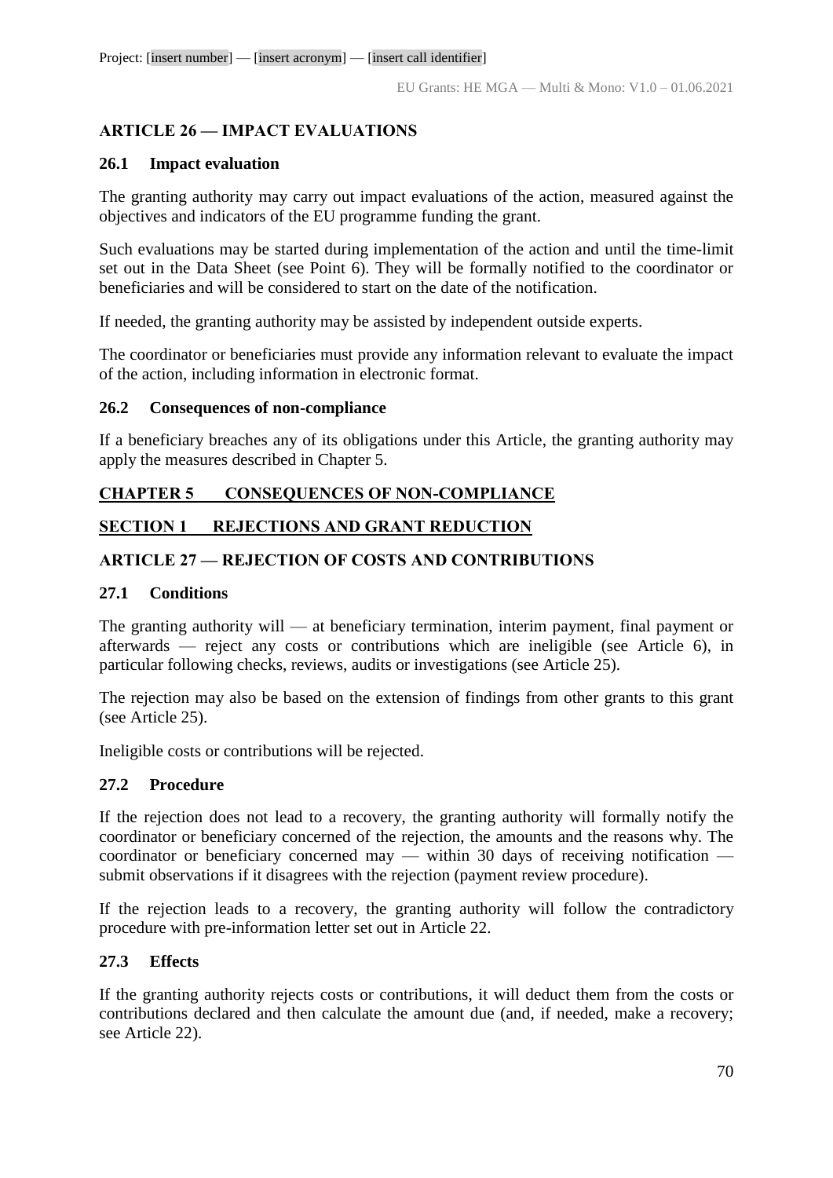## ARTICLE 26 — IMPACT EVALUATIONS

### 26.1 Impact evaluation

The granting authority may carry out impact evaluations of the action, measured against the objectives and indicators of the EU programme funding the grant.

Such evaluations may be started during implementation of the action and until the time-limit set out in the Data Sheet (see Point 6). They will be formally notified to the coordinator or beneficiaries and will be considered to start on the date of the notification.

If needed, the granting authority may be assisted by independent outside experts.

The coordinator or beneficiaries must provide any information relevant to evaluate the impact of the action, including information in electronic format.

### 26.2 Consequences of non-compliance

If a beneficiary breaches any of its obligations under this Article, the granting authority may apply the measures described in Chapter 5.

# CHAPTER 5 CONSEQUENCES OF NON-COMPLIANCE

# SECTION 1 REJECTIONS AND GRANT REDUCTION

## ARTICLE 27 — REJECTION OF COSTS AND CONTRIBUTIONS

### 27.1 Conditions

The granting authority will — at beneficiary termination, interim payment, final payment or afterwards — reject any costs or contributions which are ineligible (see Article 6), in particular following checks, reviews, audits or investigations (see Article 25).

The rejection may also be based on the extension of findings from other grants to this grant (see Article 25).

Ineligible costs or contributions will be rejected.

### 27.2 Procedure

If the rejection does not lead to a recovery, the granting authority will formally notify the coordinator or beneficiary concerned of the rejection, the amounts and the reasons why. The coordinator or beneficiary concerned may — within 30 days of receiving notification — submit observations if it disagrees with the rejection (payment review procedure).

If the rejection leads to a recovery, the granting authority will follow the contradictory procedure with pre-information letter set out in Article 22.

### 27.3 Effects

If the granting authority rejects costs or contributions, it will deduct them from the costs or contributions declared and then calculate the amount due (and, if needed, make a recovery; see Article 22).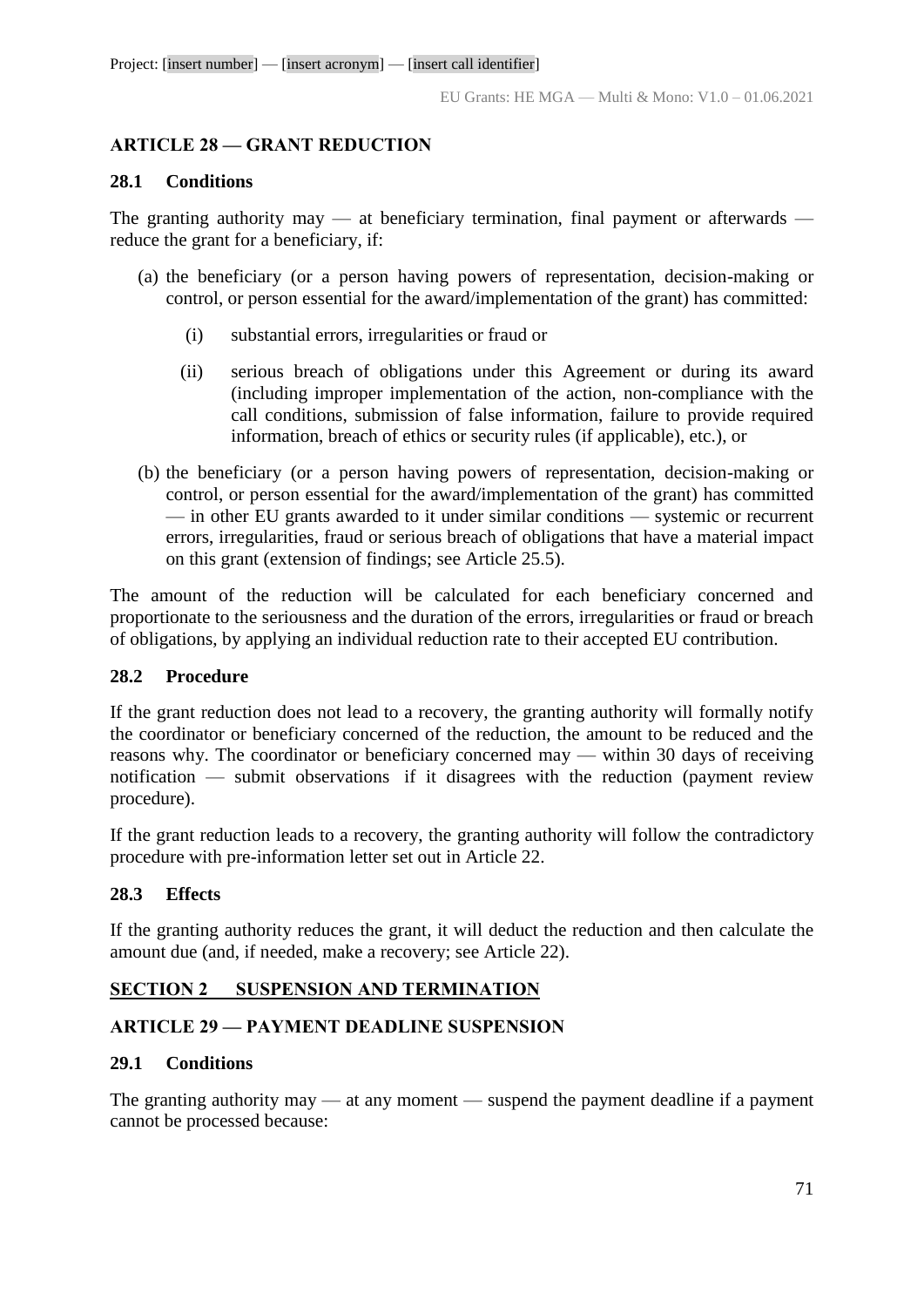## ARTICLE 28 — GRANT REDUCTION

### 28.1 Conditions

The granting authority may — at beneficiary termination, final payment or afterwards — reduce the grant for a beneficiary, if:

(a) the beneficiary (or a person having powers of representation, decision-making or control, or person essential for the award/implementation of the grant) has committed:

  (i) substantial errors, irregularities or fraud or

  (ii) serious breach of obligations under this Agreement or during its award (including improper implementation of the action, non-compliance with the call conditions, submission of false information, failure to provide required information, breach of ethics or security rules (if applicable), etc.), or

(b) the beneficiary (or a person having powers of representation, decision-making or control, or person essential for the award/implementation of the grant) has committed — in other EU grants awarded to it under similar conditions — systemic or recurrent errors, irregularities, fraud or serious breach of obligations that have a material impact on this grant (extension of findings; see Article 25.5).

The amount of the reduction will be calculated for each beneficiary concerned and proportionate to the seriousness and the duration of the errors, irregularities or fraud or breach of obligations, by applying an individual reduction rate to their accepted EU contribution.

### 28.2 Procedure

If the grant reduction does not lead to a recovery, the granting authority will formally notify the coordinator or beneficiary concerned of the reduction, the amount to be reduced and the reasons why. The coordinator or beneficiary concerned may — within 30 days of receiving notification — submit observations if it disagrees with the reduction (payment review procedure).

If the grant reduction leads to a recovery, the granting authority will follow the contradictory procedure with pre-information letter set out in Article 22.

### 28.3 Effects

If the granting authority reduces the grant, it will deduct the reduction and then calculate the amount due (and, if needed, make a recovery; see Article 22).

## SECTION 2 SUSPENSION AND TERMINATION

## ARTICLE 29 — PAYMENT DEADLINE SUSPENSION

### 29.1 Conditions

The granting authority may — at any moment — suspend the payment deadline if a payment cannot be processed because: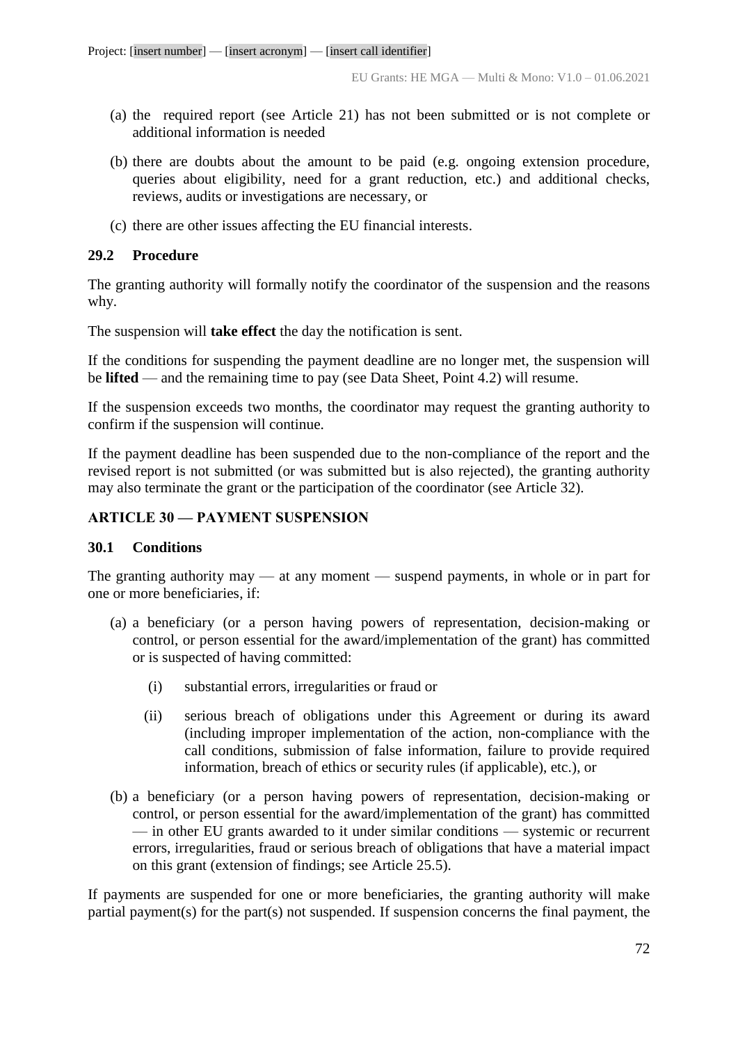(a) the required report (see Article 21) has not been submitted or is not complete or additional information is needed

(b) there are doubts about the amount to be paid (e.g. ongoing extension procedure, queries about eligibility, need for a grant reduction, etc.) and additional checks, reviews, audits or investigations are necessary, or

(c) there are other issues affecting the EU financial interests.

### 29.2 Procedure

The granting authority will formally notify the coordinator of the suspension and the reasons why.

The suspension will **take effect** the day the notification is sent.

If the conditions for suspending the payment deadline are no longer met, the suspension will be **lifted** — and the remaining time to pay (see Data Sheet, Point 4.2) will resume.

If the suspension exceeds two months, the coordinator may request the granting authority to confirm if the suspension will continue.

If the payment deadline has been suspended due to the non-compliance of the report and the revised report is not submitted (or was submitted but is also rejected), the granting authority may also terminate the grant or the participation of the coordinator (see Article 32).

## ARTICLE 30 — PAYMENT SUSPENSION

### 30.1 Conditions

The granting authority may — at any moment — suspend payments, in whole or in part for one or more beneficiaries, if:

(a) a beneficiary (or a person having powers of representation, decision-making or control, or person essential for the award/implementation of the grant) has committed or is suspected of having committed:

  (i) substantial errors, irregularities or fraud or

  (ii) serious breach of obligations under this Agreement or during its award (including improper implementation of the action, non-compliance with the call conditions, submission of false information, failure to provide required information, breach of ethics or security rules (if applicable), etc.), or

(b) a beneficiary (or a person having powers of representation, decision-making or control, or person essential for the award/implementation of the grant) has committed — in other EU grants awarded to it under similar conditions — systemic or recurrent errors, irregularities, fraud or serious breach of obligations that have a material impact on this grant (extension of findings; see Article 25.5).

If payments are suspended for one or more beneficiaries, the granting authority will make partial payment(s) for the part(s) not suspended. If suspension concerns the final payment, the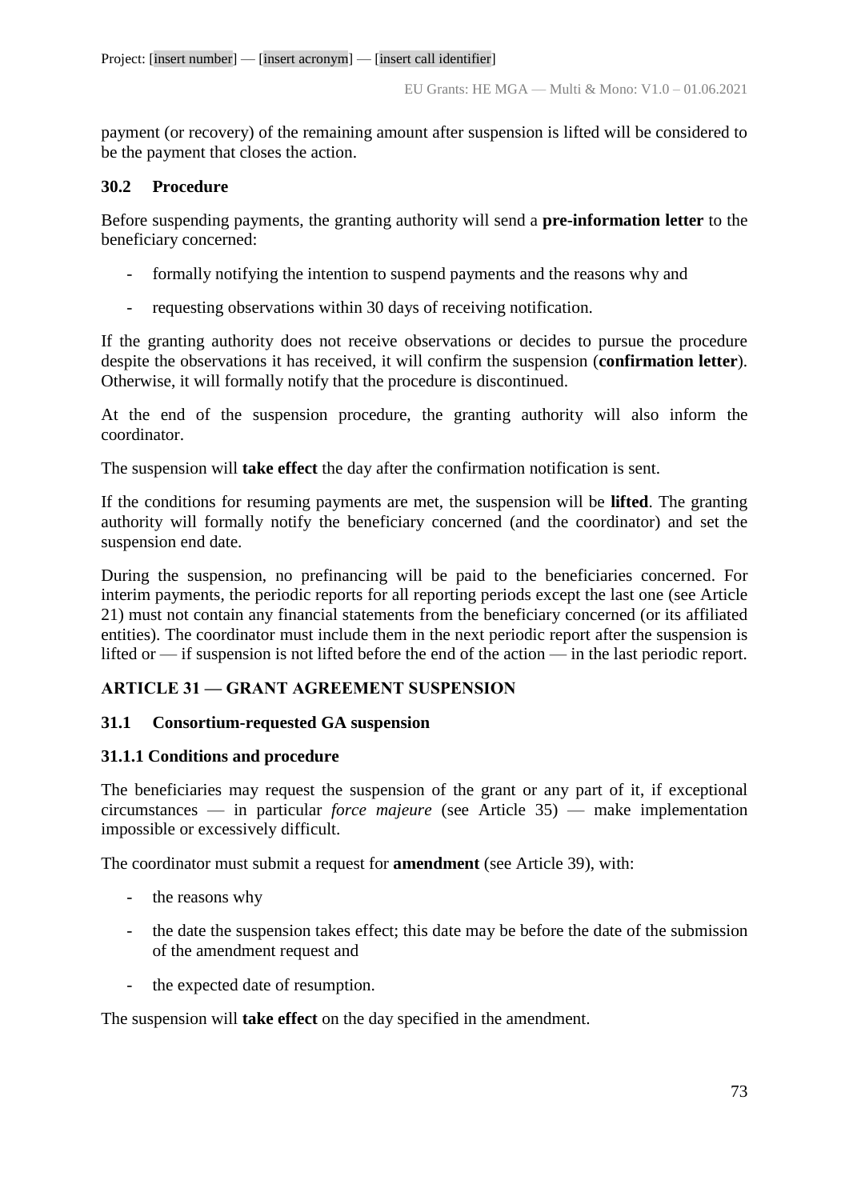payment (or recovery) of the remaining amount after suspension is lifted will be considered to be the payment that closes the action.

### 30.2 Procedure

Before suspending payments, the granting authority will send a **pre-information letter** to the beneficiary concerned:

- formally notifying the intention to suspend payments and the reasons why and
- requesting observations within 30 days of receiving notification.

If the granting authority does not receive observations or decides to pursue the procedure despite the observations it has received, it will confirm the suspension (**confirmation letter**). Otherwise, it will formally notify that the procedure is discontinued.

At the end of the suspension procedure, the granting authority will also inform the coordinator.

The suspension will **take effect** the day after the confirmation notification is sent.

If the conditions for resuming payments are met, the suspension will be **lifted**. The granting authority will formally notify the beneficiary concerned (and the coordinator) and set the suspension end date.

During the suspension, no prefinancing will be paid to the beneficiaries concerned. For interim payments, the periodic reports for all reporting periods except the last one (see Article 21) must not contain any financial statements from the beneficiary concerned (or its affiliated entities). The coordinator must include them in the next periodic report after the suspension is lifted or — if suspension is not lifted before the end of the action — in the last periodic report.

## ARTICLE 31 — GRANT AGREEMENT SUSPENSION

### 31.1 Consortium-requested GA suspension

#### 31.1.1 Conditions and procedure

The beneficiaries may request the suspension of the grant or any part of it, if exceptional circumstances — in particular *force majeure* (see Article 35) — make implementation impossible or excessively difficult.

The coordinator must submit a request for **amendment** (see Article 39), with:

- the reasons why
- the date the suspension takes effect; this date may be before the date of the submission of the amendment request and
- the expected date of resumption.

The suspension will **take effect** on the day specified in the amendment.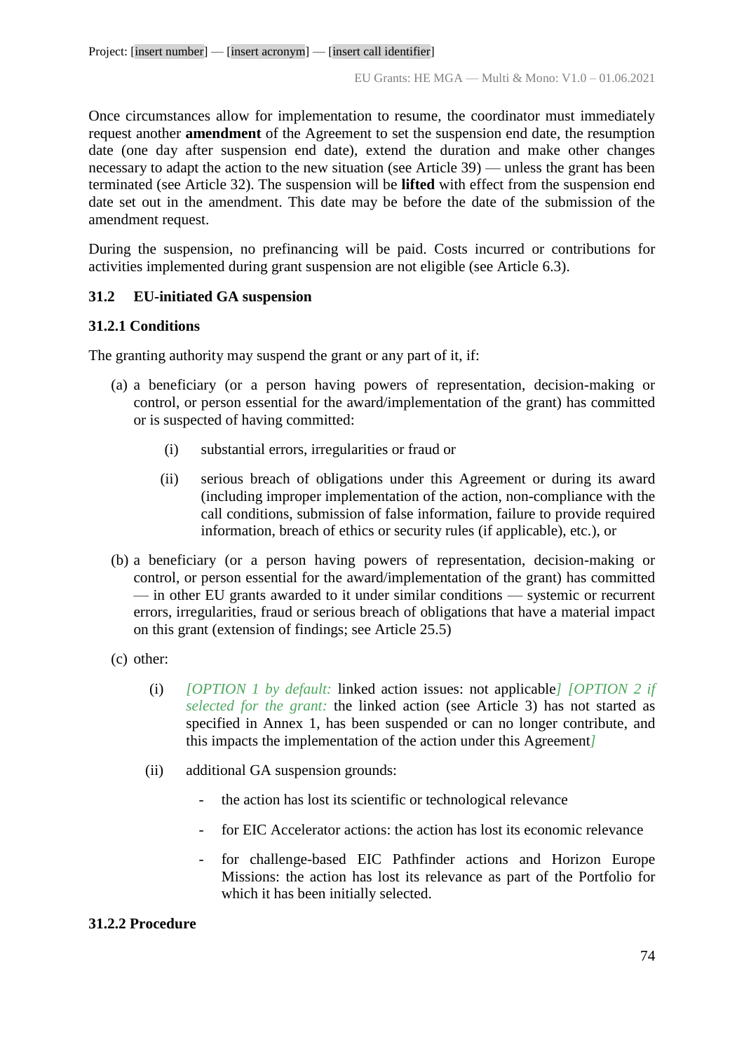Once circumstances allow for implementation to resume, the coordinator must immediately request another **amendment** of the Agreement to set the suspension end date, the resumption date (one day after suspension end date), extend the duration and make other changes necessary to adapt the action to the new situation (see Article 39) — unless the grant has been terminated (see Article 32). The suspension will be **lifted** with effect from the suspension end date set out in the amendment. This date may be before the date of the submission of the amendment request.

During the suspension, no prefinancing will be paid. Costs incurred or contributions for activities implemented during grant suspension are not eligible (see Article 6.3).

### 31.2 EU-initiated GA suspension

#### 31.2.1 Conditions

The granting authority may suspend the grant or any part of it, if:

(a) a beneficiary (or a person having powers of representation, decision-making or control, or person essential for the award/implementation of the grant) has committed or is suspected of having committed:

  (i) substantial errors, irregularities or fraud or

  (ii) serious breach of obligations under this Agreement or during its award (including improper implementation of the action, non-compliance with the call conditions, submission of false information, failure to provide required information, breach of ethics or security rules (if applicable), etc.), or

(b) a beneficiary (or a person having powers of representation, decision-making or control, or person essential for the award/implementation of the grant) has committed — in other EU grants awarded to it under similar conditions — systemic or recurrent errors, irregularities, fraud or serious breach of obligations that have a material impact on this grant (extension of findings; see Article 25.5)

(c) other:

  (i) *[OPTION 1 by default:* linked action issues: not applicable*]* *[OPTION 2 if selected for the grant:* the linked action (see Article 3) has not started as specified in Annex 1, has been suspended or can no longer contribute, and this impacts the implementation of the action under this Agreement*]*

  (ii) additional GA suspension grounds:

  - the action has lost its scientific or technological relevance
  - for EIC Accelerator actions: the action has lost its economic relevance
  - for challenge-based EIC Pathfinder actions and Horizon Europe Missions: the action has lost its relevance as part of the Portfolio for which it has been initially selected.

#### 31.2.2 Procedure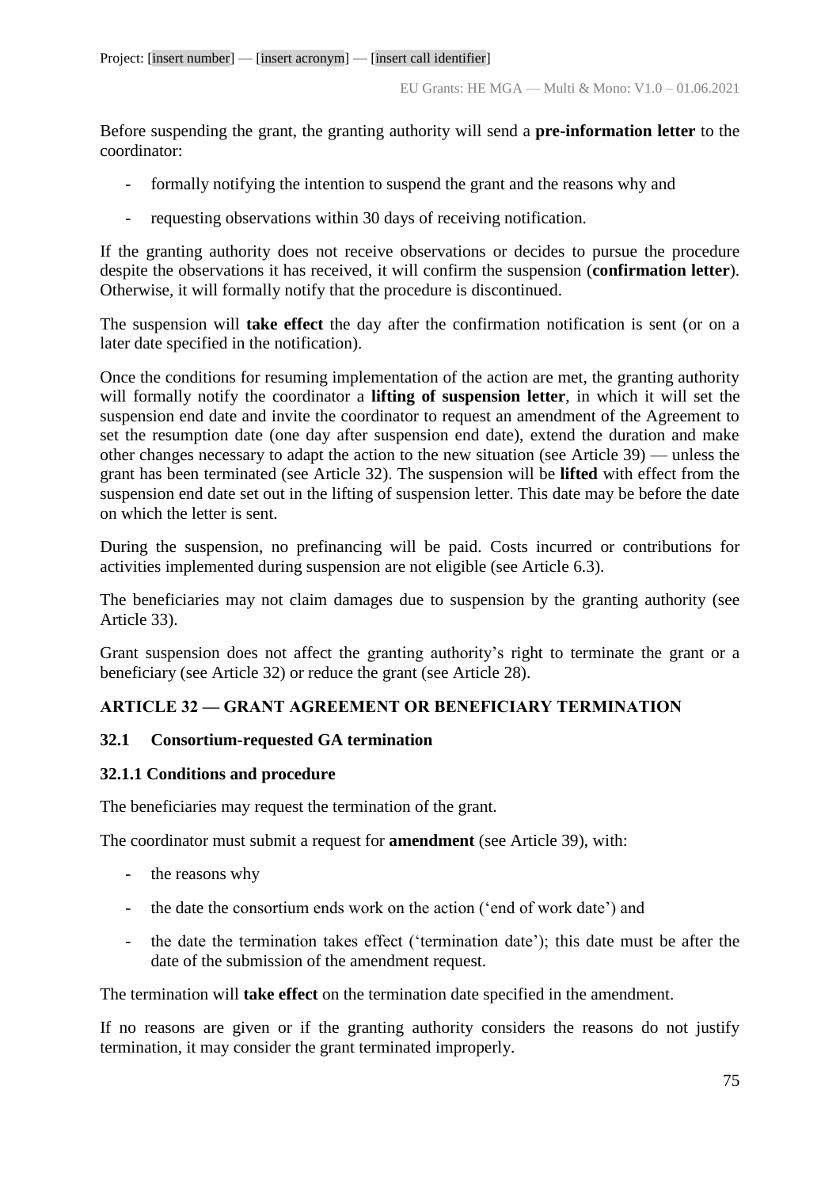Before suspending the grant, the granting authority will send a **pre-information letter** to the coordinator:

- formally notifying the intention to suspend the grant and the reasons why and
- requesting observations within 30 days of receiving notification.

If the granting authority does not receive observations or decides to pursue the procedure despite the observations it has received, it will confirm the suspension (**confirmation letter**). Otherwise, it will formally notify that the procedure is discontinued.

The suspension will **take effect** the day after the confirmation notification is sent (or on a later date specified in the notification).

Once the conditions for resuming implementation of the action are met, the granting authority will formally notify the coordinator a **lifting of suspension letter**, in which it will set the suspension end date and invite the coordinator to request an amendment of the Agreement to set the resumption date (one day after suspension end date), extend the duration and make other changes necessary to adapt the action to the new situation (see Article 39) — unless the grant has been terminated (see Article 32). The suspension will be **lifted** with effect from the suspension end date set out in the lifting of suspension letter. This date may be before the date on which the letter is sent.

During the suspension, no prefinancing will be paid. Costs incurred or contributions for activities implemented during suspension are not eligible (see Article 6.3).

The beneficiaries may not claim damages due to suspension by the granting authority (see Article 33).

Grant suspension does not affect the granting authority's right to terminate the grant or a beneficiary (see Article 32) or reduce the grant (see Article 28).

## ARTICLE 32 — GRANT AGREEMENT OR BENEFICIARY TERMINATION

### 32.1 Consortium-requested GA termination

#### 32.1.1 Conditions and procedure

The beneficiaries may request the termination of the grant.

The coordinator must submit a request for **amendment** (see Article 39), with:

- the reasons why
- the date the consortium ends work on the action ('end of work date') and
- the date the termination takes effect ('termination date'); this date must be after the date of the submission of the amendment request.

The termination will **take effect** on the termination date specified in the amendment.

If no reasons are given or if the granting authority considers the reasons do not justify termination, it may consider the grant terminated improperly.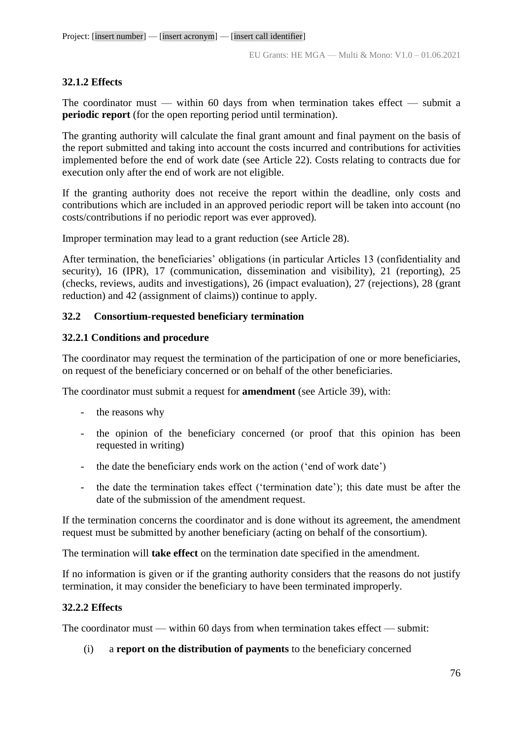#### 32.1.2 Effects

The coordinator must — within 60 days from when termination takes effect — submit a **periodic report** (for the open reporting period until termination).

The granting authority will calculate the final grant amount and final payment on the basis of the report submitted and taking into account the costs incurred and contributions for activities implemented before the end of work date (see Article 22). Costs relating to contracts due for execution only after the end of work are not eligible.

If the granting authority does not receive the report within the deadline, only costs and contributions which are included in an approved periodic report will be taken into account (no costs/contributions if no periodic report was ever approved).

Improper termination may lead to a grant reduction (see Article 28).

After termination, the beneficiaries' obligations (in particular Articles 13 (confidentiality and security), 16 (IPR), 17 (communication, dissemination and visibility), 21 (reporting), 25 (checks, reviews, audits and investigations), 26 (impact evaluation), 27 (rejections), 28 (grant reduction) and 42 (assignment of claims)) continue to apply.

### 32.2 Consortium-requested beneficiary termination

#### 32.2.1 Conditions and procedure

The coordinator may request the termination of the participation of one or more beneficiaries, on request of the beneficiary concerned or on behalf of the other beneficiaries.

The coordinator must submit a request for **amendment** (see Article 39), with:

- the reasons why
- the opinion of the beneficiary concerned (or proof that this opinion has been requested in writing)
- the date the beneficiary ends work on the action ('end of work date')
- the date the termination takes effect ('termination date'); this date must be after the date of the submission of the amendment request.

If the termination concerns the coordinator and is done without its agreement, the amendment request must be submitted by another beneficiary (acting on behalf of the consortium).

The termination will **take effect** on the termination date specified in the amendment.

If no information is given or if the granting authority considers that the reasons do not justify termination, it may consider the beneficiary to have been terminated improperly.

#### 32.2.2 Effects

The coordinator must — within 60 days from when termination takes effect — submit:

(i) a **report on the distribution of payments** to the beneficiary concerned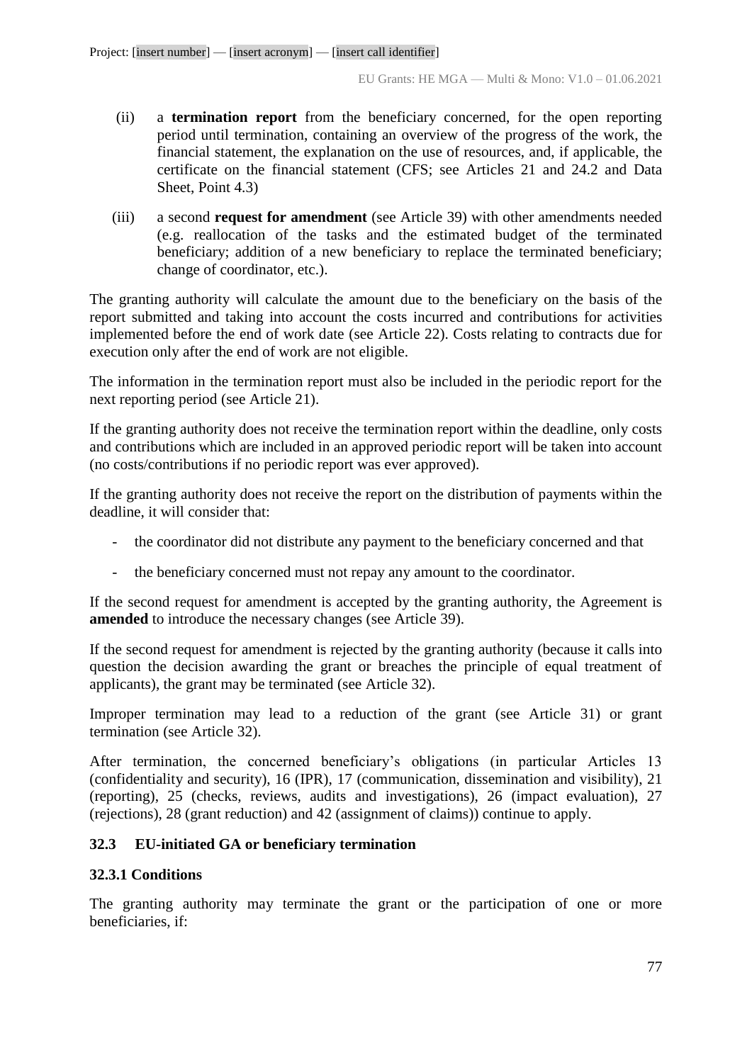(ii) a **termination report** from the beneficiary concerned, for the open reporting period until termination, containing an overview of the progress of the work, the financial statement, the explanation on the use of resources, and, if applicable, the certificate on the financial statement (CFS; see Articles 21 and 24.2 and Data Sheet, Point 4.3)

(iii) a second **request for amendment** (see Article 39) with other amendments needed (e.g. reallocation of the tasks and the estimated budget of the terminated beneficiary; addition of a new beneficiary to replace the terminated beneficiary; change of coordinator, etc.).

The granting authority will calculate the amount due to the beneficiary on the basis of the report submitted and taking into account the costs incurred and contributions for activities implemented before the end of work date (see Article 22). Costs relating to contracts due for execution only after the end of work are not eligible.

The information in the termination report must also be included in the periodic report for the next reporting period (see Article 21).

If the granting authority does not receive the termination report within the deadline, only costs and contributions which are included in an approved periodic report will be taken into account (no costs/contributions if no periodic report was ever approved).

If the granting authority does not receive the report on the distribution of payments within the deadline, it will consider that:

- the coordinator did not distribute any payment to the beneficiary concerned and that
- the beneficiary concerned must not repay any amount to the coordinator.

If the second request for amendment is accepted by the granting authority, the Agreement is **amended** to introduce the necessary changes (see Article 39).

If the second request for amendment is rejected by the granting authority (because it calls into question the decision awarding the grant or breaches the principle of equal treatment of applicants), the grant may be terminated (see Article 32).

Improper termination may lead to a reduction of the grant (see Article 31) or grant termination (see Article 32).

After termination, the concerned beneficiary's obligations (in particular Articles 13 (confidentiality and security), 16 (IPR), 17 (communication, dissemination and visibility), 21 (reporting), 25 (checks, reviews, audits and investigations), 26 (impact evaluation), 27 (rejections), 28 (grant reduction) and 42 (assignment of claims)) continue to apply.

### 32.3 EU-initiated GA or beneficiary termination

#### 32.3.1 Conditions

The granting authority may terminate the grant or the participation of one or more beneficiaries, if: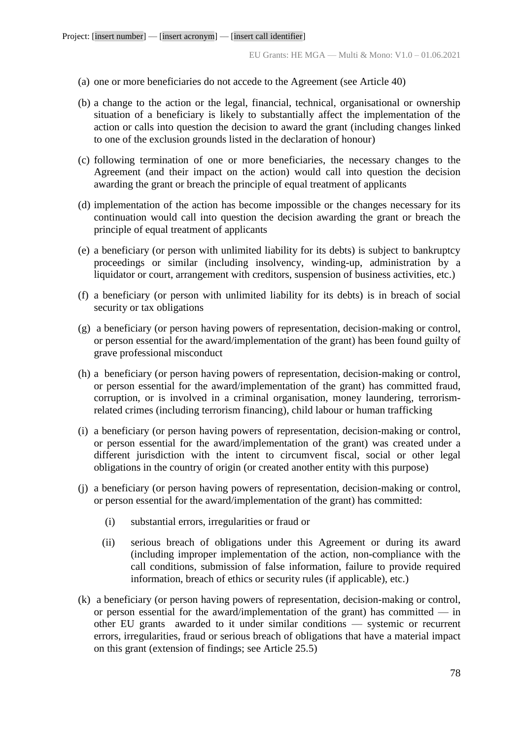(a) one or more beneficiaries do not accede to the Agreement (see Article 40)

(b) a change to the action or the legal, financial, technical, organisational or ownership situation of a beneficiary is likely to substantially affect the implementation of the action or calls into question the decision to award the grant (including changes linked to one of the exclusion grounds listed in the declaration of honour)

(c) following termination of one or more beneficiaries, the necessary changes to the Agreement (and their impact on the action) would call into question the decision awarding the grant or breach the principle of equal treatment of applicants

(d) implementation of the action has become impossible or the changes necessary for its continuation would call into question the decision awarding the grant or breach the principle of equal treatment of applicants

(e) a beneficiary (or person with unlimited liability for its debts) is subject to bankruptcy proceedings or similar (including insolvency, winding-up, administration by a liquidator or court, arrangement with creditors, suspension of business activities, etc.)

(f) a beneficiary (or person with unlimited liability for its debts) is in breach of social security or tax obligations

(g) a beneficiary (or person having powers of representation, decision-making or control, or person essential for the award/implementation of the grant) has been found guilty of grave professional misconduct

(h) a beneficiary (or person having powers of representation, decision-making or control, or person essential for the award/implementation of the grant) has committed fraud, corruption, or is involved in a criminal organisation, money laundering, terrorism-related crimes (including terrorism financing), child labour or human trafficking

(i) a beneficiary (or person having powers of representation, decision-making or control, or person essential for the award/implementation of the grant) was created under a different jurisdiction with the intent to circumvent fiscal, social or other legal obligations in the country of origin (or created another entity with this purpose)

(j) a beneficiary (or person having powers of representation, decision-making or control, or person essential for the award/implementation of the grant) has committed:

   (i) substantial errors, irregularities or fraud or

   (ii) serious breach of obligations under this Agreement or during its award (including improper implementation of the action, non-compliance with the call conditions, submission of false information, failure to provide required information, breach of ethics or security rules (if applicable), etc.)

(k) a beneficiary (or person having powers of representation, decision-making or control, or person essential for the award/implementation of the grant) has committed — in other EU grants awarded to it under similar conditions — systemic or recurrent errors, irregularities, fraud or serious breach of obligations that have a material impact on this grant (extension of findings; see Article 25.5)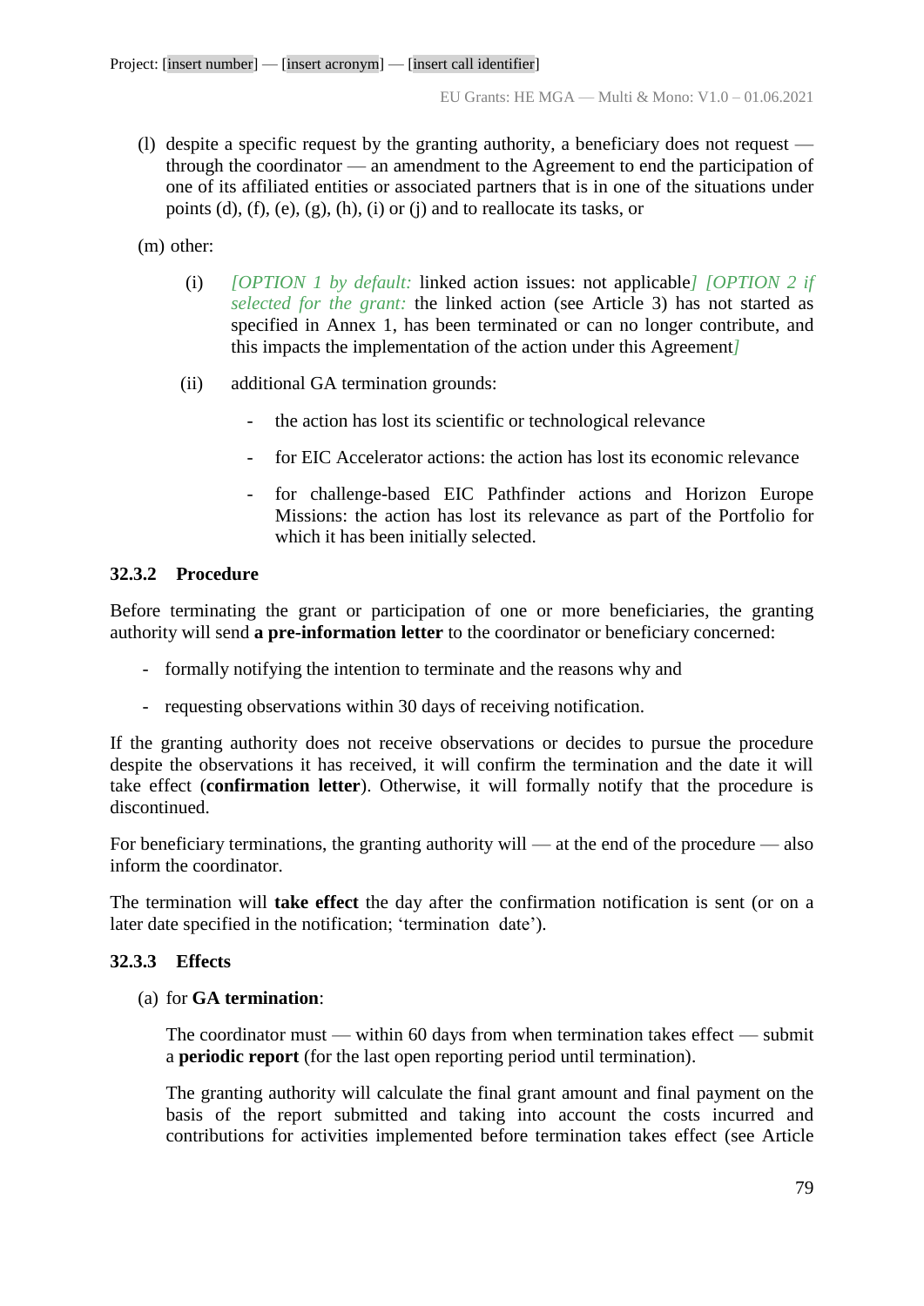(l) despite a specific request by the granting authority, a beneficiary does not request — through the coordinator — an amendment to the Agreement to end the participation of one of its affiliated entities or associated partners that is in one of the situations under points (d), (f), (e), (g), (h), (i) or (j) and to reallocate its tasks, or

(m) other:

(i) *[OPTION 1 by default:* linked action issues: not applicable*] [OPTION 2 if selected for the grant:* the linked action (see Article 3) has not started as specified in Annex 1, has been terminated or can no longer contribute, and this impacts the implementation of the action under this Agreement*]*

(ii) additional GA termination grounds:

- the action has lost its scientific or technological relevance
- for EIC Accelerator actions: the action has lost its economic relevance
- for challenge-based EIC Pathfinder actions and Horizon Europe Missions: the action has lost its relevance as part of the Portfolio for which it has been initially selected.

#### 32.3.2 Procedure

Before terminating the grant or participation of one or more beneficiaries, the granting authority will send **a pre-information letter** to the coordinator or beneficiary concerned:

- formally notifying the intention to terminate and the reasons why and
- requesting observations within 30 days of receiving notification.

If the granting authority does not receive observations or decides to pursue the procedure despite the observations it has received, it will confirm the termination and the date it will take effect (**confirmation letter**). Otherwise, it will formally notify that the procedure is discontinued.

For beneficiary terminations, the granting authority will — at the end of the procedure — also inform the coordinator.

The termination will **take effect** the day after the confirmation notification is sent (or on a later date specified in the notification; 'termination date').

#### 32.3.3 Effects

(a) for **GA termination**:

The coordinator must — within 60 days from when termination takes effect — submit a **periodic report** (for the last open reporting period until termination).

The granting authority will calculate the final grant amount and final payment on the basis of the report submitted and taking into account the costs incurred and contributions for activities implemented before termination takes effect (see Article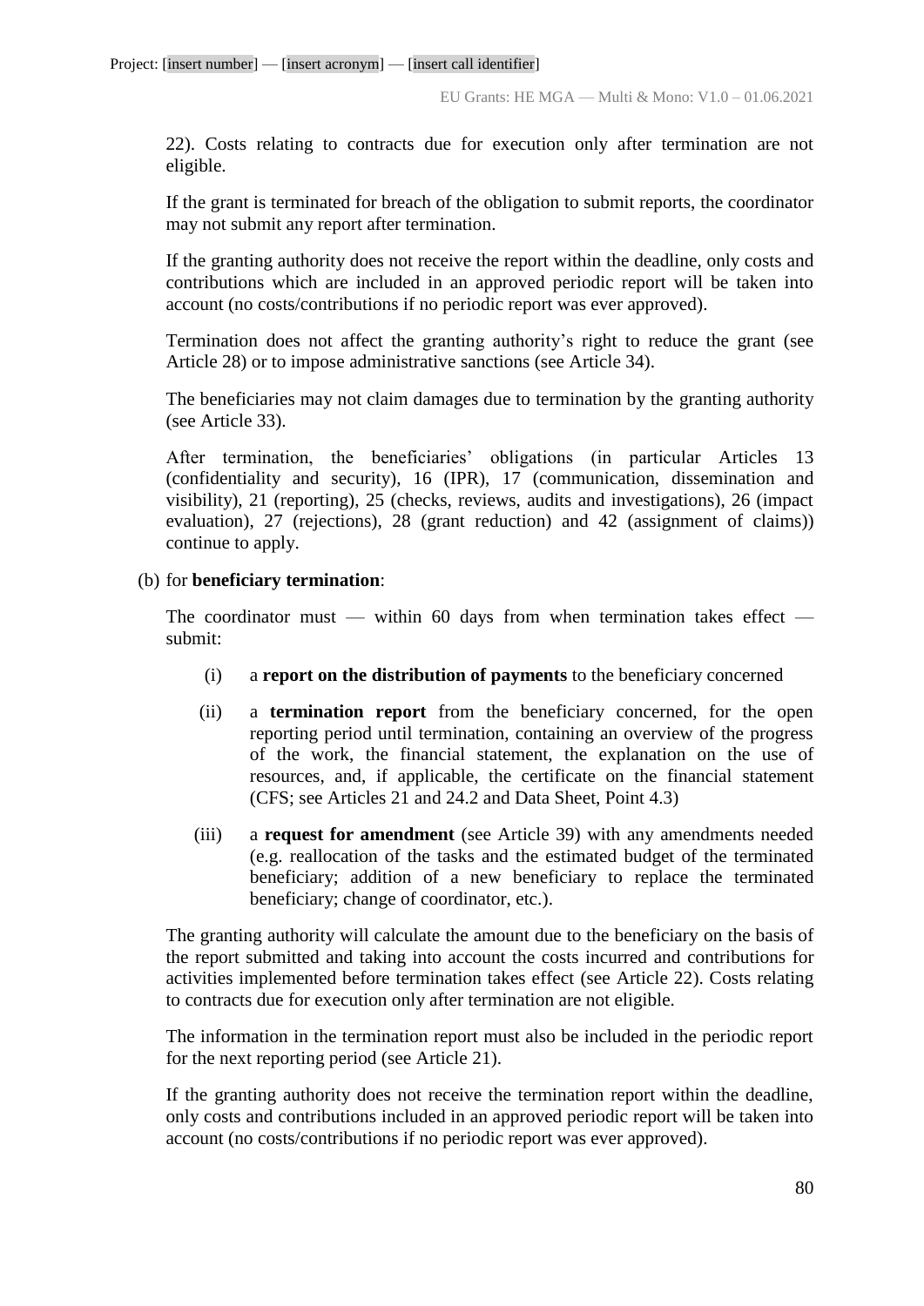22). Costs relating to contracts due for execution only after termination are not eligible.

If the grant is terminated for breach of the obligation to submit reports, the coordinator may not submit any report after termination.

If the granting authority does not receive the report within the deadline, only costs and contributions which are included in an approved periodic report will be taken into account (no costs/contributions if no periodic report was ever approved).

Termination does not affect the granting authority's right to reduce the grant (see Article 28) or to impose administrative sanctions (see Article 34).

The beneficiaries may not claim damages due to termination by the granting authority (see Article 33).

After termination, the beneficiaries' obligations (in particular Articles 13 (confidentiality and security), 16 (IPR), 17 (communication, dissemination and visibility), 21 (reporting), 25 (checks, reviews, audits and investigations), 26 (impact evaluation), 27 (rejections), 28 (grant reduction) and 42 (assignment of claims)) continue to apply.

(b) for **beneficiary termination**:

The coordinator must — within 60 days from when termination takes effect — submit:

(i) a **report on the distribution of payments** to the beneficiary concerned

(ii) a **termination report** from the beneficiary concerned, for the open reporting period until termination, containing an overview of the progress of the work, the financial statement, the explanation on the use of resources, and, if applicable, the certificate on the financial statement (CFS; see Articles 21 and 24.2 and Data Sheet, Point 4.3)

(iii) a **request for amendment** (see Article 39) with any amendments needed (e.g. reallocation of the tasks and the estimated budget of the terminated beneficiary; addition of a new beneficiary to replace the terminated beneficiary; change of coordinator, etc.).

The granting authority will calculate the amount due to the beneficiary on the basis of the report submitted and taking into account the costs incurred and contributions for activities implemented before termination takes effect (see Article 22). Costs relating to contracts due for execution only after termination are not eligible.

The information in the termination report must also be included in the periodic report for the next reporting period (see Article 21).

If the granting authority does not receive the termination report within the deadline, only costs and contributions included in an approved periodic report will be taken into account (no costs/contributions if no periodic report was ever approved).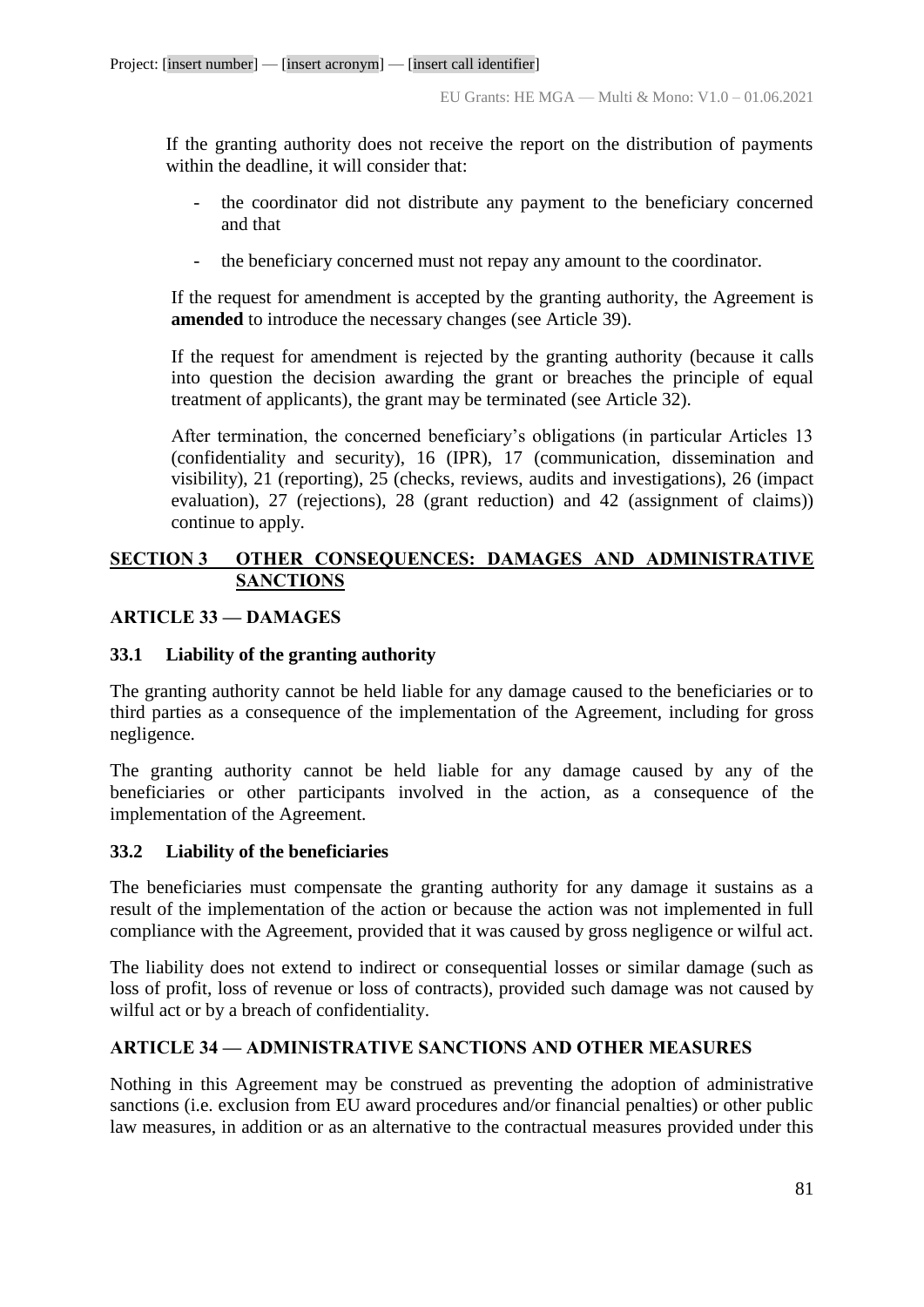If the granting authority does not receive the report on the distribution of payments within the deadline, it will consider that:

- the coordinator did not distribute any payment to the beneficiary concerned and that
- the beneficiary concerned must not repay any amount to the coordinator.

If the request for amendment is accepted by the granting authority, the Agreement is **amended** to introduce the necessary changes (see Article 39).

If the request for amendment is rejected by the granting authority (because it calls into question the decision awarding the grant or breaches the principle of equal treatment of applicants), the grant may be terminated (see Article 32).

After termination, the concerned beneficiary's obligations (in particular Articles 13 (confidentiality and security), 16 (IPR), 17 (communication, dissemination and visibility), 21 (reporting), 25 (checks, reviews, audits and investigations), 26 (impact evaluation), 27 (rejections), 28 (grant reduction) and 42 (assignment of claims)) continue to apply.

## SECTION 3 OTHER CONSEQUENCES: DAMAGES AND ADMINISTRATIVE SANCTIONS

## ARTICLE 33 — DAMAGES

### 33.1 Liability of the granting authority

The granting authority cannot be held liable for any damage caused to the beneficiaries or to third parties as a consequence of the implementation of the Agreement, including for gross negligence.

The granting authority cannot be held liable for any damage caused by any of the beneficiaries or other participants involved in the action, as a consequence of the implementation of the Agreement.

### 33.2 Liability of the beneficiaries

The beneficiaries must compensate the granting authority for any damage it sustains as a result of the implementation of the action or because the action was not implemented in full compliance with the Agreement, provided that it was caused by gross negligence or wilful act.

The liability does not extend to indirect or consequential losses or similar damage (such as loss of profit, loss of revenue or loss of contracts), provided such damage was not caused by wilful act or by a breach of confidentiality.

## ARTICLE 34 — ADMINISTRATIVE SANCTIONS AND OTHER MEASURES

Nothing in this Agreement may be construed as preventing the adoption of administrative sanctions (i.e. exclusion from EU award procedures and/or financial penalties) or other public law measures, in addition or as an alternative to the contractual measures provided under this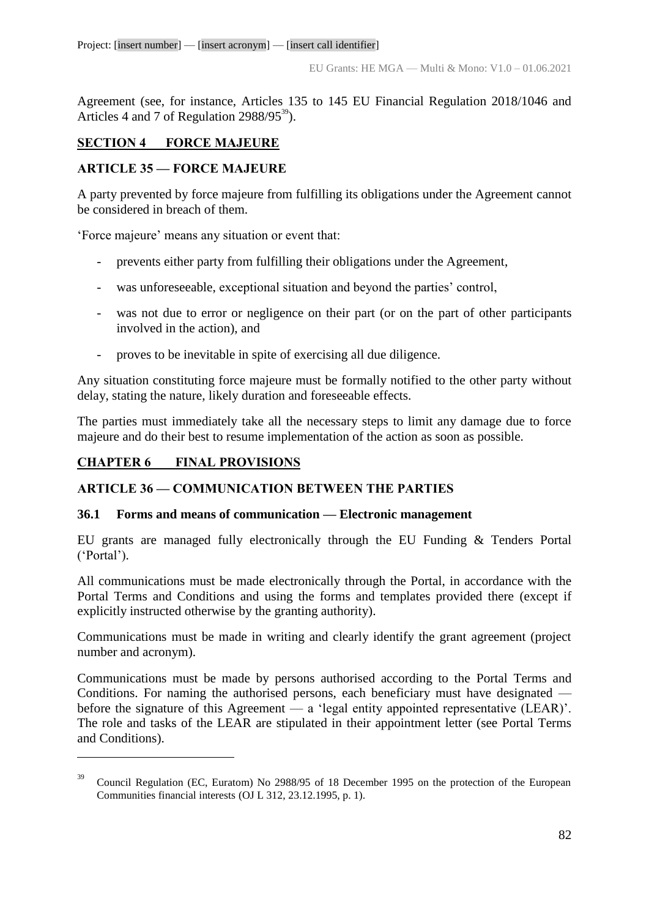Agreement (see, for instance, Articles 135 to 145 EU Financial Regulation 2018/1046 and Articles 4 and 7 of Regulation 2988/95[39]).

## SECTION 4 FORCE MAJEURE

### ARTICLE 35 — FORCE MAJEURE

A party prevented by force majeure from fulfilling its obligations under the Agreement cannot be considered in breach of them.

'Force majeure' means any situation or event that:

- prevents either party from fulfilling their obligations under the Agreement,
- was unforeseeable, exceptional situation and beyond the parties' control,
- was not due to error or negligence on their part (or on the part of other participants involved in the action), and
- proves to be inevitable in spite of exercising all due diligence.

Any situation constituting force majeure must be formally notified to the other party without delay, stating the nature, likely duration and foreseeable effects.

The parties must immediately take all the necessary steps to limit any damage due to force majeure and do their best to resume implementation of the action as soon as possible.

## CHAPTER 6 FINAL PROVISIONS

### ARTICLE 36 — COMMUNICATION BETWEEN THE PARTIES

#### 36.1 Forms and means of communication — Electronic management

EU grants are managed fully electronically through the EU Funding & Tenders Portal ('Portal').

All communications must be made electronically through the Portal, in accordance with the Portal Terms and Conditions and using the forms and templates provided there (except if explicitly instructed otherwise by the granting authority).

Communications must be made in writing and clearly identify the grant agreement (project number and acronym).

Communications must be made by persons authorised according to the Portal Terms and Conditions. For naming the authorised persons, each beneficiary must have designated — before the signature of this Agreement — a 'legal entity appointed representative (LEAR)'. The role and tasks of the LEAR are stipulated in their appointment letter (see Portal Terms and Conditions).

---

[39] Council Regulation (EC, Euratom) No 2988/95 of 18 December 1995 on the protection of the European Communities financial interests (OJ L 312, 23.12.1995, p. 1).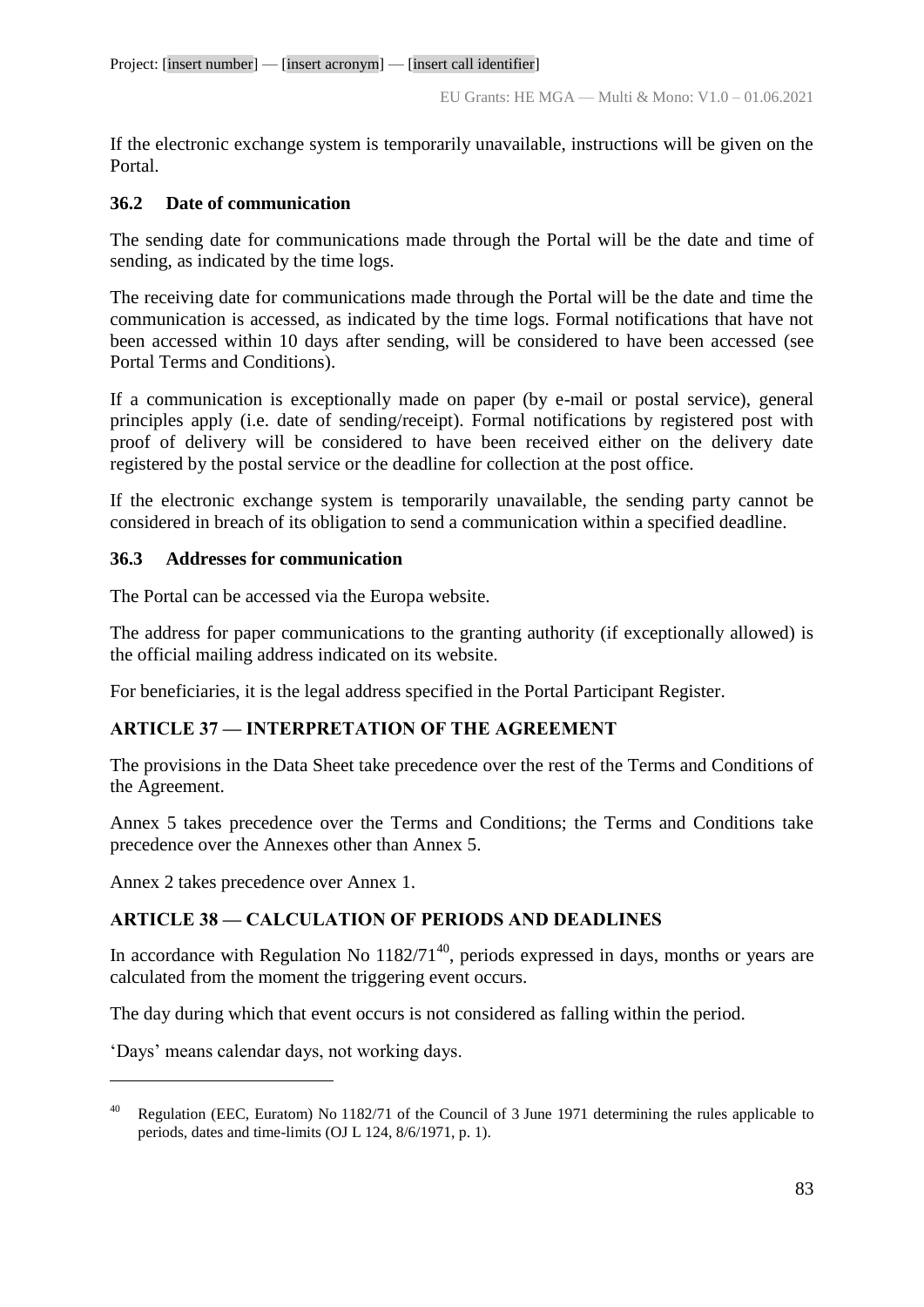If the electronic exchange system is temporarily unavailable, instructions will be given on the Portal.

### 36.2 Date of communication

The sending date for communications made through the Portal will be the date and time of sending, as indicated by the time logs.

The receiving date for communications made through the Portal will be the date and time the communication is accessed, as indicated by the time logs. Formal notifications that have not been accessed within 10 days after sending, will be considered to have been accessed (see Portal Terms and Conditions).

If a communication is exceptionally made on paper (by e-mail or postal service), general principles apply (i.e. date of sending/receipt). Formal notifications by registered post with proof of delivery will be considered to have been received either on the delivery date registered by the postal service or the deadline for collection at the post office.

If the electronic exchange system is temporarily unavailable, the sending party cannot be considered in breach of its obligation to send a communication within a specified deadline.

### 36.3 Addresses for communication

The Portal can be accessed via the Europa website.

The address for paper communications to the granting authority (if exceptionally allowed) is the official mailing address indicated on its website.

For beneficiaries, it is the legal address specified in the Portal Participant Register.

## ARTICLE 37 — INTERPRETATION OF THE AGREEMENT

The provisions in the Data Sheet take precedence over the rest of the Terms and Conditions of the Agreement.

Annex 5 takes precedence over the Terms and Conditions; the Terms and Conditions take precedence over the Annexes other than Annex 5.

Annex 2 takes precedence over Annex 1.

## ARTICLE 38 — CALCULATION OF PERIODS AND DEADLINES

In accordance with Regulation No 1182/71[40], periods expressed in days, months or years are calculated from the moment the triggering event occurs.

The day during which that event occurs is not considered as falling within the period.

'Days' means calendar days, not working days.

---

[40] Regulation (EEC, Euratom) No 1182/71 of the Council of 3 June 1971 determining the rules applicable to periods, dates and time-limits (OJ L 124, 8/6/1971, p. 1).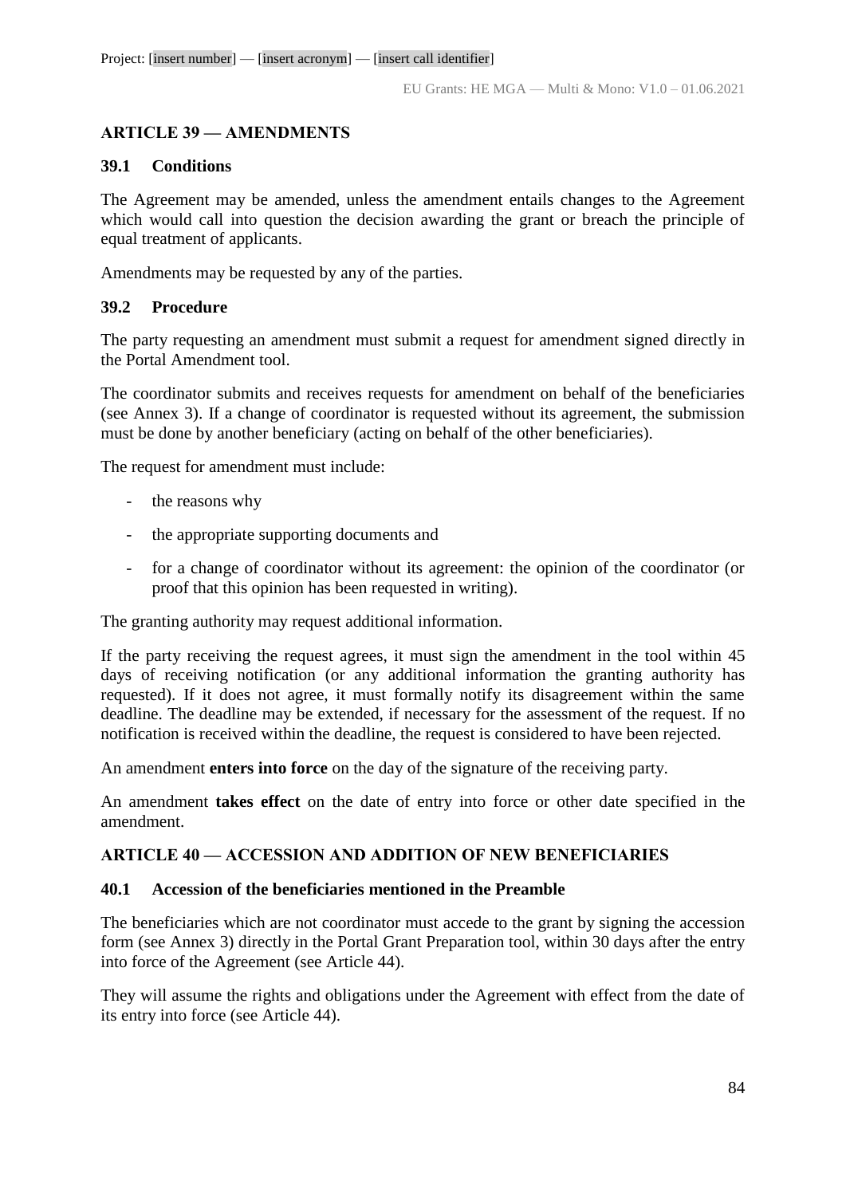## ARTICLE 39 — AMENDMENTS

### 39.1 Conditions

The Agreement may be amended, unless the amendment entails changes to the Agreement which would call into question the decision awarding the grant or breach the principle of equal treatment of applicants.

Amendments may be requested by any of the parties.

### 39.2 Procedure

The party requesting an amendment must submit a request for amendment signed directly in the Portal Amendment tool.

The coordinator submits and receives requests for amendment on behalf of the beneficiaries (see Annex 3). If a change of coordinator is requested without its agreement, the submission must be done by another beneficiary (acting on behalf of the other beneficiaries).

The request for amendment must include:

- the reasons why
- the appropriate supporting documents and
- for a change of coordinator without its agreement: the opinion of the coordinator (or proof that this opinion has been requested in writing).

The granting authority may request additional information.

If the party receiving the request agrees, it must sign the amendment in the tool within 45 days of receiving notification (or any additional information the granting authority has requested). If it does not agree, it must formally notify its disagreement within the same deadline. The deadline may be extended, if necessary for the assessment of the request. If no notification is received within the deadline, the request is considered to have been rejected.

An amendment **enters into force** on the day of the signature of the receiving party.

An amendment **takes effect** on the date of entry into force or other date specified in the amendment.

## ARTICLE 40 — ACCESSION AND ADDITION OF NEW BENEFICIARIES

### 40.1 Accession of the beneficiaries mentioned in the Preamble

The beneficiaries which are not coordinator must accede to the grant by signing the accession form (see Annex 3) directly in the Portal Grant Preparation tool, within 30 days after the entry into force of the Agreement (see Article 44).

They will assume the rights and obligations under the Agreement with effect from the date of its entry into force (see Article 44).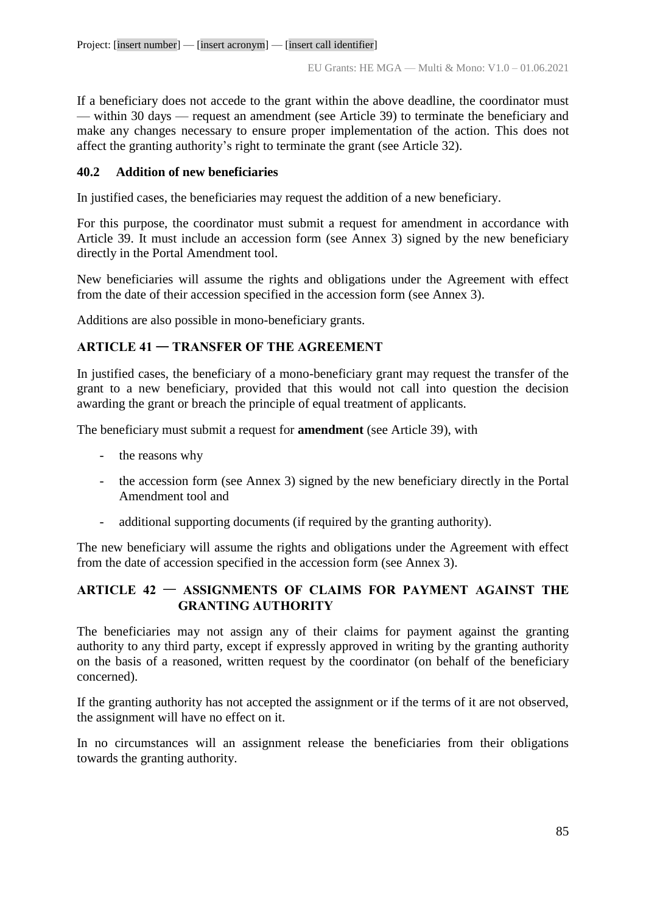If a beneficiary does not accede to the grant within the above deadline, the coordinator must — within 30 days — request an amendment (see Article 39) to terminate the beneficiary and make any changes necessary to ensure proper implementation of the action. This does not affect the granting authority's right to terminate the grant (see Article 32).

### 40.2 Addition of new beneficiaries

In justified cases, the beneficiaries may request the addition of a new beneficiary.

For this purpose, the coordinator must submit a request for amendment in accordance with Article 39. It must include an accession form (see Annex 3) signed by the new beneficiary directly in the Portal Amendment tool.

New beneficiaries will assume the rights and obligations under the Agreement with effect from the date of their accession specified in the accession form (see Annex 3).

Additions are also possible in mono-beneficiary grants.

## ARTICLE 41 — TRANSFER OF THE AGREEMENT

In justified cases, the beneficiary of a mono-beneficiary grant may request the transfer of the grant to a new beneficiary, provided that this would not call into question the decision awarding the grant or breach the principle of equal treatment of applicants.

The beneficiary must submit a request for **amendment** (see Article 39), with

- the reasons why
- the accession form (see Annex 3) signed by the new beneficiary directly in the Portal Amendment tool and
- additional supporting documents (if required by the granting authority).

The new beneficiary will assume the rights and obligations under the Agreement with effect from the date of accession specified in the accession form (see Annex 3).

## ARTICLE 42 — ASSIGNMENTS OF CLAIMS FOR PAYMENT AGAINST THE GRANTING AUTHORITY

The beneficiaries may not assign any of their claims for payment against the granting authority to any third party, except if expressly approved in writing by the granting authority on the basis of a reasoned, written request by the coordinator (on behalf of the beneficiary concerned).

If the granting authority has not accepted the assignment or if the terms of it are not observed, the assignment will have no effect on it.

In no circumstances will an assignment release the beneficiaries from their obligations towards the granting authority.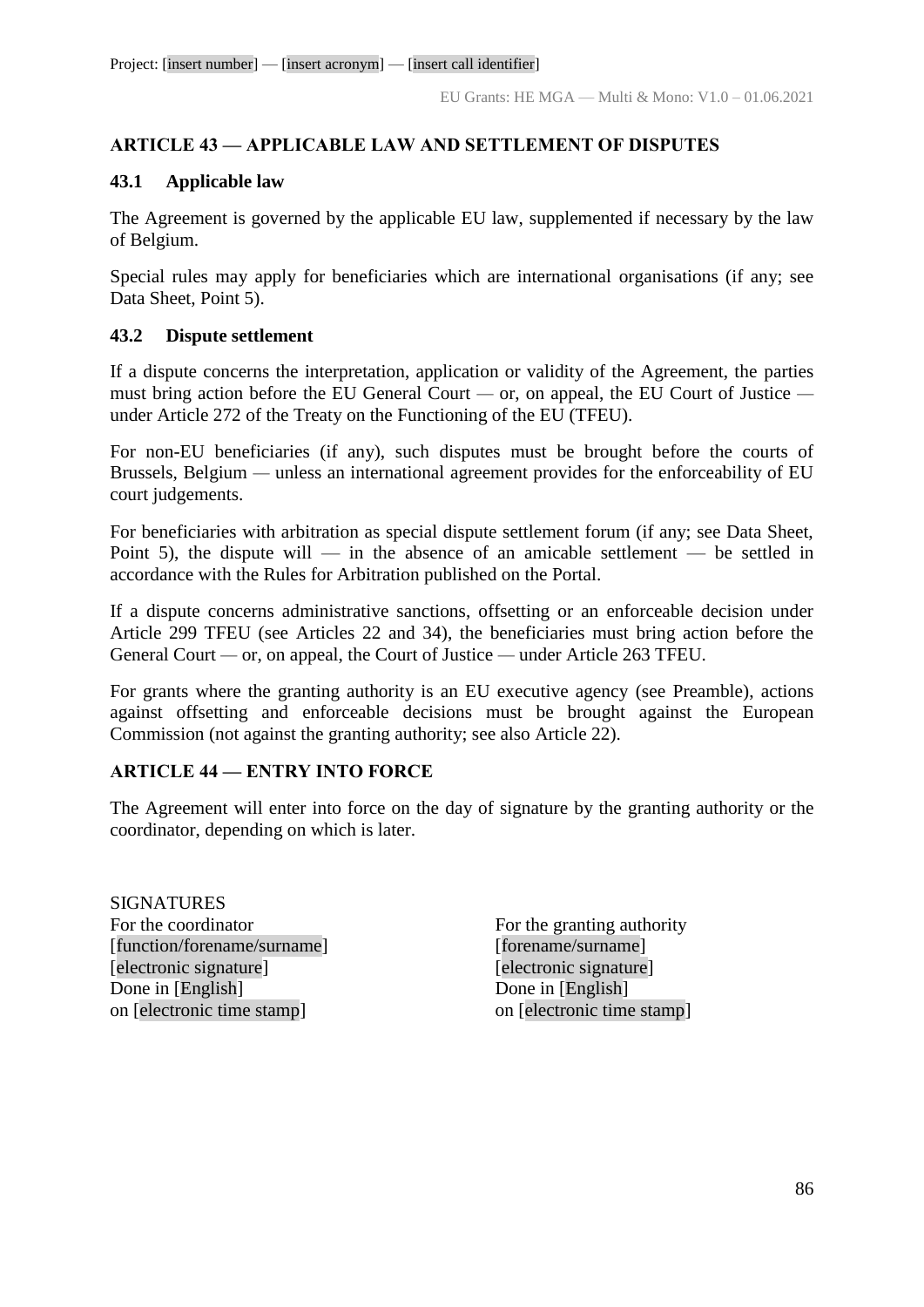## ARTICLE 43 — APPLICABLE LAW AND SETTLEMENT OF DISPUTES

### 43.1 Applicable law

The Agreement is governed by the applicable EU law, supplemented if necessary by the law of Belgium.

Special rules may apply for beneficiaries which are international organisations (if any; see Data Sheet, Point 5).

### 43.2 Dispute settlement

If a dispute concerns the interpretation, application or validity of the Agreement, the parties must bring action before the EU General Court — or, on appeal, the EU Court of Justice — under Article 272 of the Treaty on the Functioning of the EU (TFEU).

For non-EU beneficiaries (if any), such disputes must be brought before the courts of Brussels, Belgium — unless an international agreement provides for the enforceability of EU court judgements.

For beneficiaries with arbitration as special dispute settlement forum (if any; see Data Sheet, Point 5), the dispute will — in the absence of an amicable settlement — be settled in accordance with the Rules for Arbitration published on the Portal.

If a dispute concerns administrative sanctions, offsetting or an enforceable decision under Article 299 TFEU (see Articles 22 and 34), the beneficiaries must bring action before the General Court — or, on appeal, the Court of Justice — under Article 263 TFEU.

For grants where the granting authority is an EU executive agency (see Preamble), actions against offsetting and enforceable decisions must be brought against the European Commission (not against the granting authority; see also Article 22).

## ARTICLE 44 — ENTRY INTO FORCE

The Agreement will enter into force on the day of signature by the granting authority or the coordinator, depending on which is later.

SIGNATURES

For the coordinator
[function/forename/surname]
[electronic signature]
Done in [English]
on [electronic time stamp]

For the granting authority
[forename/surname]
[electronic signature]
Done in [English]
on [electronic time stamp]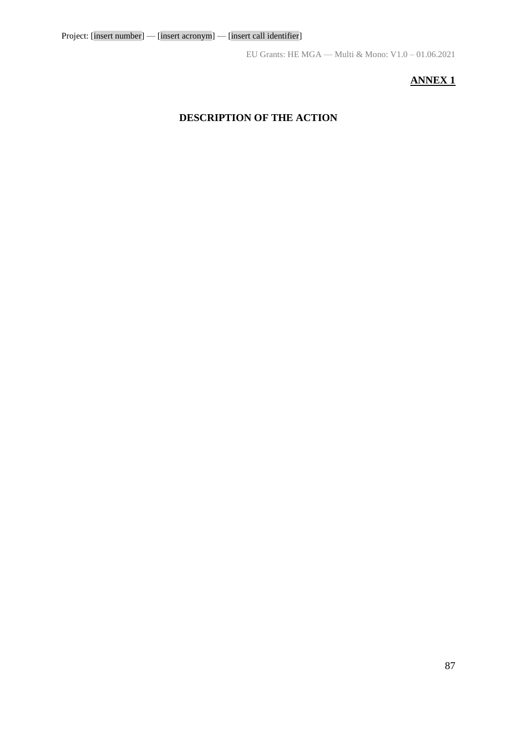**ANNEX 1**

# DESCRIPTION OF THE ACTION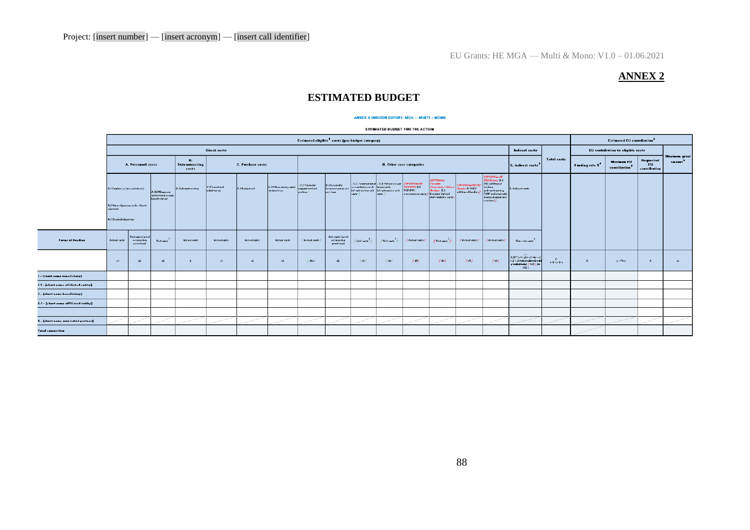Project: [insert number] — [insert acronym] — [insert call identifier]

EU Grants: HE MGA — Multi & Mono: V1.0 – 01.06.2021

**ANNEX 2**

# ESTIMATED BUDGET

ANNEX 2 HORIZON EUROPE MGA — MULTI + MONO

ESTIMATED BUDGET FOR THE ACTION

| | Estimated eligible[1] costs (per budget category) | | | | | | | | | | | | | | | | | | Estimated EU contribution[2] | | | |
|---|---|---|---|---|---|---|---|---|---|---|---|---|---|---|---|---|---|---|---|---|---|
| | Direct costs | | | | | | | | | | | | | | | | Indirect costs | Total costs | EU contribution to eligible costs | | | Maximum grant amount[6] |
| | A. Personnel costs | | | B. Subcontracting costs | C. Purchase costs | | | D. Other cost categories | | | | | | | | | E. Indirect costs[3] | | Funding rate %[4] | Maximum EU contribution[5] | Requested EU contribution | |
| | A.1 Employees (or equivalent) A.2 Natural persons under direct contract A.3 Seconded persons | | A.4 SME owners and natural person beneficiaries | B. Subcontracting | C.1 Travel and subsistence | C.2 Equipment | C.3 Other goods, works and services | [D.1 Financial support to third parties] | D.2 Internally invoiced goods and services | [D.3 Transnational access to research infrastructure unit costs] | [D.4 Virtual access to research infrastructure unit costs] | [OPTION for PCP/PPI actions: D.5 PCP/PPI procurement costs] | [OPTION for Programme Cofund Actions: D.6 Eurostars: Cofund staff mobility costs] | [OPTION for EIC Grants: D.7 EIC additional funding] | [OPTION for ERC Grants: D.8 ERC additional funding (relocation, TSTP and internally invoiced goods and services)] | E. Indirect costs | | | | | |
| Forms of funding | Actual costs | Unit costs (usual accounting practices) | Unit costs[1] | Actual costs | Actual costs | Actual costs | Actual costs | [Actual costs] | Unit costs (usual accounting practices) | [Unit costs[7]] | [Unit costs[7]] | [Actual costs] | [Unit costs[7]] | [Actual costs] | [Actual costs] | Flat-rate costs[8] | | | | | |
| | a1 | a2 | a3 | b | c1 | c2 | c3 | [d1] | d2 | [d3] | [d4] | [d5] | [d6] | [d7] | [d8] | e = 0,25 \* (a1 + a2 + a3 + b + c1 + c2 + c3 + d1 + d2 + d3 + d4 + d5 + d6 + d7 + d8) | f = a+b+c+d+e | U | g = f\*U% | h | m |
| 1 – [short name beneficiary] | | | | | | | | | | | | | | | | | | | | | |
| 1.1 – [short name affiliated entity] | | | | | | | | | | | | | | | | | | | | | |
| 2 – [short name beneficiary] | | | | | | | | | | | | | | | | | | | | | |
| 2.1 – [short name affiliated entity] | | | | | | | | | | | | | | | | | | | | | |
| | | | | | | | | | | | | | | | | | | | | | |
| X – [short name associated partner] | | | | | | | | | | | | | | | | | | | | | |
| Total consortium | | | | | | | | | | | | | | | | | | | | | |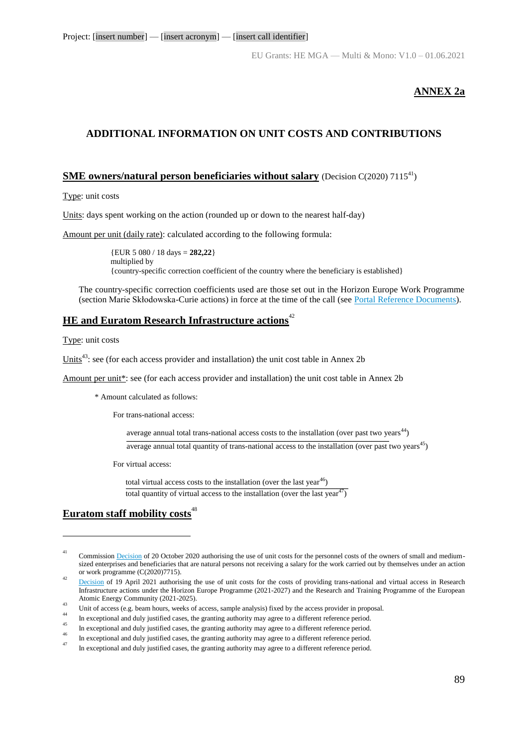# ANNEX 2a

## ADDITIONAL INFORMATION ON UNIT COSTS AND CONTRIBUTIONS

### **SME owners/natural person beneficiaries without salary** (Decision C(2020) 7115[41])

Type: unit costs

Units: days spent working on the action (rounded up or down to the nearest half-day)

Amount per unit (daily rate): calculated according to the following formula:

> {EUR 5 080 / 18 days = **282,22**}
> multiplied by
> {country-specific correction coefficient of the country where the beneficiary is established}

The country-specific correction coefficients used are those set out in the Horizon Europe Work Programme (section Marie Skłodowska-Curie actions) in force at the time of the call (see Portal Reference Documents).

### **HE and Euratom Research Infrastructure actions**[42]

Type: unit costs

Units[43]: see (for each access provider and installation) the unit cost table in Annex 2b

Amount per unit*: see (for each access provider and installation) the unit cost table in Annex 2b

\* Amount calculated as follows:

For trans-national access:

$$\frac{\text{average annual total trans-national access costs to the installation (over past two years}^{44}\text{)}}{\text{average annual total quantity of trans-national access to the installation (over past two years}^{45}\text{)}}$$

For virtual access:

$$\frac{\text{total virtual access costs to the installation (over the last year}^{46}\text{)}}{\text{total quantity of virtual access to the installation (over the last year}^{47}\text{)}}$$

### **Euratom staff mobility costs**[48]

---

[41] Commission Decision of 20 October 2020 authorising the use of unit costs for the personnel costs of the owners of small and medium-sized enterprises and beneficiaries that are natural persons not receiving a salary for the work carried out by themselves under an action or work programme (C(2020)7715).

[42] Decision of 19 April 2021 authorising the use of unit costs for the costs of providing trans-national and virtual access in Research Infrastructure actions under the Horizon Europe Programme (2021-2027) and the Research and Training Programme of the European Atomic Energy Community (2021-2025).

[43] Unit of access (e.g. beam hours, weeks of access, sample analysis) fixed by the access provider in proposal.

[44] In exceptional and duly justified cases, the granting authority may agree to a different reference period.

[45] In exceptional and duly justified cases, the granting authority may agree to a different reference period.

[46] In exceptional and duly justified cases, the granting authority may agree to a different reference period.

[47] In exceptional and duly justified cases, the granting authority may agree to a different reference period.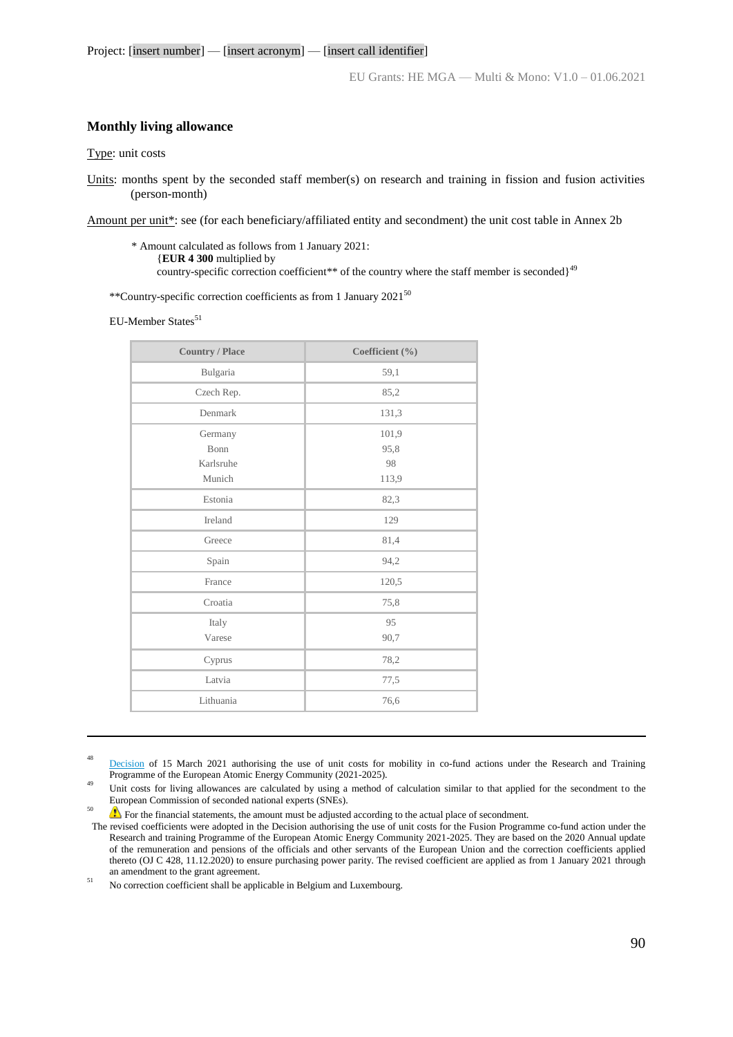### Monthly living allowance

Type: unit costs

Units: months spent by the seconded staff member(s) on research and training in fission and fusion activities (person-month)

Amount per unit*: see (for each beneficiary/affiliated entity and secondment) the unit cost table in Annex 2b

> \* Amount calculated as follows from 1 January 2021:
> {**EUR 4 300** multiplied by
> country-specific correction coefficient** of the country where the staff member is seconded}[49]

**Country-specific correction coefficients as from 1 January 2021[50]

EU-Member States[51]

| Country / Place | Coefficient (%) |
|---|---|
| Bulgaria | 59,1 |
| Czech Rep. | 85,2 |
| Denmark | 131,3 |
| Germany<br>Bonn<br>Karlsruhe<br>Munich | 101,9<br>95,8<br>98<br>113,9 |
| Estonia | 82,3 |
| Ireland | 129 |
| Greece | 81,4 |
| Spain | 94,2 |
| France | 120,5 |
| Croatia | 75,8 |
| Italy<br>Varese | 95<br>90,7 |
| Cyprus | 78,2 |
| Latvia | 77,5 |
| Lithuania | 76,6 |

---

[48] Decision of 15 March 2021 authorising the use of unit costs for mobility in co-fund actions under the Research and Training Programme of the European Atomic Energy Community (2021-2025).

[49] Unit costs for living allowances are calculated by using a method of calculation similar to that applied for the secondment to the European Commission of seconded national experts (SNEs).

[50] ⚠ For the financial statements, the amount must be adjusted according to the actual place of secondment.
The revised coefficients were adopted in the Decision authorising the use of unit costs for the Fusion Programme co-fund action under the Research and training Programme of the European Atomic Energy Community 2021-2025. They are based on the 2020 Annual update of the remuneration and pensions of the officials and other servants of the European Union and the correction coefficients applied thereto (OJ C 428, 11.12.2020) to ensure purchasing power parity. The revised coefficient are applied as from 1 January 2021 through an amendment to the grant agreement.

[51] No correction coefficient shall be applicable in Belgium and Luxembourg.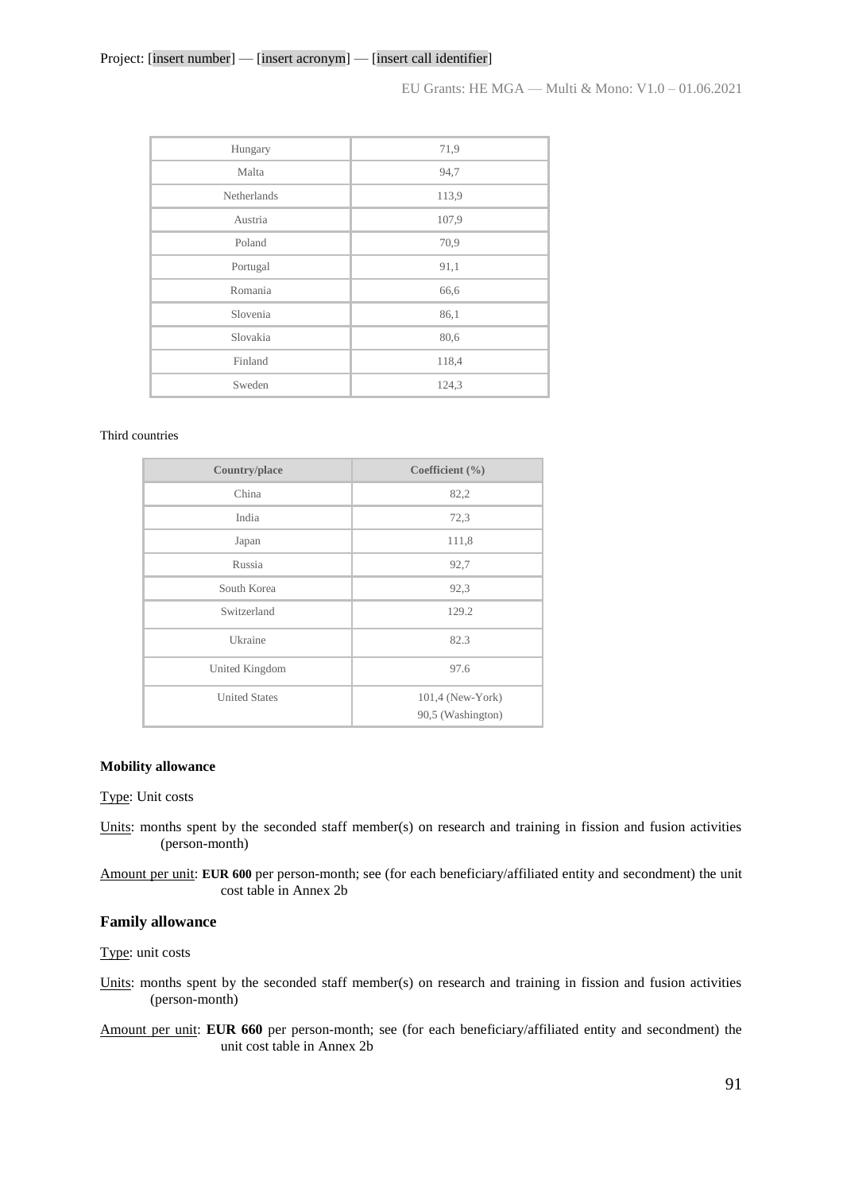| | |
|---|---|
| Hungary | 71,9 |
| Malta | 94,7 |
| Netherlands | 113,9 |
| Austria | 107,9 |
| Poland | 70,9 |
| Portugal | 91,1 |
| Romania | 66,6 |
| Slovenia | 86,1 |
| Slovakia | 80,6 |
| Finland | 118,4 |
| Sweden | 124,3 |

Third countries

| Country/place | Coefficient (%) |
|---|---|
| China | 82,2 |
| India | 72,3 |
| Japan | 111,8 |
| Russia | 92,7 |
| South Korea | 92,3 |
| Switzerland | 129.2 |
| Ukraine | 82.3 |
| United Kingdom | 97.6 |
| United States | 101,4 (New-York)<br>90,5 (Washington) |

**Mobility allowance**

Type: Unit costs

Units: months spent by the seconded staff member(s) on research and training in fission and fusion activities (person-month)

Amount per unit: **EUR 600** per person-month; see (for each beneficiary/affiliated entity and secondment) the unit cost table in Annex 2b

### Family allowance

Type: unit costs

Units: months spent by the seconded staff member(s) on research and training in fission and fusion activities (person-month)

Amount per unit: **EUR 660** per person-month; see (for each beneficiary/affiliated entity and secondment) the unit cost table in Annex 2b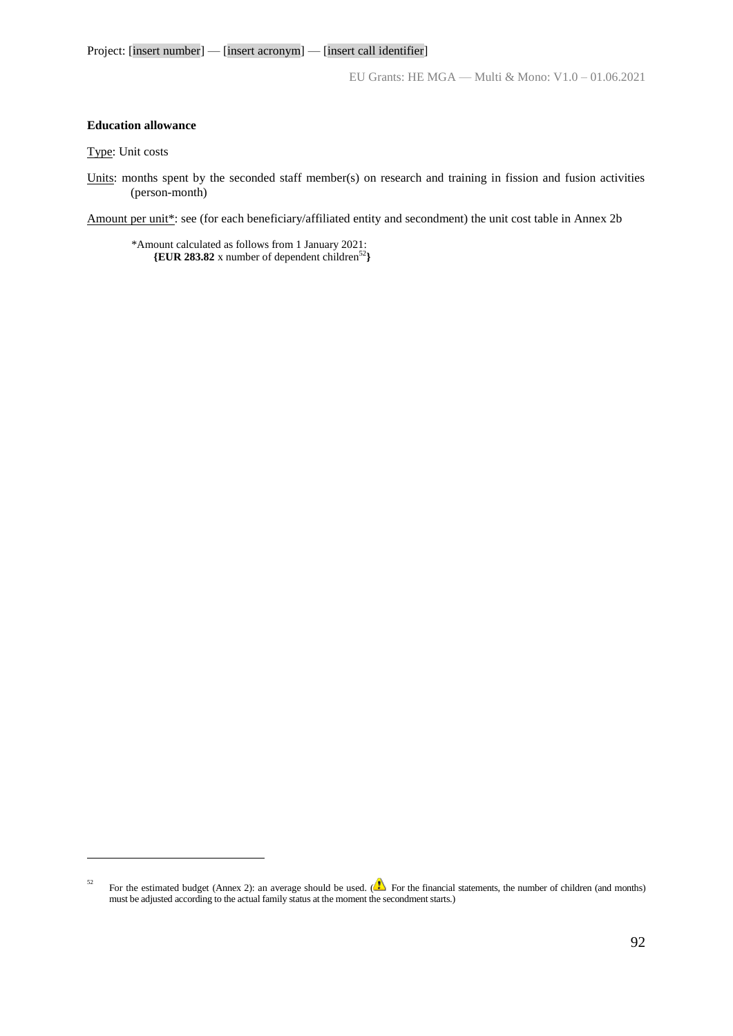**Education allowance**

Type: Unit costs

Units: months spent by the seconded staff member(s) on research and training in fission and fusion activities (person-month)

Amount per unit*: see (for each beneficiary/affiliated entity and secondment) the unit cost table in Annex 2b

> *Amount calculated as follows from 1 January 2021:
> **{EUR 283.82** x number of dependent children[52]**}**

---

[52] For the estimated budget (Annex 2): an average should be used. (⚠ For the financial statements, the number of children (and months) must be adjusted according to the actual family status at the moment the secondment starts.)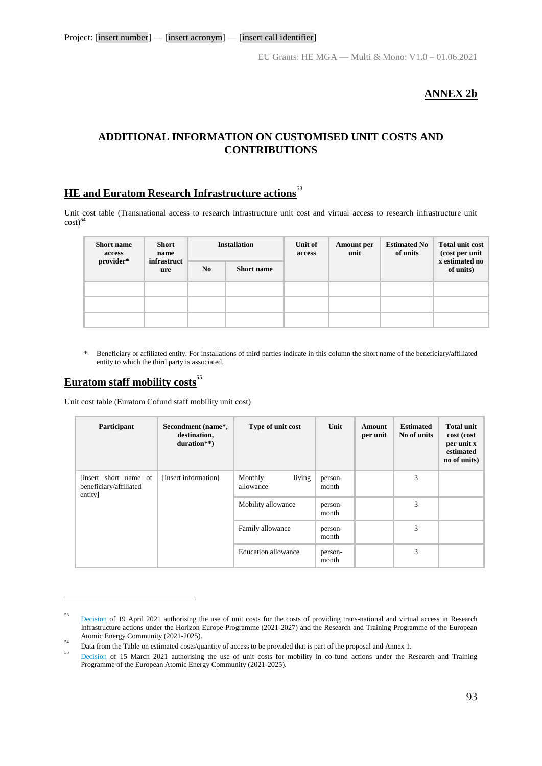Project: [insert number] — [insert acronym] — [insert call identifier]

## ANNEX 2b

## ADDITIONAL INFORMATION ON CUSTOMISED UNIT COSTS AND CONTRIBUTIONS

### HE and Euratom Research Infrastructure actions[53]

Unit cost table (Transnational access to research infrastructure unit cost and virtual access to research infrastructure unit cost)[54]

| Short name access provider* | Short name infrastructure | Installation | | Unit of access | Amount per unit | Estimated No of units | Total unit cost (cost per unit x estimated no of units) |
|---|---|---|---|---|---|---|---|
| | | No | Short name | | | | |
| | | | | | | | |
| | | | | | | | |
| | | | | | | | |

\* Beneficiary or affiliated entity. For installations of third parties indicate in this column the short name of the beneficiary/affiliated entity to which the third party is associated.

### Euratom staff mobility costs[55]

Unit cost table (Euratom Cofund staff mobility unit cost)

| Participant | Secondment (name*, destination, duration**) | Type of unit cost | Unit | Amount per unit | Estimated No of units | Total unit cost (cost per unit x estimated no of units) |
|---|---|---|---|---|---|---|
| [insert short name of beneficiary/affiliated entity] | [insert information] | Monthly living allowance | person-month | | 3 | |
| | | Mobility allowance | person-month | | 3 | |
| | | Family allowance | person-month | | 3 | |
| | | Education allowance | person-month | | 3 | |

---

[53] Decision of 19 April 2021 authorising the use of unit costs for the costs of providing trans-national and virtual access in Research Infrastructure actions under the Horizon Europe Programme (2021-2027) and the Research and Training Programme of the European Atomic Energy Community (2021-2025).

[54] Data from the Table on estimated costs/quantity of access to be provided that is part of the proposal and Annex 1.

[55] Decision of 15 March 2021 authorising the use of unit costs for mobility in co-fund actions under the Research and Training Programme of the European Atomic Energy Community (2021-2025).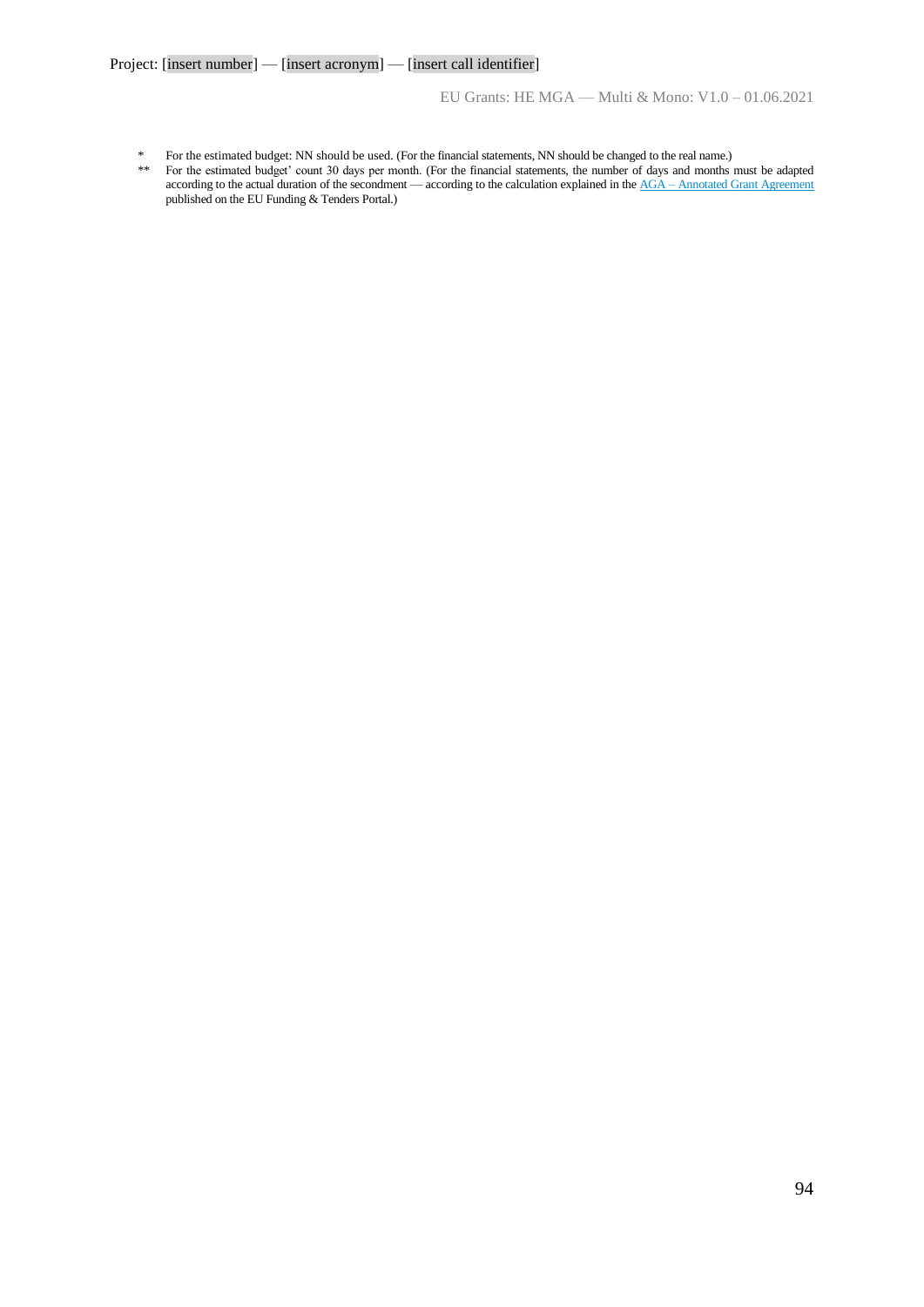\*	For the estimated budget: NN should be used. (For the financial statements, NN should be changed to the real name.)

\*\*	For the estimated budget' count 30 days per month. (For the financial statements, the number of days and months must be adapted according to the actual duration of the secondment — according to the calculation explained in the [AGA – Annotated Grant Agreement](#) published on the EU Funding & Tenders Portal.)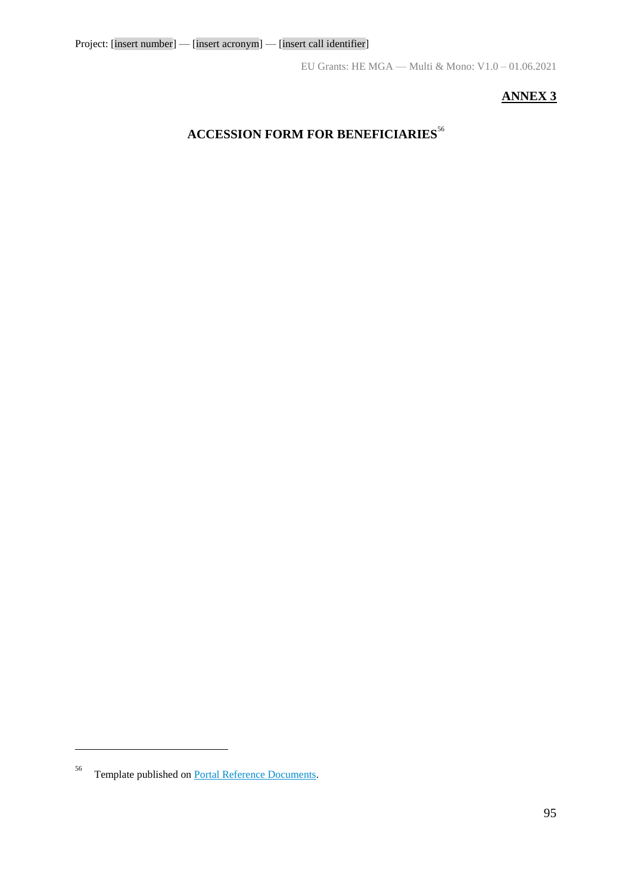**ANNEX 3**

# ACCESSION FORM FOR BENEFICIARIES[56]

---

[56] Template published on [Portal Reference Documents](Portal Reference Documents).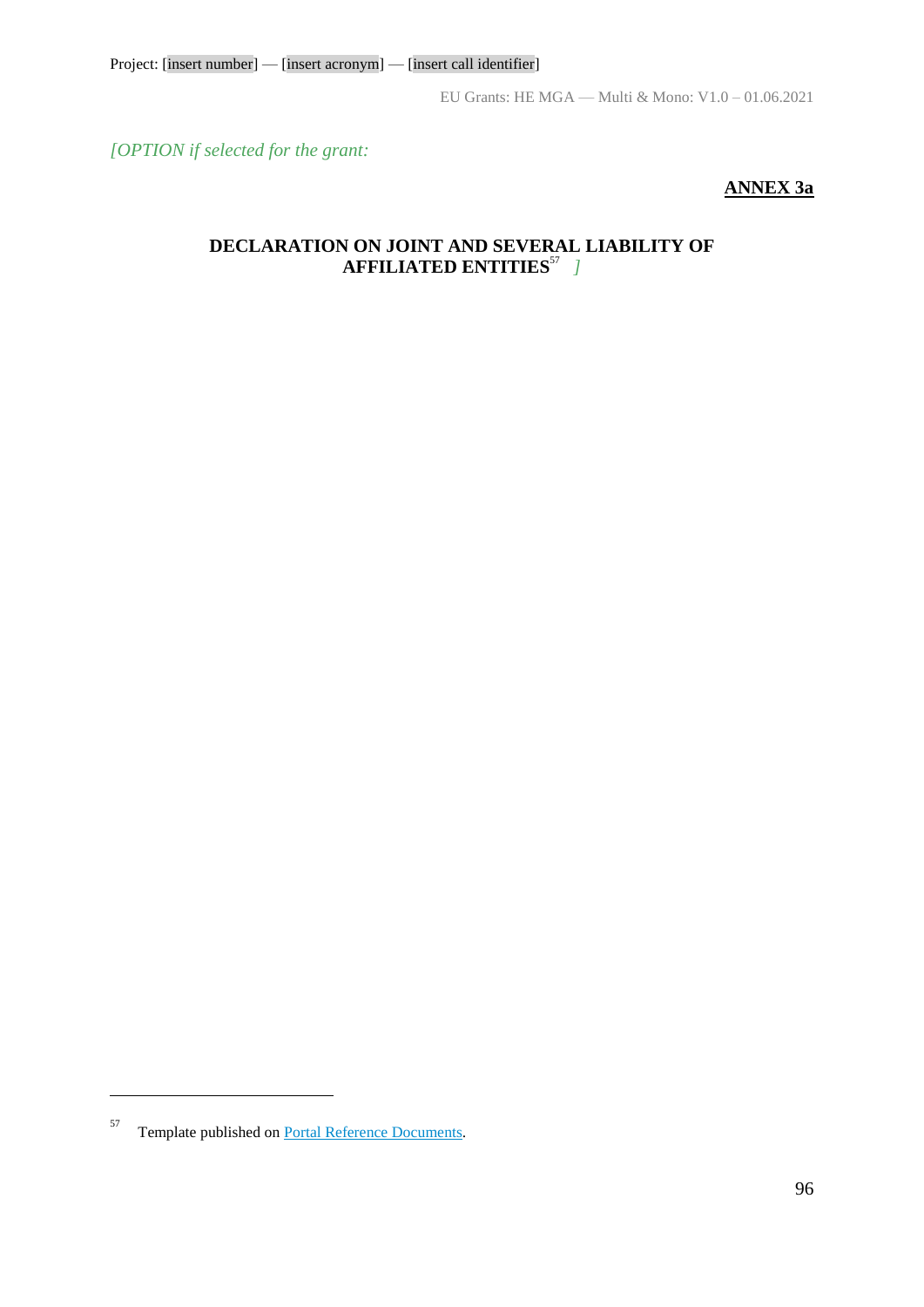*[OPTION if selected for the grant:*

**ANNEX 3a**

## DECLARATION ON JOINT AND SEVERAL LIABILITY OF AFFILIATED ENTITIES[57] *]*

---

[57] Template published on Portal Reference Documents.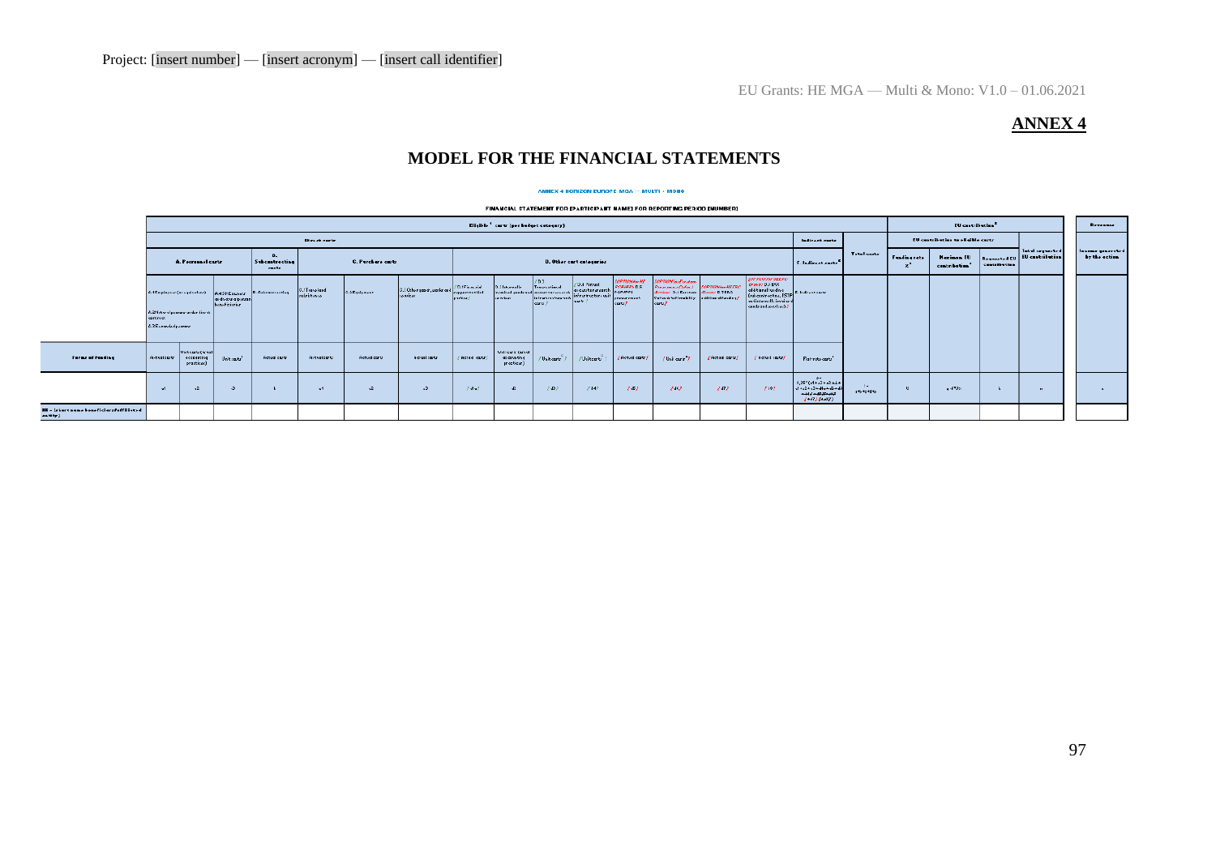Project: [insert number] — [insert acronym] — [insert call identifier]

EU Grants: HE MGA — Multi & Mono: V1.0 – 01.06.2021

## ANNEX 4

# MODEL FOR THE FINANCIAL STATEMENTS

ANNEX 4 HORIZON EUROPE MGA — MULTI + MONO

FINANCIAL STATEMENT FOR [PARTICIPANT NAME] FOR REPORTING PERIOD [NUMBER]

| | Eligible costs (per budget category) | | | | | | | | | | | | | | | | | | EU contribution | | | | | Revenues |
|---|---|---|---|---|---|---|---|---|---|---|---|---|---|---|---|---|---|---|---|---|---|---|---|---|
| | Direct costs | | | | | | | | | | | | | | | | Indirect costs | Total costs | EU contribution to eligible costs | | | | Total requested EU contribution | Income generated by the action |
| | A. Personnel costs | | | B. Subcontracting costs | C. Purchase costs | | | D. Other cost categories | | | | | | | | | E. Indirect costs | | Funding rate % | Maximum EU contribution | Requested EU contribution | | | |
| | A.1 Employees (or equivalent) A.2 Natural persons under direct contract A.3 Seconded persons | A.4 SME owners and natural person beneficiaries | | B. Subcontracting | C.1 Travel and subsistence | C.2 Equipment | C.3 Other goods, works and services | D.1 Financial support to third parties | D.2 Internally invoiced goods and services | D.3 Transnational access to research infrastructure unit costs | D.4 Virtual access to research infrastructure unit costs | [OPTION] D.5 PCP/PPI procurement costs | [OPTION] D.6 Euratom Cofund / Marie Skłodowska-Curie mobility costs | [OPTION] D.7 ERC additional funding | [OPTION] D.8 EIC additional funding / ISTP... contributions | E. Indirect costs | | | | | | | |
| Forms of funding | Actual costs | Unit costs (usual accounting practices) | Unit costs | Actual costs | Actual costs | Actual costs | Actual costs | Actual costs | Unit costs (usual accounting practices) | Unit costs | Unit costs | Actual costs | Unit costs | Actual costs | Actual costs | Flat-rate costs | | | | | | | |
| | a1 | a2 | a3 | b | c1 | c2 | c3 | d1 | d2 | d3 | d4 | d5 | d6 | d7 | d8 | e = 0,25 * (a1 + a2 + a3 + c1 + c2 + c3 + d1 + d2 + d3 + d4 + ...) | f = a + b + c + d + e | U | g = f * U | h | m | | n |
| XX – [short name beneficiary/affiliated entity] | | | | | | | | | | | | | | | | | | | | | | | |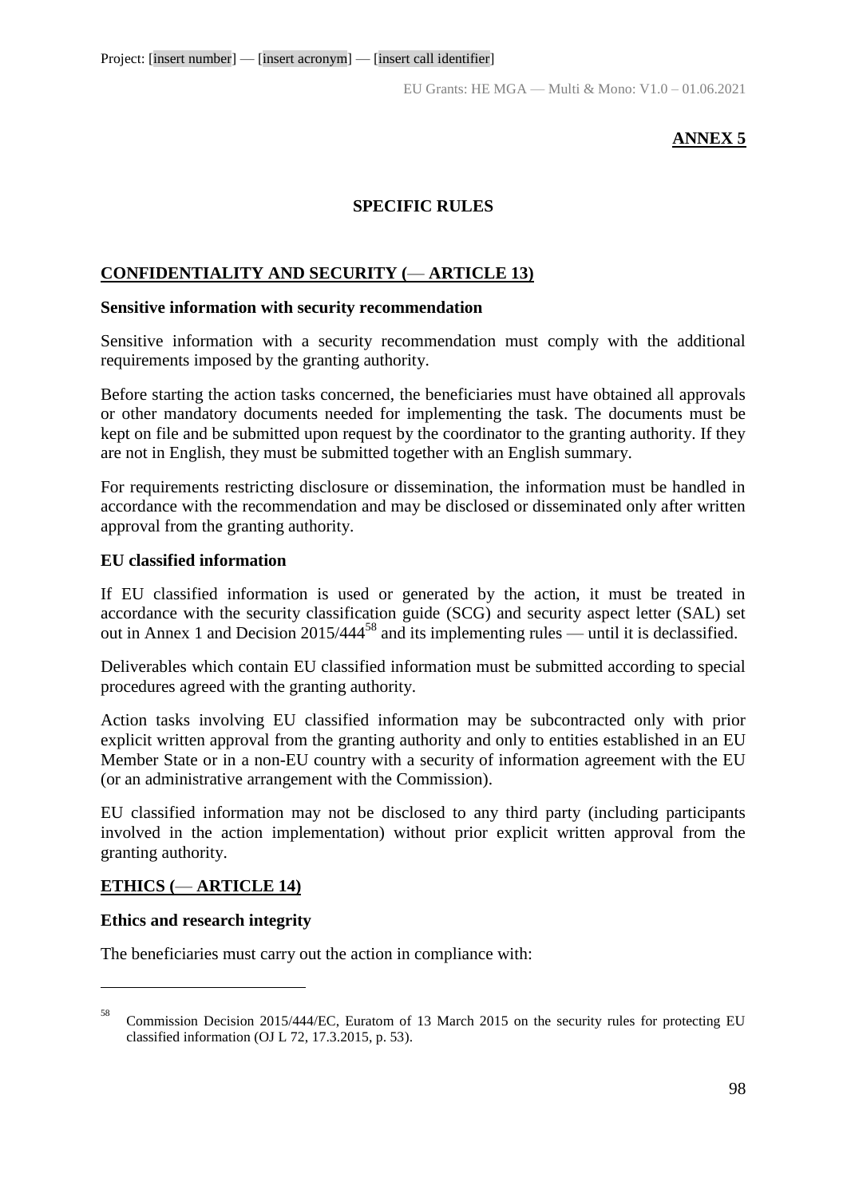**ANNEX 5**

# SPECIFIC RULES

## CONFIDENTIALITY AND SECURITY (— ARTICLE 13)

**Sensitive information with security recommendation**

Sensitive information with a security recommendation must comply with the additional requirements imposed by the granting authority.

Before starting the action tasks concerned, the beneficiaries must have obtained all approvals or other mandatory documents needed for implementing the task. The documents must be kept on file and be submitted upon request by the coordinator to the granting authority. If they are not in English, they must be submitted together with an English summary.

For requirements restricting disclosure or dissemination, the information must be handled in accordance with the recommendation and may be disclosed or disseminated only after written approval from the granting authority.

**EU classified information**

If EU classified information is used or generated by the action, it must be treated in accordance with the security classification guide (SCG) and security aspect letter (SAL) set out in Annex 1 and Decision 2015/444[58] and its implementing rules — until it is declassified.

Deliverables which contain EU classified information must be submitted according to special procedures agreed with the granting authority.

Action tasks involving EU classified information may be subcontracted only with prior explicit written approval from the granting authority and only to entities established in an EU Member State or in a non-EU country with a security of information agreement with the EU (or an administrative arrangement with the Commission).

EU classified information may not be disclosed to any third party (including participants involved in the action implementation) without prior explicit written approval from the granting authority.

## ETHICS (— ARTICLE 14)

**Ethics and research integrity**

The beneficiaries must carry out the action in compliance with:

---

[58] Commission Decision 2015/444/EC, Euratom of 13 March 2015 on the security rules for protecting EU classified information (OJ L 72, 17.3.2015, p. 53).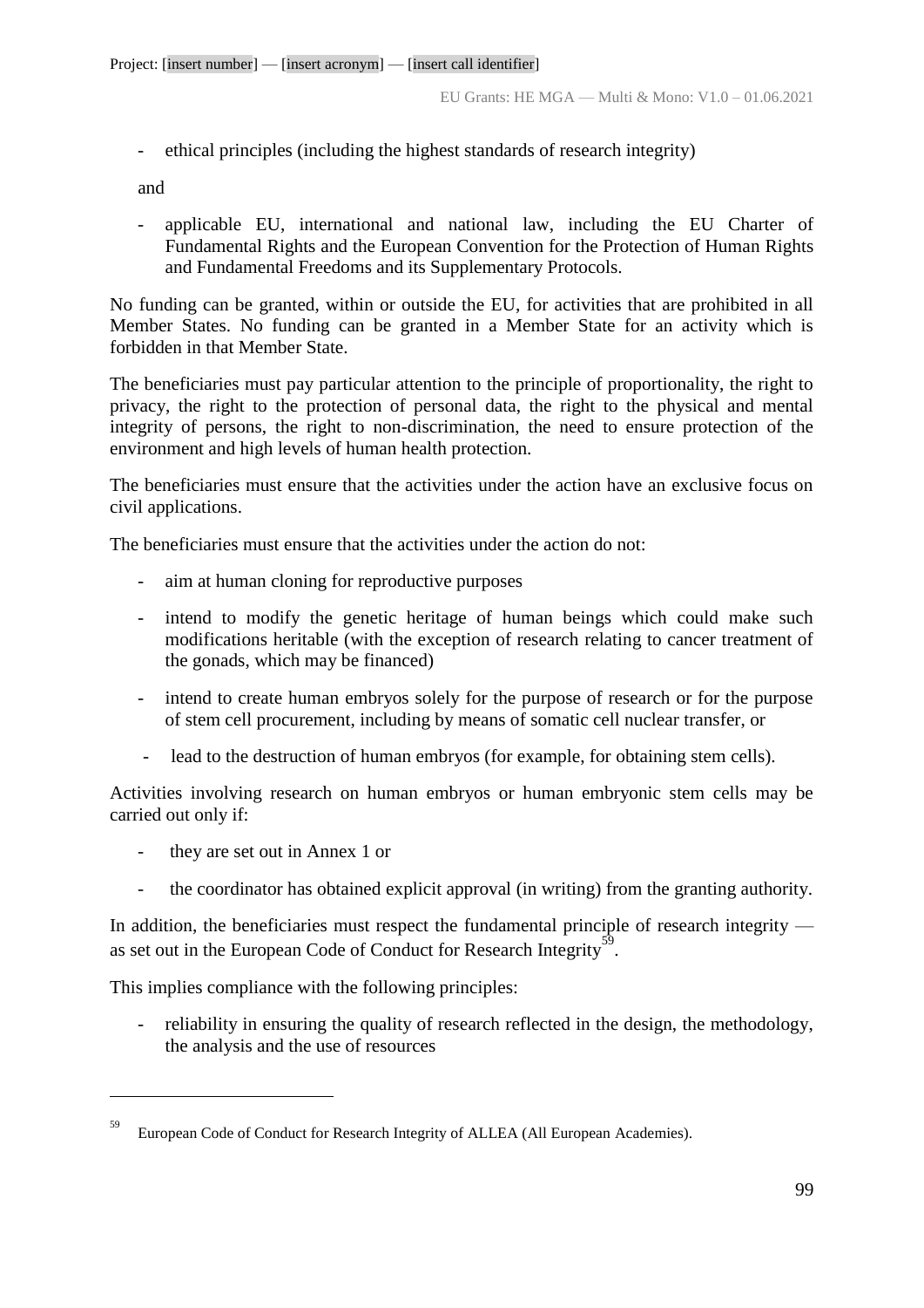- ethical principles (including the highest standards of research integrity)

and

- applicable EU, international and national law, including the EU Charter of Fundamental Rights and the European Convention for the Protection of Human Rights and Fundamental Freedoms and its Supplementary Protocols.

No funding can be granted, within or outside the EU, for activities that are prohibited in all Member States. No funding can be granted in a Member State for an activity which is forbidden in that Member State.

The beneficiaries must pay particular attention to the principle of proportionality, the right to privacy, the right to the protection of personal data, the right to the physical and mental integrity of persons, the right to non-discrimination, the need to ensure protection of the environment and high levels of human health protection.

The beneficiaries must ensure that the activities under the action have an exclusive focus on civil applications.

The beneficiaries must ensure that the activities under the action do not:

- aim at human cloning for reproductive purposes
- intend to modify the genetic heritage of human beings which could make such modifications heritable (with the exception of research relating to cancer treatment of the gonads, which may be financed)
- intend to create human embryos solely for the purpose of research or for the purpose of stem cell procurement, including by means of somatic cell nuclear transfer, or
- lead to the destruction of human embryos (for example, for obtaining stem cells).

Activities involving research on human embryos or human embryonic stem cells may be carried out only if:

- they are set out in Annex 1 or
- the coordinator has obtained explicit approval (in writing) from the granting authority.

In addition, the beneficiaries must respect the fundamental principle of research integrity — as set out in the European Code of Conduct for Research Integrity[59].

This implies compliance with the following principles:

- reliability in ensuring the quality of research reflected in the design, the methodology, the analysis and the use of resources

[59] European Code of Conduct for Research Integrity of ALLEA (All European Academies).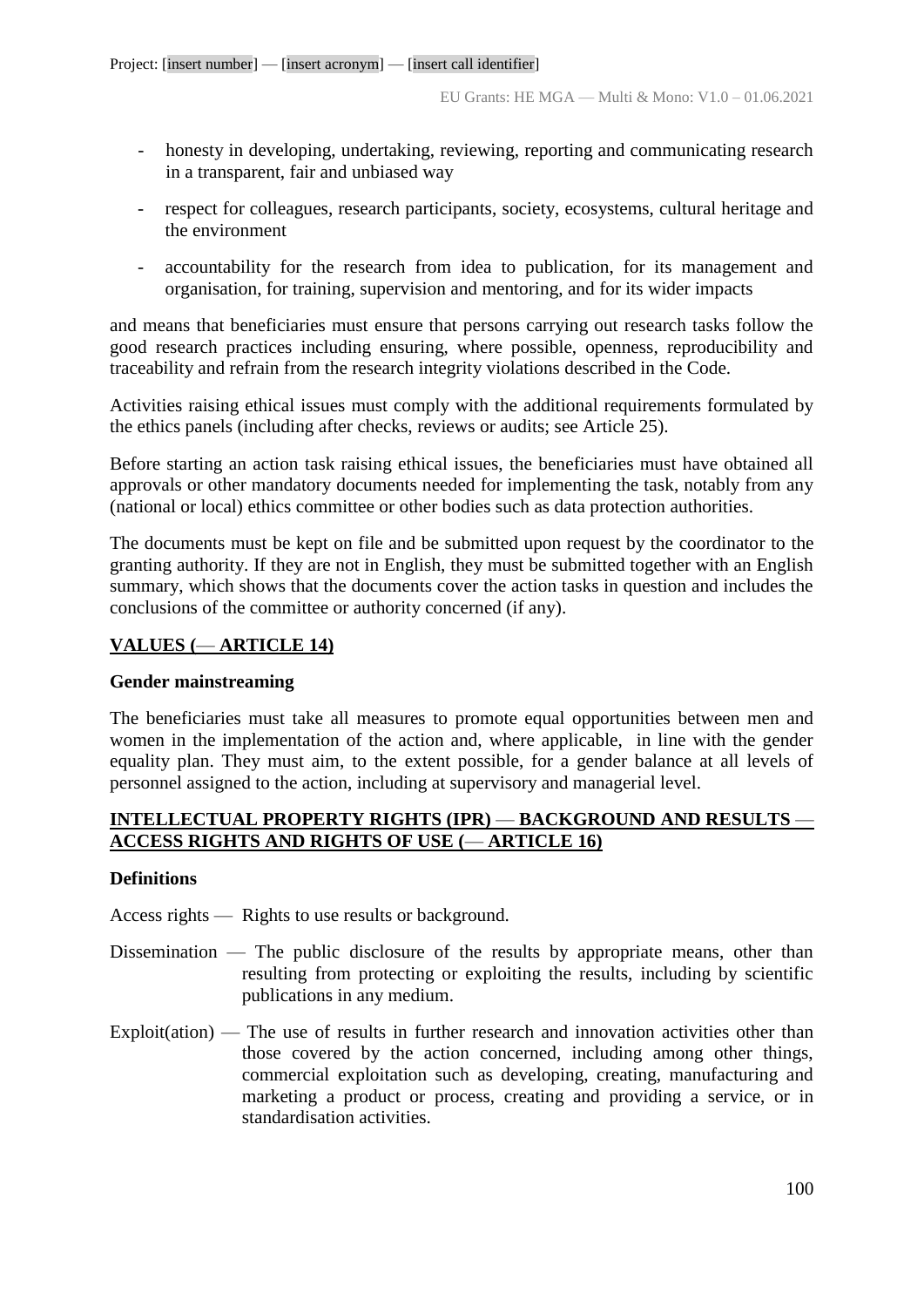- honesty in developing, undertaking, reviewing, reporting and communicating research in a transparent, fair and unbiased way
- respect for colleagues, research participants, society, ecosystems, cultural heritage and the environment
- accountability for the research from idea to publication, for its management and organisation, for training, supervision and mentoring, and for its wider impacts

and means that beneficiaries must ensure that persons carrying out research tasks follow the good research practices including ensuring, where possible, openness, reproducibility and traceability and refrain from the research integrity violations described in the Code.

Activities raising ethical issues must comply with the additional requirements formulated by the ethics panels (including after checks, reviews or audits; see Article 25).

Before starting an action task raising ethical issues, the beneficiaries must have obtained all approvals or other mandatory documents needed for implementing the task, notably from any (national or local) ethics committee or other bodies such as data protection authorities.

The documents must be kept on file and be submitted upon request by the coordinator to the granting authority. If they are not in English, they must be submitted together with an English summary, which shows that the documents cover the action tasks in question and includes the conclusions of the committee or authority concerned (if any).

## VALUES (— ARTICLE 14)

**Gender mainstreaming**

The beneficiaries must take all measures to promote equal opportunities between men and women in the implementation of the action and, where applicable, in line with the gender equality plan. They must aim, to the extent possible, for a gender balance at all levels of personnel assigned to the action, including at supervisory and managerial level.

## INTELLECTUAL PROPERTY RIGHTS (IPR) — BACKGROUND AND RESULTS — ACCESS RIGHTS AND RIGHTS OF USE (— ARTICLE 16)

**Definitions**

Access rights — Rights to use results or background.

Dissemination — The public disclosure of the results by appropriate means, other than resulting from protecting or exploiting the results, including by scientific publications in any medium.

Exploit(ation) — The use of results in further research and innovation activities other than those covered by the action concerned, including among other things, commercial exploitation such as developing, creating, manufacturing and marketing a product or process, creating and providing a service, or in standardisation activities.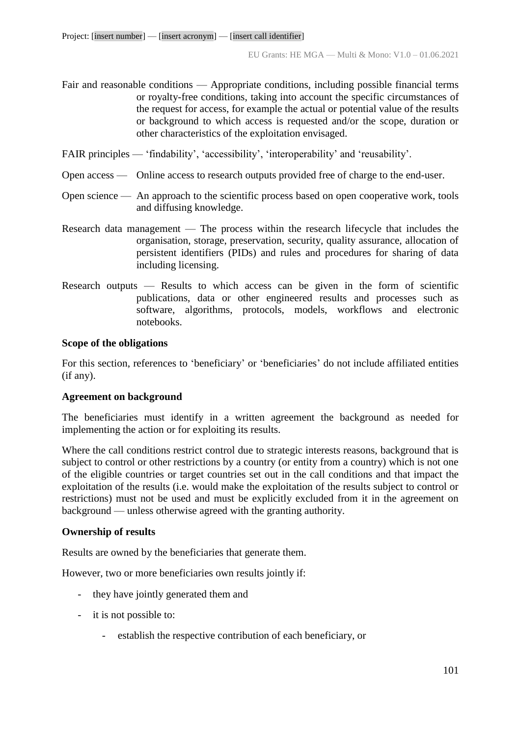Fair and reasonable conditions — Appropriate conditions, including possible financial terms or royalty-free conditions, taking into account the specific circumstances of the request for access, for example the actual or potential value of the results or background to which access is requested and/or the scope, duration or other characteristics of the exploitation envisaged.

FAIR principles — 'findability', 'accessibility', 'interoperability' and 'reusability'.

Open access — Online access to research outputs provided free of charge to the end-user.

Open science — An approach to the scientific process based on open cooperative work, tools and diffusing knowledge.

Research data management — The process within the research lifecycle that includes the organisation, storage, preservation, security, quality assurance, allocation of persistent identifiers (PIDs) and rules and procedures for sharing of data including licensing.

Research outputs — Results to which access can be given in the form of scientific publications, data or other engineered results and processes such as software, algorithms, protocols, models, workflows and electronic notebooks.

**Scope of the obligations**

For this section, references to 'beneficiary' or 'beneficiaries' do not include affiliated entities (if any).

**Agreement on background**

The beneficiaries must identify in a written agreement the background as needed for implementing the action or for exploiting its results.

Where the call conditions restrict control due to strategic interests reasons, background that is subject to control or other restrictions by a country (or entity from a country) which is not one of the eligible countries or target countries set out in the call conditions and that impact the exploitation of the results (i.e. would make the exploitation of the results subject to control or restrictions) must not be used and must be explicitly excluded from it in the agreement on background — unless otherwise agreed with the granting authority.

**Ownership of results**

Results are owned by the beneficiaries that generate them.

However, two or more beneficiaries own results jointly if:

- they have jointly generated them and
- it is not possible to:
    - establish the respective contribution of each beneficiary, or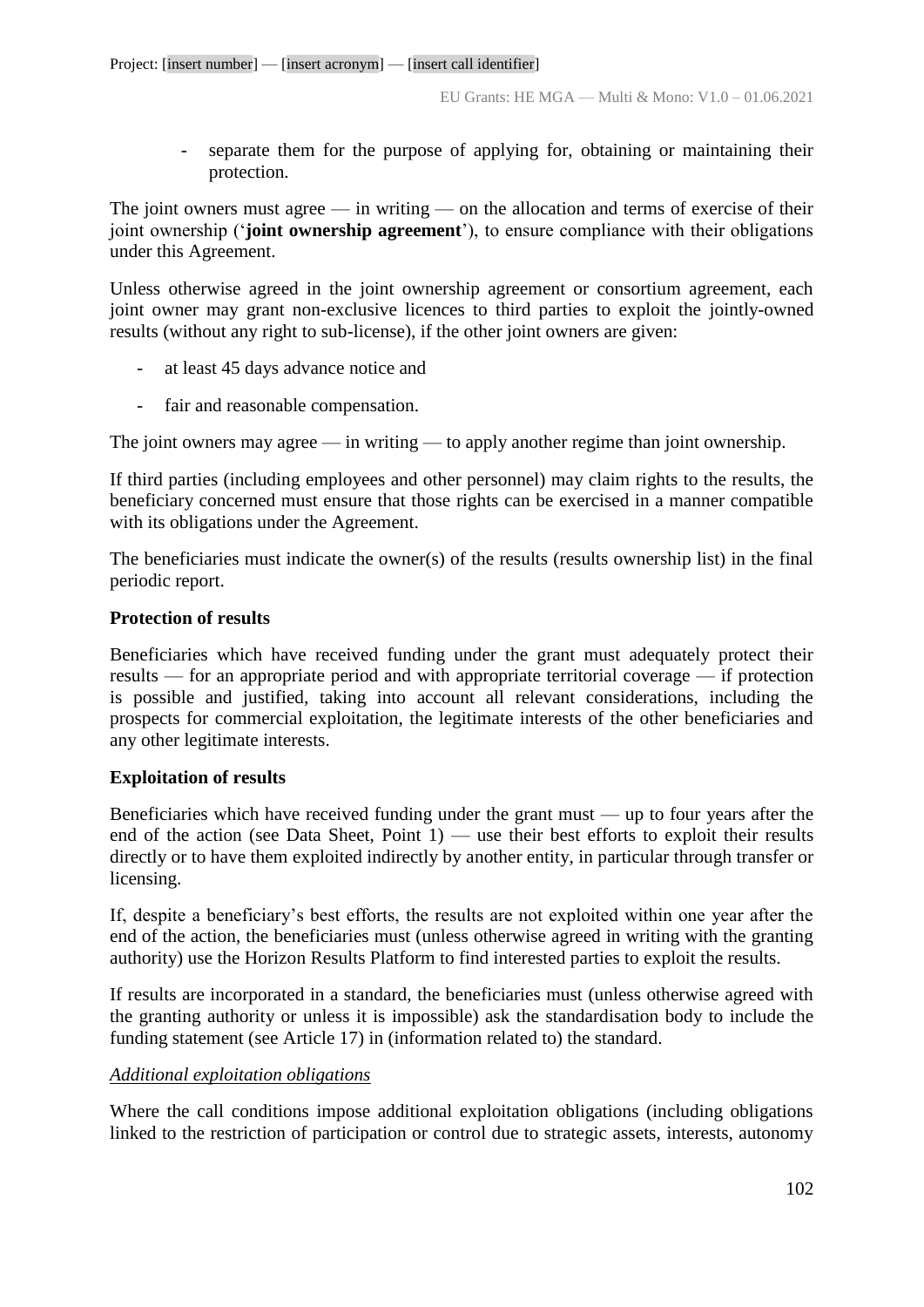- separate them for the purpose of applying for, obtaining or maintaining their protection.

The joint owners must agree — in writing — on the allocation and terms of exercise of their joint ownership ('**joint ownership agreement**'), to ensure compliance with their obligations under this Agreement.

Unless otherwise agreed in the joint ownership agreement or consortium agreement, each joint owner may grant non-exclusive licences to third parties to exploit the jointly-owned results (without any right to sub-license), if the other joint owners are given:

- at least 45 days advance notice and
- fair and reasonable compensation.

The joint owners may agree — in writing — to apply another regime than joint ownership.

If third parties (including employees and other personnel) may claim rights to the results, the beneficiary concerned must ensure that those rights can be exercised in a manner compatible with its obligations under the Agreement.

The beneficiaries must indicate the owner(s) of the results (results ownership list) in the final periodic report.

**Protection of results**

Beneficiaries which have received funding under the grant must adequately protect their results — for an appropriate period and with appropriate territorial coverage — if protection is possible and justified, taking into account all relevant considerations, including the prospects for commercial exploitation, the legitimate interests of the other beneficiaries and any other legitimate interests.

**Exploitation of results**

Beneficiaries which have received funding under the grant must — up to four years after the end of the action (see Data Sheet, Point 1) — use their best efforts to exploit their results directly or to have them exploited indirectly by another entity, in particular through transfer or licensing.

If, despite a beneficiary's best efforts, the results are not exploited within one year after the end of the action, the beneficiaries must (unless otherwise agreed in writing with the granting authority) use the Horizon Results Platform to find interested parties to exploit the results.

If results are incorporated in a standard, the beneficiaries must (unless otherwise agreed with the granting authority or unless it is impossible) ask the standardisation body to include the funding statement (see Article 17) in (information related to) the standard.

*Additional exploitation obligations*

Where the call conditions impose additional exploitation obligations (including obligations linked to the restriction of participation or control due to strategic assets, interests, autonomy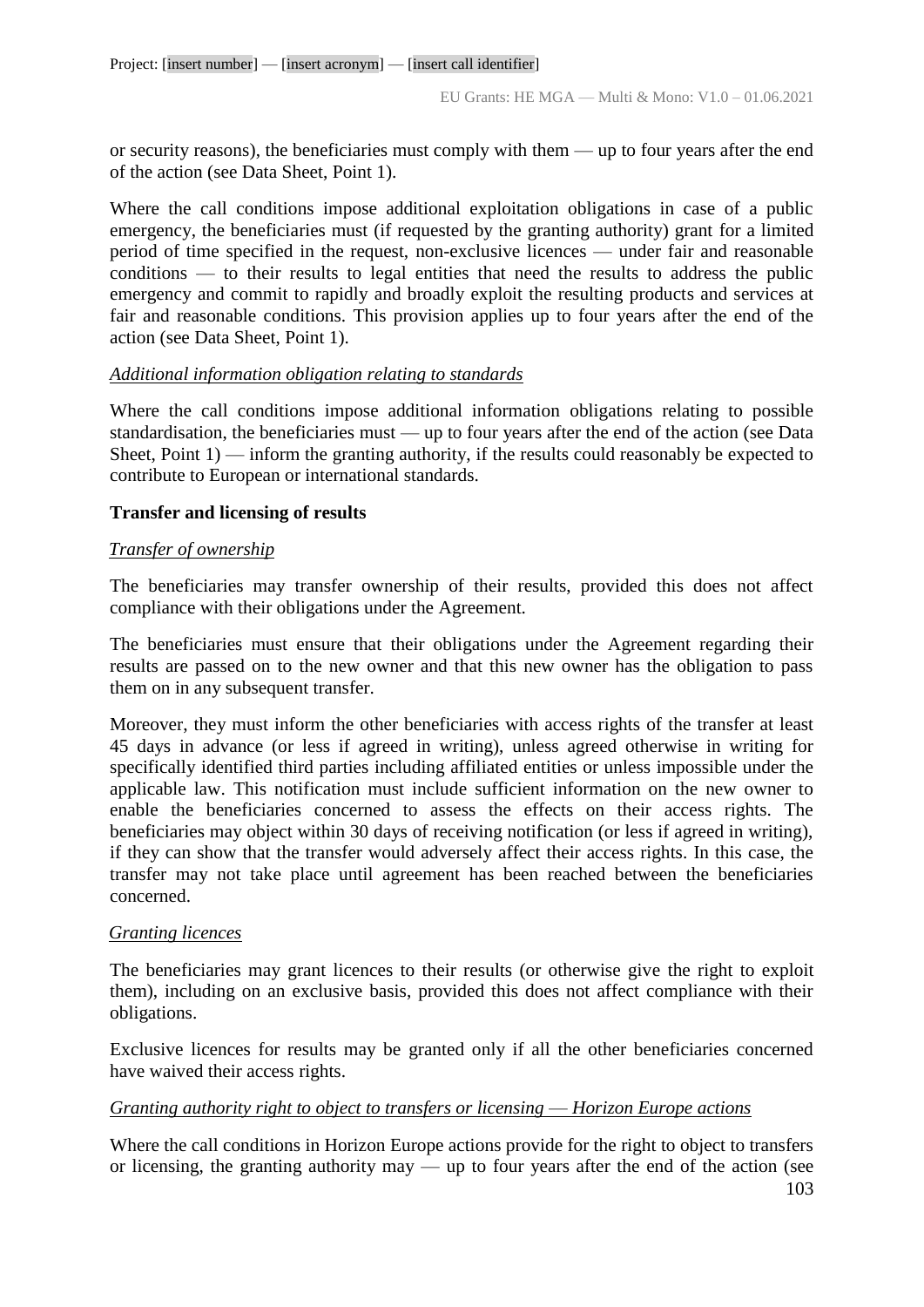or security reasons), the beneficiaries must comply with them — up to four years after the end of the action (see Data Sheet, Point 1).

Where the call conditions impose additional exploitation obligations in case of a public emergency, the beneficiaries must (if requested by the granting authority) grant for a limited period of time specified in the request, non-exclusive licences — under fair and reasonable conditions — to their results to legal entities that need the results to address the public emergency and commit to rapidly and broadly exploit the resulting products and services at fair and reasonable conditions. This provision applies up to four years after the end of the action (see Data Sheet, Point 1).

*Additional information obligation relating to standards*

Where the call conditions impose additional information obligations relating to possible standardisation, the beneficiaries must — up to four years after the end of the action (see Data Sheet, Point 1) — inform the granting authority, if the results could reasonably be expected to contribute to European or international standards.

**Transfer and licensing of results**

*Transfer of ownership*

The beneficiaries may transfer ownership of their results, provided this does not affect compliance with their obligations under the Agreement.

The beneficiaries must ensure that their obligations under the Agreement regarding their results are passed on to the new owner and that this new owner has the obligation to pass them on in any subsequent transfer.

Moreover, they must inform the other beneficiaries with access rights of the transfer at least 45 days in advance (or less if agreed in writing), unless agreed otherwise in writing for specifically identified third parties including affiliated entities or unless impossible under the applicable law. This notification must include sufficient information on the new owner to enable the beneficiaries concerned to assess the effects on their access rights. The beneficiaries may object within 30 days of receiving notification (or less if agreed in writing), if they can show that the transfer would adversely affect their access rights. In this case, the transfer may not take place until agreement has been reached between the beneficiaries concerned.

*Granting licences*

The beneficiaries may grant licences to their results (or otherwise give the right to exploit them), including on an exclusive basis, provided this does not affect compliance with their obligations.

Exclusive licences for results may be granted only if all the other beneficiaries concerned have waived their access rights.

*Granting authority right to object to transfers or licensing — Horizon Europe actions*

Where the call conditions in Horizon Europe actions provide for the right to object to transfers or licensing, the granting authority may — up to four years after the end of the action (see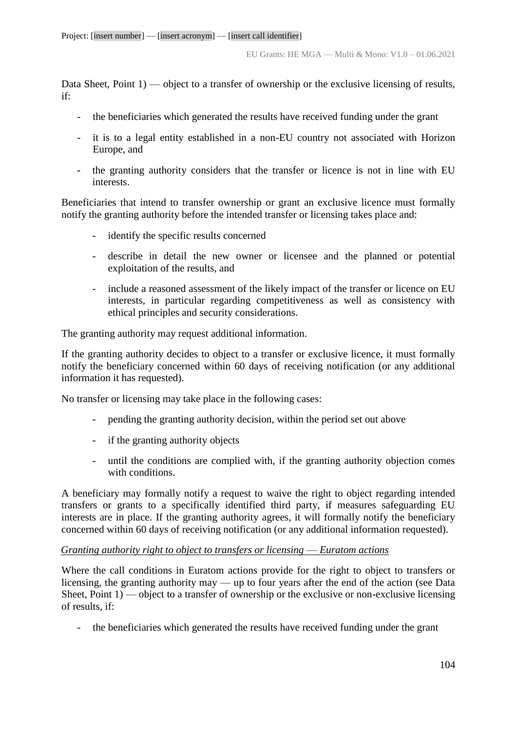Data Sheet, Point 1) — object to a transfer of ownership or the exclusive licensing of results, if:

- the beneficiaries which generated the results have received funding under the grant
- it is to a legal entity established in a non-EU country not associated with Horizon Europe, and
- the granting authority considers that the transfer or licence is not in line with EU interests.

Beneficiaries that intend to transfer ownership or grant an exclusive licence must formally notify the granting authority before the intended transfer or licensing takes place and:

- identify the specific results concerned
- describe in detail the new owner or licensee and the planned or potential exploitation of the results, and
- include a reasoned assessment of the likely impact of the transfer or licence on EU interests, in particular regarding competitiveness as well as consistency with ethical principles and security considerations.

The granting authority may request additional information.

If the granting authority decides to object to a transfer or exclusive licence, it must formally notify the beneficiary concerned within 60 days of receiving notification (or any additional information it has requested).

No transfer or licensing may take place in the following cases:

- pending the granting authority decision, within the period set out above
- if the granting authority objects
- until the conditions are complied with, if the granting authority objection comes with conditions.

A beneficiary may formally notify a request to waive the right to object regarding intended transfers or grants to a specifically identified third party, if measures safeguarding EU interests are in place. If the granting authority agrees, it will formally notify the beneficiary concerned within 60 days of receiving notification (or any additional information requested).

*Granting authority right to object to transfers or licensing — Euratom actions*

Where the call conditions in Euratom actions provide for the right to object to transfers or licensing, the granting authority may — up to four years after the end of the action (see Data Sheet, Point 1) — object to a transfer of ownership or the exclusive or non-exclusive licensing of results, if:

- the beneficiaries which generated the results have received funding under the grant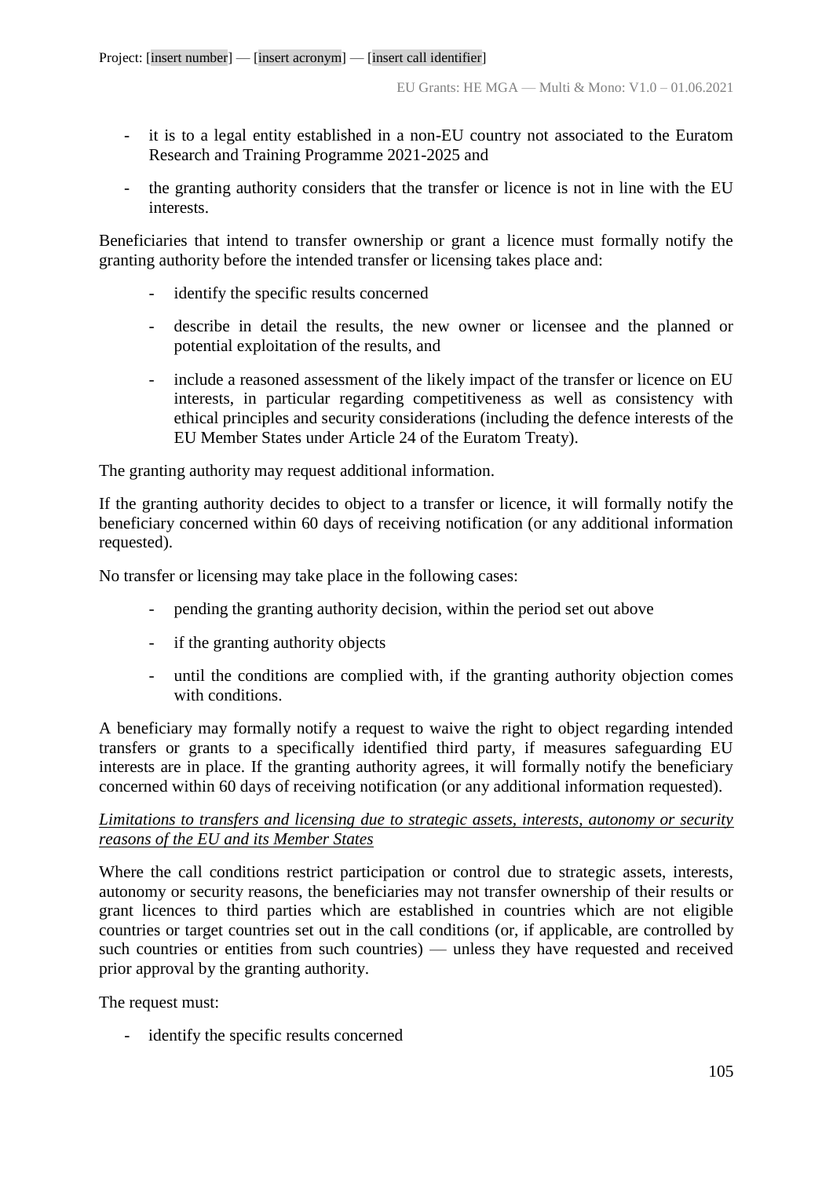- it is to a legal entity established in a non-EU country not associated to the Euratom Research and Training Programme 2021-2025 and
- the granting authority considers that the transfer or licence is not in line with the EU interests.

Beneficiaries that intend to transfer ownership or grant a licence must formally notify the granting authority before the intended transfer or licensing takes place and:

- identify the specific results concerned
- describe in detail the results, the new owner or licensee and the planned or potential exploitation of the results, and
- include a reasoned assessment of the likely impact of the transfer or licence on EU interests, in particular regarding competitiveness as well as consistency with ethical principles and security considerations (including the defence interests of the EU Member States under Article 24 of the Euratom Treaty).

The granting authority may request additional information.

If the granting authority decides to object to a transfer or licence, it will formally notify the beneficiary concerned within 60 days of receiving notification (or any additional information requested).

No transfer or licensing may take place in the following cases:

- pending the granting authority decision, within the period set out above
- if the granting authority objects
- until the conditions are complied with, if the granting authority objection comes with conditions.

A beneficiary may formally notify a request to waive the right to object regarding intended transfers or grants to a specifically identified third party, if measures safeguarding EU interests are in place. If the granting authority agrees, it will formally notify the beneficiary concerned within 60 days of receiving notification (or any additional information requested).

*Limitations to transfers and licensing due to strategic assets, interests, autonomy or security reasons of the EU and its Member States*

Where the call conditions restrict participation or control due to strategic assets, interests, autonomy or security reasons, the beneficiaries may not transfer ownership of their results or grant licences to third parties which are established in countries which are not eligible countries or target countries set out in the call conditions (or, if applicable, are controlled by such countries or entities from such countries) — unless they have requested and received prior approval by the granting authority.

The request must:

- identify the specific results concerned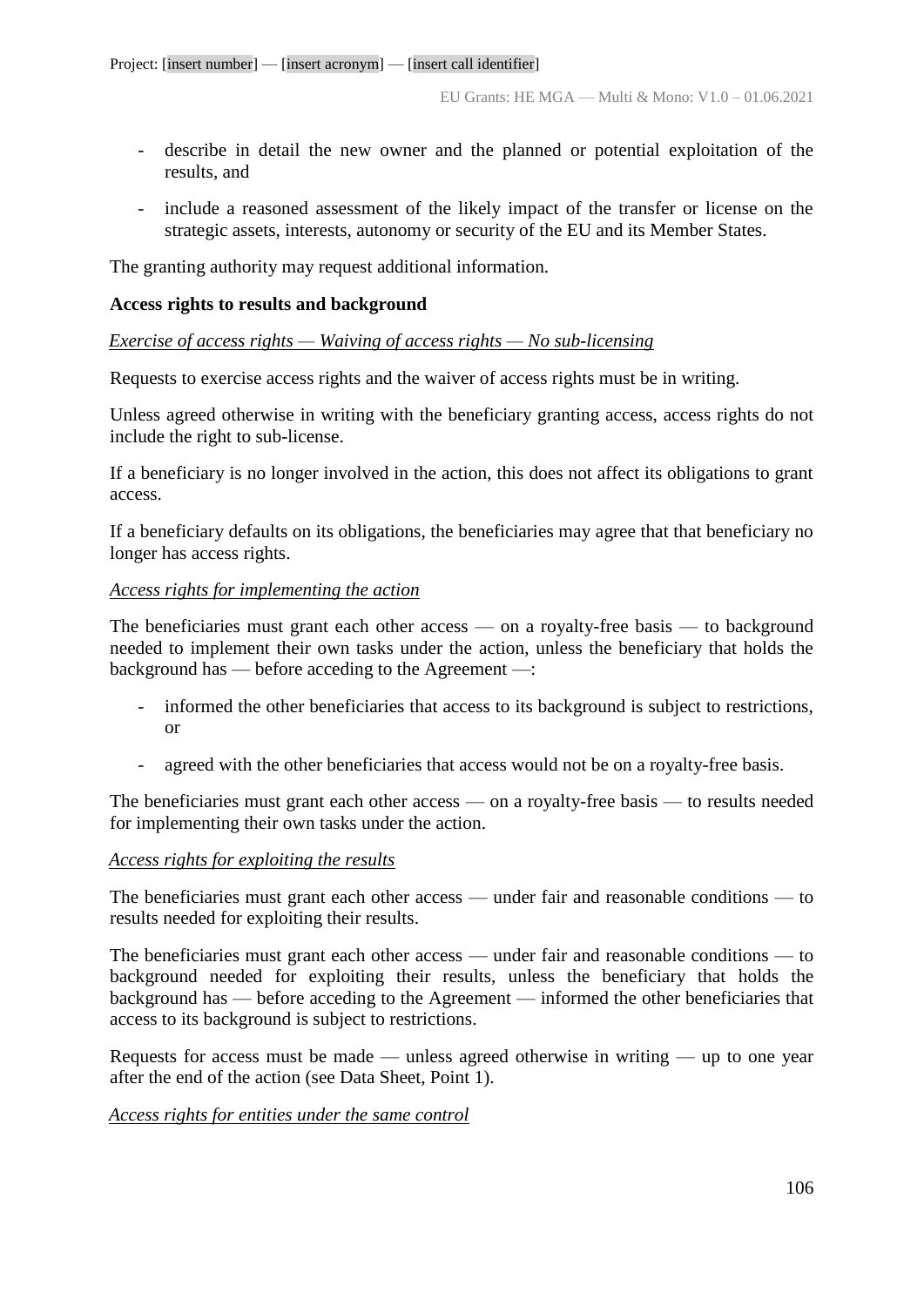- describe in detail the new owner and the planned or potential exploitation of the results, and
- include a reasoned assessment of the likely impact of the transfer or license on the strategic assets, interests, autonomy or security of the EU and its Member States.

The granting authority may request additional information.

**Access rights to results and background**

*Exercise of access rights — Waiving of access rights — No sub-licensing*

Requests to exercise access rights and the waiver of access rights must be in writing.

Unless agreed otherwise in writing with the beneficiary granting access, access rights do not include the right to sub-license.

If a beneficiary is no longer involved in the action, this does not affect its obligations to grant access.

If a beneficiary defaults on its obligations, the beneficiaries may agree that that beneficiary no longer has access rights.

*Access rights for implementing the action*

The beneficiaries must grant each other access — on a royalty-free basis — to background needed to implement their own tasks under the action, unless the beneficiary that holds the background has — before acceding to the Agreement —:

- informed the other beneficiaries that access to its background is subject to restrictions, or
- agreed with the other beneficiaries that access would not be on a royalty-free basis.

The beneficiaries must grant each other access — on a royalty-free basis — to results needed for implementing their own tasks under the action.

*Access rights for exploiting the results*

The beneficiaries must grant each other access — under fair and reasonable conditions — to results needed for exploiting their results.

The beneficiaries must grant each other access — under fair and reasonable conditions — to background needed for exploiting their results, unless the beneficiary that holds the background has — before acceding to the Agreement — informed the other beneficiaries that access to its background is subject to restrictions.

Requests for access must be made — unless agreed otherwise in writing — up to one year after the end of the action (see Data Sheet, Point 1).

*Access rights for entities under the same control*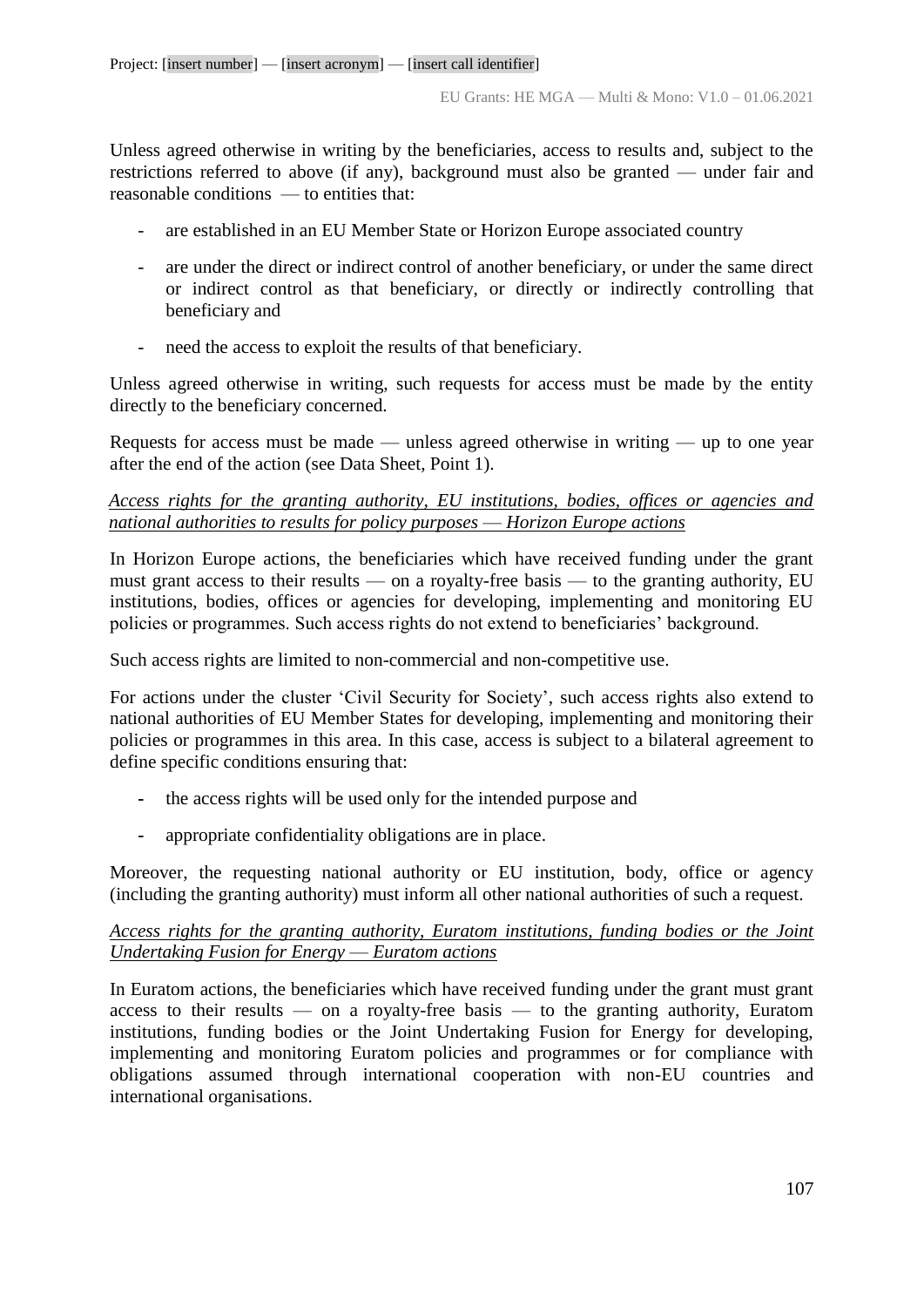Unless agreed otherwise in writing by the beneficiaries, access to results and, subject to the restrictions referred to above (if any), background must also be granted — under fair and reasonable conditions — to entities that:

- are established in an EU Member State or Horizon Europe associated country
- are under the direct or indirect control of another beneficiary, or under the same direct or indirect control as that beneficiary, or directly or indirectly controlling that beneficiary and
- need the access to exploit the results of that beneficiary.

Unless agreed otherwise in writing, such requests for access must be made by the entity directly to the beneficiary concerned.

Requests for access must be made — unless agreed otherwise in writing — up to one year after the end of the action (see Data Sheet, Point 1).

*Access rights for the granting authority, EU institutions, bodies, offices or agencies and national authorities to results for policy purposes — Horizon Europe actions*

In Horizon Europe actions, the beneficiaries which have received funding under the grant must grant access to their results — on a royalty-free basis — to the granting authority, EU institutions, bodies, offices or agencies for developing, implementing and monitoring EU policies or programmes. Such access rights do not extend to beneficiaries' background.

Such access rights are limited to non-commercial and non-competitive use.

For actions under the cluster 'Civil Security for Society', such access rights also extend to national authorities of EU Member States for developing, implementing and monitoring their policies or programmes in this area. In this case, access is subject to a bilateral agreement to define specific conditions ensuring that:

- the access rights will be used only for the intended purpose and
- appropriate confidentiality obligations are in place.

Moreover, the requesting national authority or EU institution, body, office or agency (including the granting authority) must inform all other national authorities of such a request.

*Access rights for the granting authority, Euratom institutions, funding bodies or the Joint Undertaking Fusion for Energy — Euratom actions*

In Euratom actions, the beneficiaries which have received funding under the grant must grant access to their results — on a royalty-free basis — to the granting authority, Euratom institutions, funding bodies or the Joint Undertaking Fusion for Energy for developing, implementing and monitoring Euratom policies and programmes or for compliance with obligations assumed through international cooperation with non-EU countries and international organisations.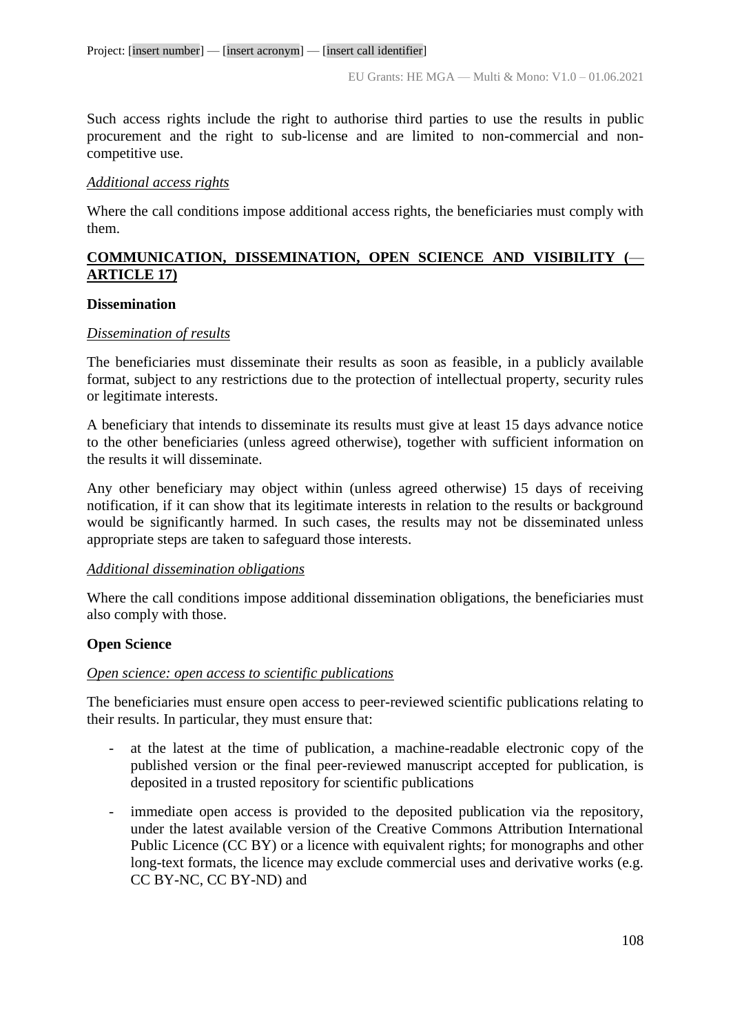Such access rights include the right to authorise third parties to use the results in public procurement and the right to sub-license and are limited to non-commercial and non-competitive use.

*Additional access rights*

Where the call conditions impose additional access rights, the beneficiaries must comply with them.

## COMMUNICATION, DISSEMINATION, OPEN SCIENCE AND VISIBILITY (— ARTICLE 17)

**Dissemination**

*Dissemination of results*

The beneficiaries must disseminate their results as soon as feasible, in a publicly available format, subject to any restrictions due to the protection of intellectual property, security rules or legitimate interests.

A beneficiary that intends to disseminate its results must give at least 15 days advance notice to the other beneficiaries (unless agreed otherwise), together with sufficient information on the results it will disseminate.

Any other beneficiary may object within (unless agreed otherwise) 15 days of receiving notification, if it can show that its legitimate interests in relation to the results or background would be significantly harmed. In such cases, the results may not be disseminated unless appropriate steps are taken to safeguard those interests.

*Additional dissemination obligations*

Where the call conditions impose additional dissemination obligations, the beneficiaries must also comply with those.

**Open Science**

*Open science: open access to scientific publications*

The beneficiaries must ensure open access to peer-reviewed scientific publications relating to their results. In particular, they must ensure that:

- at the latest at the time of publication, a machine-readable electronic copy of the published version or the final peer-reviewed manuscript accepted for publication, is deposited in a trusted repository for scientific publications
- immediate open access is provided to the deposited publication via the repository, under the latest available version of the Creative Commons Attribution International Public Licence (CC BY) or a licence with equivalent rights; for monographs and other long-text formats, the licence may exclude commercial uses and derivative works (e.g. CC BY-NC, CC BY-ND) and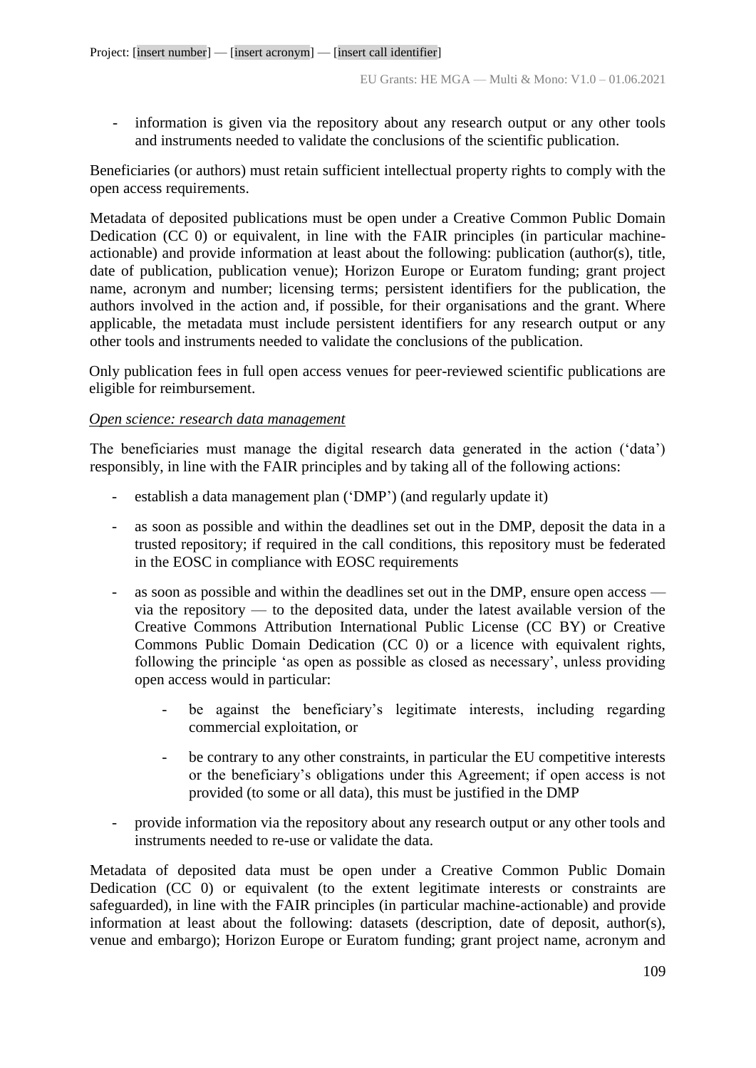- information is given via the repository about any research output or any other tools and instruments needed to validate the conclusions of the scientific publication.

Beneficiaries (or authors) must retain sufficient intellectual property rights to comply with the open access requirements.

Metadata of deposited publications must be open under a Creative Common Public Domain Dedication (CC 0) or equivalent, in line with the FAIR principles (in particular machine-actionable) and provide information at least about the following: publication (author(s), title, date of publication, publication venue); Horizon Europe or Euratom funding; grant project name, acronym and number; licensing terms; persistent identifiers for the publication, the authors involved in the action and, if possible, for their organisations and the grant. Where applicable, the metadata must include persistent identifiers for any research output or any other tools and instruments needed to validate the conclusions of the publication.

Only publication fees in full open access venues for peer-reviewed scientific publications are eligible for reimbursement.

*Open science: research data management*

The beneficiaries must manage the digital research data generated in the action ('data') responsibly, in line with the FAIR principles and by taking all of the following actions:

- establish a data management plan ('DMP') (and regularly update it)
- as soon as possible and within the deadlines set out in the DMP, deposit the data in a trusted repository; if required in the call conditions, this repository must be federated in the EOSC in compliance with EOSC requirements
- as soon as possible and within the deadlines set out in the DMP, ensure open access — via the repository — to the deposited data, under the latest available version of the Creative Commons Attribution International Public License (CC BY) or Creative Commons Public Domain Dedication (CC 0) or a licence with equivalent rights, following the principle 'as open as possible as closed as necessary', unless providing open access would in particular:
    - be against the beneficiary's legitimate interests, including regarding commercial exploitation, or
    - be contrary to any other constraints, in particular the EU competitive interests or the beneficiary's obligations under this Agreement; if open access is not provided (to some or all data), this must be justified in the DMP
- provide information via the repository about any research output or any other tools and instruments needed to re-use or validate the data.

Metadata of deposited data must be open under a Creative Common Public Domain Dedication (CC 0) or equivalent (to the extent legitimate interests or constraints are safeguarded), in line with the FAIR principles (in particular machine-actionable) and provide information at least about the following: datasets (description, date of deposit, author(s), venue and embargo); Horizon Europe or Euratom funding; grant project name, acronym and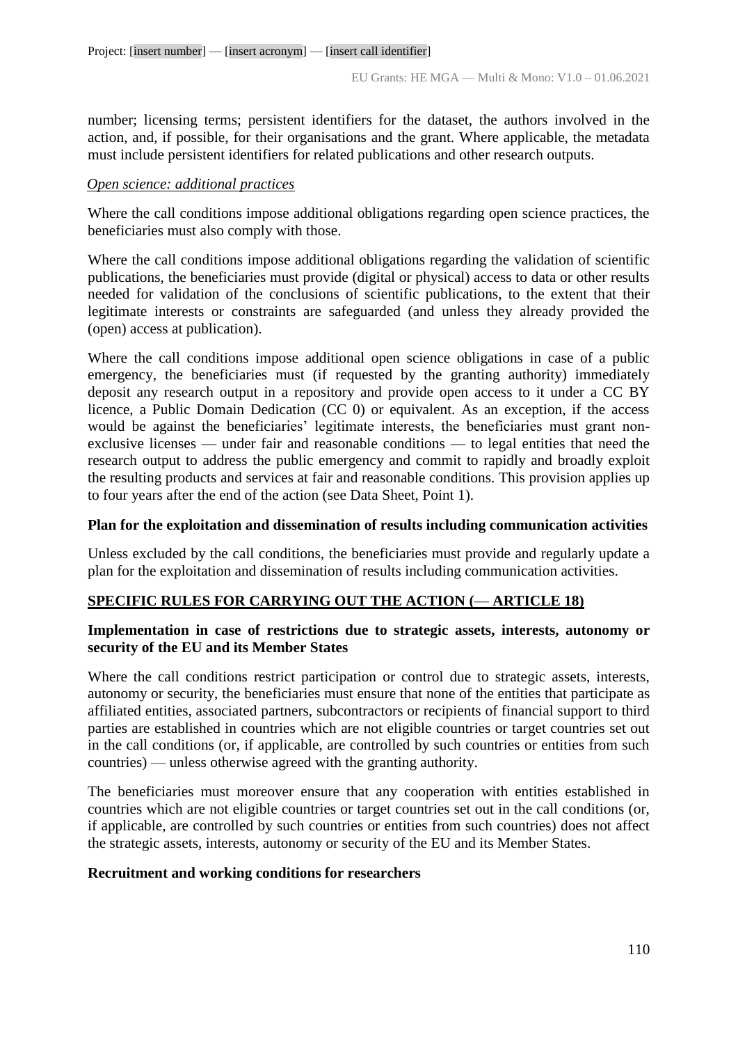number; licensing terms; persistent identifiers for the dataset, the authors involved in the action, and, if possible, for their organisations and the grant. Where applicable, the metadata must include persistent identifiers for related publications and other research outputs.

*Open science: additional practices*

Where the call conditions impose additional obligations regarding open science practices, the beneficiaries must also comply with those.

Where the call conditions impose additional obligations regarding the validation of scientific publications, the beneficiaries must provide (digital or physical) access to data or other results needed for validation of the conclusions of scientific publications, to the extent that their legitimate interests or constraints are safeguarded (and unless they already provided the (open) access at publication).

Where the call conditions impose additional open science obligations in case of a public emergency, the beneficiaries must (if requested by the granting authority) immediately deposit any research output in a repository and provide open access to it under a CC BY licence, a Public Domain Dedication (CC 0) or equivalent. As an exception, if the access would be against the beneficiaries' legitimate interests, the beneficiaries must grant non-exclusive licenses — under fair and reasonable conditions — to legal entities that need the research output to address the public emergency and commit to rapidly and broadly exploit the resulting products and services at fair and reasonable conditions. This provision applies up to four years after the end of the action (see Data Sheet, Point 1).

**Plan for the exploitation and dissemination of results including communication activities**

Unless excluded by the call conditions, the beneficiaries must provide and regularly update a plan for the exploitation and dissemination of results including communication activities.

**SPECIFIC RULES FOR CARRYING OUT THE ACTION (— ARTICLE 18)**

**Implementation in case of restrictions due to strategic assets, interests, autonomy or security of the EU and its Member States**

Where the call conditions restrict participation or control due to strategic assets, interests, autonomy or security, the beneficiaries must ensure that none of the entities that participate as affiliated entities, associated partners, subcontractors or recipients of financial support to third parties are established in countries which are not eligible countries or target countries set out in the call conditions (or, if applicable, are controlled by such countries or entities from such countries) — unless otherwise agreed with the granting authority.

The beneficiaries must moreover ensure that any cooperation with entities established in countries which are not eligible countries or target countries set out in the call conditions (or, if applicable, are controlled by such countries or entities from such countries) does not affect the strategic assets, interests, autonomy or security of the EU and its Member States.

**Recruitment and working conditions for researchers**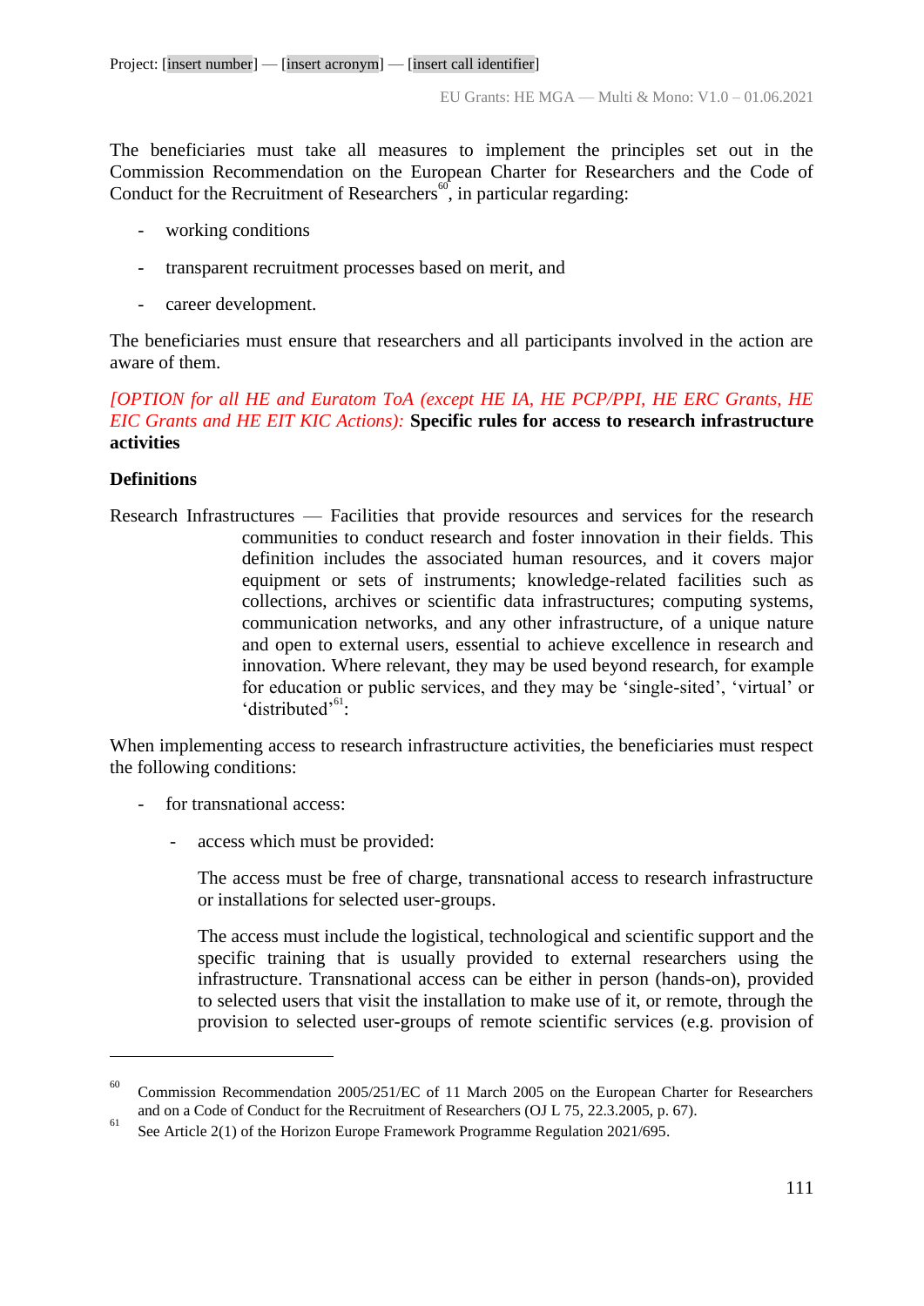The beneficiaries must take all measures to implement the principles set out in the Commission Recommendation on the European Charter for Researchers and the Code of Conduct for the Recruitment of Researchers[60], in particular regarding:

- working conditions
- transparent recruitment processes based on merit, and
- career development.

The beneficiaries must ensure that researchers and all participants involved in the action are aware of them.

*[OPTION for all HE and Euratom ToA (except HE IA, HE PCP/PPI, HE ERC Grants, HE EIC Grants and HE EIT KIC Actions):* **Specific rules for access to research infrastructure activities**

**Definitions**

Research Infrastructures — Facilities that provide resources and services for the research communities to conduct research and foster innovation in their fields. This definition includes the associated human resources, and it covers major equipment or sets of instruments; knowledge-related facilities such as collections, archives or scientific data infrastructures; computing systems, communication networks, and any other infrastructure, of a unique nature and open to external users, essential to achieve excellence in research and innovation. Where relevant, they may be used beyond research, for example for education or public services, and they may be 'single-sited', 'virtual' or 'distributed'[61]:

When implementing access to research infrastructure activities, the beneficiaries must respect the following conditions:

- for transnational access:
    - access which must be provided:

      The access must be free of charge, transnational access to research infrastructure or installations for selected user-groups.

      The access must include the logistical, technological and scientific support and the specific training that is usually provided to external researchers using the infrastructure. Transnational access can be either in person (hands-on), provided to selected users that visit the installation to make use of it, or remote, through the provision to selected user-groups of remote scientific services (e.g. provision of

---

[60] Commission Recommendation 2005/251/EC of 11 March 2005 on the European Charter for Researchers and on a Code of Conduct for the Recruitment of Researchers (OJ L 75, 22.3.2005, p. 67).

[61] See Article 2(1) of the Horizon Europe Framework Programme Regulation 2021/695.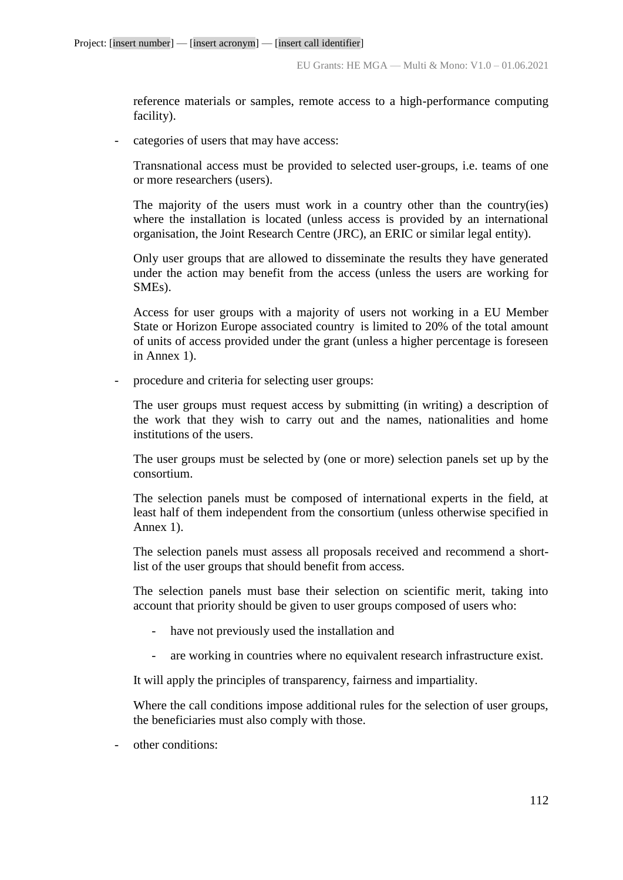reference materials or samples, remote access to a high-performance computing facility).

- categories of users that may have access:

  Transnational access must be provided to selected user-groups, i.e. teams of one or more researchers (users).

  The majority of the users must work in a country other than the country(ies) where the installation is located (unless access is provided by an international organisation, the Joint Research Centre (JRC), an ERIC or similar legal entity).

  Only user groups that are allowed to disseminate the results they have generated under the action may benefit from the access (unless the users are working for SMEs).

  Access for user groups with a majority of users not working in a EU Member State or Horizon Europe associated country is limited to 20% of the total amount of units of access provided under the grant (unless a higher percentage is foreseen in Annex 1).

- procedure and criteria for selecting user groups:

  The user groups must request access by submitting (in writing) a description of the work that they wish to carry out and the names, nationalities and home institutions of the users.

  The user groups must be selected by (one or more) selection panels set up by the consortium.

  The selection panels must be composed of international experts in the field, at least half of them independent from the consortium (unless otherwise specified in Annex 1).

  The selection panels must assess all proposals received and recommend a short-list of the user groups that should benefit from access.

  The selection panels must base their selection on scientific merit, taking into account that priority should be given to user groups composed of users who:

  - have not previously used the installation and
  - are working in countries where no equivalent research infrastructure exist.

  It will apply the principles of transparency, fairness and impartiality.

  Where the call conditions impose additional rules for the selection of user groups, the beneficiaries must also comply with those.

- other conditions: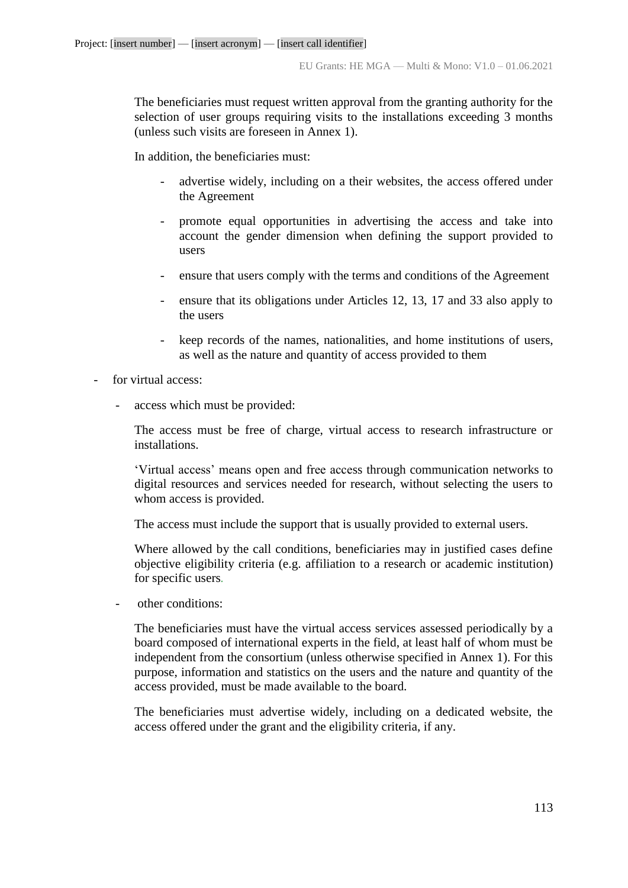The beneficiaries must request written approval from the granting authority for the selection of user groups requiring visits to the installations exceeding 3 months (unless such visits are foreseen in Annex 1).

In addition, the beneficiaries must:

- advertise widely, including on a their websites, the access offered under the Agreement
- promote equal opportunities in advertising the access and take into account the gender dimension when defining the support provided to users
- ensure that users comply with the terms and conditions of the Agreement
- ensure that its obligations under Articles 12, 13, 17 and 33 also apply to the users
- keep records of the names, nationalities, and home institutions of users, as well as the nature and quantity of access provided to them

- for virtual access:
  - access which must be provided:

    The access must be free of charge, virtual access to research infrastructure or installations.

    'Virtual access' means open and free access through communication networks to digital resources and services needed for research, without selecting the users to whom access is provided.

    The access must include the support that is usually provided to external users.

    Where allowed by the call conditions, beneficiaries may in justified cases define objective eligibility criteria (e.g. affiliation to a research or academic institution) for specific users.

  - other conditions:

    The beneficiaries must have the virtual access services assessed periodically by a board composed of international experts in the field, at least half of whom must be independent from the consortium (unless otherwise specified in Annex 1). For this purpose, information and statistics on the users and the nature and quantity of the access provided, must be made available to the board.

    The beneficiaries must advertise widely, including on a dedicated website, the access offered under the grant and the eligibility criteria, if any.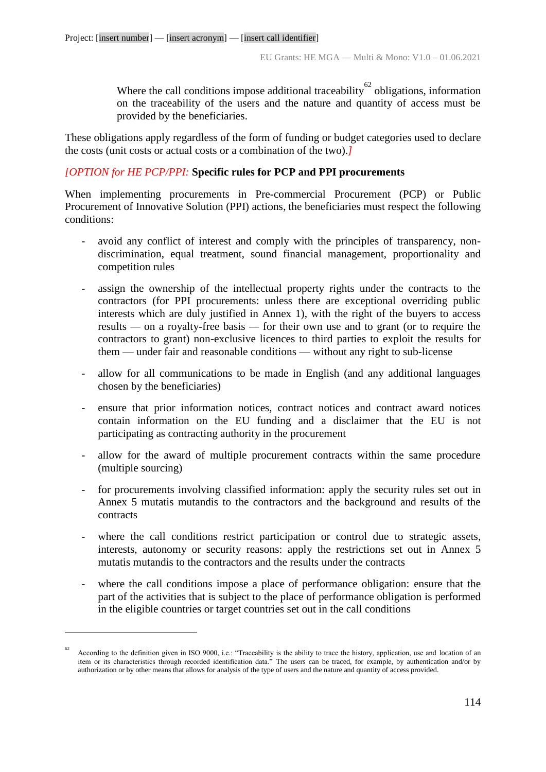Where the call conditions impose additional traceability[62] obligations, information on the traceability of the users and the nature and quantity of access must be provided by the beneficiaries.

These obligations apply regardless of the form of funding or budget categories used to declare the costs (unit costs or actual costs or a combination of the two).*]*

*[OPTION for HE PCP/PPI:* **Specific rules for PCP and PPI procurements**

When implementing procurements in Pre-commercial Procurement (PCP) or Public Procurement of Innovative Solution (PPI) actions, the beneficiaries must respect the following conditions:

- avoid any conflict of interest and comply with the principles of transparency, non-discrimination, equal treatment, sound financial management, proportionality and competition rules
- assign the ownership of the intellectual property rights under the contracts to the contractors (for PPI procurements: unless there are exceptional overriding public interests which are duly justified in Annex 1), with the right of the buyers to access results — on a royalty-free basis — for their own use and to grant (or to require the contractors to grant) non-exclusive licences to third parties to exploit the results for them — under fair and reasonable conditions — without any right to sub-license
- allow for all communications to be made in English (and any additional languages chosen by the beneficiaries)
- ensure that prior information notices, contract notices and contract award notices contain information on the EU funding and a disclaimer that the EU is not participating as contracting authority in the procurement
- allow for the award of multiple procurement contracts within the same procedure (multiple sourcing)
- for procurements involving classified information: apply the security rules set out in Annex 5 mutatis mutandis to the contractors and the background and results of the contracts
- where the call conditions restrict participation or control due to strategic assets, interests, autonomy or security reasons: apply the restrictions set out in Annex 5 mutatis mutandis to the contractors and the results under the contracts
- where the call conditions impose a place of performance obligation: ensure that the part of the activities that is subject to the place of performance obligation is performed in the eligible countries or target countries set out in the call conditions

---

[62] According to the definition given in ISO 9000, i.e.: "Traceability is the ability to trace the history, application, use and location of an item or its characteristics through recorded identification data." The users can be traced, for example, by authentication and/or by authorization or by other means that allows for analysis of the type of users and the nature and quantity of access provided.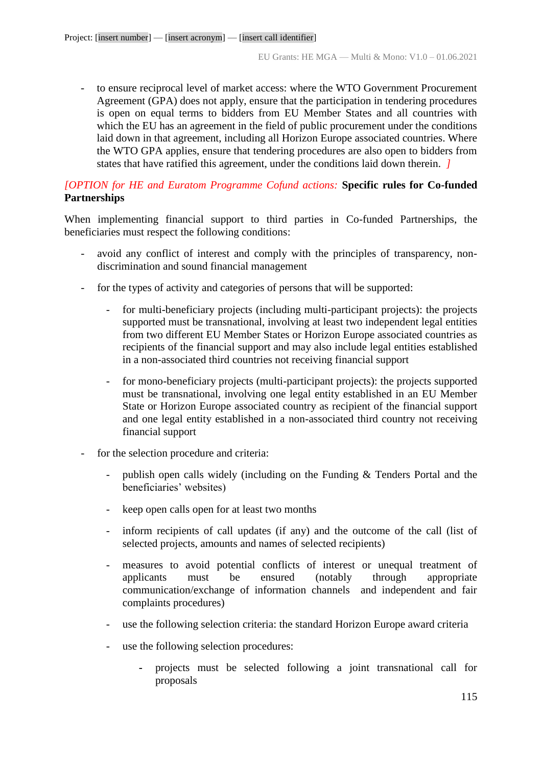- to ensure reciprocal level of market access: where the WTO Government Procurement Agreement (GPA) does not apply, ensure that the participation in tendering procedures is open on equal terms to bidders from EU Member States and all countries with which the EU has an agreement in the field of public procurement under the conditions laid down in that agreement, including all Horizon Europe associated countries. Where the WTO GPA applies, ensure that tendering procedures are also open to bidders from states that have ratified this agreement, under the conditions laid down therein. *]*

*[OPTION for HE and Euratom Programme Cofund actions:* **Specific rules for Co-funded Partnerships**

When implementing financial support to third parties in Co-funded Partnerships, the beneficiaries must respect the following conditions:

- avoid any conflict of interest and comply with the principles of transparency, non-discrimination and sound financial management
- for the types of activity and categories of persons that will be supported:
  - for multi-beneficiary projects (including multi-participant projects): the projects supported must be transnational, involving at least two independent legal entities from two different EU Member States or Horizon Europe associated countries as recipients of the financial support and may also include legal entities established in a non-associated third countries not receiving financial support
  - for mono-beneficiary projects (multi-participant projects): the projects supported must be transnational, involving one legal entity established in an EU Member State or Horizon Europe associated country as recipient of the financial support and one legal entity established in a non-associated third country not receiving financial support
- for the selection procedure and criteria:
  - publish open calls widely (including on the Funding & Tenders Portal and the beneficiaries' websites)
  - keep open calls open for at least two months
  - inform recipients of call updates (if any) and the outcome of the call (list of selected projects, amounts and names of selected recipients)
  - measures to avoid potential conflicts of interest or unequal treatment of applicants must be ensured (notably through appropriate communication/exchange of information channels and independent and fair complaints procedures)
  - use the following selection criteria: the standard Horizon Europe award criteria
  - use the following selection procedures:
    - projects must be selected following a joint transnational call for proposals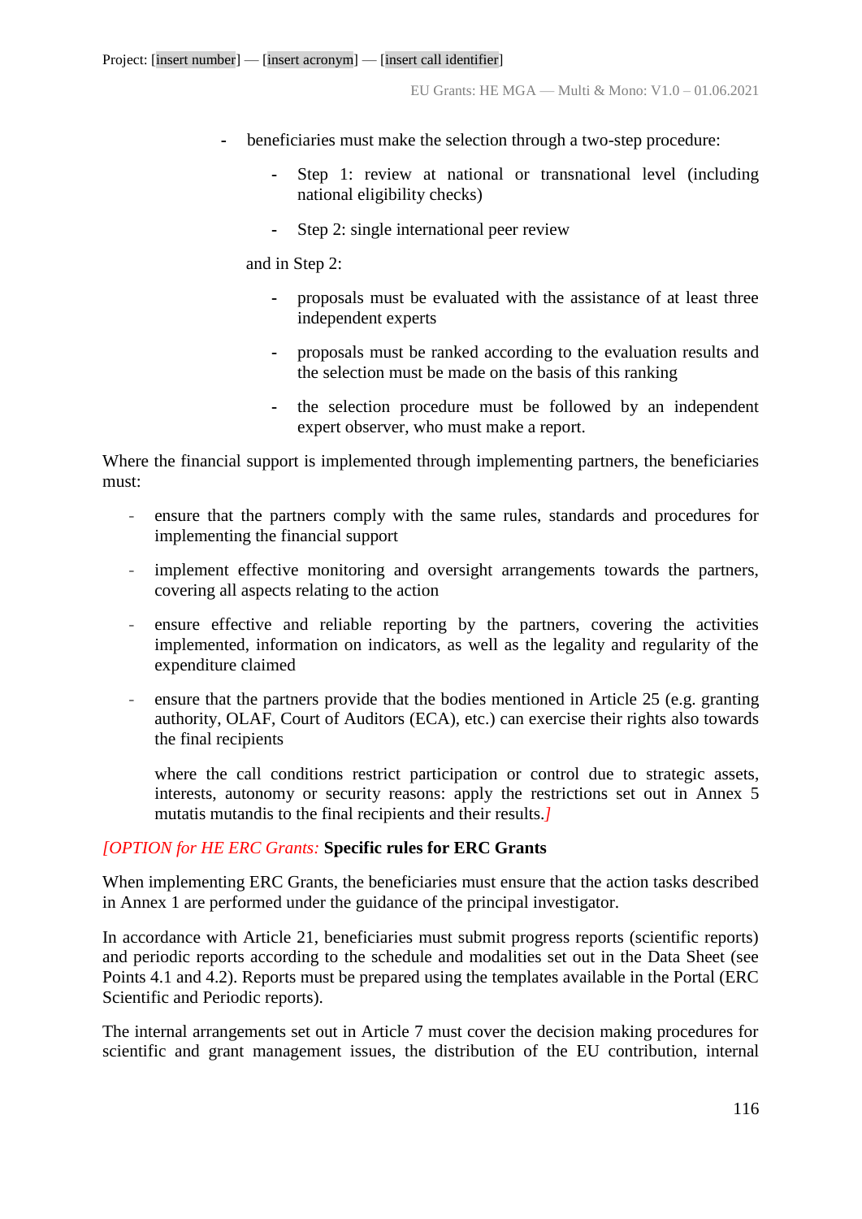- beneficiaries must make the selection through a two-step procedure:

  - Step 1: review at national or transnational level (including national eligibility checks)

  - Step 2: single international peer review

  and in Step 2:

  - proposals must be evaluated with the assistance of at least three independent experts

  - proposals must be ranked according to the evaluation results and the selection must be made on the basis of this ranking

  - the selection procedure must be followed by an independent expert observer, who must make a report.

Where the financial support is implemented through implementing partners, the beneficiaries must:

- ensure that the partners comply with the same rules, standards and procedures for implementing the financial support

- implement effective monitoring and oversight arrangements towards the partners, covering all aspects relating to the action

- ensure effective and reliable reporting by the partners, covering the activities implemented, information on indicators, as well as the legality and regularity of the expenditure claimed

- ensure that the partners provide that the bodies mentioned in Article 25 (e.g. granting authority, OLAF, Court of Auditors (ECA), etc.) can exercise their rights also towards the final recipients

  where the call conditions restrict participation or control due to strategic assets, interests, autonomy or security reasons: apply the restrictions set out in Annex 5 mutatis mutandis to the final recipients and their results.*]*

*[OPTION for HE ERC Grants:* **Specific rules for ERC Grants**

When implementing ERC Grants, the beneficiaries must ensure that the action tasks described in Annex 1 are performed under the guidance of the principal investigator.

In accordance with Article 21, beneficiaries must submit progress reports (scientific reports) and periodic reports according to the schedule and modalities set out in the Data Sheet (see Points 4.1 and 4.2). Reports must be prepared using the templates available in the Portal (ERC Scientific and Periodic reports).

The internal arrangements set out in Article 7 must cover the decision making procedures for scientific and grant management issues, the distribution of the EU contribution, internal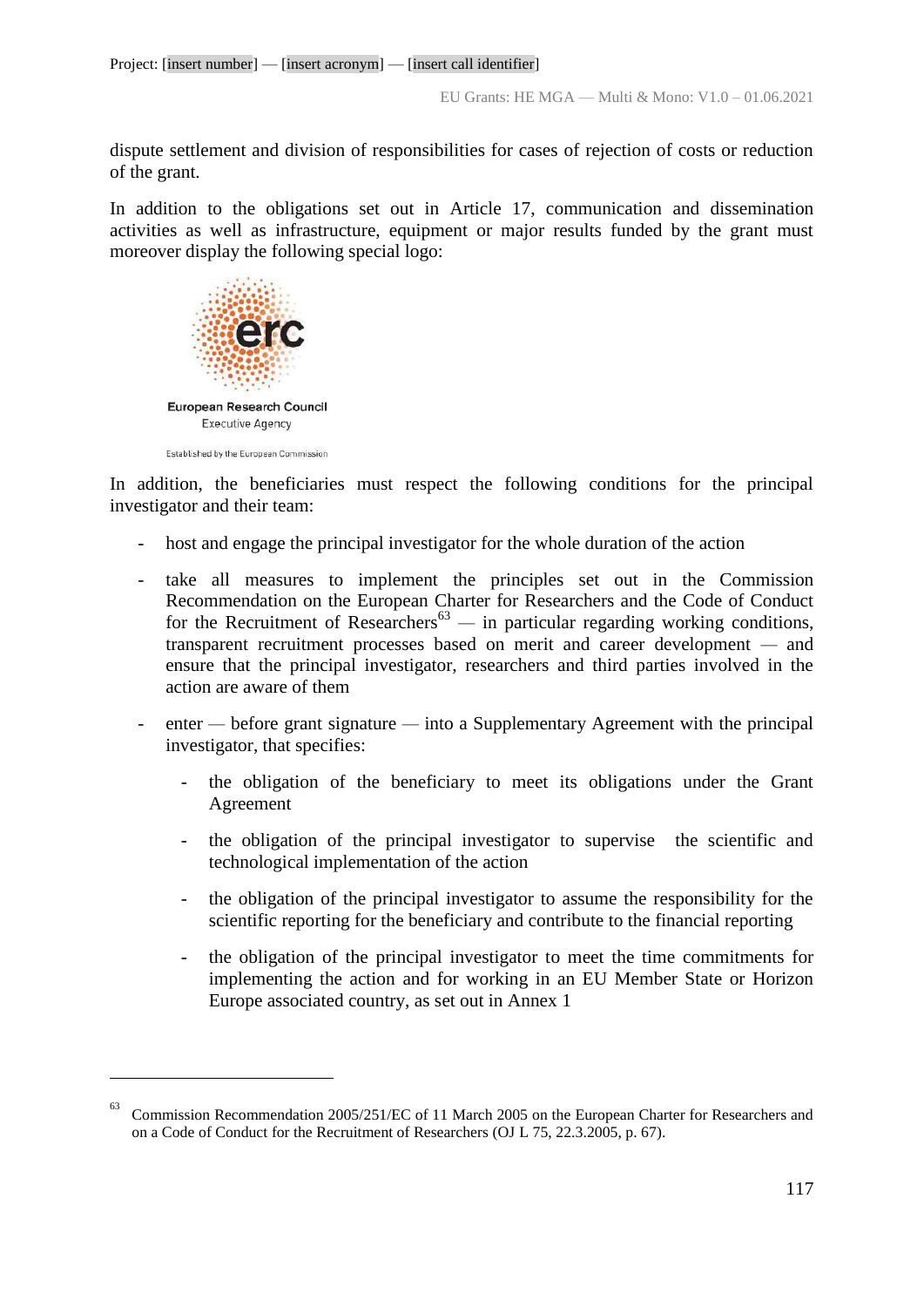dispute settlement and division of responsibilities for cases of rejection of costs or reduction of the grant.

In addition to the obligations set out in Article 17, communication and dissemination activities as well as infrastructure, equipment or major results funded by the grant must moreover display the following special logo:

erc
European Research Council
Executive Agency

Established by the European Commission

In addition, the beneficiaries must respect the following conditions for the principal investigator and their team:

- host and engage the principal investigator for the whole duration of the action
- take all measures to implement the principles set out in the Commission Recommendation on the European Charter for Researchers and the Code of Conduct for the Recruitment of Researchers[63] — in particular regarding working conditions, transparent recruitment processes based on merit and career development — and ensure that the principal investigator, researchers and third parties involved in the action are aware of them
- enter — before grant signature — into a Supplementary Agreement with the principal investigator, that specifies:
  - the obligation of the beneficiary to meet its obligations under the Grant Agreement
  - the obligation of the principal investigator to supervise the scientific and technological implementation of the action
  - the obligation of the principal investigator to assume the responsibility for the scientific reporting for the beneficiary and contribute to the financial reporting
  - the obligation of the principal investigator to meet the time commitments for implementing the action and for working in an EU Member State or Horizon Europe associated country, as set out in Annex 1

[63] Commission Recommendation 2005/251/EC of 11 March 2005 on the European Charter for Researchers and on a Code of Conduct for the Recruitment of Researchers (OJ L 75, 22.3.2005, p. 67).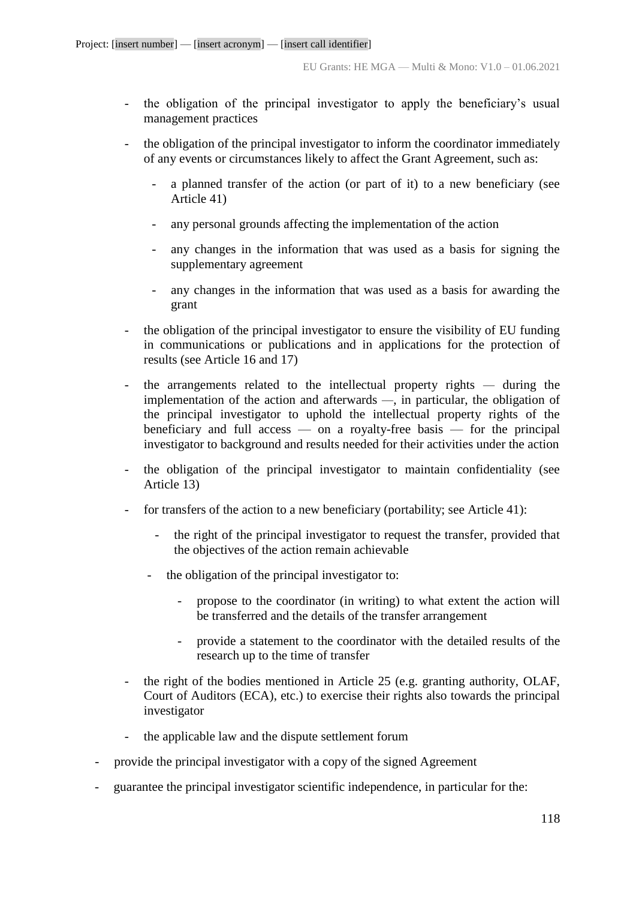- the obligation of the principal investigator to apply the beneficiary's usual management practices
  - the obligation of the principal investigator to inform the coordinator immediately of any events or circumstances likely to affect the Grant Agreement, such as:
    - a planned transfer of the action (or part of it) to a new beneficiary (see Article 41)
    - any personal grounds affecting the implementation of the action
    - any changes in the information that was used as a basis for signing the supplementary agreement
    - any changes in the information that was used as a basis for awarding the grant
  - the obligation of the principal investigator to ensure the visibility of EU funding in communications or publications and in applications for the protection of results (see Article 16 and 17)
  - the arrangements related to the intellectual property rights — during the implementation of the action and afterwards —, in particular, the obligation of the principal investigator to uphold the intellectual property rights of the beneficiary and full access — on a royalty-free basis — for the principal investigator to background and results needed for their activities under the action
  - the obligation of the principal investigator to maintain confidentiality (see Article 13)
  - for transfers of the action to a new beneficiary (portability; see Article 41):
    - the right of the principal investigator to request the transfer, provided that the objectives of the action remain achievable
    - the obligation of the principal investigator to:
      - propose to the coordinator (in writing) to what extent the action will be transferred and the details of the transfer arrangement
      - provide a statement to the coordinator with the detailed results of the research up to the time of transfer
  - the right of the bodies mentioned in Article 25 (e.g. granting authority, OLAF, Court of Auditors (ECA), etc.) to exercise their rights also towards the principal investigator
  - the applicable law and the dispute settlement forum
- provide the principal investigator with a copy of the signed Agreement
- guarantee the principal investigator scientific independence, in particular for the: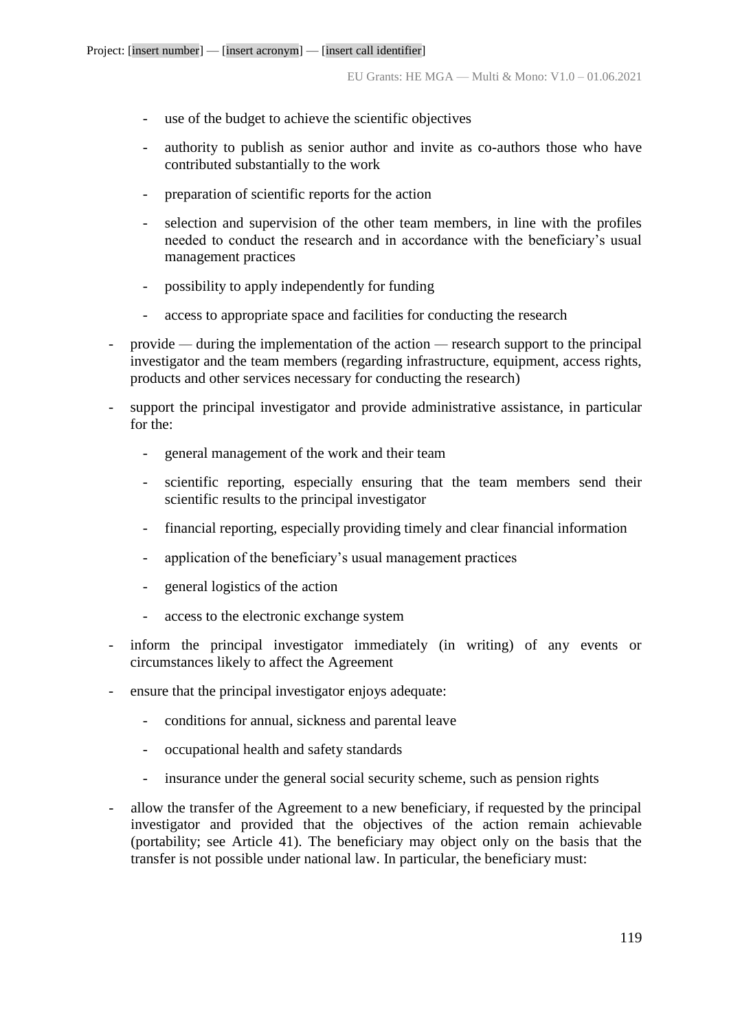- use of the budget to achieve the scientific objectives
  - authority to publish as senior author and invite as co-authors those who have contributed substantially to the work
  - preparation of scientific reports for the action
  - selection and supervision of the other team members, in line with the profiles needed to conduct the research and in accordance with the beneficiary's usual management practices
  - possibility to apply independently for funding
  - access to appropriate space and facilities for conducting the research
- provide — during the implementation of the action — research support to the principal investigator and the team members (regarding infrastructure, equipment, access rights, products and other services necessary for conducting the research)
- support the principal investigator and provide administrative assistance, in particular for the:
  - general management of the work and their team
  - scientific reporting, especially ensuring that the team members send their scientific results to the principal investigator
  - financial reporting, especially providing timely and clear financial information
  - application of the beneficiary's usual management practices
  - general logistics of the action
  - access to the electronic exchange system
- inform the principal investigator immediately (in writing) of any events or circumstances likely to affect the Agreement
- ensure that the principal investigator enjoys adequate:
  - conditions for annual, sickness and parental leave
  - occupational health and safety standards
  - insurance under the general social security scheme, such as pension rights
- allow the transfer of the Agreement to a new beneficiary, if requested by the principal investigator and provided that the objectives of the action remain achievable (portability; see Article 41). The beneficiary may object only on the basis that the transfer is not possible under national law. In particular, the beneficiary must: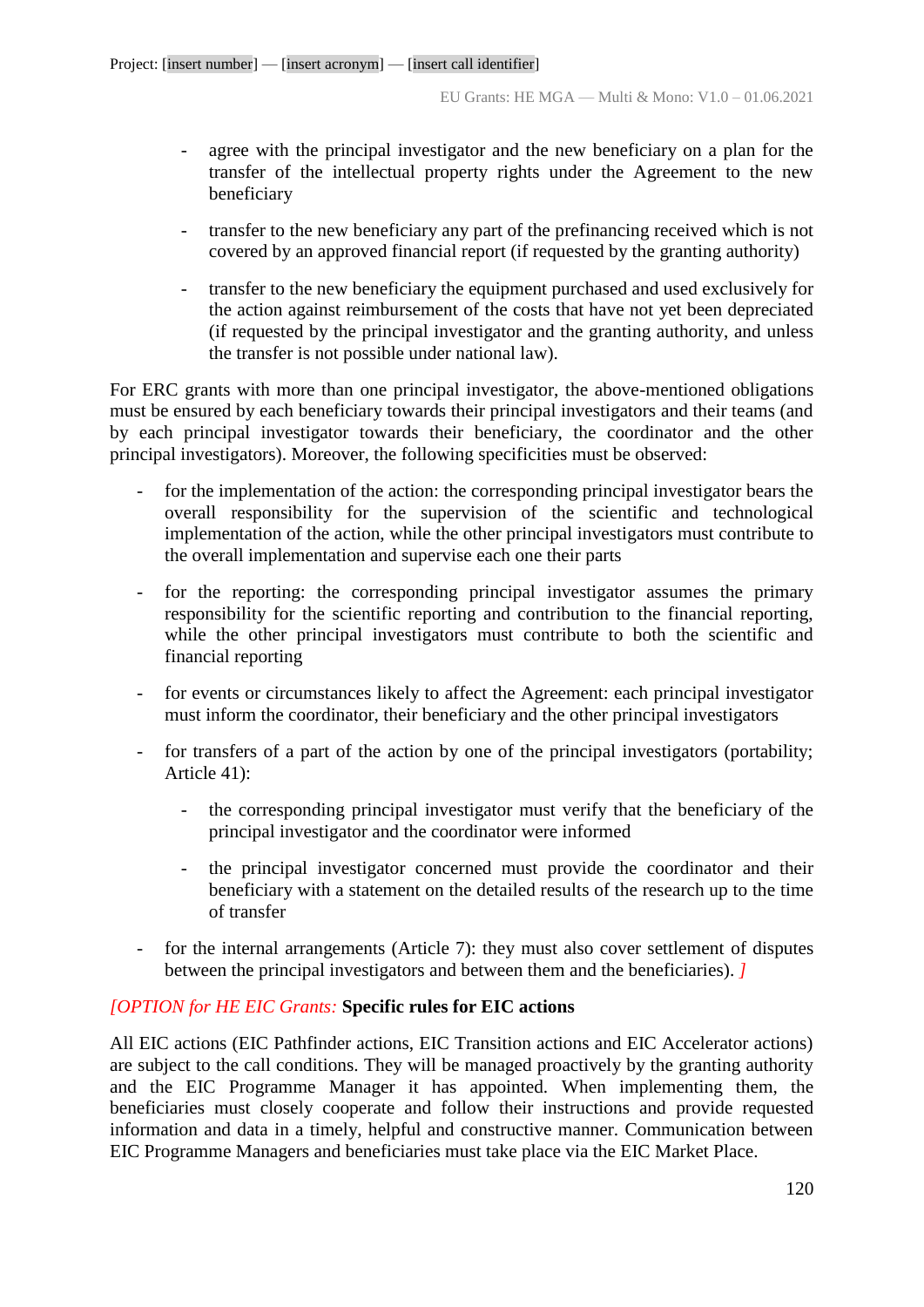- agree with the principal investigator and the new beneficiary on a plan for the transfer of the intellectual property rights under the Agreement to the new beneficiary
  - transfer to the new beneficiary any part of the prefinancing received which is not covered by an approved financial report (if requested by the granting authority)
  - transfer to the new beneficiary the equipment purchased and used exclusively for the action against reimbursement of the costs that have not yet been depreciated (if requested by the principal investigator and the granting authority, and unless the transfer is not possible under national law).

For ERC grants with more than one principal investigator, the above-mentioned obligations must be ensured by each beneficiary towards their principal investigators and their teams (and by each principal investigator towards their beneficiary, the coordinator and the other principal investigators). Moreover, the following specificities must be observed:

- for the implementation of the action: the corresponding principal investigator bears the overall responsibility for the supervision of the scientific and technological implementation of the action, while the other principal investigators must contribute to the overall implementation and supervise each one their parts
- for the reporting: the corresponding principal investigator assumes the primary responsibility for the scientific reporting and contribution to the financial reporting, while the other principal investigators must contribute to both the scientific and financial reporting
- for events or circumstances likely to affect the Agreement: each principal investigator must inform the coordinator, their beneficiary and the other principal investigators
- for transfers of a part of the action by one of the principal investigators (portability; Article 41):
  - the corresponding principal investigator must verify that the beneficiary of the principal investigator and the coordinator were informed
  - the principal investigator concerned must provide the coordinator and their beneficiary with a statement on the detailed results of the research up to the time of transfer
- for the internal arrangements (Article 7): they must also cover settlement of disputes between the principal investigators and between them and the beneficiaries). *]*

*[OPTION for HE EIC Grants:* **Specific rules for EIC actions**

All EIC actions (EIC Pathfinder actions, EIC Transition actions and EIC Accelerator actions) are subject to the call conditions. They will be managed proactively by the granting authority and the EIC Programme Manager it has appointed. When implementing them, the beneficiaries must closely cooperate and follow their instructions and provide requested information and data in a timely, helpful and constructive manner. Communication between EIC Programme Managers and beneficiaries must take place via the EIC Market Place.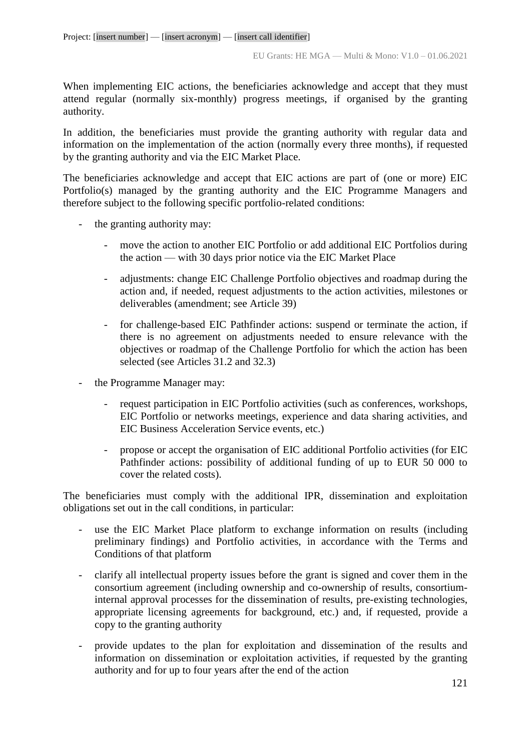When implementing EIC actions, the beneficiaries acknowledge and accept that they must attend regular (normally six-monthly) progress meetings, if organised by the granting authority.

In addition, the beneficiaries must provide the granting authority with regular data and information on the implementation of the action (normally every three months), if requested by the granting authority and via the EIC Market Place.

The beneficiaries acknowledge and accept that EIC actions are part of (one or more) EIC Portfolio(s) managed by the granting authority and the EIC Programme Managers and therefore subject to the following specific portfolio-related conditions:

- the granting authority may:
  - move the action to another EIC Portfolio or add additional EIC Portfolios during the action — with 30 days prior notice via the EIC Market Place
  - adjustments: change EIC Challenge Portfolio objectives and roadmap during the action and, if needed, request adjustments to the action activities, milestones or deliverables (amendment; see Article 39)
  - for challenge-based EIC Pathfinder actions: suspend or terminate the action, if there is no agreement on adjustments needed to ensure relevance with the objectives or roadmap of the Challenge Portfolio for which the action has been selected (see Articles 31.2 and 32.3)
- the Programme Manager may:
  - request participation in EIC Portfolio activities (such as conferences, workshops, EIC Portfolio or networks meetings, experience and data sharing activities, and EIC Business Acceleration Service events, etc.)
  - propose or accept the organisation of EIC additional Portfolio activities (for EIC Pathfinder actions: possibility of additional funding of up to EUR 50 000 to cover the related costs).

The beneficiaries must comply with the additional IPR, dissemination and exploitation obligations set out in the call conditions, in particular:

- use the EIC Market Place platform to exchange information on results (including preliminary findings) and Portfolio activities, in accordance with the Terms and Conditions of that platform
- clarify all intellectual property issues before the grant is signed and cover them in the consortium agreement (including ownership and co-ownership of results, consortium-internal approval processes for the dissemination of results, pre-existing technologies, appropriate licensing agreements for background, etc.) and, if requested, provide a copy to the granting authority
- provide updates to the plan for exploitation and dissemination of the results and information on dissemination or exploitation activities, if requested by the granting authority and for up to four years after the end of the action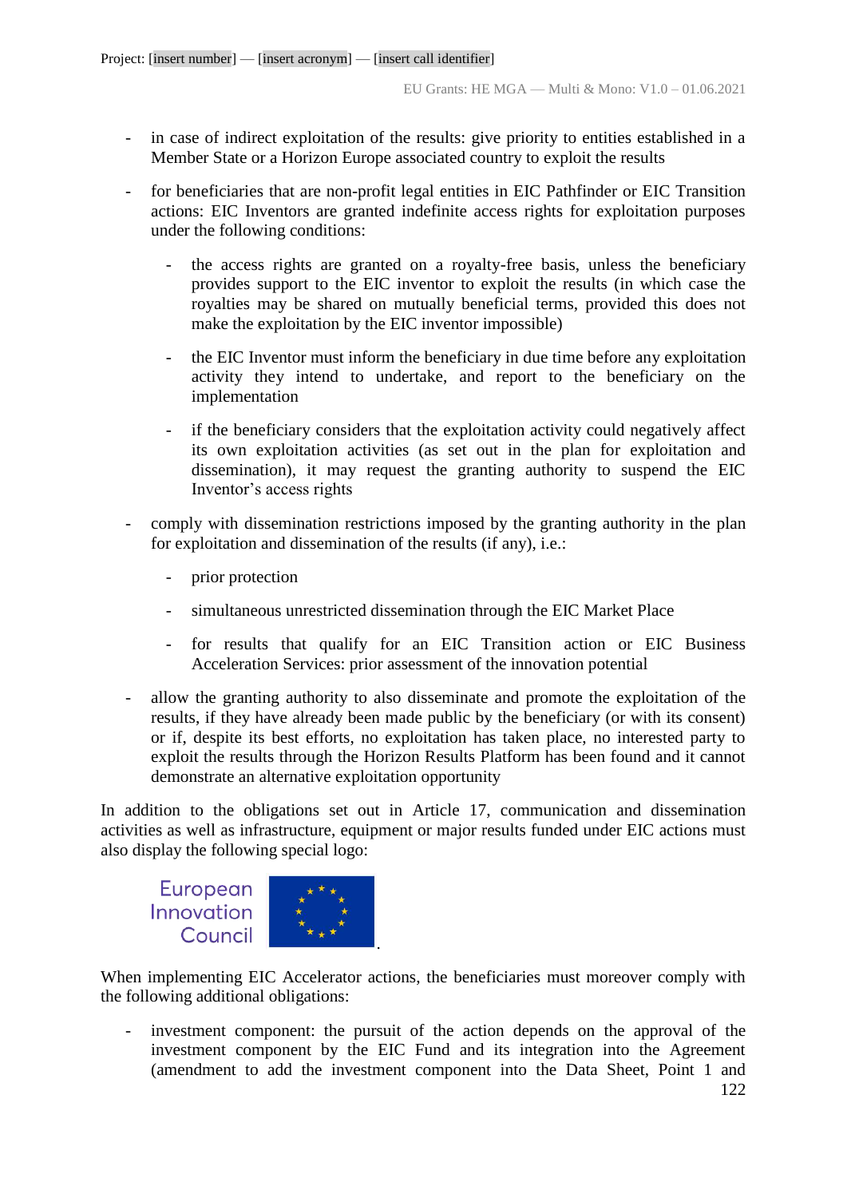- in case of indirect exploitation of the results: give priority to entities established in a Member State or a Horizon Europe associated country to exploit the results

- for beneficiaries that are non-profit legal entities in EIC Pathfinder or EIC Transition actions: EIC Inventors are granted indefinite access rights for exploitation purposes under the following conditions:

  - the access rights are granted on a royalty-free basis, unless the beneficiary provides support to the EIC inventor to exploit the results (in which case the royalties may be shared on mutually beneficial terms, provided this does not make the exploitation by the EIC inventor impossible)

  - the EIC Inventor must inform the beneficiary in due time before any exploitation activity they intend to undertake, and report to the beneficiary on the implementation

  - if the beneficiary considers that the exploitation activity could negatively affect its own exploitation activities (as set out in the plan for exploitation and dissemination), it may request the granting authority to suspend the EIC Inventor's access rights

- comply with dissemination restrictions imposed by the granting authority in the plan for exploitation and dissemination of the results (if any), i.e.:

  - prior protection

  - simultaneous unrestricted dissemination through the EIC Market Place

  - for results that qualify for an EIC Transition action or EIC Business Acceleration Services: prior assessment of the innovation potential

- allow the granting authority to also disseminate and promote the exploitation of the results, if they have already been made public by the beneficiary (or with its consent) or if, despite its best efforts, no exploitation has taken place, no interested party to exploit the results through the Horizon Results Platform has been found and it cannot demonstrate an alternative exploitation opportunity

In addition to the obligations set out in Article 17, communication and dissemination activities as well as infrastructure, equipment or major results funded under EIC actions must also display the following special logo:

European Innovation Council.

When implementing EIC Accelerator actions, the beneficiaries must moreover comply with the following additional obligations:

- investment component: the pursuit of the action depends on the approval of the investment component by the EIC Fund and its integration into the Agreement (amendment to add the investment component into the Data Sheet, Point 1 and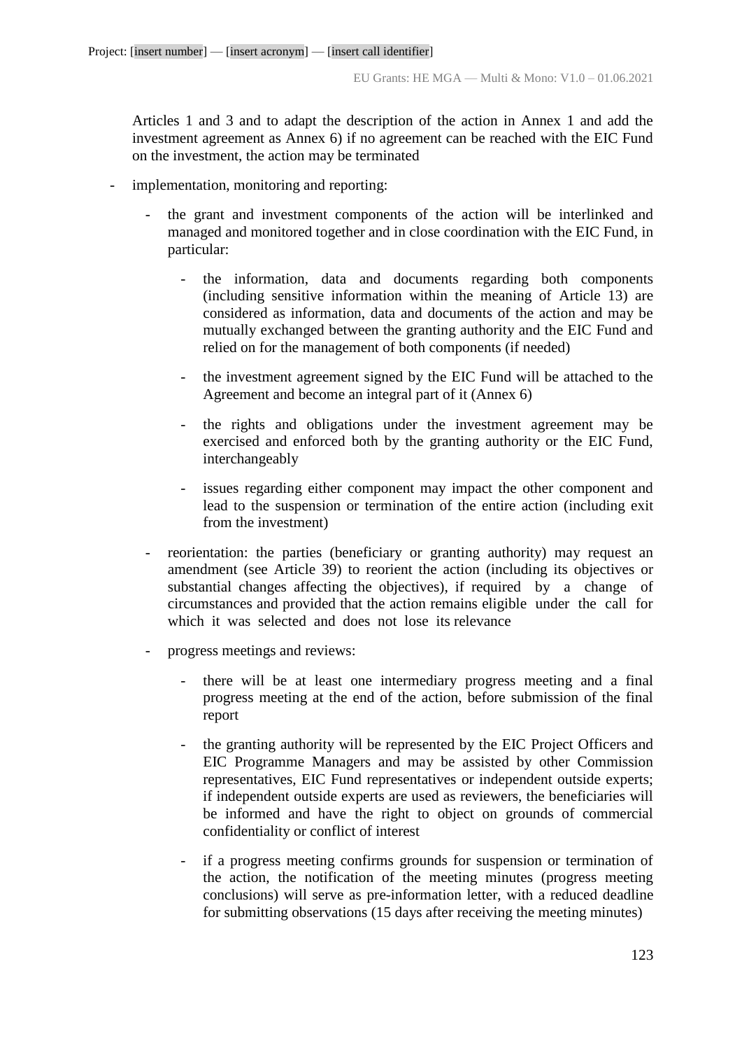Articles 1 and 3 and to adapt the description of the action in Annex 1 and add the investment agreement as Annex 6) if no agreement can be reached with the EIC Fund on the investment, the action may be terminated

- implementation, monitoring and reporting:
  - the grant and investment components of the action will be interlinked and managed and monitored together and in close coordination with the EIC Fund, in particular:
    - the information, data and documents regarding both components (including sensitive information within the meaning of Article 13) are considered as information, data and documents of the action and may be mutually exchanged between the granting authority and the EIC Fund and relied on for the management of both components (if needed)
    - the investment agreement signed by the EIC Fund will be attached to the Agreement and become an integral part of it (Annex 6)
    - the rights and obligations under the investment agreement may be exercised and enforced both by the granting authority or the EIC Fund, interchangeably
    - issues regarding either component may impact the other component and lead to the suspension or termination of the entire action (including exit from the investment)
  - reorientation: the parties (beneficiary or granting authority) may request an amendment (see Article 39) to reorient the action (including its objectives or substantial changes affecting the objectives), if required by a change of circumstances and provided that the action remains eligible under the call for which it was selected and does not lose its relevance
  - progress meetings and reviews:
    - there will be at least one intermediary progress meeting and a final progress meeting at the end of the action, before submission of the final report
    - the granting authority will be represented by the EIC Project Officers and EIC Programme Managers and may be assisted by other Commission representatives, EIC Fund representatives or independent outside experts; if independent outside experts are used as reviewers, the beneficiaries will be informed and have the right to object on grounds of commercial confidentiality or conflict of interest
    - if a progress meeting confirms grounds for suspension or termination of the action, the notification of the meeting minutes (progress meeting conclusions) will serve as pre-information letter, with a reduced deadline for submitting observations (15 days after receiving the meeting minutes)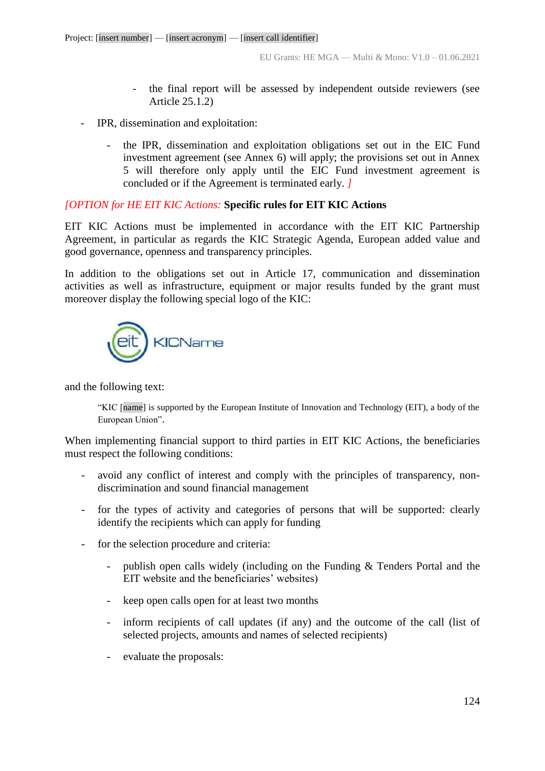- the final report will be assessed by independent outside reviewers (see Article 25.1.2)

- IPR, dissemination and exploitation:

  - the IPR, dissemination and exploitation obligations set out in the EIC Fund investment agreement (see Annex 6) will apply; the provisions set out in Annex 5 will therefore only apply until the EIC Fund investment agreement is concluded or if the Agreement is terminated early. *]*

*[OPTION for HE EIT KIC Actions:* **Specific rules for EIT KIC Actions**

EIT KIC Actions must be implemented in accordance with the EIT KIC Partnership Agreement, in particular as regards the KIC Strategic Agenda, European added value and good governance, openness and transparency principles.

In addition to the obligations set out in Article 17, communication and dissemination activities as well as infrastructure, equipment or major results funded by the grant must moreover display the following special logo of the KIC:

eit KICName

and the following text:

> "KIC [name] is supported by the European Institute of Innovation and Technology (EIT), a body of the European Union".

When implementing financial support to third parties in EIT KIC Actions, the beneficiaries must respect the following conditions:

- avoid any conflict of interest and comply with the principles of transparency, non-discrimination and sound financial management

- for the types of activity and categories of persons that will be supported: clearly identify the recipients which can apply for funding

- for the selection procedure and criteria:

  - publish open calls widely (including on the Funding & Tenders Portal and the EIT website and the beneficiaries' websites)

  - keep open calls open for at least two months

  - inform recipients of call updates (if any) and the outcome of the call (list of selected projects, amounts and names of selected recipients)

  - evaluate the proposals: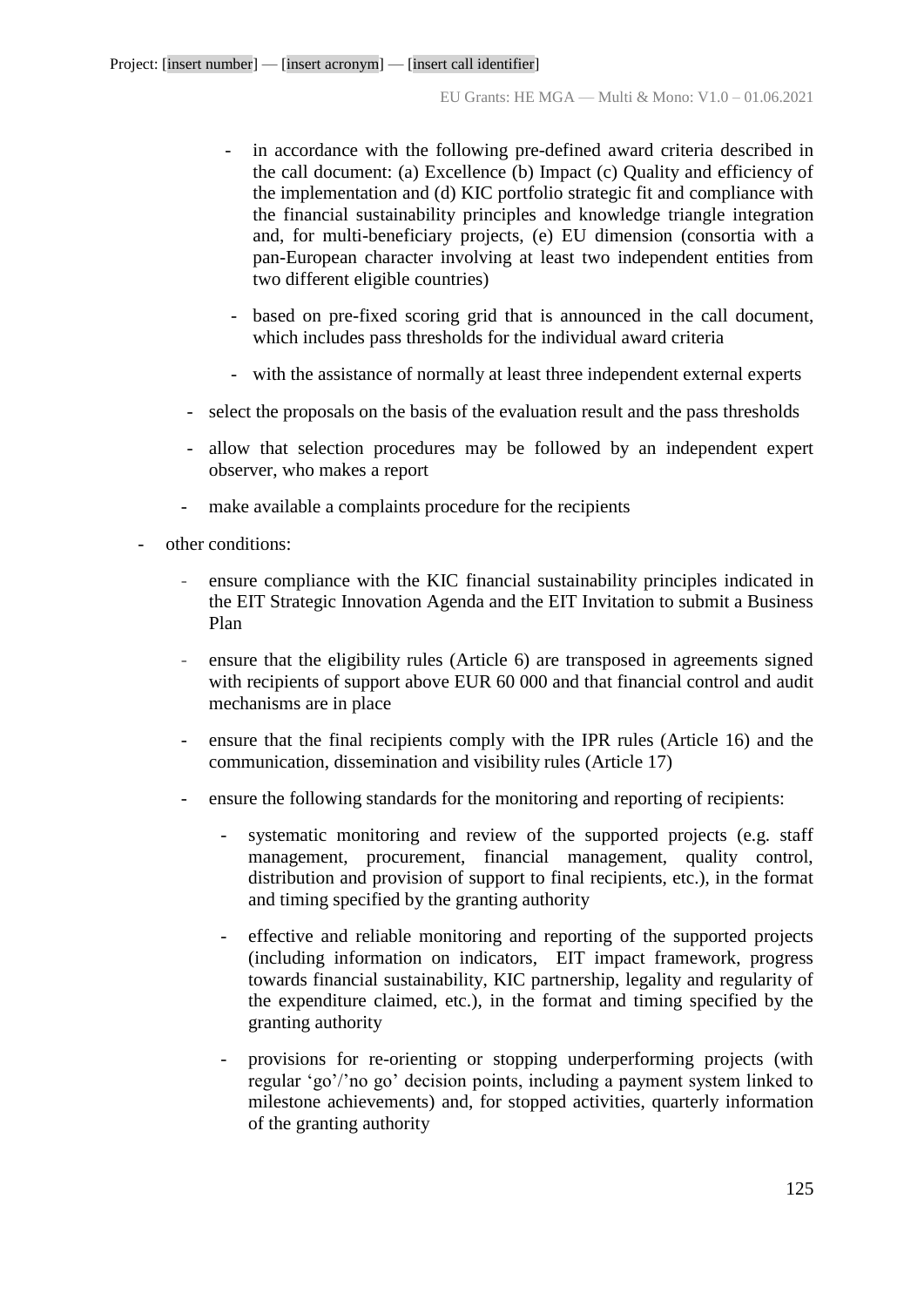- in accordance with the following pre-defined award criteria described in the call document: (a) Excellence (b) Impact (c) Quality and efficiency of the implementation and (d) KIC portfolio strategic fit and compliance with the financial sustainability principles and knowledge triangle integration and, for multi-beneficiary projects, (e) EU dimension (consortia with a pan-European character involving at least two independent entities from two different eligible countries)
    - based on pre-fixed scoring grid that is announced in the call document, which includes pass thresholds for the individual award criteria
    - with the assistance of normally at least three independent external experts
  - select the proposals on the basis of the evaluation result and the pass thresholds
  - allow that selection procedures may be followed by an independent expert observer, who makes a report
  - make available a complaints procedure for the recipients
- other conditions:
  - ensure compliance with the KIC financial sustainability principles indicated in the EIT Strategic Innovation Agenda and the EIT Invitation to submit a Business Plan
  - ensure that the eligibility rules (Article 6) are transposed in agreements signed with recipients of support above EUR 60 000 and that financial control and audit mechanisms are in place
  - ensure that the final recipients comply with the IPR rules (Article 16) and the communication, dissemination and visibility rules (Article 17)
  - ensure the following standards for the monitoring and reporting of recipients:
    - systematic monitoring and review of the supported projects (e.g. staff management, procurement, financial management, quality control, distribution and provision of support to final recipients, etc.), in the format and timing specified by the granting authority
    - effective and reliable monitoring and reporting of the supported projects (including information on indicators, EIT impact framework, progress towards financial sustainability, KIC partnership, legality and regularity of the expenditure claimed, etc.), in the format and timing specified by the granting authority
    - provisions for re-orienting or stopping underperforming projects (with regular 'go'/'no go' decision points, including a payment system linked to milestone achievements) and, for stopped activities, quarterly information of the granting authority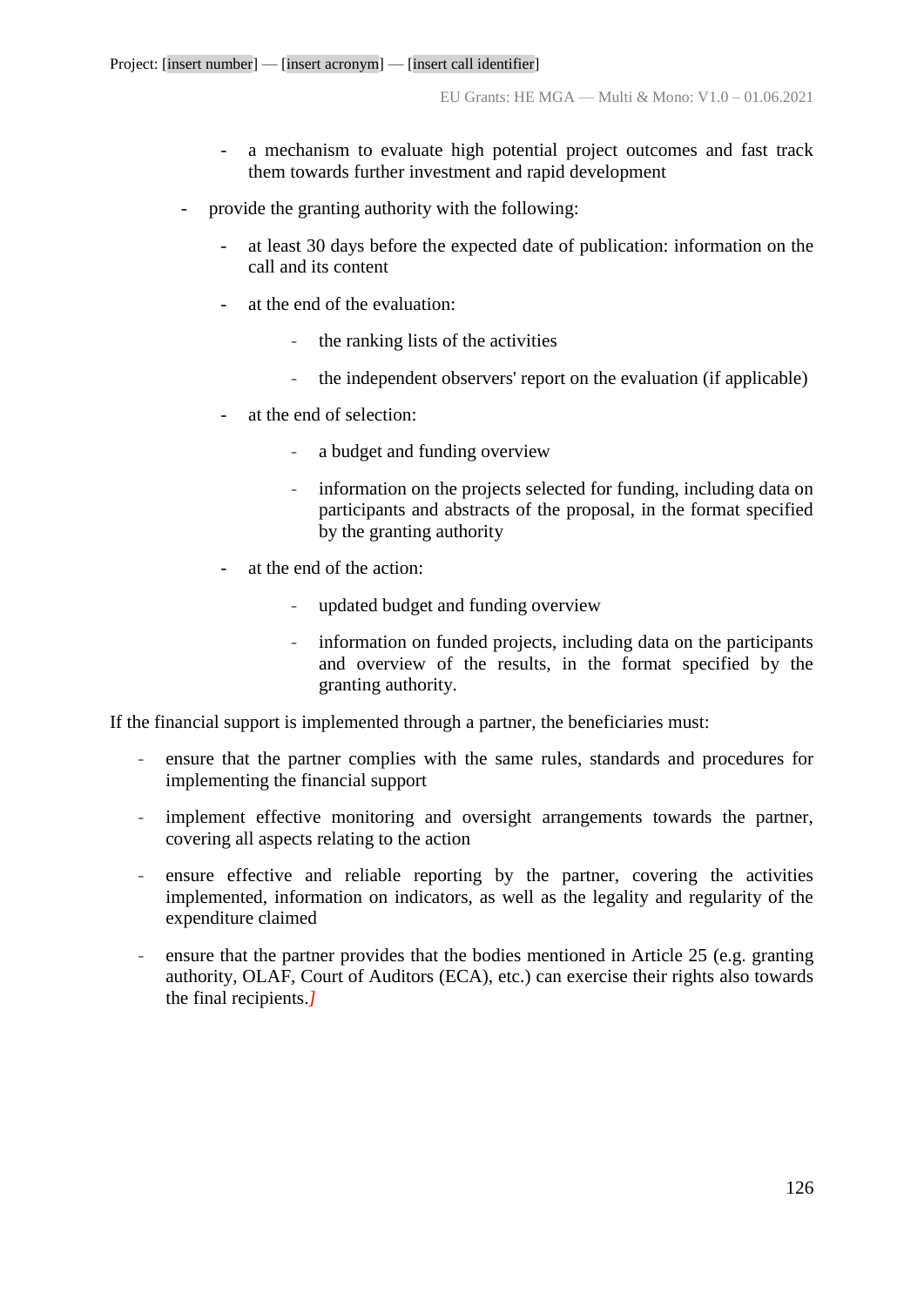- a mechanism to evaluate high potential project outcomes and fast track them towards further investment and rapid development
  - provide the granting authority with the following:
    - at least 30 days before the expected date of publication: information on the call and its content
    - at the end of the evaluation:
      - the ranking lists of the activities
      - the independent observers' report on the evaluation (if applicable)
    - at the end of selection:
      - a budget and funding overview
      - information on the projects selected for funding, including data on participants and abstracts of the proposal, in the format specified by the granting authority
    - at the end of the action:
      - updated budget and funding overview
      - information on funded projects, including data on the participants and overview of the results, in the format specified by the granting authority.

If the financial support is implemented through a partner, the beneficiaries must:

- ensure that the partner complies with the same rules, standards and procedures for implementing the financial support
- implement effective monitoring and oversight arrangements towards the partner, covering all aspects relating to the action
- ensure effective and reliable reporting by the partner, covering the activities implemented, information on indicators, as well as the legality and regularity of the expenditure claimed
- ensure that the partner provides that the bodies mentioned in Article 25 (e.g. granting authority, OLAF, Court of Auditors (ECA), etc.) can exercise their rights also towards the final recipients.*]*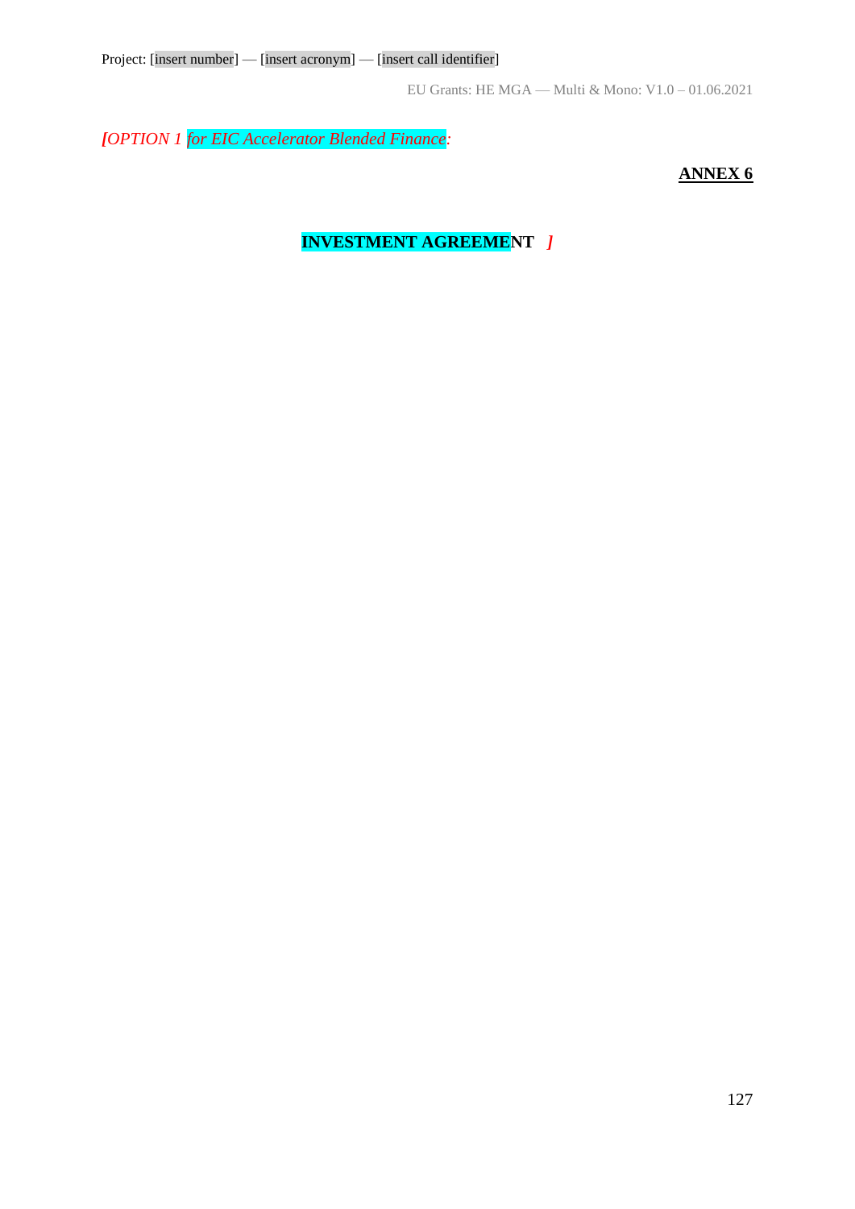*[OPTION 1 for EIC Accelerator Blended Finance:*

**ANNEX 6**

**INVESTMENT AGREEMENT** *]*